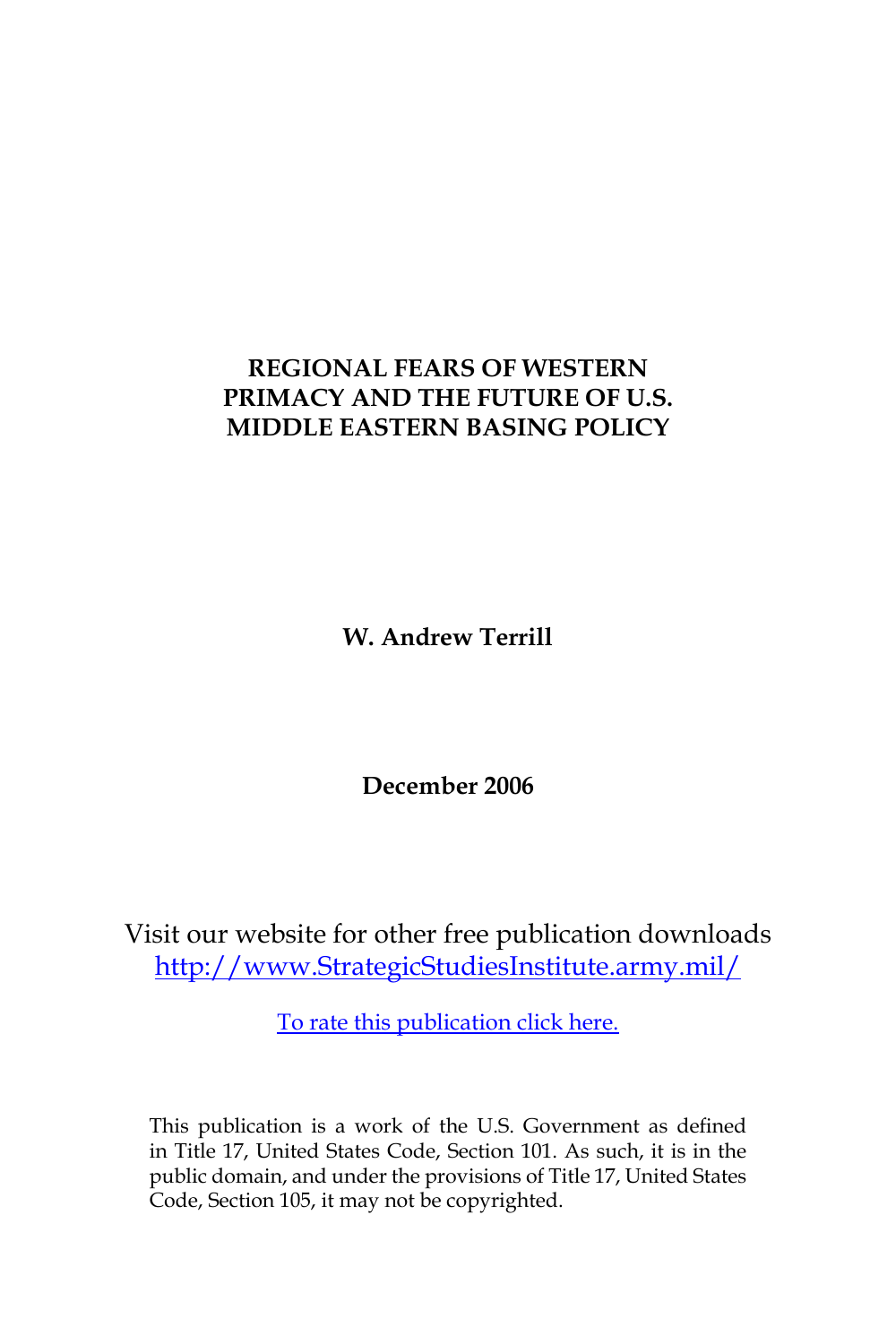# REGIONAL FEARS OF WESTERN PRIMACY AND THE FUTURE OF U.S. MIDDLE EASTERN BASING POLICY

**W. Andrew Terrill**

**December 2006**

Visit our website for other free publication downloads
[http://www.StrategicStudiesInstitute.army.mil/](http://www.StrategicStudiesInstitute.army.mil/)

To rate this publication click here.

This publication is a work of the U.S. Government as defined in Title 17, United States Code, Section 101. As such, it is in the public domain, and under the provisions of Title 17, United States Code, Section 105, it may not be copyrighted.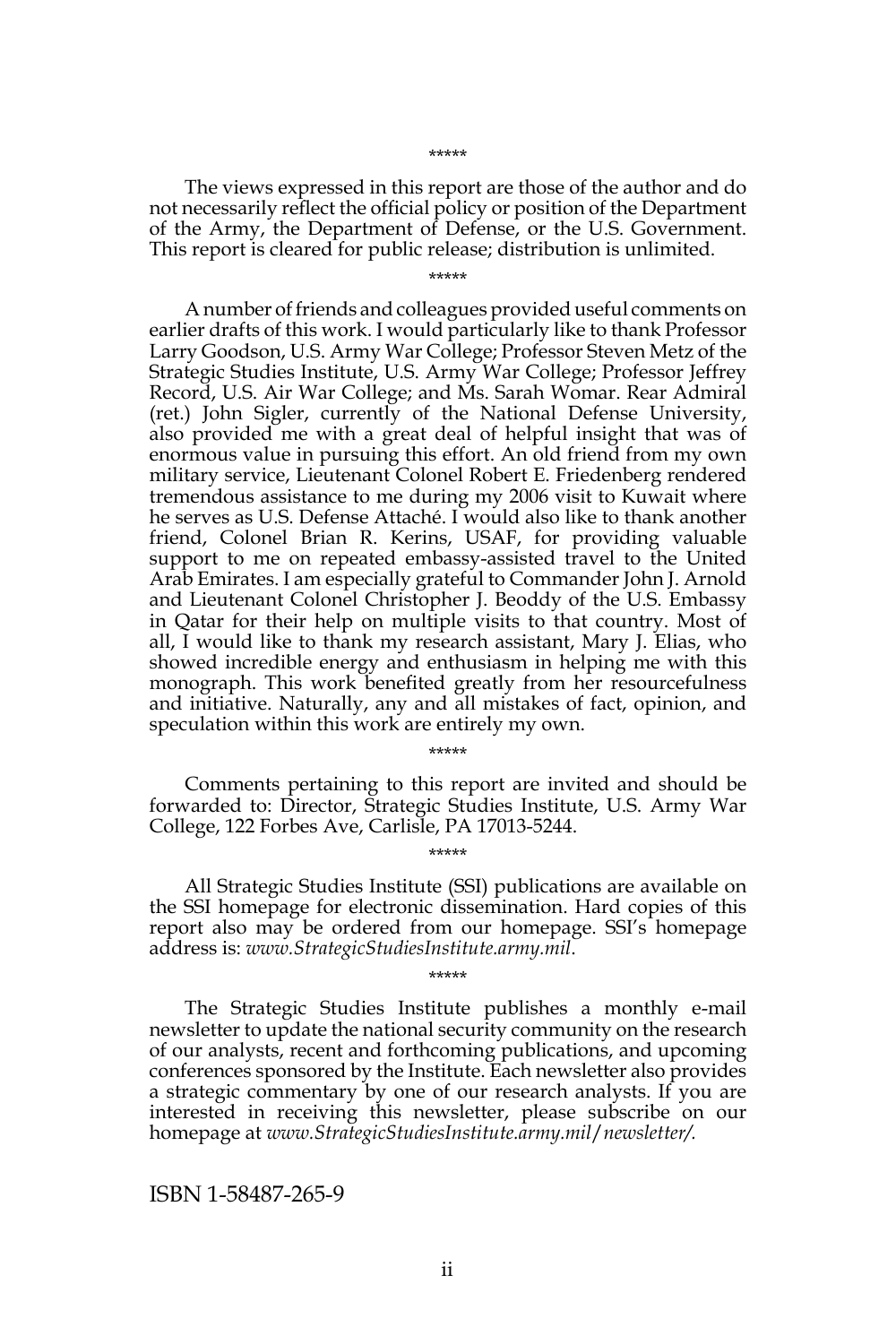*****

The views expressed in this report are those of the author and do not necessarily reflect the official policy or position of the Department of the Army, the Department of Defense, or the U.S. Government. This report is cleared for public release; distribution is unlimited.

*****

A number of friends and colleagues provided useful comments on earlier drafts of this work. I would particularly like to thank Professor Larry Goodson, U.S. Army War College; Professor Steven Metz of the Strategic Studies Institute, U.S. Army War College; Professor Jeffrey Record, U.S. Air War College; and Ms. Sarah Womar. Rear Admiral (ret.) John Sigler, currently of the National Defense University, also provided me with a great deal of helpful insight that was of enormous value in pursuing this effort. An old friend from my own military service, Lieutenant Colonel Robert E. Friedenberg rendered tremendous assistance to me during my 2006 visit to Kuwait where he serves as U.S. Defense Attaché. I would also like to thank another friend, Colonel Brian R. Kerins, USAF, for providing valuable support to me on repeated embassy-assisted travel to the United Arab Emirates. I am especially grateful to Commander John J. Arnold and Lieutenant Colonel Christopher J. Beoddy of the U.S. Embassy in Qatar for their help on multiple visits to that country. Most of all, I would like to thank my research assistant, Mary J. Elias, who showed incredible energy and enthusiasm in helping me with this monograph. This work benefited greatly from her resourcefulness and initiative. Naturally, any and all mistakes of fact, opinion, and speculation within this work are entirely my own.

*****

Comments pertaining to this report are invited and should be forwarded to: Director, Strategic Studies Institute, U.S. Army War College, 122 Forbes Ave, Carlisle, PA 17013-5244.

*****

All Strategic Studies Institute (SSI) publications are available on the SSI homepage for electronic dissemination. Hard copies of this report also may be ordered from our homepage. SSI's homepage address is: *www.StrategicStudiesInstitute.army.mil*.

*****

The Strategic Studies Institute publishes a monthly e-mail newsletter to update the national security community on the research of our analysts, recent and forthcoming publications, and upcoming conferences sponsored by the Institute. Each newsletter also provides a strategic commentary by one of our research analysts. If you are interested in receiving this newsletter, please subscribe on our homepage at *www.StrategicStudiesInstitute.army.mil/newsletter/.*

ISBN 1-58487-265-9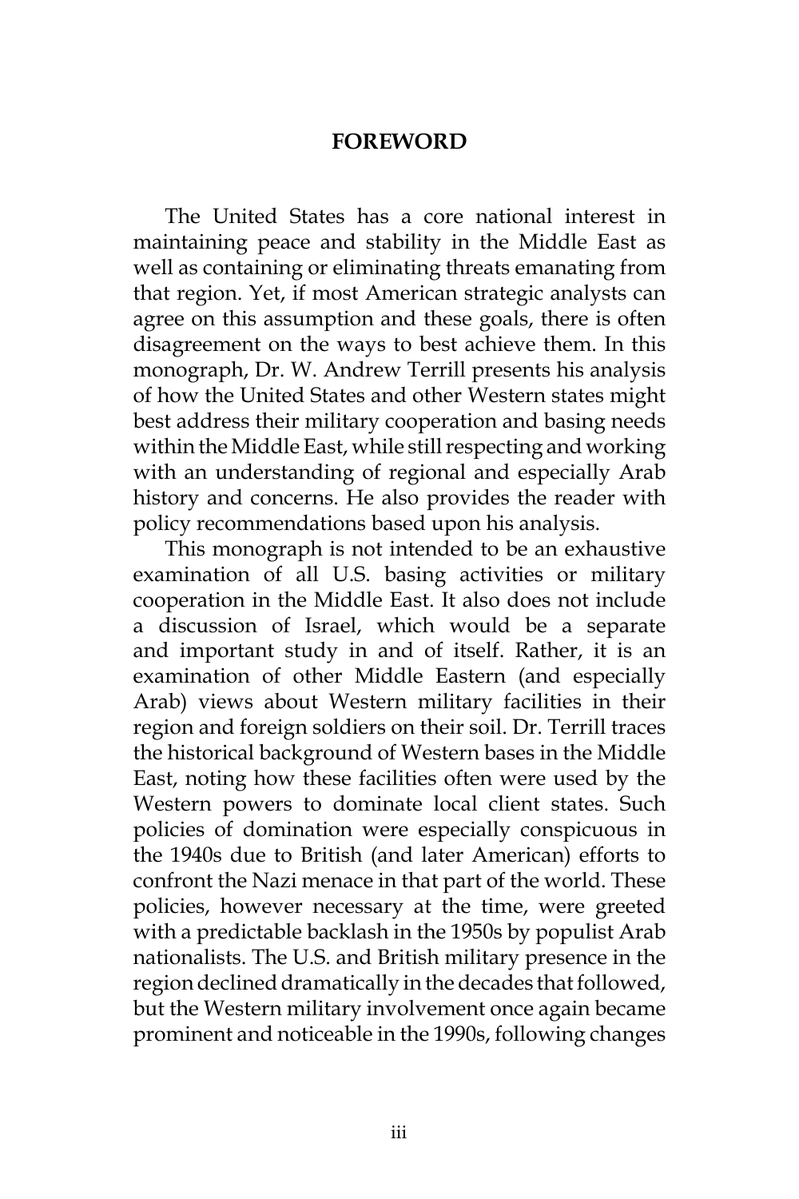## FOREWORD

The United States has a core national interest in maintaining peace and stability in the Middle East as well as containing or eliminating threats emanating from that region. Yet, if most American strategic analysts can agree on this assumption and these goals, there is often disagreement on the ways to best achieve them. In this monograph, Dr. W. Andrew Terrill presents his analysis of how the United States and other Western states might best address their military cooperation and basing needs within the Middle East, while still respecting and working with an understanding of regional and especially Arab history and concerns. He also provides the reader with policy recommendations based upon his analysis.

This monograph is not intended to be an exhaustive examination of all U.S. basing activities or military cooperation in the Middle East. It also does not include a discussion of Israel, which would be a separate and important study in and of itself. Rather, it is an examination of other Middle Eastern (and especially Arab) views about Western military facilities in their region and foreign soldiers on their soil. Dr. Terrill traces the historical background of Western bases in the Middle East, noting how these facilities often were used by the Western powers to dominate local client states. Such policies of domination were especially conspicuous in the 1940s due to British (and later American) efforts to confront the Nazi menace in that part of the world. These policies, however necessary at the time, were greeted with a predictable backlash in the 1950s by populist Arab nationalists. The U.S. and British military presence in the region declined dramatically in the decades that followed, but the Western military involvement once again became prominent and noticeable in the 1990s, following changes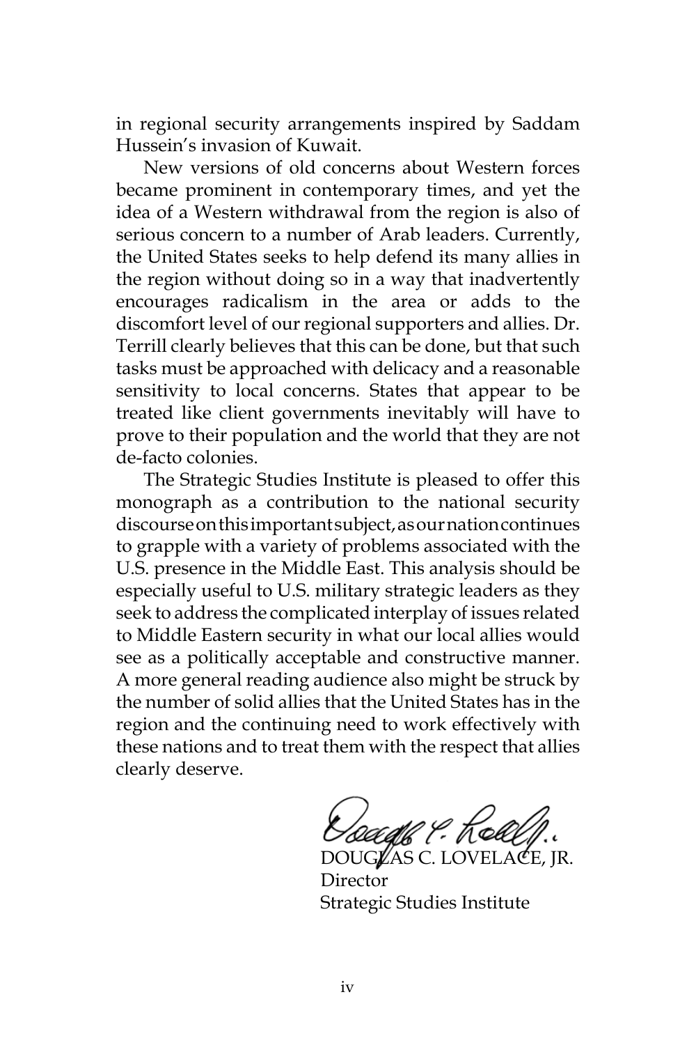in regional security arrangements inspired by Saddam Hussein's invasion of Kuwait.

New versions of old concerns about Western forces became prominent in contemporary times, and yet the idea of a Western withdrawal from the region is also of serious concern to a number of Arab leaders. Currently, the United States seeks to help defend its many allies in the region without doing so in a way that inadvertently encourages radicalism in the area or adds to the discomfort level of our regional supporters and allies. Dr. Terrill clearly believes that this can be done, but that such tasks must be approached with delicacy and a reasonable sensitivity to local concerns. States that appear to be treated like client governments inevitably will have to prove to their population and the world that they are not de-facto colonies.

The Strategic Studies Institute is pleased to offer this monograph as a contribution to the national security discourse on this important subject, as our nation continues to grapple with a variety of problems associated with the U.S. presence in the Middle East. This analysis should be especially useful to U.S. military strategic leaders as they seek to address the complicated interplay of issues related to Middle Eastern security in what our local allies would see as a politically acceptable and constructive manner. A more general reading audience also might be struck by the number of solid allies that the United States has in the region and the continuing need to work effectively with these nations and to treat them with the respect that allies clearly deserve.

DOUGLAS C. LOVELACE, JR.
Director
Strategic Studies Institute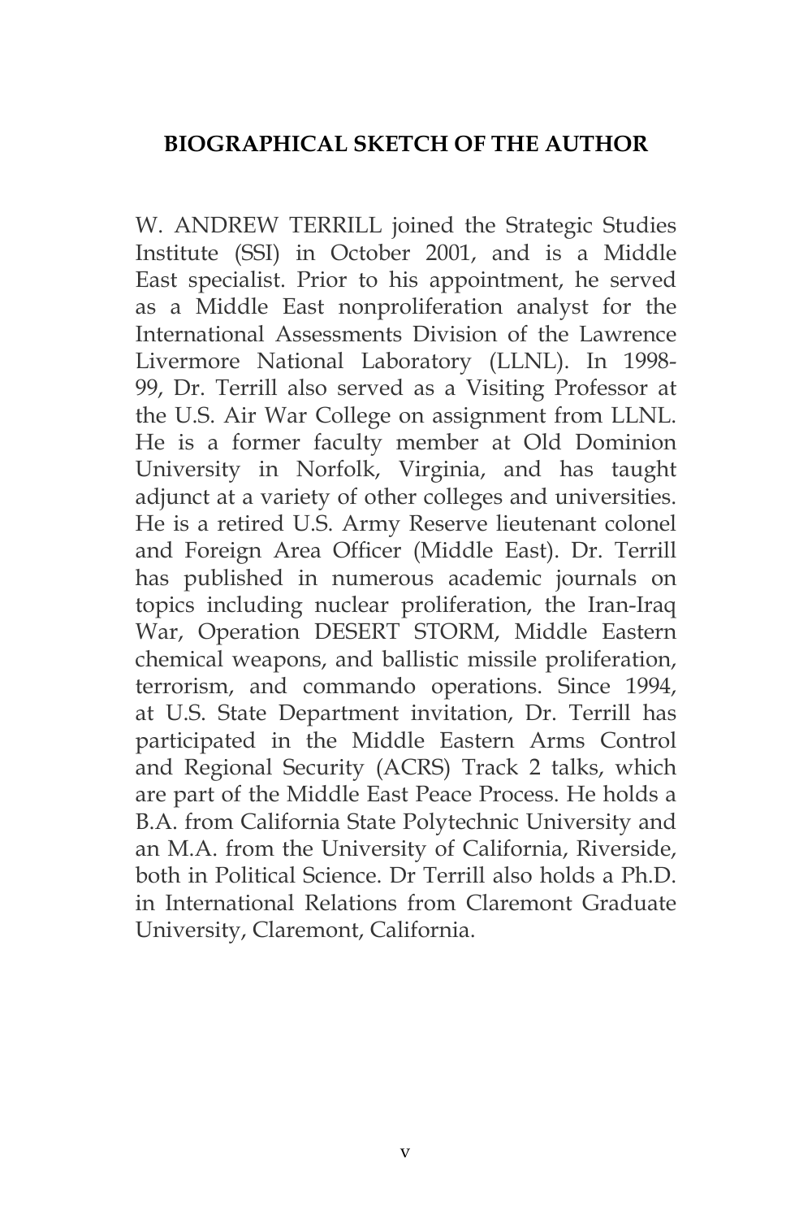# BIOGRAPHICAL SKETCH OF THE AUTHOR

W. ANDREW TERRILL joined the Strategic Studies Institute (SSI) in October 2001, and is a Middle East specialist. Prior to his appointment, he served as a Middle East nonproliferation analyst for the International Assessments Division of the Lawrence Livermore National Laboratory (LLNL). In 1998-99, Dr. Terrill also served as a Visiting Professor at the U.S. Air War College on assignment from LLNL. He is a former faculty member at Old Dominion University in Norfolk, Virginia, and has taught adjunct at a variety of other colleges and universities. He is a retired U.S. Army Reserve lieutenant colonel and Foreign Area Officer (Middle East). Dr. Terrill has published in numerous academic journals on topics including nuclear proliferation, the Iran-Iraq War, Operation DESERT STORM, Middle Eastern chemical weapons, and ballistic missile proliferation, terrorism, and commando operations. Since 1994, at U.S. State Department invitation, Dr. Terrill has participated in the Middle Eastern Arms Control and Regional Security (ACRS) Track 2 talks, which are part of the Middle East Peace Process. He holds a B.A. from California State Polytechnic University and an M.A. from the University of California, Riverside, both in Political Science. Dr Terrill also holds a Ph.D. in International Relations from Claremont Graduate University, Claremont, California.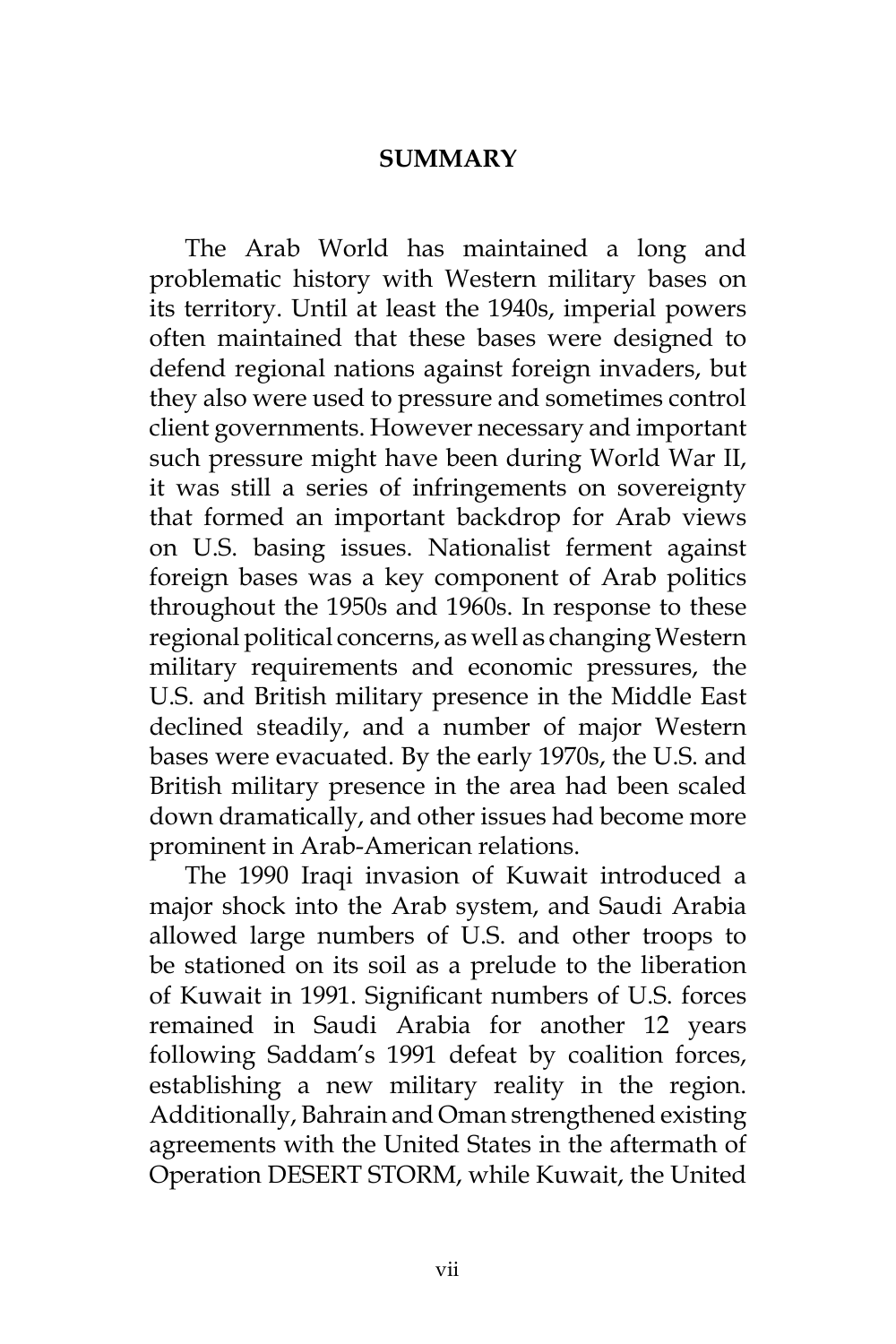## SUMMARY

The Arab World has maintained a long and problematic history with Western military bases on its territory. Until at least the 1940s, imperial powers often maintained that these bases were designed to defend regional nations against foreign invaders, but they also were used to pressure and sometimes control client governments. However necessary and important such pressure might have been during World War II, it was still a series of infringements on sovereignty that formed an important backdrop for Arab views on U.S. basing issues. Nationalist ferment against foreign bases was a key component of Arab politics throughout the 1950s and 1960s. In response to these regional political concerns, as well as changing Western military requirements and economic pressures, the U.S. and British military presence in the Middle East declined steadily, and a number of major Western bases were evacuated. By the early 1970s, the U.S. and British military presence in the area had been scaled down dramatically, and other issues had become more prominent in Arab-American relations.

The 1990 Iraqi invasion of Kuwait introduced a major shock into the Arab system, and Saudi Arabia allowed large numbers of U.S. and other troops to be stationed on its soil as a prelude to the liberation of Kuwait in 1991. Significant numbers of U.S. forces remained in Saudi Arabia for another 12 years following Saddam's 1991 defeat by coalition forces, establishing a new military reality in the region. Additionally, Bahrain and Oman strengthened existing agreements with the United States in the aftermath of Operation DESERT STORM, while Kuwait, the United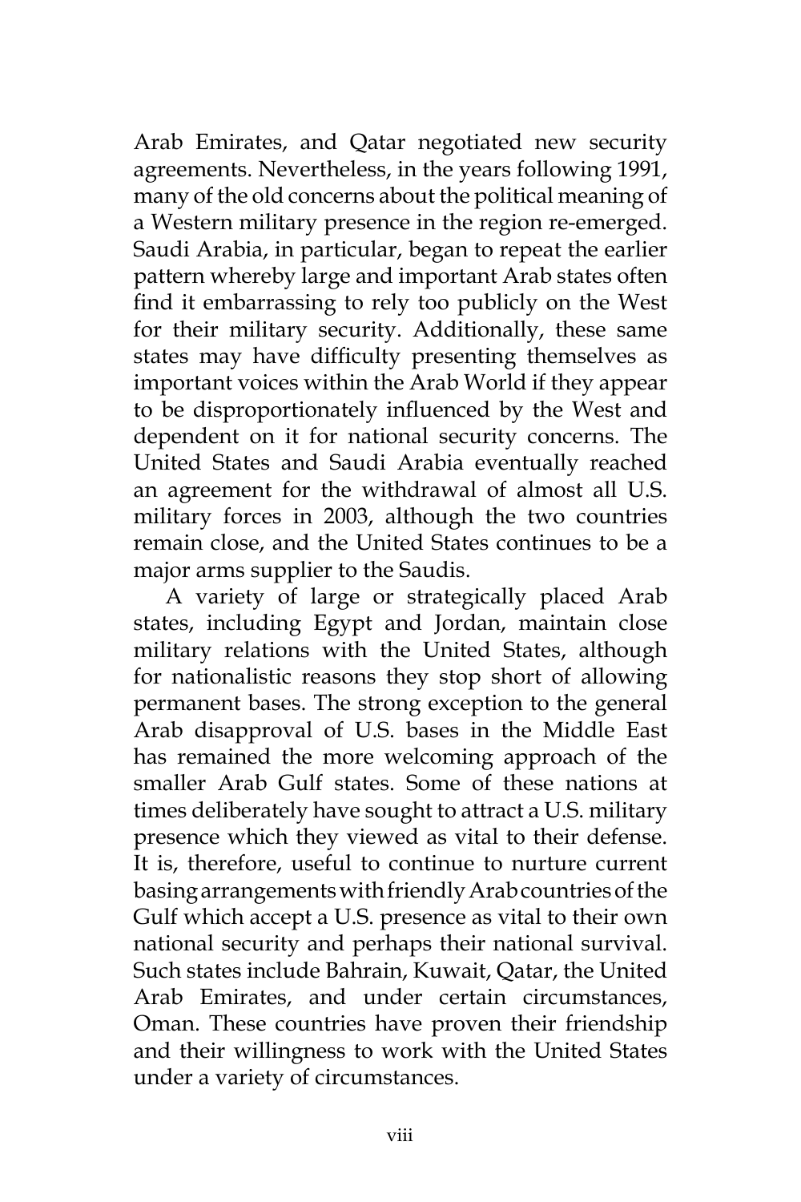Arab Emirates, and Qatar negotiated new security agreements. Nevertheless, in the years following 1991, many of the old concerns about the political meaning of a Western military presence in the region re-emerged. Saudi Arabia, in particular, began to repeat the earlier pattern whereby large and important Arab states often find it embarrassing to rely too publicly on the West for their military security. Additionally, these same states may have difficulty presenting themselves as important voices within the Arab World if they appear to be disproportionately influenced by the West and dependent on it for national security concerns. The United States and Saudi Arabia eventually reached an agreement for the withdrawal of almost all U.S. military forces in 2003, although the two countries remain close, and the United States continues to be a major arms supplier to the Saudis.

A variety of large or strategically placed Arab states, including Egypt and Jordan, maintain close military relations with the United States, although for nationalistic reasons they stop short of allowing permanent bases. The strong exception to the general Arab disapproval of U.S. bases in the Middle East has remained the more welcoming approach of the smaller Arab Gulf states. Some of these nations at times deliberately have sought to attract a U.S. military presence which they viewed as vital to their defense. It is, therefore, useful to continue to nurture current basing arrangements with friendly Arab countries of the Gulf which accept a U.S. presence as vital to their own national security and perhaps their national survival. Such states include Bahrain, Kuwait, Qatar, the United Arab Emirates, and under certain circumstances, Oman. These countries have proven their friendship and their willingness to work with the United States under a variety of circumstances.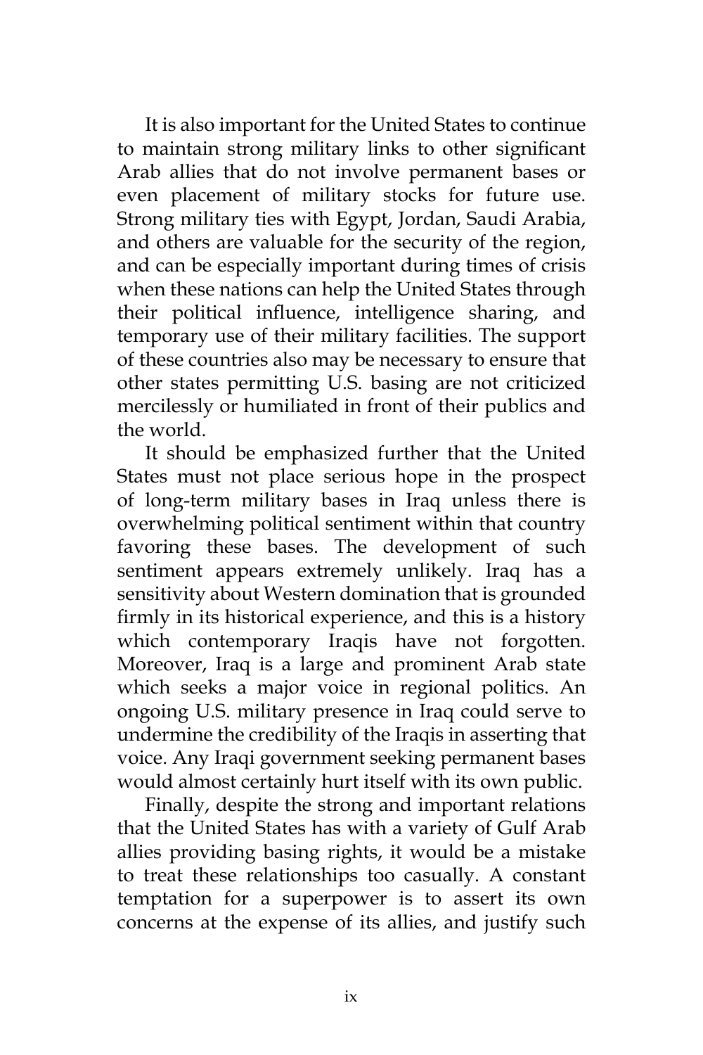It is also important for the United States to continue to maintain strong military links to other significant Arab allies that do not involve permanent bases or even placement of military stocks for future use. Strong military ties with Egypt, Jordan, Saudi Arabia, and others are valuable for the security of the region, and can be especially important during times of crisis when these nations can help the United States through their political influence, intelligence sharing, and temporary use of their military facilities. The support of these countries also may be necessary to ensure that other states permitting U.S. basing are not criticized mercilessly or humiliated in front of their publics and the world.

It should be emphasized further that the United States must not place serious hope in the prospect of long-term military bases in Iraq unless there is overwhelming political sentiment within that country favoring these bases. The development of such sentiment appears extremely unlikely. Iraq has a sensitivity about Western domination that is grounded firmly in its historical experience, and this is a history which contemporary Iraqis have not forgotten. Moreover, Iraq is a large and prominent Arab state which seeks a major voice in regional politics. An ongoing U.S. military presence in Iraq could serve to undermine the credibility of the Iraqis in asserting that voice. Any Iraqi government seeking permanent bases would almost certainly hurt itself with its own public.

Finally, despite the strong and important relations that the United States has with a variety of Gulf Arab allies providing basing rights, it would be a mistake to treat these relationships too casually. A constant temptation for a superpower is to assert its own concerns at the expense of its allies, and justify such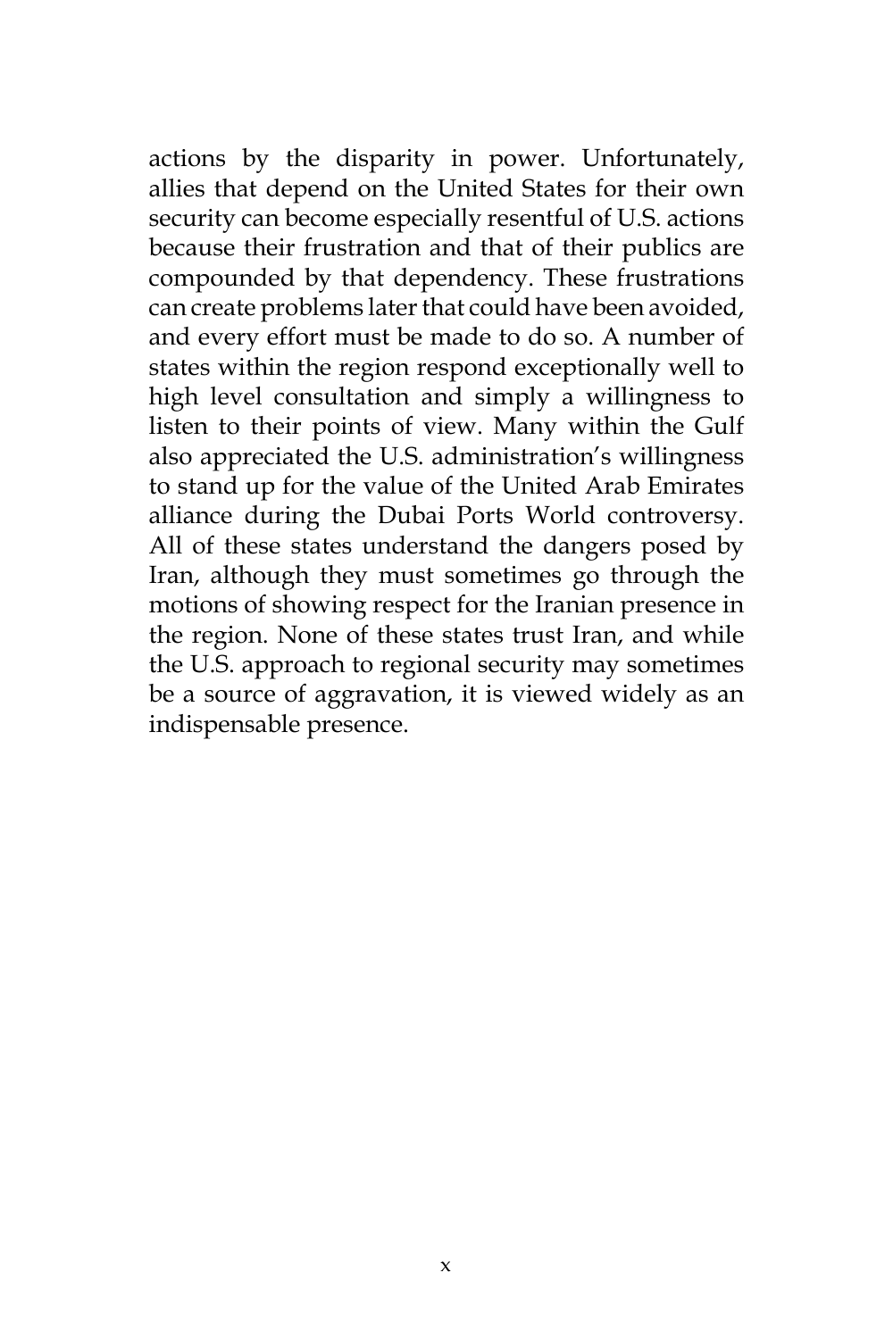actions by the disparity in power. Unfortunately, allies that depend on the United States for their own security can become especially resentful of U.S. actions because their frustration and that of their publics are compounded by that dependency. These frustrations can create problems later that could have been avoided, and every effort must be made to do so. A number of states within the region respond exceptionally well to high level consultation and simply a willingness to listen to their points of view. Many within the Gulf also appreciated the U.S. administration's willingness to stand up for the value of the United Arab Emirates alliance during the Dubai Ports World controversy. All of these states understand the dangers posed by Iran, although they must sometimes go through the motions of showing respect for the Iranian presence in the region. None of these states trust Iran, and while the U.S. approach to regional security may sometimes be a source of aggravation, it is viewed widely as an indispensable presence.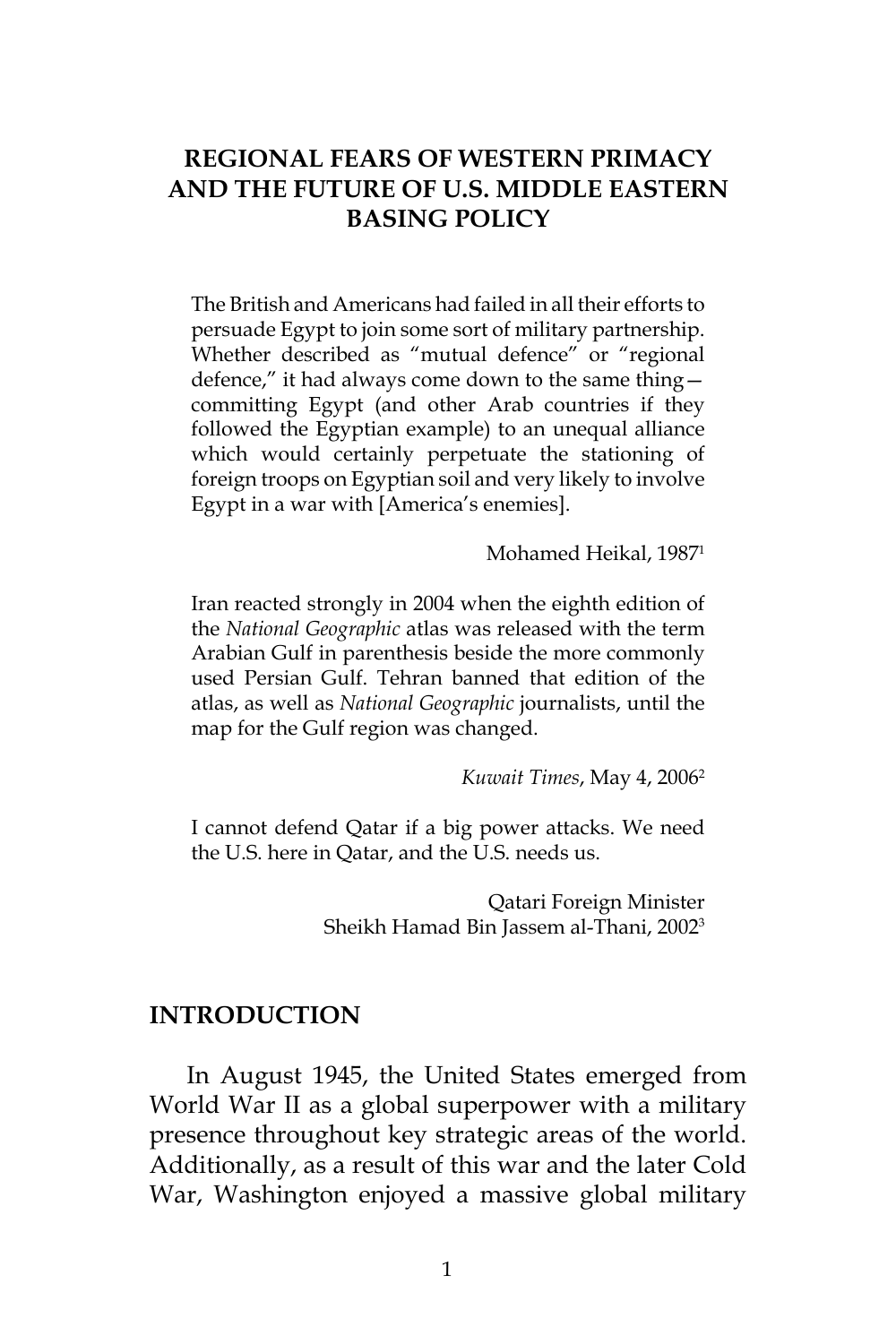# REGIONAL FEARS OF WESTERN PRIMACY AND THE FUTURE OF U.S. MIDDLE EASTERN BASING POLICY

> The British and Americans had failed in all their efforts to persuade Egypt to join some sort of military partnership. Whether described as "mutual defence" or "regional defence," it had always come down to the same thing—committing Egypt (and other Arab countries if they followed the Egyptian example) to an unequal alliance which would certainly perpetuate the stationing of foreign troops on Egyptian soil and very likely to involve Egypt in a war with [America's enemies].
>
> Mohamed Heikal, 1987[1]

> Iran reacted strongly in 2004 when the eighth edition of the *National Geographic* atlas was released with the term Arabian Gulf in parenthesis beside the more commonly used Persian Gulf. Tehran banned that edition of the atlas, as well as *National Geographic* journalists, until the map for the Gulf region was changed.
>
> *Kuwait Times*, May 4, 2006[2]

> I cannot defend Qatar if a big power attacks. We need the U.S. here in Qatar, and the U.S. needs us.
>
> Qatari Foreign Minister
> Sheikh Hamad Bin Jassem al-Thani, 2002[3]

## INTRODUCTION

In August 1945, the United States emerged from World War II as a global superpower with a military presence throughout key strategic areas of the world. Additionally, as a result of this war and the later Cold War, Washington enjoyed a massive global military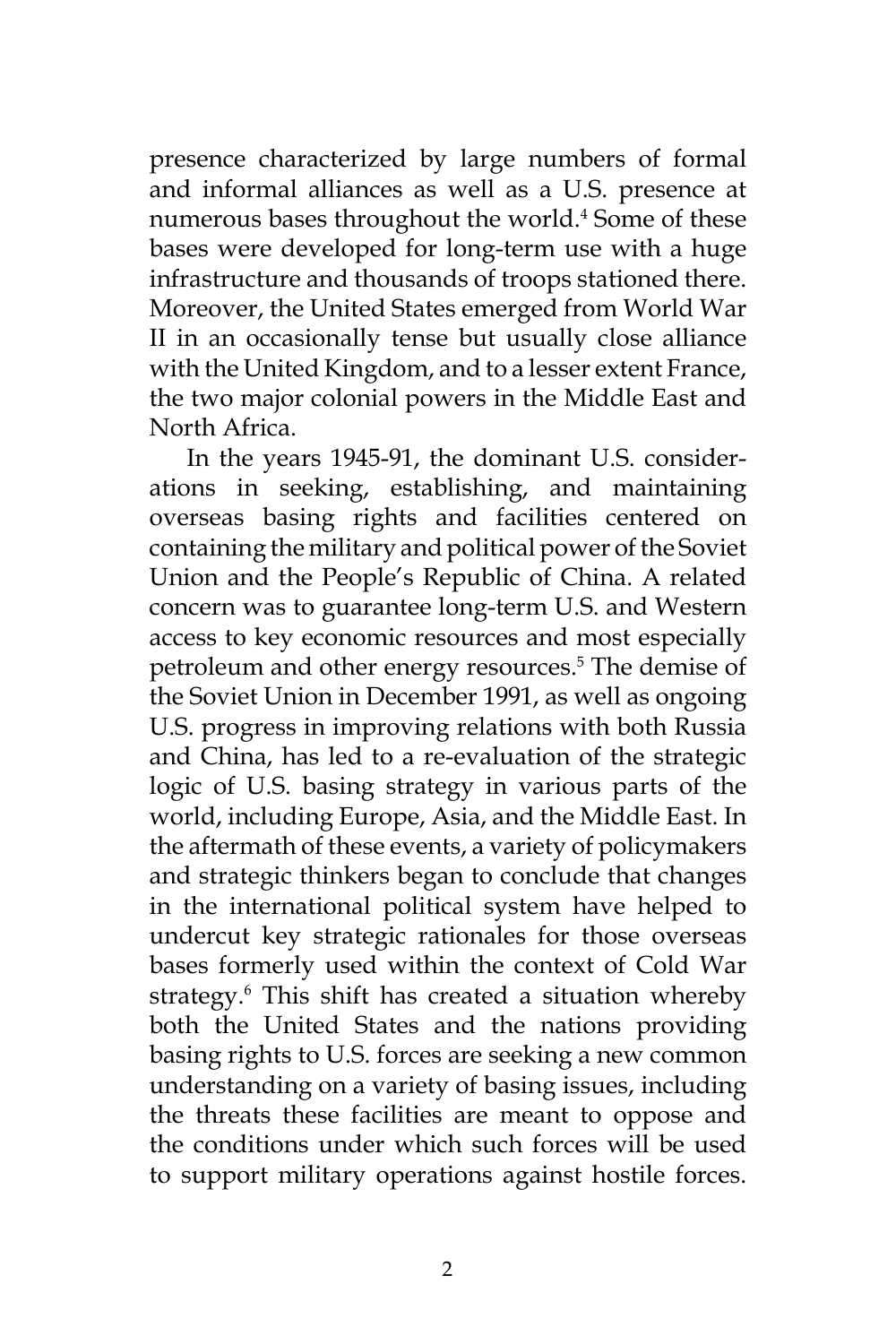presence characterized by large numbers of formal and informal alliances as well as a U.S. presence at numerous bases throughout the world.[4] Some of these bases were developed for long-term use with a huge infrastructure and thousands of troops stationed there. Moreover, the United States emerged from World War II in an occasionally tense but usually close alliance with the United Kingdom, and to a lesser extent France, the two major colonial powers in the Middle East and North Africa.

In the years 1945-91, the dominant U.S. considerations in seeking, establishing, and maintaining overseas basing rights and facilities centered on containing the military and political power of the Soviet Union and the People's Republic of China. A related concern was to guarantee long-term U.S. and Western access to key economic resources and most especially petroleum and other energy resources.[5] The demise of the Soviet Union in December 1991, as well as ongoing U.S. progress in improving relations with both Russia and China, has led to a re-evaluation of the strategic logic of U.S. basing strategy in various parts of the world, including Europe, Asia, and the Middle East. In the aftermath of these events, a variety of policymakers and strategic thinkers began to conclude that changes in the international political system have helped to undercut key strategic rationales for those overseas bases formerly used within the context of Cold War strategy.[6] This shift has created a situation whereby both the United States and the nations providing basing rights to U.S. forces are seeking a new common understanding on a variety of basing issues, including the threats these facilities are meant to oppose and the conditions under which such forces will be used to support military operations against hostile forces.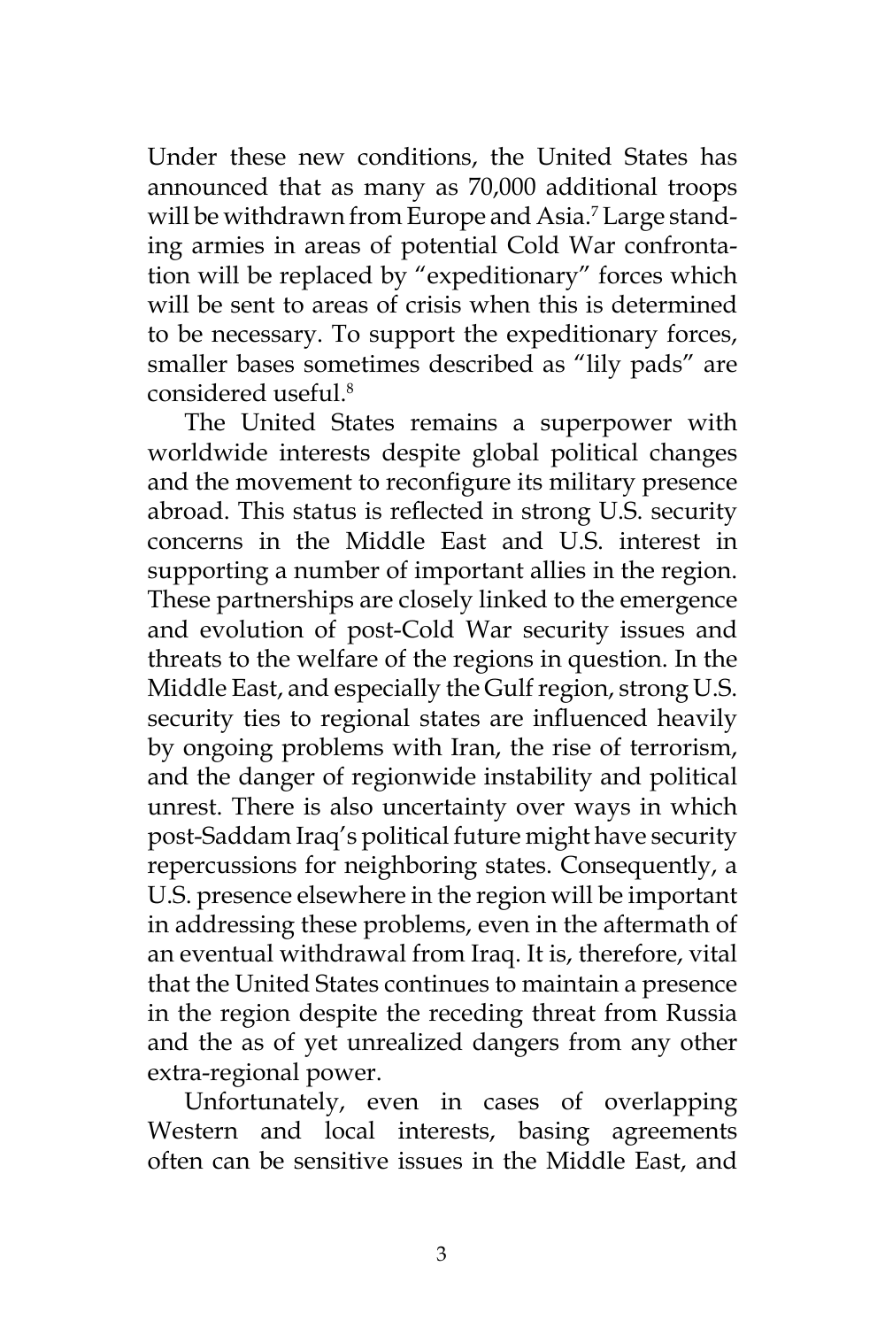Under these new conditions, the United States has announced that as many as 70,000 additional troops will be withdrawn from Europe and Asia.[7] Large standing armies in areas of potential Cold War confrontation will be replaced by "expeditionary" forces which will be sent to areas of crisis when this is determined to be necessary. To support the expeditionary forces, smaller bases sometimes described as "lily pads" are considered useful.[8]

The United States remains a superpower with worldwide interests despite global political changes and the movement to reconfigure its military presence abroad. This status is reflected in strong U.S. security concerns in the Middle East and U.S. interest in supporting a number of important allies in the region. These partnerships are closely linked to the emergence and evolution of post-Cold War security issues and threats to the welfare of the regions in question. In the Middle East, and especially the Gulf region, strong U.S. security ties to regional states are influenced heavily by ongoing problems with Iran, the rise of terrorism, and the danger of regionwide instability and political unrest. There is also uncertainty over ways in which post-Saddam Iraq's political future might have security repercussions for neighboring states. Consequently, a U.S. presence elsewhere in the region will be important in addressing these problems, even in the aftermath of an eventual withdrawal from Iraq. It is, therefore, vital that the United States continues to maintain a presence in the region despite the receding threat from Russia and the as of yet unrealized dangers from any other extra-regional power.

Unfortunately, even in cases of overlapping Western and local interests, basing agreements often can be sensitive issues in the Middle East, and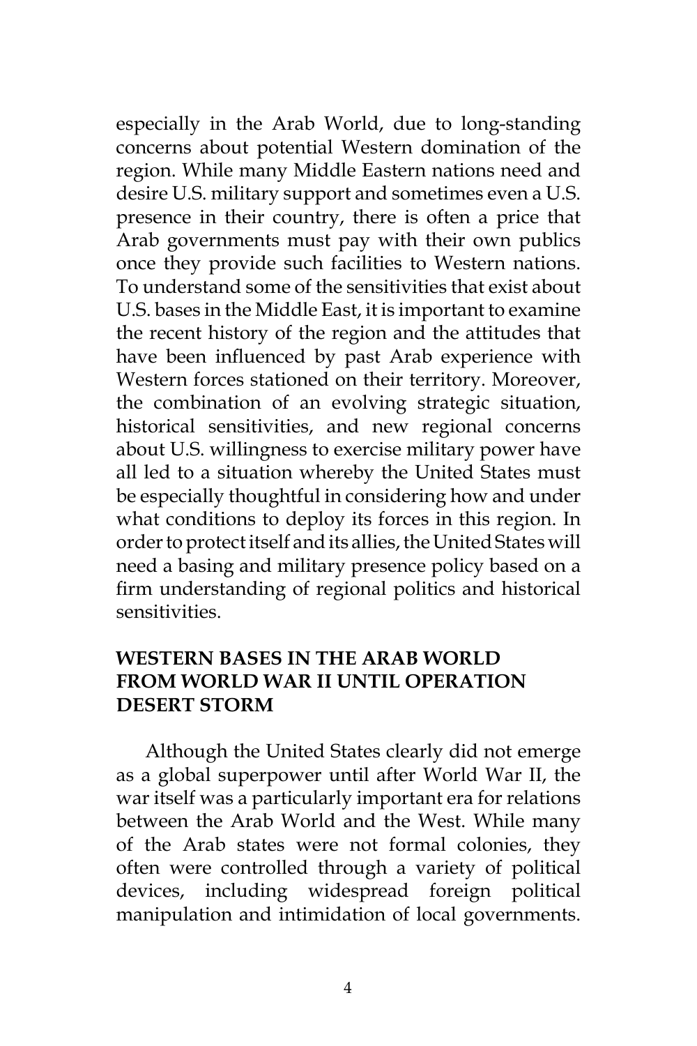especially in the Arab World, due to long-standing concerns about potential Western domination of the region. While many Middle Eastern nations need and desire U.S. military support and sometimes even a U.S. presence in their country, there is often a price that Arab governments must pay with their own publics once they provide such facilities to Western nations. To understand some of the sensitivities that exist about U.S. bases in the Middle East, it is important to examine the recent history of the region and the attitudes that have been influenced by past Arab experience with Western forces stationed on their territory. Moreover, the combination of an evolving strategic situation, historical sensitivities, and new regional concerns about U.S. willingness to exercise military power have all led to a situation whereby the United States must be especially thoughtful in considering how and under what conditions to deploy its forces in this region. In order to protect itself and its allies, the United States will need a basing and military presence policy based on a firm understanding of regional politics and historical sensitivities.

## WESTERN BASES IN THE ARAB WORLD FROM WORLD WAR II UNTIL OPERATION DESERT STORM

Although the United States clearly did not emerge as a global superpower until after World War II, the war itself was a particularly important era for relations between the Arab World and the West. While many of the Arab states were not formal colonies, they often were controlled through a variety of political devices, including widespread foreign political manipulation and intimidation of local governments.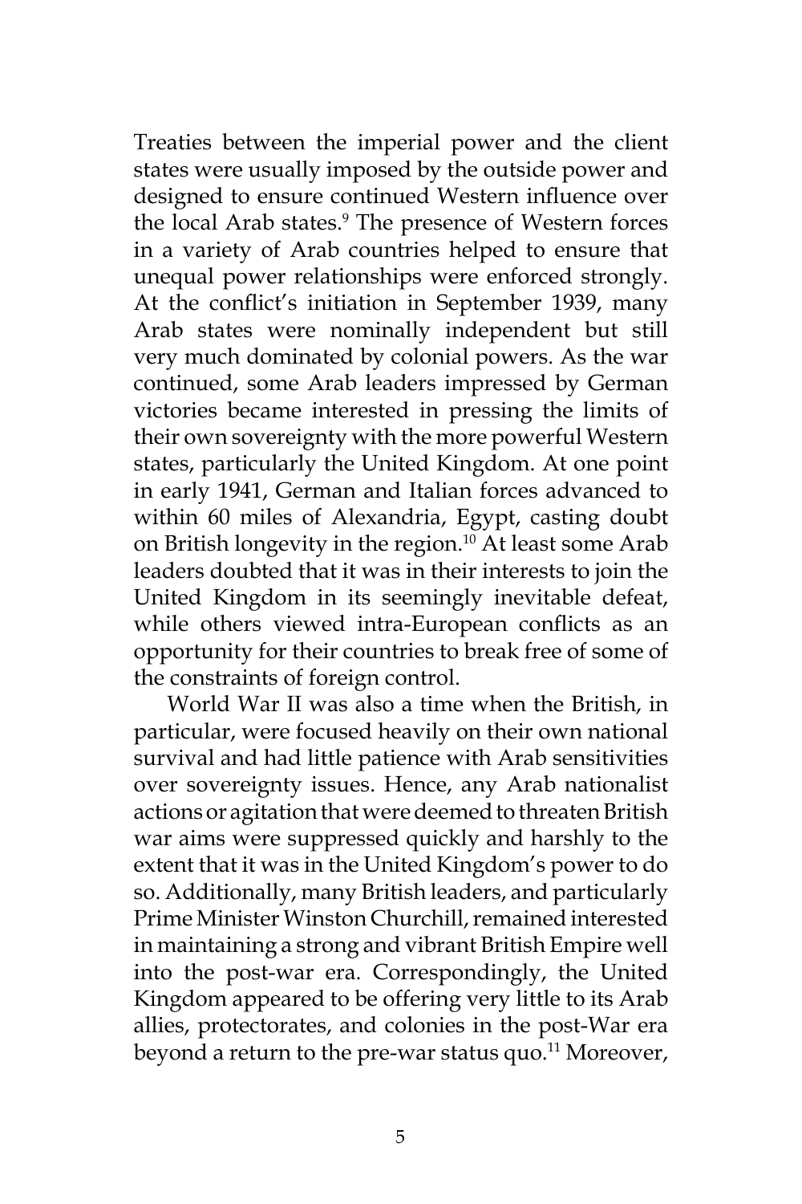Treaties between the imperial power and the client states were usually imposed by the outside power and designed to ensure continued Western influence over the local Arab states.[9] The presence of Western forces in a variety of Arab countries helped to ensure that unequal power relationships were enforced strongly. At the conflict's initiation in September 1939, many Arab states were nominally independent but still very much dominated by colonial powers. As the war continued, some Arab leaders impressed by German victories became interested in pressing the limits of their own sovereignty with the more powerful Western states, particularly the United Kingdom. At one point in early 1941, German and Italian forces advanced to within 60 miles of Alexandria, Egypt, casting doubt on British longevity in the region.[10] At least some Arab leaders doubted that it was in their interests to join the United Kingdom in its seemingly inevitable defeat, while others viewed intra-European conflicts as an opportunity for their countries to break free of some of the constraints of foreign control.

World War II was also a time when the British, in particular, were focused heavily on their own national survival and had little patience with Arab sensitivities over sovereignty issues. Hence, any Arab nationalist actions or agitation that were deemed to threaten British war aims were suppressed quickly and harshly to the extent that it was in the United Kingdom's power to do so. Additionally, many British leaders, and particularly Prime Minister Winston Churchill, remained interested in maintaining a strong and vibrant British Empire well into the post-war era. Correspondingly, the United Kingdom appeared to be offering very little to its Arab allies, protectorates, and colonies in the post-War era beyond a return to the pre-war status quo.[11] Moreover,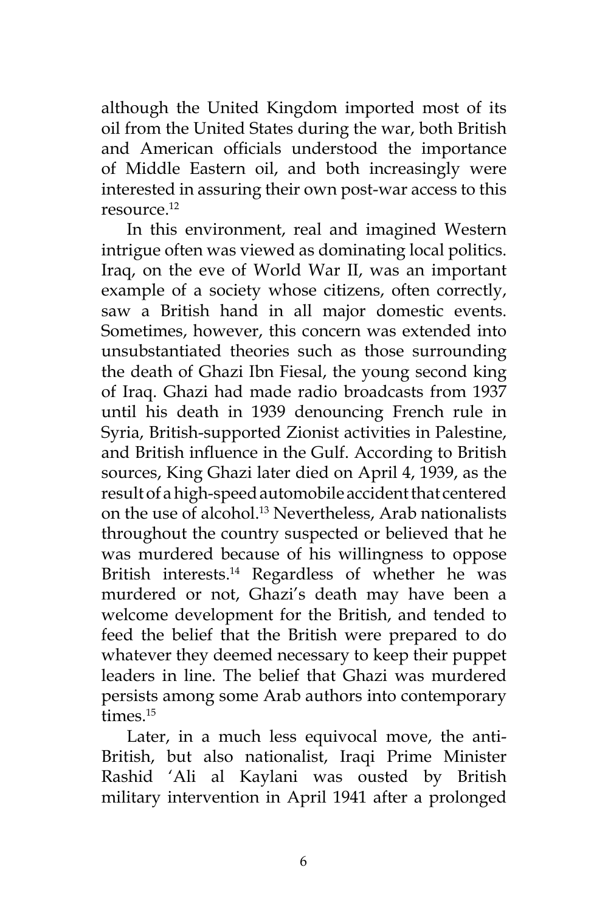although the United Kingdom imported most of its oil from the United States during the war, both British and American officials understood the importance of Middle Eastern oil, and both increasingly were interested in assuring their own post-war access to this resource.[12]

In this environment, real and imagined Western intrigue often was viewed as dominating local politics. Iraq, on the eve of World War II, was an important example of a society whose citizens, often correctly, saw a British hand in all major domestic events. Sometimes, however, this concern was extended into unsubstantiated theories such as those surrounding the death of Ghazi Ibn Fiesal, the young second king of Iraq. Ghazi had made radio broadcasts from 1937 until his death in 1939 denouncing French rule in Syria, British-supported Zionist activities in Palestine, and British influence in the Gulf. According to British sources, King Ghazi later died on April 4, 1939, as the result of a high-speed automobile accident that centered on the use of alcohol.[13] Nevertheless, Arab nationalists throughout the country suspected or believed that he was murdered because of his willingness to oppose British interests.[14] Regardless of whether he was murdered or not, Ghazi's death may have been a welcome development for the British, and tended to feed the belief that the British were prepared to do whatever they deemed necessary to keep their puppet leaders in line. The belief that Ghazi was murdered persists among some Arab authors into contemporary times.[15]

Later, in a much less equivocal move, the anti-British, but also nationalist, Iraqi Prime Minister Rashid 'Ali al Kaylani was ousted by British military intervention in April 1941 after a prolonged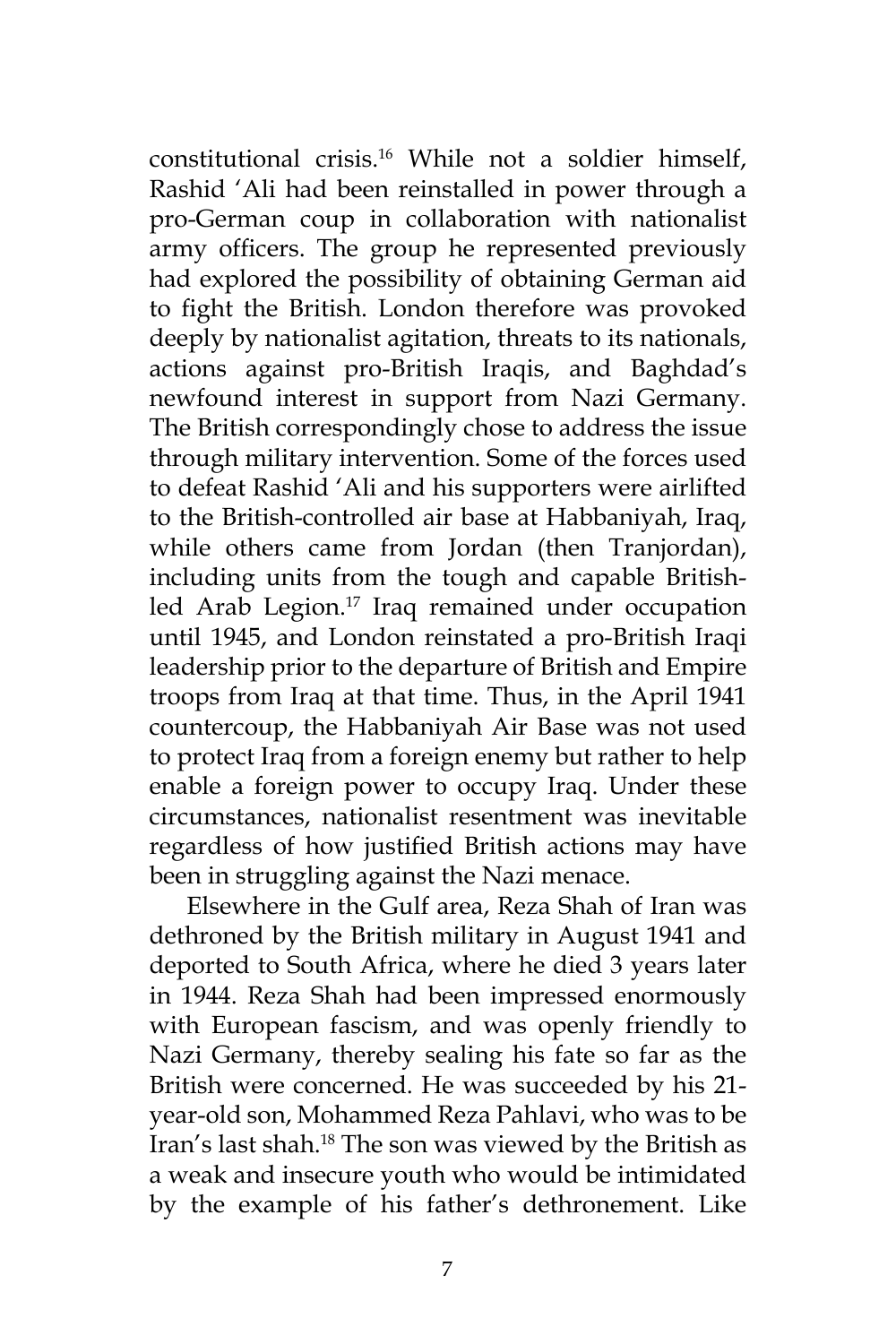constitutional crisis.[16] While not a soldier himself, Rashid 'Ali had been reinstalled in power through a pro-German coup in collaboration with nationalist army officers. The group he represented previously had explored the possibility of obtaining German aid to fight the British. London therefore was provoked deeply by nationalist agitation, threats to its nationals, actions against pro-British Iraqis, and Baghdad's newfound interest in support from Nazi Germany. The British correspondingly chose to address the issue through military intervention. Some of the forces used to defeat Rashid 'Ali and his supporters were airlifted to the British-controlled air base at Habbaniyah, Iraq, while others came from Jordan (then Tranjordan), including units from the tough and capable British-led Arab Legion.[17] Iraq remained under occupation until 1945, and London reinstated a pro-British Iraqi leadership prior to the departure of British and Empire troops from Iraq at that time. Thus, in the April 1941 countercoup, the Habbaniyah Air Base was not used to protect Iraq from a foreign enemy but rather to help enable a foreign power to occupy Iraq. Under these circumstances, nationalist resentment was inevitable regardless of how justified British actions may have been in struggling against the Nazi menace.

Elsewhere in the Gulf area, Reza Shah of Iran was dethroned by the British military in August 1941 and deported to South Africa, where he died 3 years later in 1944. Reza Shah had been impressed enormously with European fascism, and was openly friendly to Nazi Germany, thereby sealing his fate so far as the British were concerned. He was succeeded by his 21-year-old son, Mohammed Reza Pahlavi, who was to be Iran's last shah.[18] The son was viewed by the British as a weak and insecure youth who would be intimidated by the example of his father's dethronement. Like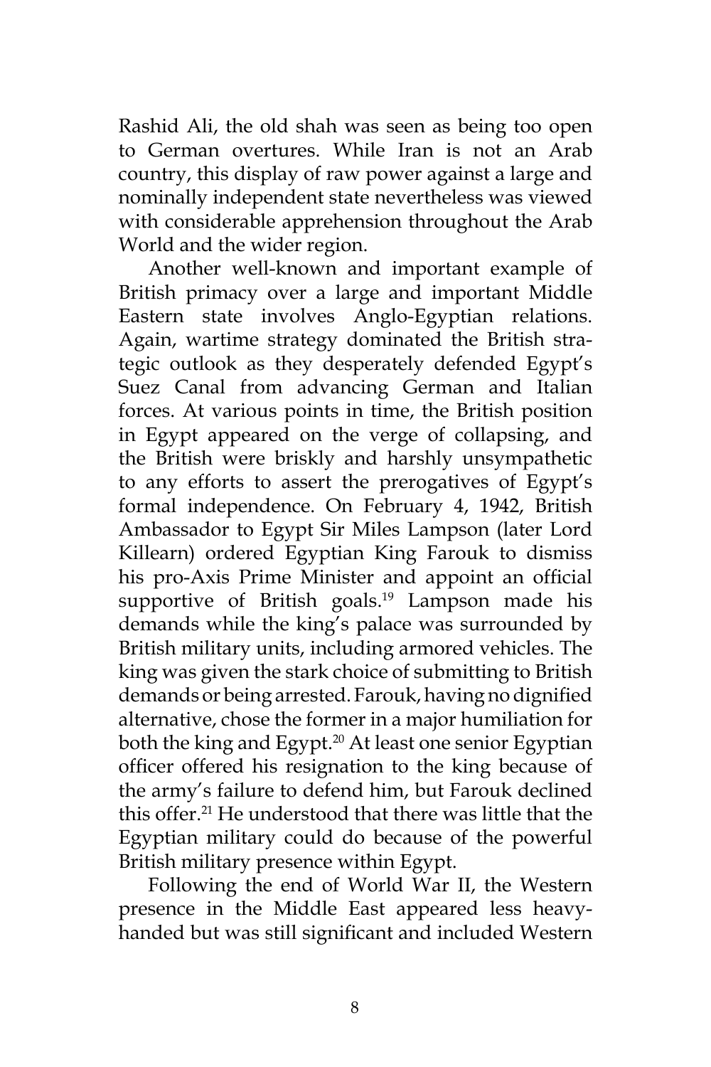Rashid Ali, the old shah was seen as being too open to German overtures. While Iran is not an Arab country, this display of raw power against a large and nominally independent state nevertheless was viewed with considerable apprehension throughout the Arab World and the wider region.

Another well-known and important example of British primacy over a large and important Middle Eastern state involves Anglo-Egyptian relations. Again, wartime strategy dominated the British strategic outlook as they desperately defended Egypt's Suez Canal from advancing German and Italian forces. At various points in time, the British position in Egypt appeared on the verge of collapsing, and the British were briskly and harshly unsympathetic to any efforts to assert the prerogatives of Egypt's formal independence. On February 4, 1942, British Ambassador to Egypt Sir Miles Lampson (later Lord Killearn) ordered Egyptian King Farouk to dismiss his pro-Axis Prime Minister and appoint an official supportive of British goals.[19] Lampson made his demands while the king's palace was surrounded by British military units, including armored vehicles. The king was given the stark choice of submitting to British demands or being arrested. Farouk, having no dignified alternative, chose the former in a major humiliation for both the king and Egypt.[20] At least one senior Egyptian officer offered his resignation to the king because of the army's failure to defend him, but Farouk declined this offer.[21] He understood that there was little that the Egyptian military could do because of the powerful British military presence within Egypt.

Following the end of World War II, the Western presence in the Middle East appeared less heavy-handed but was still significant and included Western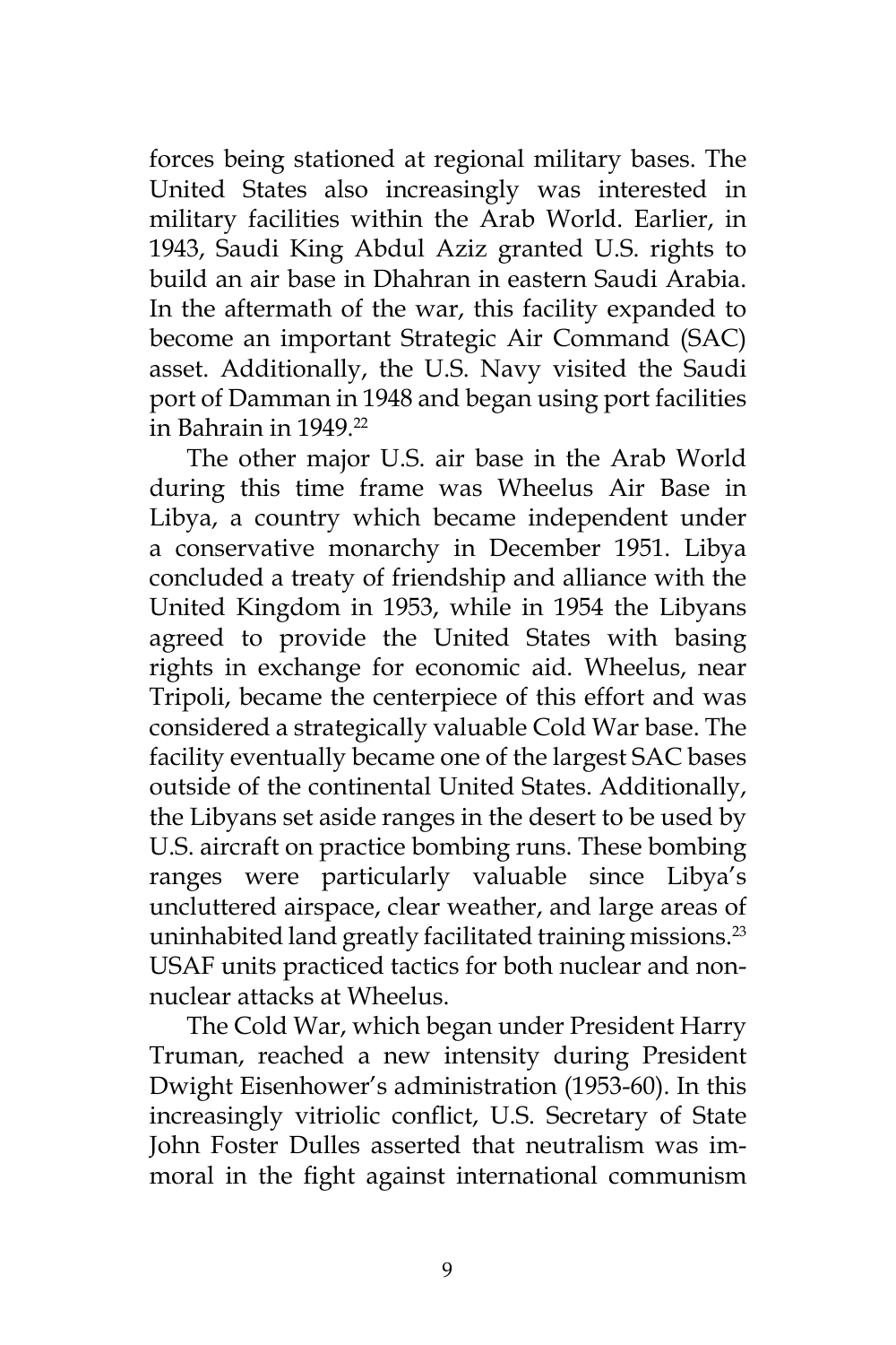forces being stationed at regional military bases. The United States also increasingly was interested in military facilities within the Arab World. Earlier, in 1943, Saudi King Abdul Aziz granted U.S. rights to build an air base in Dhahran in eastern Saudi Arabia. In the aftermath of the war, this facility expanded to become an important Strategic Air Command (SAC) asset. Additionally, the U.S. Navy visited the Saudi port of Damman in 1948 and began using port facilities in Bahrain in 1949.[22]

The other major U.S. air base in the Arab World during this time frame was Wheelus Air Base in Libya, a country which became independent under a conservative monarchy in December 1951. Libya concluded a treaty of friendship and alliance with the United Kingdom in 1953, while in 1954 the Libyans agreed to provide the United States with basing rights in exchange for economic aid. Wheelus, near Tripoli, became the centerpiece of this effort and was considered a strategically valuable Cold War base. The facility eventually became one of the largest SAC bases outside of the continental United States. Additionally, the Libyans set aside ranges in the desert to be used by U.S. aircraft on practice bombing runs. These bombing ranges were particularly valuable since Libya's uncluttered airspace, clear weather, and large areas of uninhabited land greatly facilitated training missions.[23] USAF units practiced tactics for both nuclear and non-nuclear attacks at Wheelus.

The Cold War, which began under President Harry Truman, reached a new intensity during President Dwight Eisenhower's administration (1953-60). In this increasingly vitriolic conflict, U.S. Secretary of State John Foster Dulles asserted that neutralism was immoral in the fight against international communism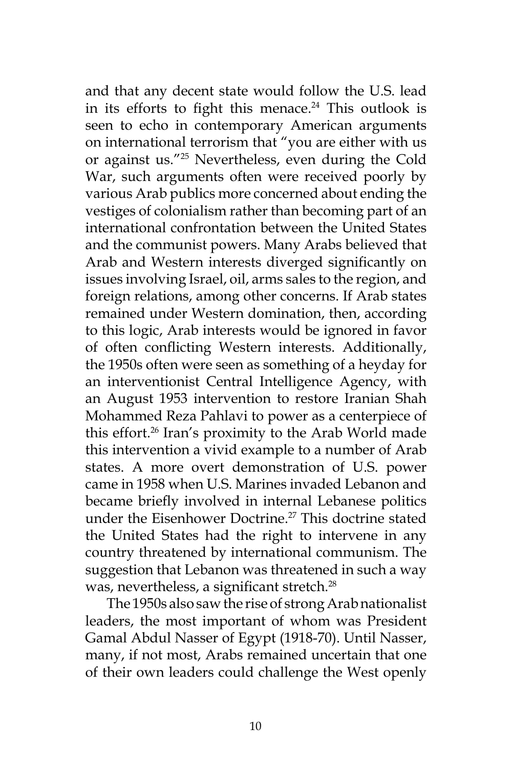and that any decent state would follow the U.S. lead in its efforts to fight this menace.[24] This outlook is seen to echo in contemporary American arguments on international terrorism that "you are either with us or against us."[25] Nevertheless, even during the Cold War, such arguments often were received poorly by various Arab publics more concerned about ending the vestiges of colonialism rather than becoming part of an international confrontation between the United States and the communist powers. Many Arabs believed that Arab and Western interests diverged significantly on issues involving Israel, oil, arms sales to the region, and foreign relations, among other concerns. If Arab states remained under Western domination, then, according to this logic, Arab interests would be ignored in favor of often conflicting Western interests. Additionally, the 1950s often were seen as something of a heyday for an interventionist Central Intelligence Agency, with an August 1953 intervention to restore Iranian Shah Mohammed Reza Pahlavi to power as a centerpiece of this effort.[26] Iran's proximity to the Arab World made this intervention a vivid example to a number of Arab states. A more overt demonstration of U.S. power came in 1958 when U.S. Marines invaded Lebanon and became briefly involved in internal Lebanese politics under the Eisenhower Doctrine.[27] This doctrine stated the United States had the right to intervene in any country threatened by international communism. The suggestion that Lebanon was threatened in such a way was, nevertheless, a significant stretch.[28]

The 1950s also saw the rise of strong Arab nationalist leaders, the most important of whom was President Gamal Abdul Nasser of Egypt (1918-70). Until Nasser, many, if not most, Arabs remained uncertain that one of their own leaders could challenge the West openly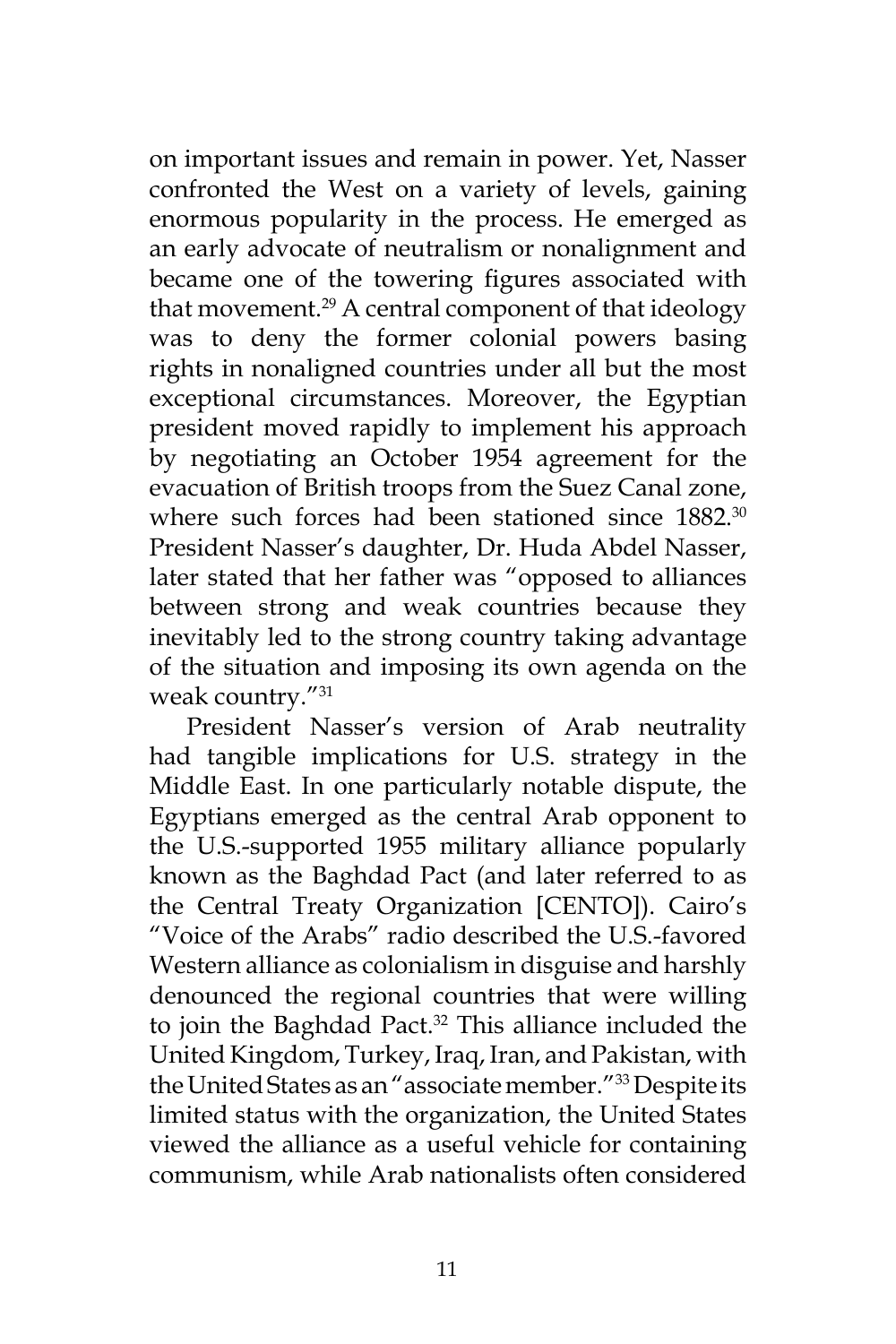on important issues and remain in power. Yet, Nasser confronted the West on a variety of levels, gaining enormous popularity in the process. He emerged as an early advocate of neutralism or nonalignment and became one of the towering figures associated with that movement.[29] A central component of that ideology was to deny the former colonial powers basing rights in nonaligned countries under all but the most exceptional circumstances. Moreover, the Egyptian president moved rapidly to implement his approach by negotiating an October 1954 agreement for the evacuation of British troops from the Suez Canal zone, where such forces had been stationed since 1882.[30] President Nasser's daughter, Dr. Huda Abdel Nasser, later stated that her father was "opposed to alliances between strong and weak countries because they inevitably led to the strong country taking advantage of the situation and imposing its own agenda on the weak country."[31]

President Nasser's version of Arab neutrality had tangible implications for U.S. strategy in the Middle East. In one particularly notable dispute, the Egyptians emerged as the central Arab opponent to the U.S.-supported 1955 military alliance popularly known as the Baghdad Pact (and later referred to as the Central Treaty Organization [CENTO]). Cairo's "Voice of the Arabs" radio described the U.S.-favored Western alliance as colonialism in disguise and harshly denounced the regional countries that were willing to join the Baghdad Pact.[32] This alliance included the United Kingdom, Turkey, Iraq, Iran, and Pakistan, with the United States as an "associate member."[33] Despite its limited status with the organization, the United States viewed the alliance as a useful vehicle for containing communism, while Arab nationalists often considered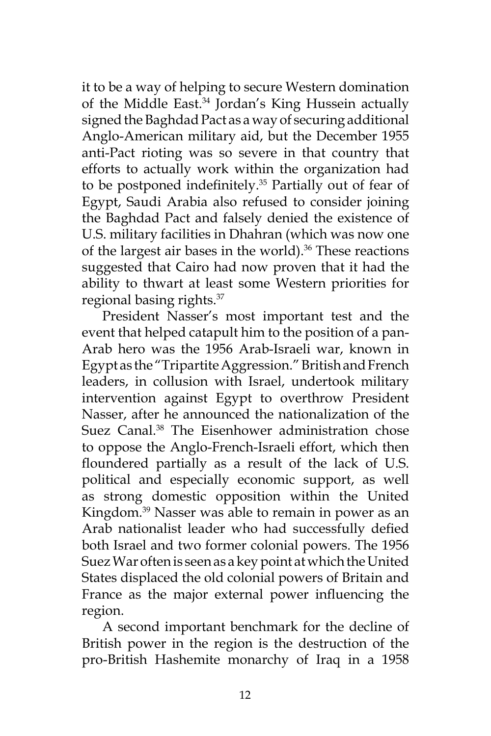it to be a way of helping to secure Western domination of the Middle East.[34] Jordan's King Hussein actually signed the Baghdad Pact as a way of securing additional Anglo-American military aid, but the December 1955 anti-Pact rioting was so severe in that country that efforts to actually work within the organization had to be postponed indefinitely.[35] Partially out of fear of Egypt, Saudi Arabia also refused to consider joining the Baghdad Pact and falsely denied the existence of U.S. military facilities in Dhahran (which was now one of the largest air bases in the world).[36] These reactions suggested that Cairo had now proven that it had the ability to thwart at least some Western priorities for regional basing rights.[37]

President Nasser's most important test and the event that helped catapult him to the position of a pan-Arab hero was the 1956 Arab-Israeli war, known in Egypt as the "Tripartite Aggression." British and French leaders, in collusion with Israel, undertook military intervention against Egypt to overthrow President Nasser, after he announced the nationalization of the Suez Canal.[38] The Eisenhower administration chose to oppose the Anglo-French-Israeli effort, which then floundered partially as a result of the lack of U.S. political and especially economic support, as well as strong domestic opposition within the United Kingdom.[39] Nasser was able to remain in power as an Arab nationalist leader who had successfully defied both Israel and two former colonial powers. The 1956 Suez War often is seen as a key point at which the United States displaced the old colonial powers of Britain and France as the major external power influencing the region.

A second important benchmark for the decline of British power in the region is the destruction of the pro-British Hashemite monarchy of Iraq in a 1958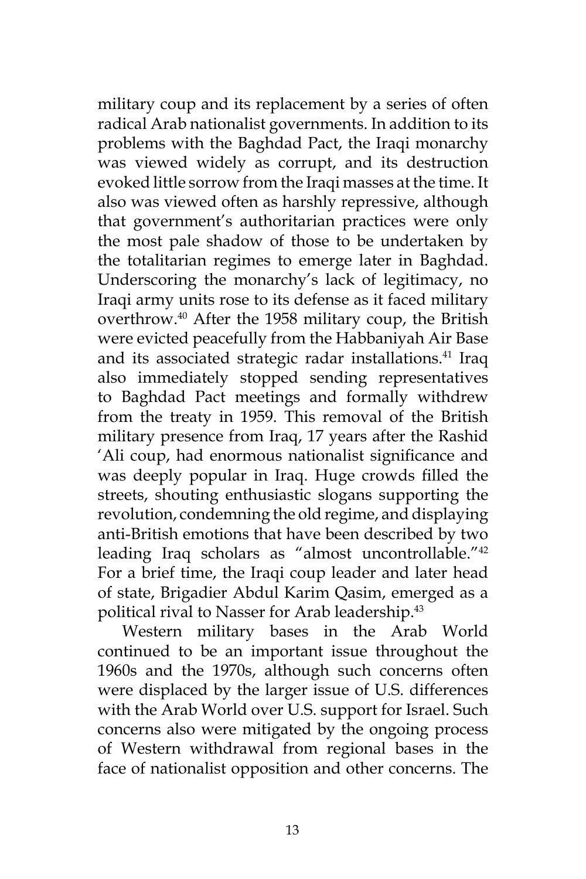military coup and its replacement by a series of often radical Arab nationalist governments. In addition to its problems with the Baghdad Pact, the Iraqi monarchy was viewed widely as corrupt, and its destruction evoked little sorrow from the Iraqi masses at the time. It also was viewed often as harshly repressive, although that government's authoritarian practices were only the most pale shadow of those to be undertaken by the totalitarian regimes to emerge later in Baghdad. Underscoring the monarchy's lack of legitimacy, no Iraqi army units rose to its defense as it faced military overthrow.[40] After the 1958 military coup, the British were evicted peacefully from the Habbaniyah Air Base and its associated strategic radar installations.[41] Iraq also immediately stopped sending representatives to Baghdad Pact meetings and formally withdrew from the treaty in 1959. This removal of the British military presence from Iraq, 17 years after the Rashid 'Ali coup, had enormous nationalist significance and was deeply popular in Iraq. Huge crowds filled the streets, shouting enthusiastic slogans supporting the revolution, condemning the old regime, and displaying anti-British emotions that have been described by two leading Iraq scholars as "almost uncontrollable."[42] For a brief time, the Iraqi coup leader and later head of state, Brigadier Abdul Karim Qasim, emerged as a political rival to Nasser for Arab leadership.[43]

Western military bases in the Arab World continued to be an important issue throughout the 1960s and the 1970s, although such concerns often were displaced by the larger issue of U.S. differences with the Arab World over U.S. support for Israel. Such concerns also were mitigated by the ongoing process of Western withdrawal from regional bases in the face of nationalist opposition and other concerns. The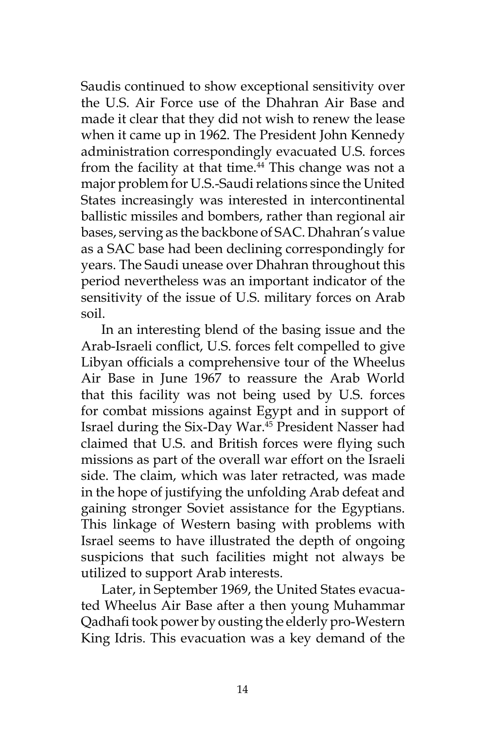Saudis continued to show exceptional sensitivity over the U.S. Air Force use of the Dhahran Air Base and made it clear that they did not wish to renew the lease when it came up in 1962. The President John Kennedy administration correspondingly evacuated U.S. forces from the facility at that time.[44] This change was not a major problem for U.S.-Saudi relations since the United States increasingly was interested in intercontinental ballistic missiles and bombers, rather than regional air bases, serving as the backbone of SAC. Dhahran's value as a SAC base had been declining correspondingly for years. The Saudi unease over Dhahran throughout this period nevertheless was an important indicator of the sensitivity of the issue of U.S. military forces on Arab soil.

In an interesting blend of the basing issue and the Arab-Israeli conflict, U.S. forces felt compelled to give Libyan officials a comprehensive tour of the Wheelus Air Base in June 1967 to reassure the Arab World that this facility was not being used by U.S. forces for combat missions against Egypt and in support of Israel during the Six-Day War.[45] President Nasser had claimed that U.S. and British forces were flying such missions as part of the overall war effort on the Israeli side. The claim, which was later retracted, was made in the hope of justifying the unfolding Arab defeat and gaining stronger Soviet assistance for the Egyptians. This linkage of Western basing with problems with Israel seems to have illustrated the depth of ongoing suspicions that such facilities might not always be utilized to support Arab interests.

Later, in September 1969, the United States evacuated Wheelus Air Base after a then young Muhammar Qadhafi took power by ousting the elderly pro-Western King Idris. This evacuation was a key demand of the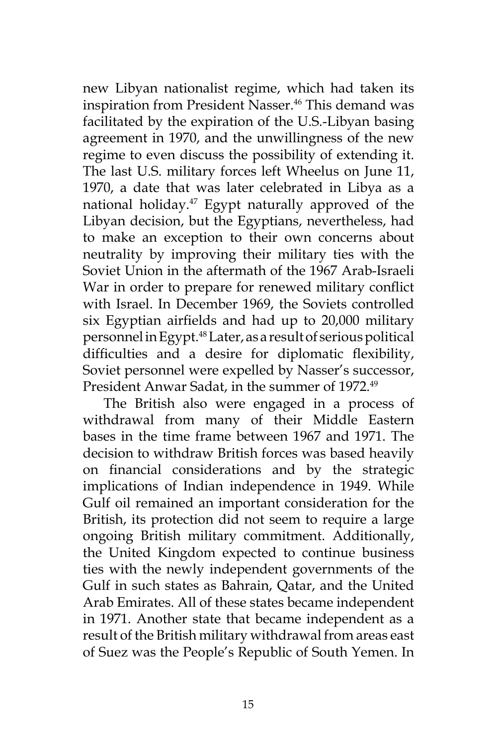new Libyan nationalist regime, which had taken its inspiration from President Nasser.[46] This demand was facilitated by the expiration of the U.S.-Libyan basing agreement in 1970, and the unwillingness of the new regime to even discuss the possibility of extending it. The last U.S. military forces left Wheelus on June 11, 1970, a date that was later celebrated in Libya as a national holiday.[47] Egypt naturally approved of the Libyan decision, but the Egyptians, nevertheless, had to make an exception to their own concerns about neutrality by improving their military ties with the Soviet Union in the aftermath of the 1967 Arab-Israeli War in order to prepare for renewed military conflict with Israel. In December 1969, the Soviets controlled six Egyptian airfields and had up to 20,000 military personnel in Egypt.[48] Later, as a result of serious political difficulties and a desire for diplomatic flexibility, Soviet personnel were expelled by Nasser's successor, President Anwar Sadat, in the summer of 1972.[49]

The British also were engaged in a process of withdrawal from many of their Middle Eastern bases in the time frame between 1967 and 1971. The decision to withdraw British forces was based heavily on financial considerations and by the strategic implications of Indian independence in 1949. While Gulf oil remained an important consideration for the British, its protection did not seem to require a large ongoing British military commitment. Additionally, the United Kingdom expected to continue business ties with the newly independent governments of the Gulf in such states as Bahrain, Qatar, and the United Arab Emirates. All of these states became independent in 1971. Another state that became independent as a result of the British military withdrawal from areas east of Suez was the People's Republic of South Yemen. In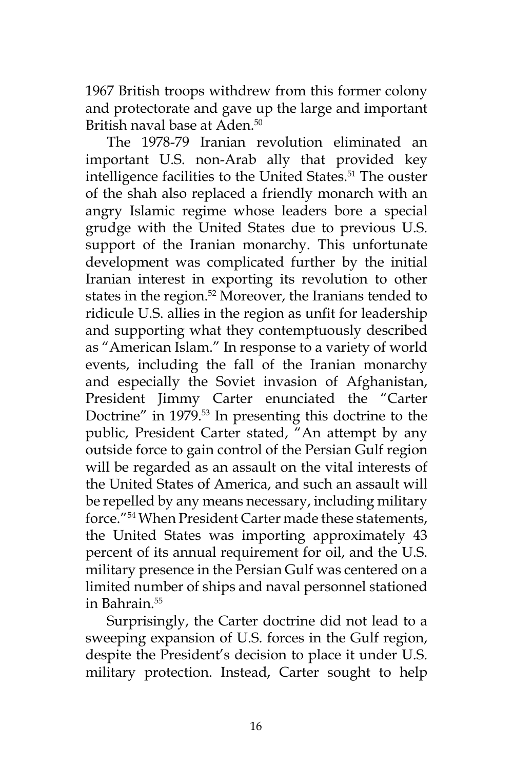1967 British troops withdrew from this former colony and protectorate and gave up the large and important British naval base at Aden.[50]

The 1978-79 Iranian revolution eliminated an important U.S. non-Arab ally that provided key intelligence facilities to the United States.[51] The ouster of the shah also replaced a friendly monarch with an angry Islamic regime whose leaders bore a special grudge with the United States due to previous U.S. support of the Iranian monarchy. This unfortunate development was complicated further by the initial Iranian interest in exporting its revolution to other states in the region.[52] Moreover, the Iranians tended to ridicule U.S. allies in the region as unfit for leadership and supporting what they contemptuously described as "American Islam." In response to a variety of world events, including the fall of the Iranian monarchy and especially the Soviet invasion of Afghanistan, President Jimmy Carter enunciated the "Carter Doctrine" in 1979.[53] In presenting this doctrine to the public, President Carter stated, "An attempt by any outside force to gain control of the Persian Gulf region will be regarded as an assault on the vital interests of the United States of America, and such an assault will be repelled by any means necessary, including military force."[54] When President Carter made these statements, the United States was importing approximately 43 percent of its annual requirement for oil, and the U.S. military presence in the Persian Gulf was centered on a limited number of ships and naval personnel stationed in Bahrain.[55]

Surprisingly, the Carter doctrine did not lead to a sweeping expansion of U.S. forces in the Gulf region, despite the President's decision to place it under U.S. military protection. Instead, Carter sought to help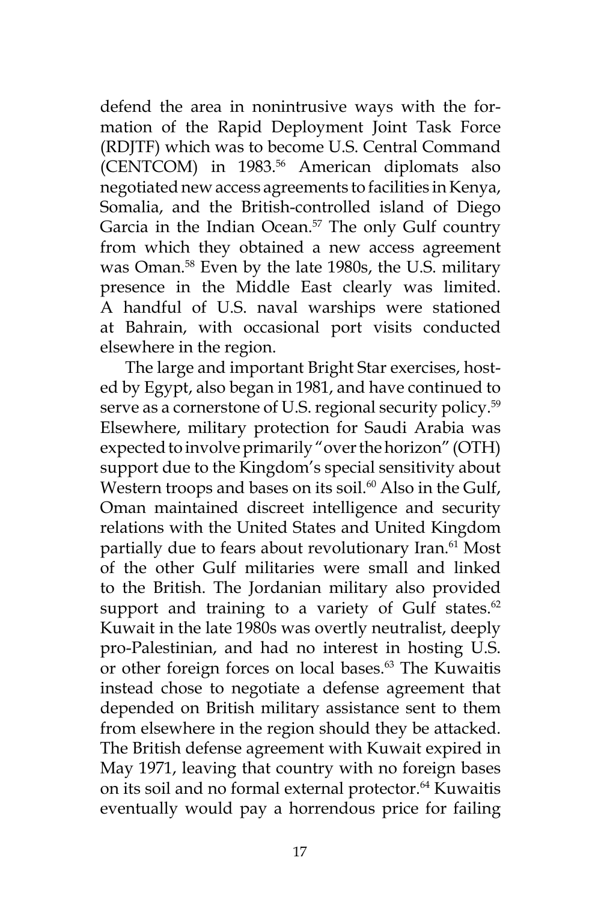defend the area in nonintrusive ways with the formation of the Rapid Deployment Joint Task Force (RDJTF) which was to become U.S. Central Command (CENTCOM) in 1983.[56] American diplomats also negotiated new access agreements to facilities in Kenya, Somalia, and the British-controlled island of Diego Garcia in the Indian Ocean.[57] The only Gulf country from which they obtained a new access agreement was Oman.[58] Even by the late 1980s, the U.S. military presence in the Middle East clearly was limited. A handful of U.S. naval warships were stationed at Bahrain, with occasional port visits conducted elsewhere in the region.

The large and important Bright Star exercises, hosted by Egypt, also began in 1981, and have continued to serve as a cornerstone of U.S. regional security policy.[59] Elsewhere, military protection for Saudi Arabia was expected to involve primarily "over the horizon" (OTH) support due to the Kingdom's special sensitivity about Western troops and bases on its soil.[60] Also in the Gulf, Oman maintained discreet intelligence and security relations with the United States and United Kingdom partially due to fears about revolutionary Iran.[61] Most of the other Gulf militaries were small and linked to the British. The Jordanian military also provided support and training to a variety of Gulf states.[62] Kuwait in the late 1980s was overtly neutralist, deeply pro-Palestinian, and had no interest in hosting U.S. or other foreign forces on local bases.[63] The Kuwaitis instead chose to negotiate a defense agreement that depended on British military assistance sent to them from elsewhere in the region should they be attacked. The British defense agreement with Kuwait expired in May 1971, leaving that country with no foreign bases on its soil and no formal external protector.[64] Kuwaitis eventually would pay a horrendous price for failing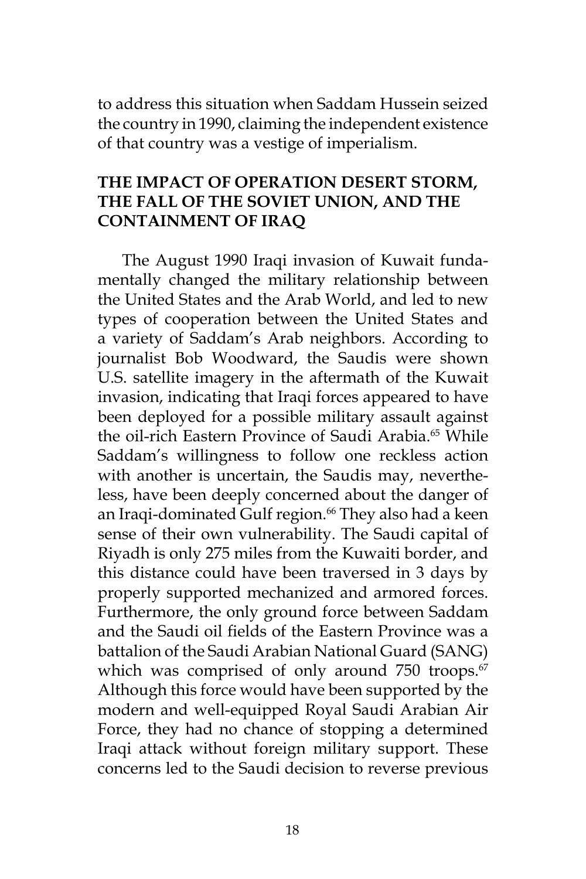to address this situation when Saddam Hussein seized the country in 1990, claiming the independent existence of that country was a vestige of imperialism.

## THE IMPACT OF OPERATION DESERT STORM, THE FALL OF THE SOVIET UNION, AND THE CONTAINMENT OF IRAQ

The August 1990 Iraqi invasion of Kuwait fundamentally changed the military relationship between the United States and the Arab World, and led to new types of cooperation between the United States and a variety of Saddam's Arab neighbors. According to journalist Bob Woodward, the Saudis were shown U.S. satellite imagery in the aftermath of the Kuwait invasion, indicating that Iraqi forces appeared to have been deployed for a possible military assault against the oil-rich Eastern Province of Saudi Arabia.[65] While Saddam's willingness to follow one reckless action with another is uncertain, the Saudis may, nevertheless, have been deeply concerned about the danger of an Iraqi-dominated Gulf region.[66] They also had a keen sense of their own vulnerability. The Saudi capital of Riyadh is only 275 miles from the Kuwaiti border, and this distance could have been traversed in 3 days by properly supported mechanized and armored forces. Furthermore, the only ground force between Saddam and the Saudi oil fields of the Eastern Province was a battalion of the Saudi Arabian National Guard (SANG) which was comprised of only around 750 troops.[67] Although this force would have been supported by the modern and well-equipped Royal Saudi Arabian Air Force, they had no chance of stopping a determined Iraqi attack without foreign military support. These concerns led to the Saudi decision to reverse previous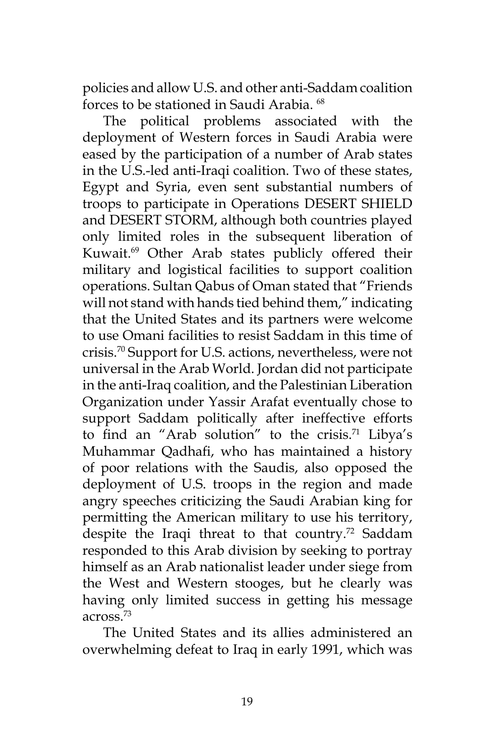policies and allow U.S. and other anti-Saddam coalition forces to be stationed in Saudi Arabia. [68]

The political problems associated with the deployment of Western forces in Saudi Arabia were eased by the participation of a number of Arab states in the U.S.-led anti-Iraqi coalition. Two of these states, Egypt and Syria, even sent substantial numbers of troops to participate in Operations DESERT SHIELD and DESERT STORM, although both countries played only limited roles in the subsequent liberation of Kuwait.[69] Other Arab states publicly offered their military and logistical facilities to support coalition operations. Sultan Qabus of Oman stated that "Friends will not stand with hands tied behind them," indicating that the United States and its partners were welcome to use Omani facilities to resist Saddam in this time of crisis.[70] Support for U.S. actions, nevertheless, were not universal in the Arab World. Jordan did not participate in the anti-Iraq coalition, and the Palestinian Liberation Organization under Yassir Arafat eventually chose to support Saddam politically after ineffective efforts to find an "Arab solution" to the crisis.[71] Libya's Muhammar Qadhafi, who has maintained a history of poor relations with the Saudis, also opposed the deployment of U.S. troops in the region and made angry speeches criticizing the Saudi Arabian king for permitting the American military to use his territory, despite the Iraqi threat to that country.[72] Saddam responded to this Arab division by seeking to portray himself as an Arab nationalist leader under siege from the West and Western stooges, but he clearly was having only limited success in getting his message across.[73]

The United States and its allies administered an overwhelming defeat to Iraq in early 1991, which was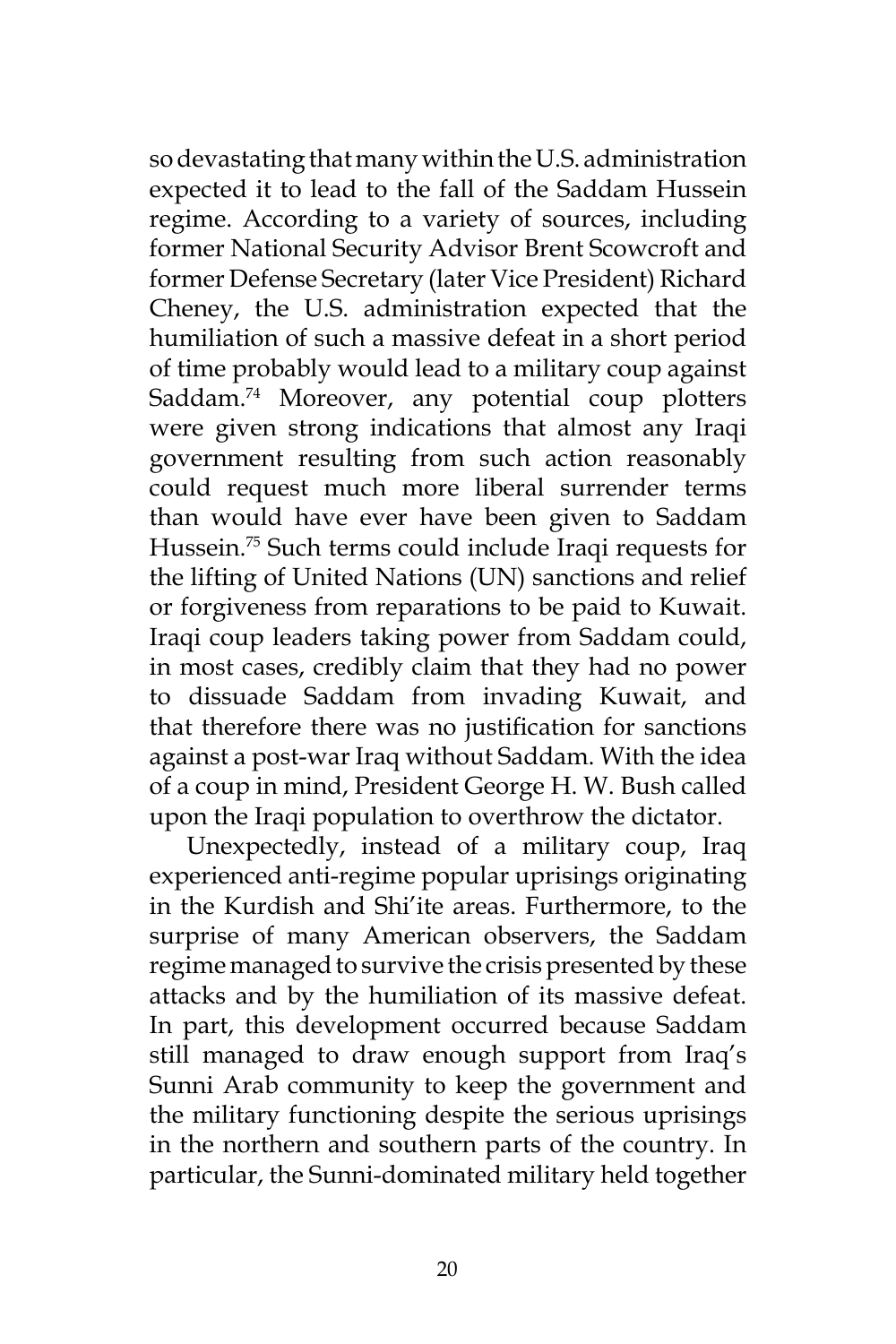so devastating that many within the U.S. administration expected it to lead to the fall of the Saddam Hussein regime. According to a variety of sources, including former National Security Advisor Brent Scowcroft and former Defense Secretary (later Vice President) Richard Cheney, the U.S. administration expected that the humiliation of such a massive defeat in a short period of time probably would lead to a military coup against Saddam.[74] Moreover, any potential coup plotters were given strong indications that almost any Iraqi government resulting from such action reasonably could request much more liberal surrender terms than would have ever have been given to Saddam Hussein.[75] Such terms could include Iraqi requests for the lifting of United Nations (UN) sanctions and relief or forgiveness from reparations to be paid to Kuwait. Iraqi coup leaders taking power from Saddam could, in most cases, credibly claim that they had no power to dissuade Saddam from invading Kuwait, and that therefore there was no justification for sanctions against a post-war Iraq without Saddam. With the idea of a coup in mind, President George H. W. Bush called upon the Iraqi population to overthrow the dictator.

Unexpectedly, instead of a military coup, Iraq experienced anti-regime popular uprisings originating in the Kurdish and Shi'ite areas. Furthermore, to the surprise of many American observers, the Saddam regime managed to survive the crisis presented by these attacks and by the humiliation of its massive defeat. In part, this development occurred because Saddam still managed to draw enough support from Iraq's Sunni Arab community to keep the government and the military functioning despite the serious uprisings in the northern and southern parts of the country. In particular, the Sunni-dominated military held together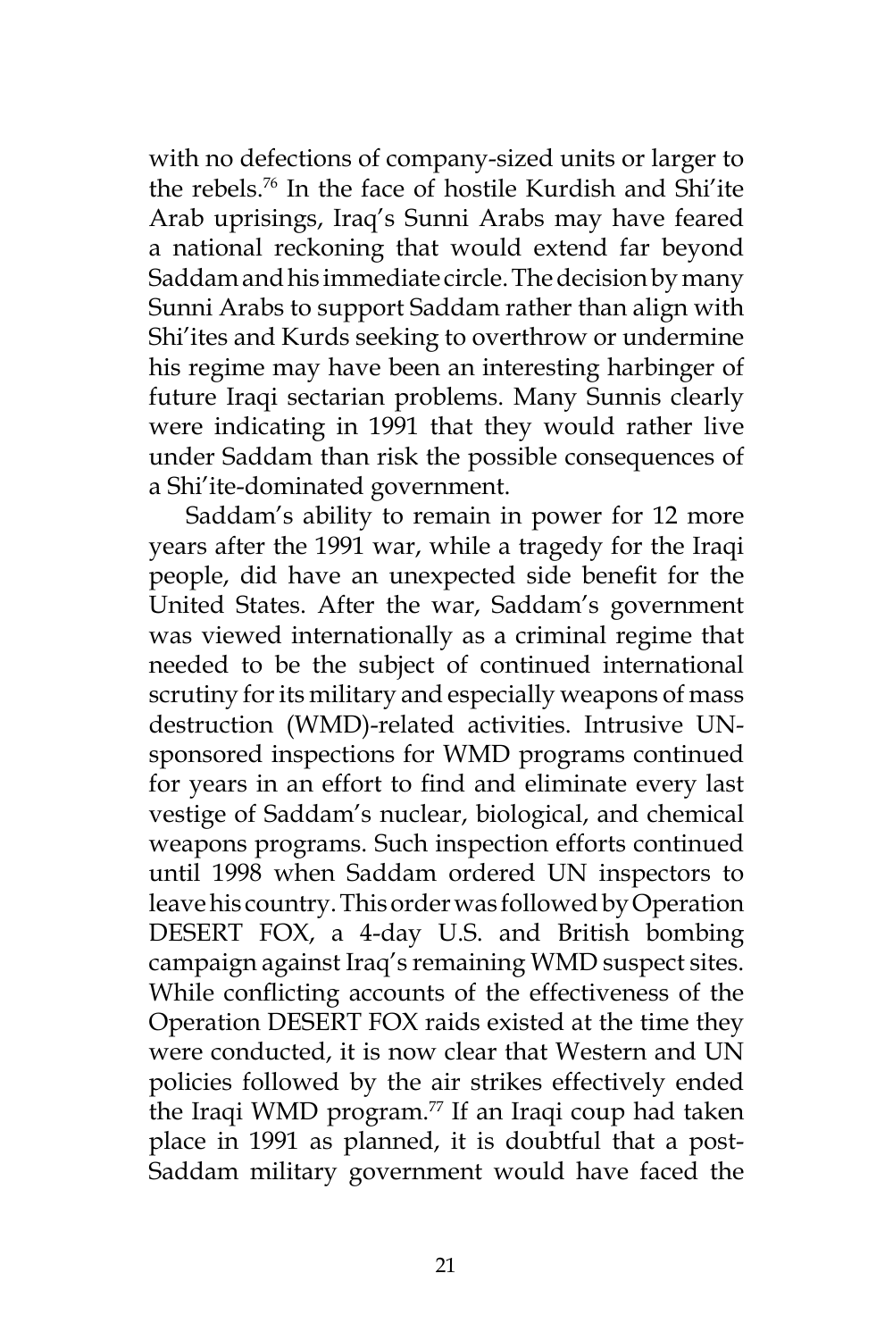with no defections of company-sized units or larger to the rebels.[76] In the face of hostile Kurdish and Shi'ite Arab uprisings, Iraq's Sunni Arabs may have feared a national reckoning that would extend far beyond Saddam and his immediate circle. The decision by many Sunni Arabs to support Saddam rather than align with Shi'ites and Kurds seeking to overthrow or undermine his regime may have been an interesting harbinger of future Iraqi sectarian problems. Many Sunnis clearly were indicating in 1991 that they would rather live under Saddam than risk the possible consequences of a Shi'ite-dominated government.

Saddam's ability to remain in power for 12 more years after the 1991 war, while a tragedy for the Iraqi people, did have an unexpected side benefit for the United States. After the war, Saddam's government was viewed internationally as a criminal regime that needed to be the subject of continued international scrutiny for its military and especially weapons of mass destruction (WMD)-related activities. Intrusive UN-sponsored inspections for WMD programs continued for years in an effort to find and eliminate every last vestige of Saddam's nuclear, biological, and chemical weapons programs. Such inspection efforts continued until 1998 when Saddam ordered UN inspectors to leave his country. This order was followed by Operation DESERT FOX, a 4-day U.S. and British bombing campaign against Iraq's remaining WMD suspect sites. While conflicting accounts of the effectiveness of the Operation DESERT FOX raids existed at the time they were conducted, it is now clear that Western and UN policies followed by the air strikes effectively ended the Iraqi WMD program.[77] If an Iraqi coup had taken place in 1991 as planned, it is doubtful that a post-Saddam military government would have faced the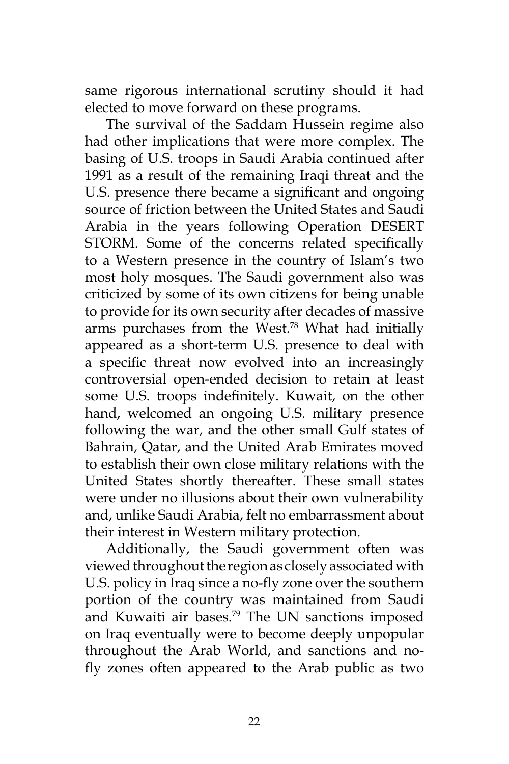same rigorous international scrutiny should it had elected to move forward on these programs.

The survival of the Saddam Hussein regime also had other implications that were more complex. The basing of U.S. troops in Saudi Arabia continued after 1991 as a result of the remaining Iraqi threat and the U.S. presence there became a significant and ongoing source of friction between the United States and Saudi Arabia in the years following Operation DESERT STORM. Some of the concerns related specifically to a Western presence in the country of Islam's two most holy mosques. The Saudi government also was criticized by some of its own citizens for being unable to provide for its own security after decades of massive arms purchases from the West.[78] What had initially appeared as a short-term U.S. presence to deal with a specific threat now evolved into an increasingly controversial open-ended decision to retain at least some U.S. troops indefinitely. Kuwait, on the other hand, welcomed an ongoing U.S. military presence following the war, and the other small Gulf states of Bahrain, Qatar, and the United Arab Emirates moved to establish their own close military relations with the United States shortly thereafter. These small states were under no illusions about their own vulnerability and, unlike Saudi Arabia, felt no embarrassment about their interest in Western military protection.

Additionally, the Saudi government often was viewed throughout the region as closely associated with U.S. policy in Iraq since a no-fly zone over the southern portion of the country was maintained from Saudi and Kuwaiti air bases.[79] The UN sanctions imposed on Iraq eventually were to become deeply unpopular throughout the Arab World, and sanctions and no-fly zones often appeared to the Arab public as two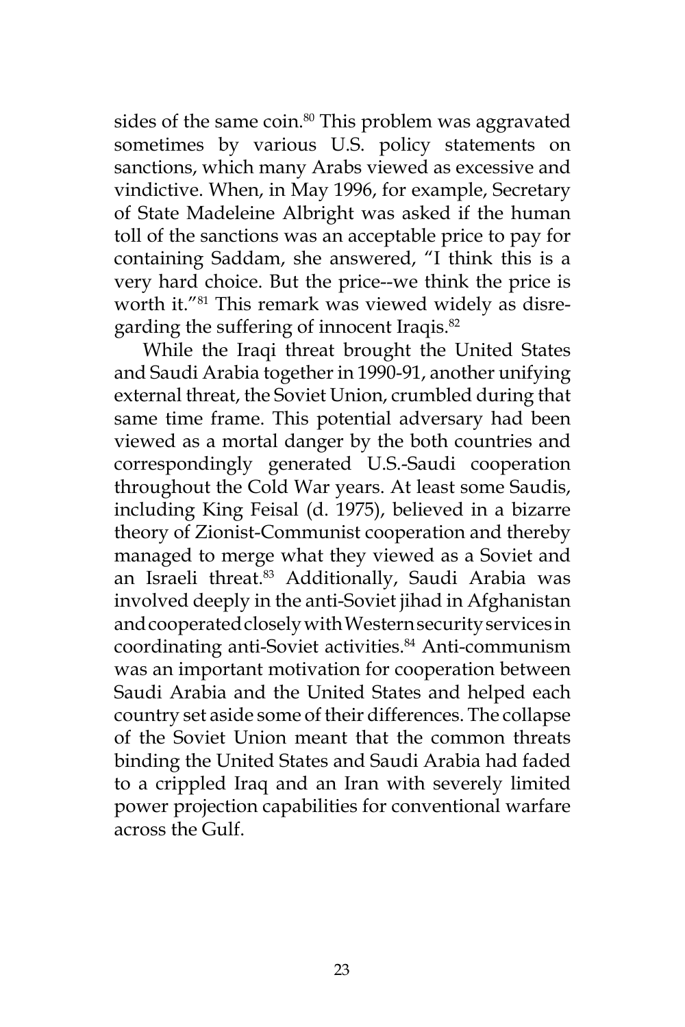sides of the same coin.[80] This problem was aggravated sometimes by various U.S. policy statements on sanctions, which many Arabs viewed as excessive and vindictive. When, in May 1996, for example, Secretary of State Madeleine Albright was asked if the human toll of the sanctions was an acceptable price to pay for containing Saddam, she answered, "I think this is a very hard choice. But the price--we think the price is worth it."[81] This remark was viewed widely as disregarding the suffering of innocent Iraqis.[82]

While the Iraqi threat brought the United States and Saudi Arabia together in 1990-91, another unifying external threat, the Soviet Union, crumbled during that same time frame. This potential adversary had been viewed as a mortal danger by the both countries and correspondingly generated U.S.-Saudi cooperation throughout the Cold War years. At least some Saudis, including King Feisal (d. 1975), believed in a bizarre theory of Zionist-Communist cooperation and thereby managed to merge what they viewed as a Soviet and an Israeli threat.[83] Additionally, Saudi Arabia was involved deeply in the anti-Soviet jihad in Afghanistan and cooperated closely with Western security services in coordinating anti-Soviet activities.[84] Anti-communism was an important motivation for cooperation between Saudi Arabia and the United States and helped each country set aside some of their differences. The collapse of the Soviet Union meant that the common threats binding the United States and Saudi Arabia had faded to a crippled Iraq and an Iran with severely limited power projection capabilities for conventional warfare across the Gulf.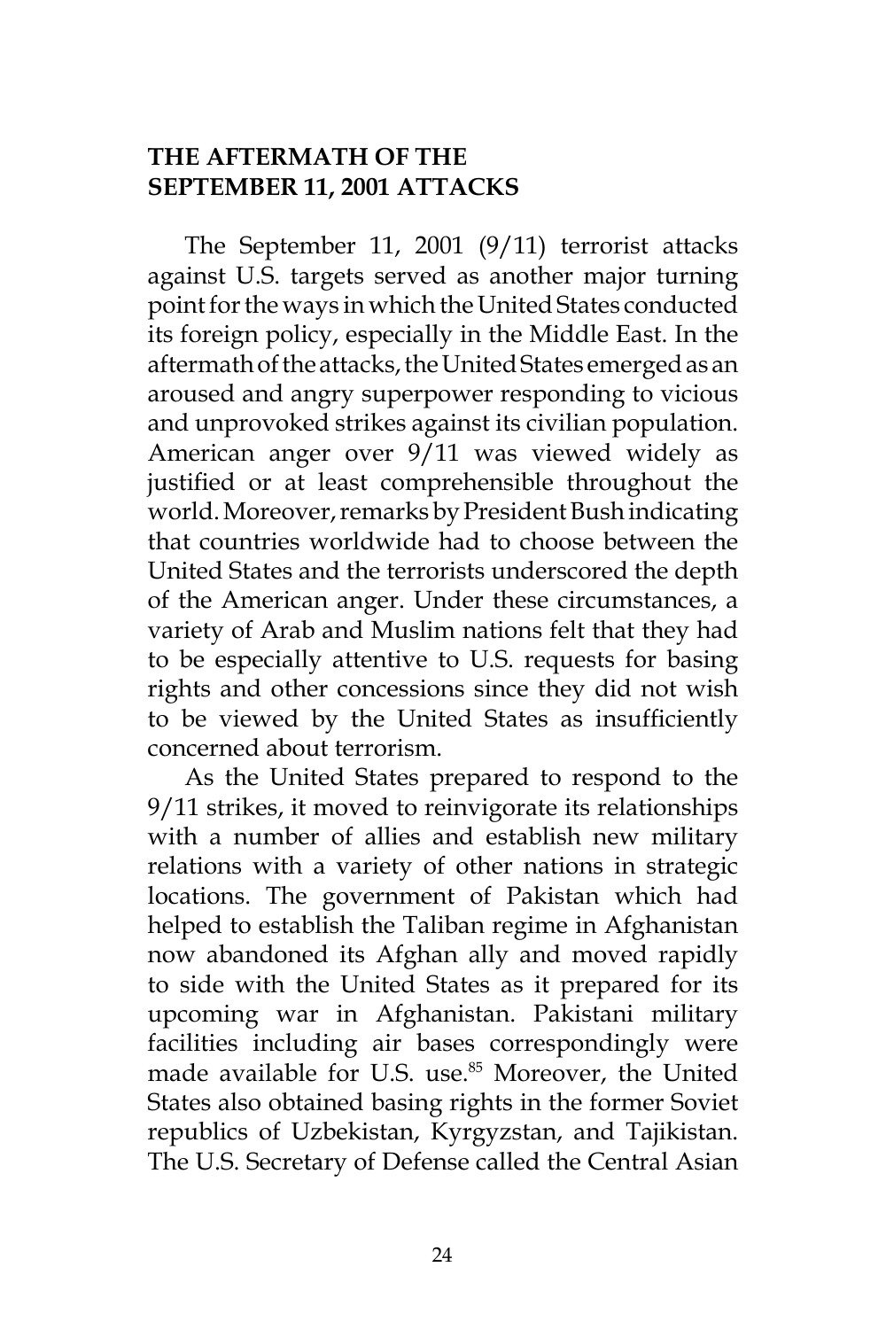## THE AFTERMATH OF THE SEPTEMBER 11, 2001 ATTACKS

The September 11, 2001 (9/11) terrorist attacks against U.S. targets served as another major turning point for the ways in which the United States conducted its foreign policy, especially in the Middle East. In the aftermath of the attacks, the United States emerged as an aroused and angry superpower responding to vicious and unprovoked strikes against its civilian population. American anger over 9/11 was viewed widely as justified or at least comprehensible throughout the world. Moreover, remarks by President Bush indicating that countries worldwide had to choose between the United States and the terrorists underscored the depth of the American anger. Under these circumstances, a variety of Arab and Muslim nations felt that they had to be especially attentive to U.S. requests for basing rights and other concessions since they did not wish to be viewed by the United States as insufficiently concerned about terrorism.

As the United States prepared to respond to the 9/11 strikes, it moved to reinvigorate its relationships with a number of allies and establish new military relations with a variety of other nations in strategic locations. The government of Pakistan which had helped to establish the Taliban regime in Afghanistan now abandoned its Afghan ally and moved rapidly to side with the United States as it prepared for its upcoming war in Afghanistan. Pakistani military facilities including air bases correspondingly were made available for U.S. use.[85] Moreover, the United States also obtained basing rights in the former Soviet republics of Uzbekistan, Kyrgyzstan, and Tajikistan. The U.S. Secretary of Defense called the Central Asian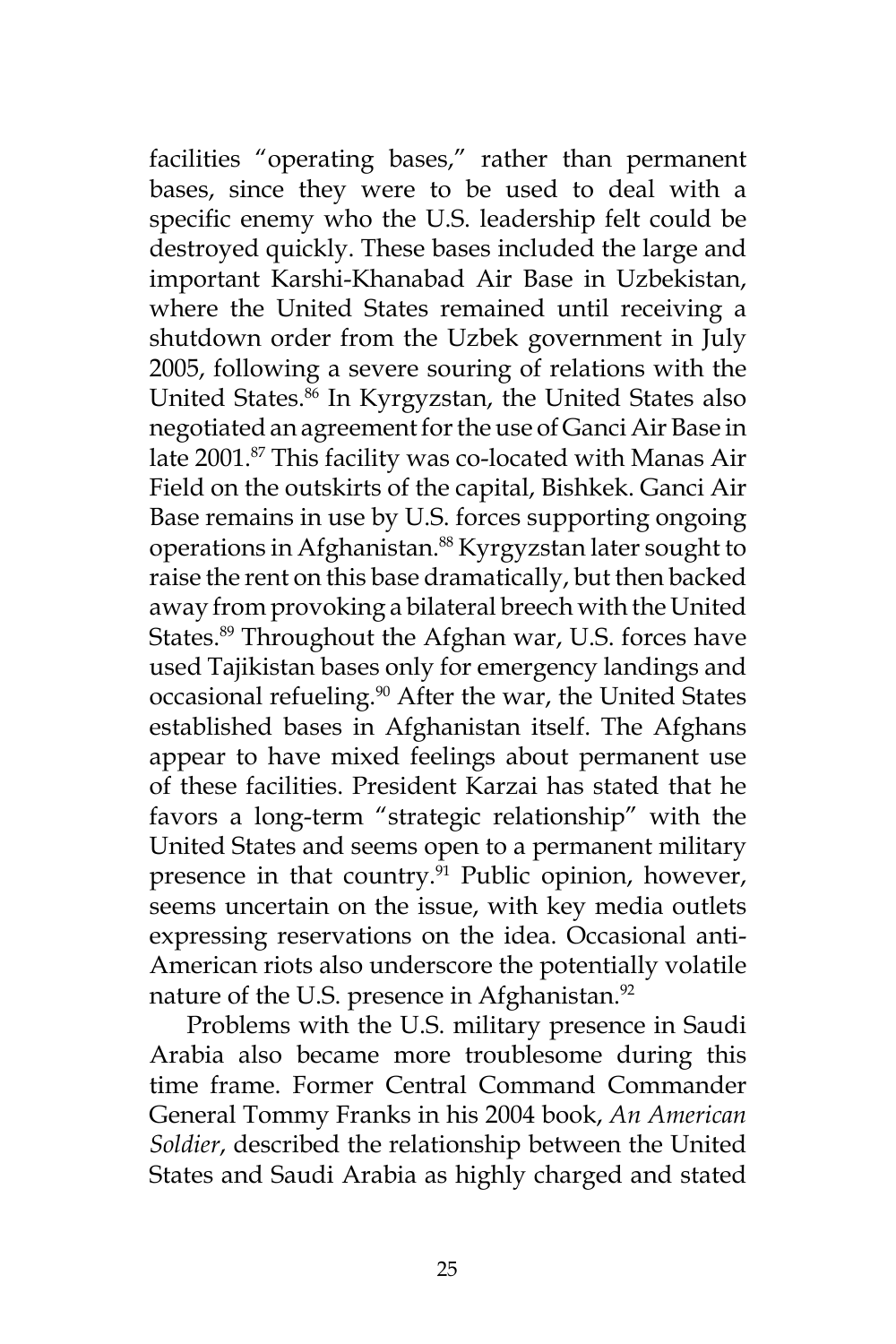facilities "operating bases," rather than permanent bases, since they were to be used to deal with a specific enemy who the U.S. leadership felt could be destroyed quickly. These bases included the large and important Karshi-Khanabad Air Base in Uzbekistan, where the United States remained until receiving a shutdown order from the Uzbek government in July 2005, following a severe souring of relations with the United States.[86] In Kyrgyzstan, the United States also negotiated an agreement for the use of Ganci Air Base in late 2001.[87] This facility was co-located with Manas Air Field on the outskirts of the capital, Bishkek. Ganci Air Base remains in use by U.S. forces supporting ongoing operations in Afghanistan.[88] Kyrgyzstan later sought to raise the rent on this base dramatically, but then backed away from provoking a bilateral breech with the United States.[89] Throughout the Afghan war, U.S. forces have used Tajikistan bases only for emergency landings and occasional refueling.[90] After the war, the United States established bases in Afghanistan itself. The Afghans appear to have mixed feelings about permanent use of these facilities. President Karzai has stated that he favors a long-term "strategic relationship" with the United States and seems open to a permanent military presence in that country.[91] Public opinion, however, seems uncertain on the issue, with key media outlets expressing reservations on the idea. Occasional anti-American riots also underscore the potentially volatile nature of the U.S. presence in Afghanistan.[92]

Problems with the U.S. military presence in Saudi Arabia also became more troublesome during this time frame. Former Central Command Commander General Tommy Franks in his 2004 book, *An American Soldier*, described the relationship between the United States and Saudi Arabia as highly charged and stated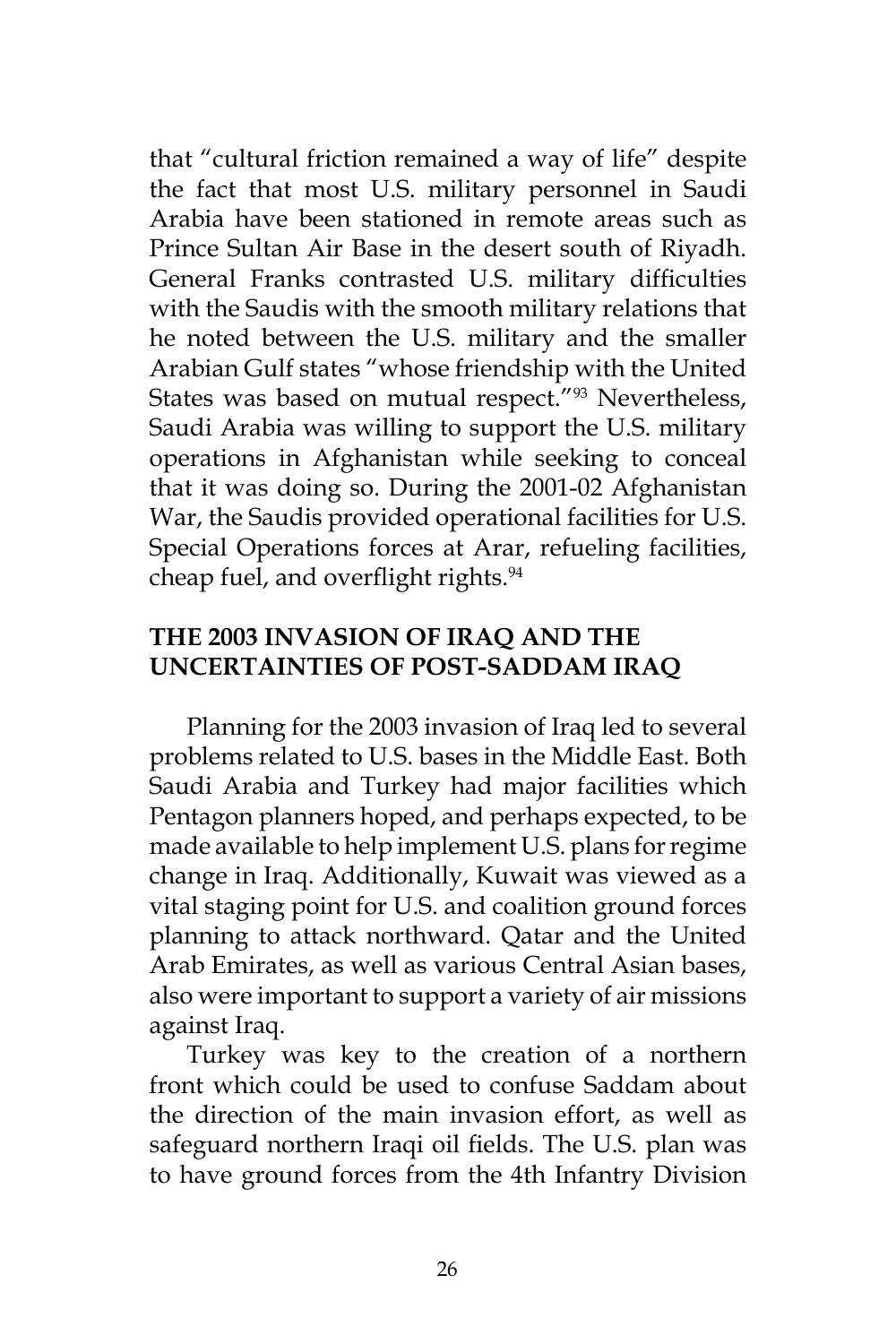that "cultural friction remained a way of life" despite the fact that most U.S. military personnel in Saudi Arabia have been stationed in remote areas such as Prince Sultan Air Base in the desert south of Riyadh. General Franks contrasted U.S. military difficulties with the Saudis with the smooth military relations that he noted between the U.S. military and the smaller Arabian Gulf states "whose friendship with the United States was based on mutual respect."[93] Nevertheless, Saudi Arabia was willing to support the U.S. military operations in Afghanistan while seeking to conceal that it was doing so. During the 2001-02 Afghanistan War, the Saudis provided operational facilities for U.S. Special Operations forces at Arar, refueling facilities, cheap fuel, and overflight rights.[94]

## THE 2003 INVASION OF IRAQ AND THE UNCERTAINTIES OF POST-SADDAM IRAQ

Planning for the 2003 invasion of Iraq led to several problems related to U.S. bases in the Middle East. Both Saudi Arabia and Turkey had major facilities which Pentagon planners hoped, and perhaps expected, to be made available to help implement U.S. plans for regime change in Iraq. Additionally, Kuwait was viewed as a vital staging point for U.S. and coalition ground forces planning to attack northward. Qatar and the United Arab Emirates, as well as various Central Asian bases, also were important to support a variety of air missions against Iraq.

Turkey was key to the creation of a northern front which could be used to confuse Saddam about the direction of the main invasion effort, as well as safeguard northern Iraqi oil fields. The U.S. plan was to have ground forces from the 4th Infantry Division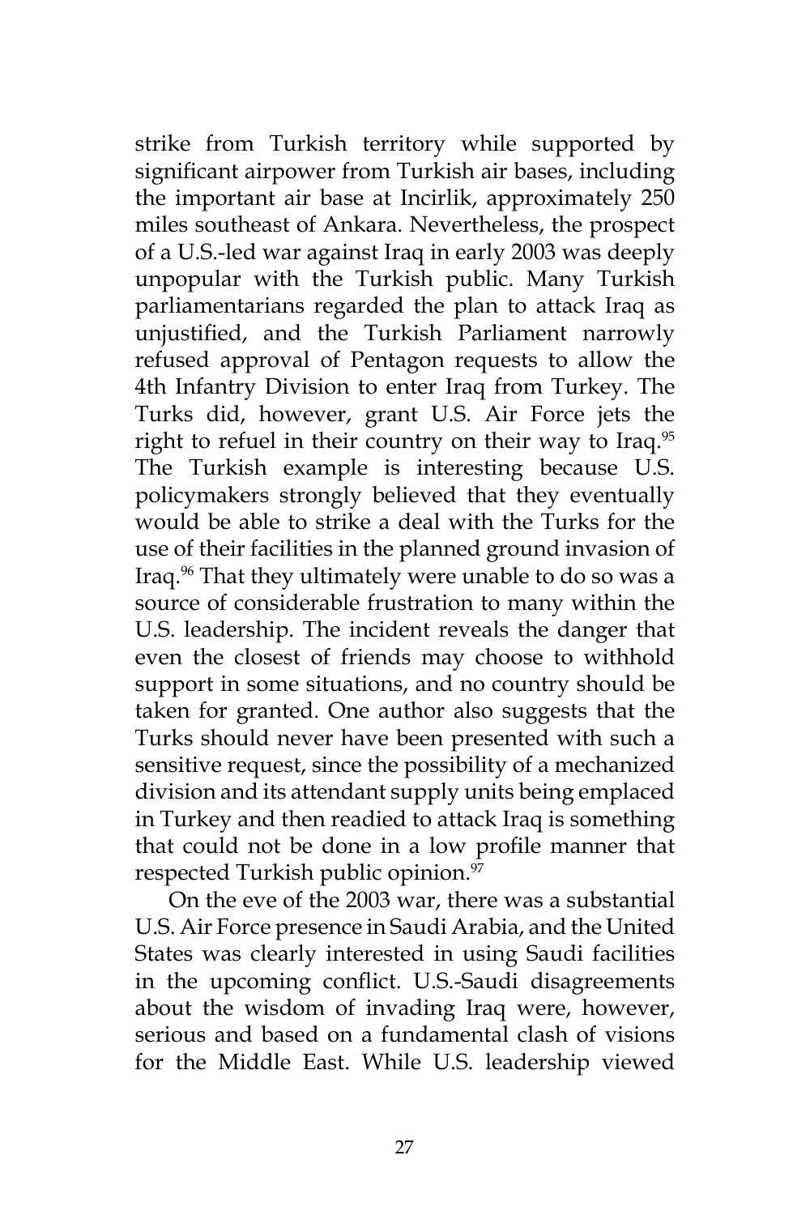strike from Turkish territory while supported by significant airpower from Turkish air bases, including the important air base at Incirlik, approximately 250 miles southeast of Ankara. Nevertheless, the prospect of a U.S.-led war against Iraq in early 2003 was deeply unpopular with the Turkish public. Many Turkish parliamentarians regarded the plan to attack Iraq as unjustified, and the Turkish Parliament narrowly refused approval of Pentagon requests to allow the 4th Infantry Division to enter Iraq from Turkey. The Turks did, however, grant U.S. Air Force jets the right to refuel in their country on their way to Iraq.[95] The Turkish example is interesting because U.S. policymakers strongly believed that they eventually would be able to strike a deal with the Turks for the use of their facilities in the planned ground invasion of Iraq.[96] That they ultimately were unable to do so was a source of considerable frustration to many within the U.S. leadership. The incident reveals the danger that even the closest of friends may choose to withhold support in some situations, and no country should be taken for granted. One author also suggests that the Turks should never have been presented with such a sensitive request, since the possibility of a mechanized division and its attendant supply units being emplaced in Turkey and then readied to attack Iraq is something that could not be done in a low profile manner that respected Turkish public opinion.[97]

On the eve of the 2003 war, there was a substantial U.S. Air Force presence in Saudi Arabia, and the United States was clearly interested in using Saudi facilities in the upcoming conflict. U.S.-Saudi disagreements about the wisdom of invading Iraq were, however, serious and based on a fundamental clash of visions for the Middle East. While U.S. leadership viewed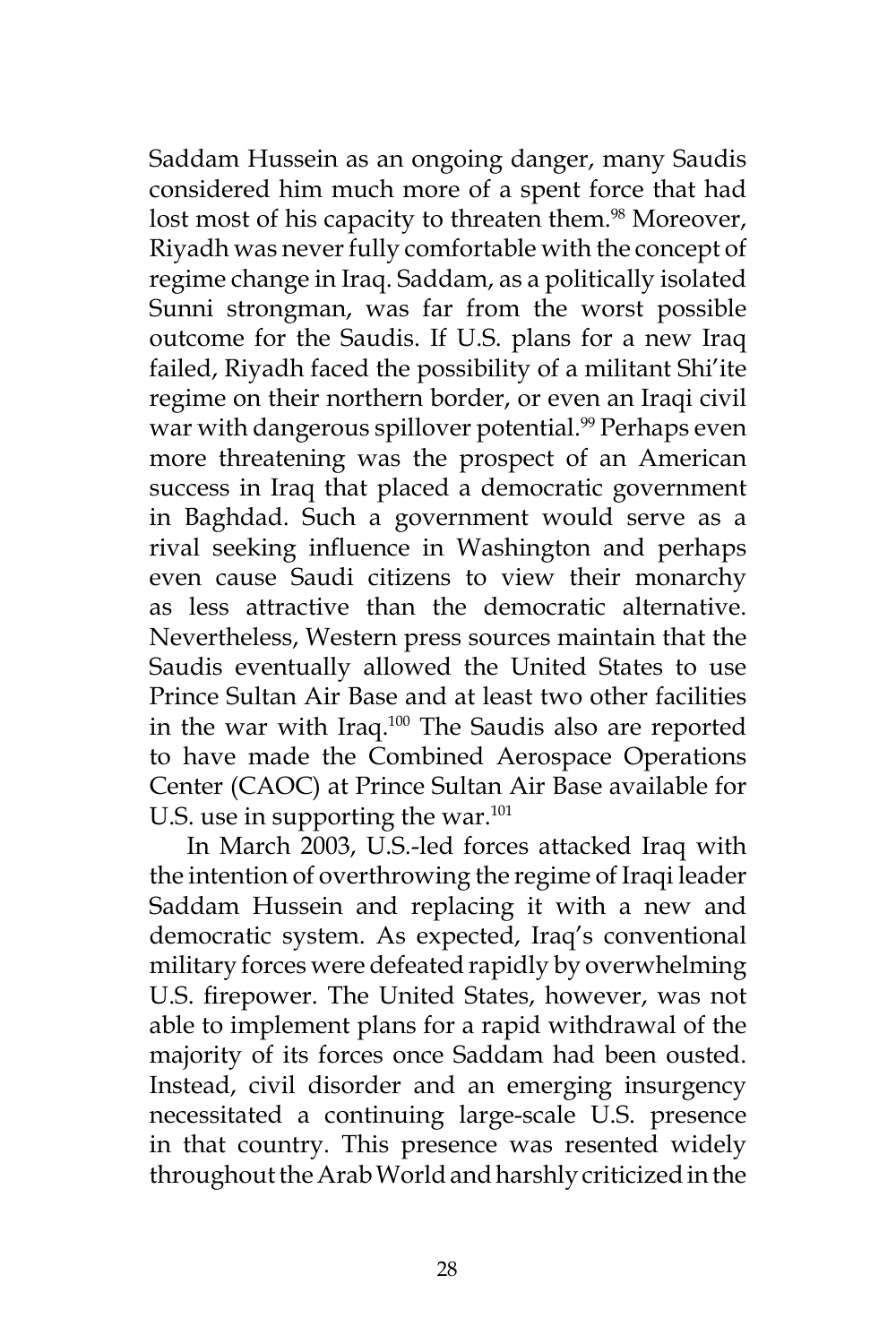Saddam Hussein as an ongoing danger, many Saudis considered him much more of a spent force that had lost most of his capacity to threaten them.[98] Moreover, Riyadh was never fully comfortable with the concept of regime change in Iraq. Saddam, as a politically isolated Sunni strongman, was far from the worst possible outcome for the Saudis. If U.S. plans for a new Iraq failed, Riyadh faced the possibility of a militant Shi'ite regime on their northern border, or even an Iraqi civil war with dangerous spillover potential.[99] Perhaps even more threatening was the prospect of an American success in Iraq that placed a democratic government in Baghdad. Such a government would serve as a rival seeking influence in Washington and perhaps even cause Saudi citizens to view their monarchy as less attractive than the democratic alternative. Nevertheless, Western press sources maintain that the Saudis eventually allowed the United States to use Prince Sultan Air Base and at least two other facilities in the war with Iraq.[100] The Saudis also are reported to have made the Combined Aerospace Operations Center (CAOC) at Prince Sultan Air Base available for U.S. use in supporting the war.[101]

In March 2003, U.S.-led forces attacked Iraq with the intention of overthrowing the regime of Iraqi leader Saddam Hussein and replacing it with a new and democratic system. As expected, Iraq's conventional military forces were defeated rapidly by overwhelming U.S. firepower. The United States, however, was not able to implement plans for a rapid withdrawal of the majority of its forces once Saddam had been ousted. Instead, civil disorder and an emerging insurgency necessitated a continuing large-scale U.S. presence in that country. This presence was resented widely throughout the Arab World and harshly criticized in the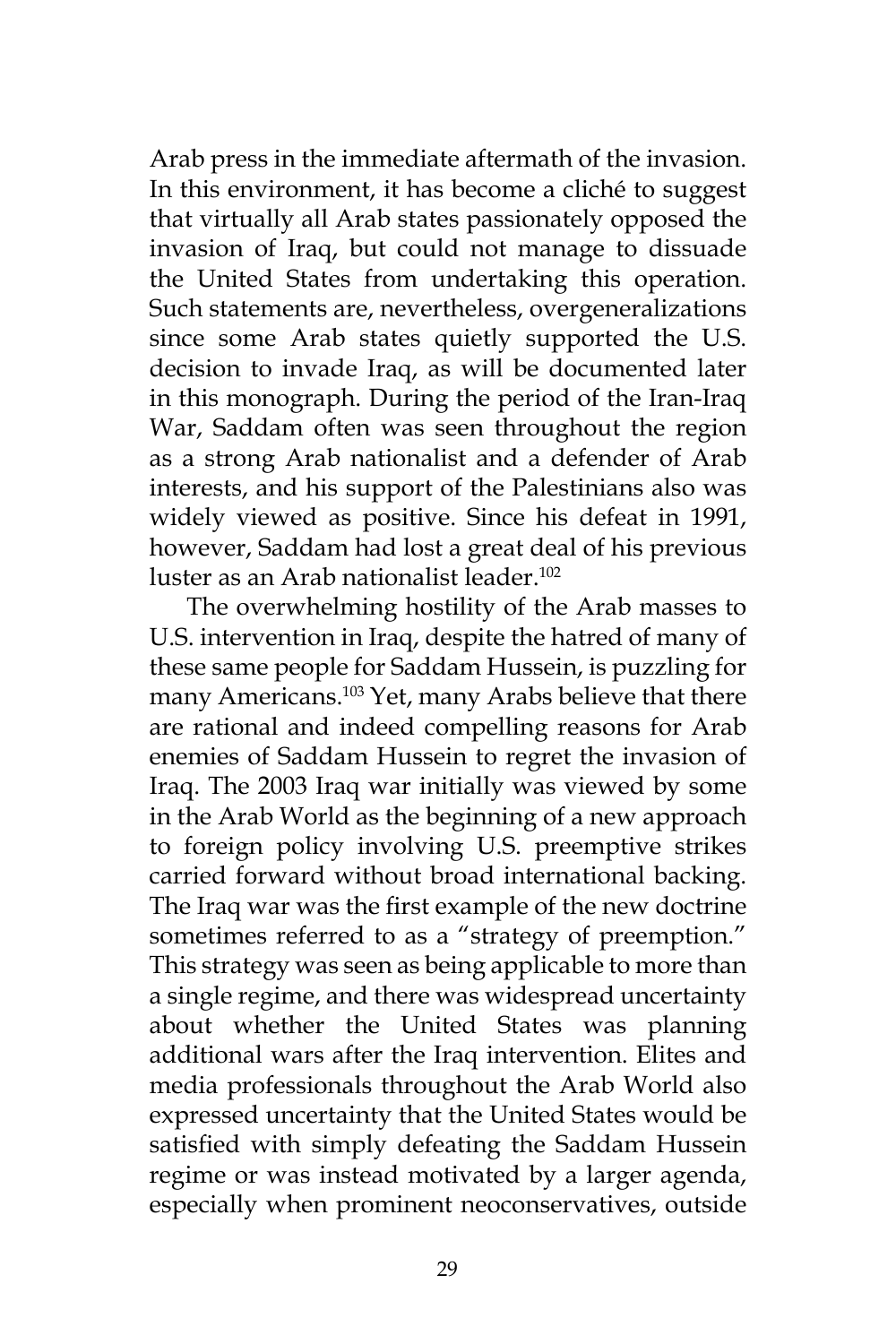Arab press in the immediate aftermath of the invasion. In this environment, it has become a cliché to suggest that virtually all Arab states passionately opposed the invasion of Iraq, but could not manage to dissuade the United States from undertaking this operation. Such statements are, nevertheless, overgeneralizations since some Arab states quietly supported the U.S. decision to invade Iraq, as will be documented later in this monograph. During the period of the Iran-Iraq War, Saddam often was seen throughout the region as a strong Arab nationalist and a defender of Arab interests, and his support of the Palestinians also was widely viewed as positive. Since his defeat in 1991, however, Saddam had lost a great deal of his previous luster as an Arab nationalist leader.[102]

The overwhelming hostility of the Arab masses to U.S. intervention in Iraq, despite the hatred of many of these same people for Saddam Hussein, is puzzling for many Americans.[103] Yet, many Arabs believe that there are rational and indeed compelling reasons for Arab enemies of Saddam Hussein to regret the invasion of Iraq. The 2003 Iraq war initially was viewed by some in the Arab World as the beginning of a new approach to foreign policy involving U.S. preemptive strikes carried forward without broad international backing. The Iraq war was the first example of the new doctrine sometimes referred to as a "strategy of preemption." This strategy was seen as being applicable to more than a single regime, and there was widespread uncertainty about whether the United States was planning additional wars after the Iraq intervention. Elites and media professionals throughout the Arab World also expressed uncertainty that the United States would be satisfied with simply defeating the Saddam Hussein regime or was instead motivated by a larger agenda, especially when prominent neoconservatives, outside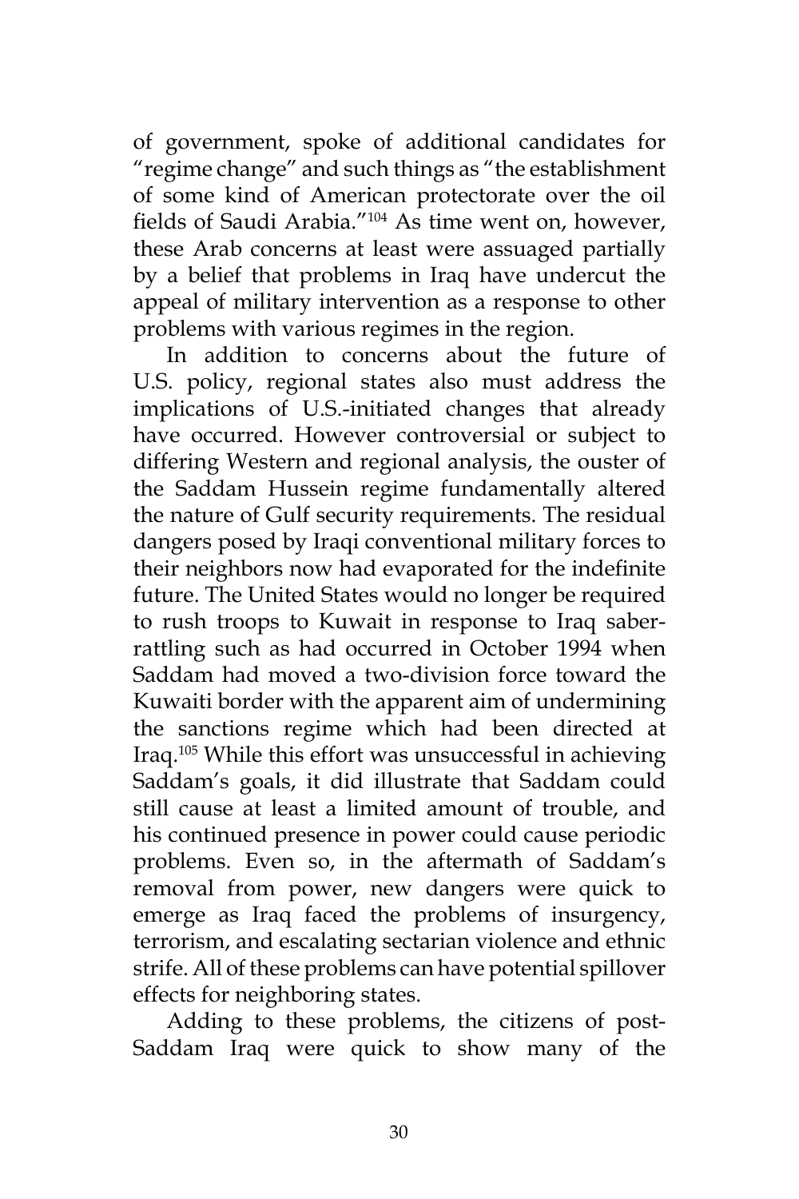of government, spoke of additional candidates for "regime change" and such things as "the establishment of some kind of American protectorate over the oil fields of Saudi Arabia."[104] As time went on, however, these Arab concerns at least were assuaged partially by a belief that problems in Iraq have undercut the appeal of military intervention as a response to other problems with various regimes in the region.

In addition to concerns about the future of U.S. policy, regional states also must address the implications of U.S.-initiated changes that already have occurred. However controversial or subject to differing Western and regional analysis, the ouster of the Saddam Hussein regime fundamentally altered the nature of Gulf security requirements. The residual dangers posed by Iraqi conventional military forces to their neighbors now had evaporated for the indefinite future. The United States would no longer be required to rush troops to Kuwait in response to Iraq saber-rattling such as had occurred in October 1994 when Saddam had moved a two-division force toward the Kuwaiti border with the apparent aim of undermining the sanctions regime which had been directed at Iraq.[105] While this effort was unsuccessful in achieving Saddam's goals, it did illustrate that Saddam could still cause at least a limited amount of trouble, and his continued presence in power could cause periodic problems. Even so, in the aftermath of Saddam's removal from power, new dangers were quick to emerge as Iraq faced the problems of insurgency, terrorism, and escalating sectarian violence and ethnic strife. All of these problems can have potential spillover effects for neighboring states.

Adding to these problems, the citizens of post-Saddam Iraq were quick to show many of the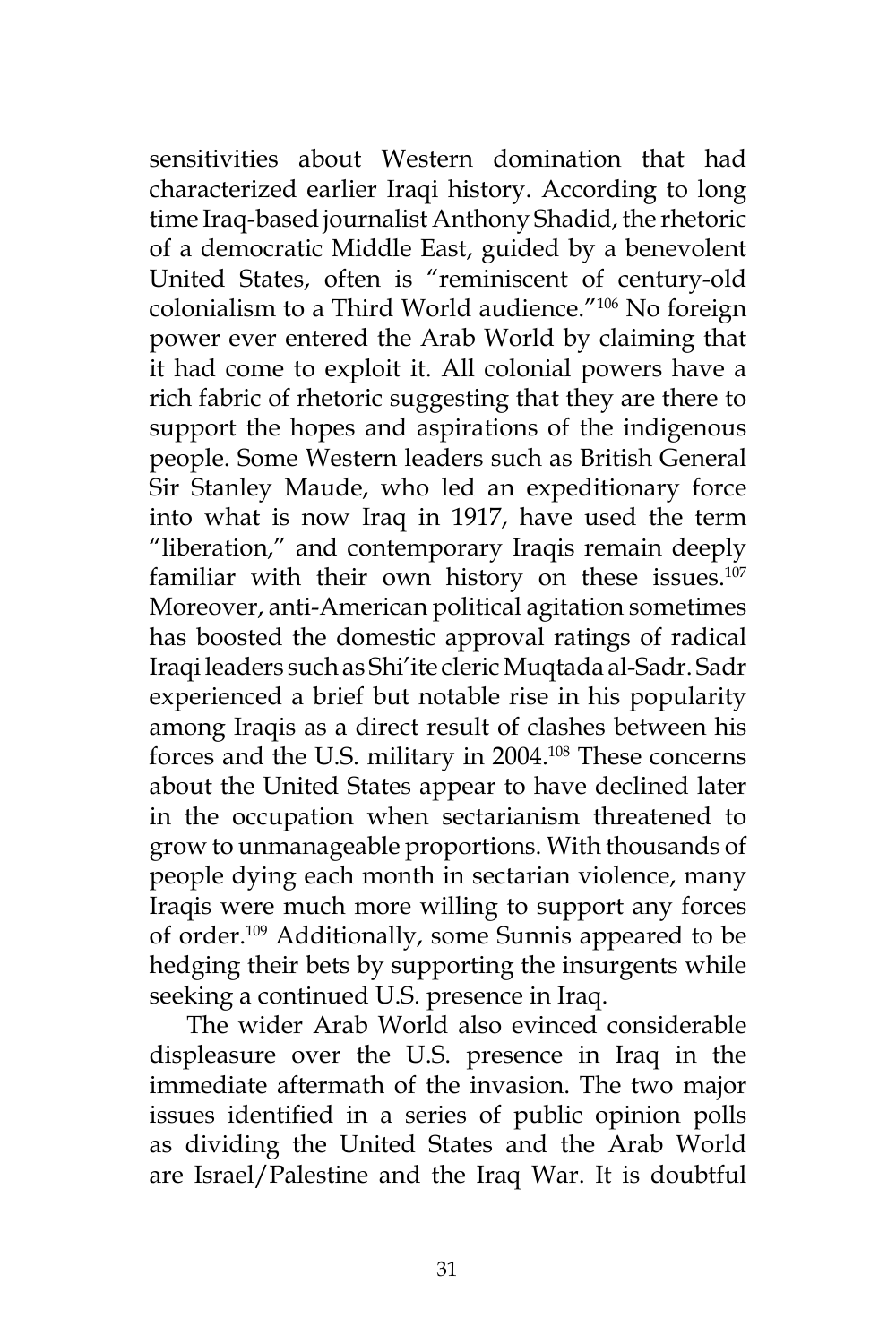sensitivities about Western domination that had characterized earlier Iraqi history. According to long time Iraq-based journalist Anthony Shadid, the rhetoric of a democratic Middle East, guided by a benevolent United States, often is "reminiscent of century-old colonialism to a Third World audience."[106] No foreign power ever entered the Arab World by claiming that it had come to exploit it. All colonial powers have a rich fabric of rhetoric suggesting that they are there to support the hopes and aspirations of the indigenous people. Some Western leaders such as British General Sir Stanley Maude, who led an expeditionary force into what is now Iraq in 1917, have used the term "liberation," and contemporary Iraqis remain deeply familiar with their own history on these issues.[107] Moreover, anti-American political agitation sometimes has boosted the domestic approval ratings of radical Iraqi leaders such as Shi'ite cleric Muqtada al-Sadr. Sadr experienced a brief but notable rise in his popularity among Iraqis as a direct result of clashes between his forces and the U.S. military in 2004.[108] These concerns about the United States appear to have declined later in the occupation when sectarianism threatened to grow to unmanageable proportions. With thousands of people dying each month in sectarian violence, many Iraqis were much more willing to support any forces of order.[109] Additionally, some Sunnis appeared to be hedging their bets by supporting the insurgents while seeking a continued U.S. presence in Iraq.

The wider Arab World also evinced considerable displeasure over the U.S. presence in Iraq in the immediate aftermath of the invasion. The two major issues identified in a series of public opinion polls as dividing the United States and the Arab World are Israel/Palestine and the Iraq War. It is doubtful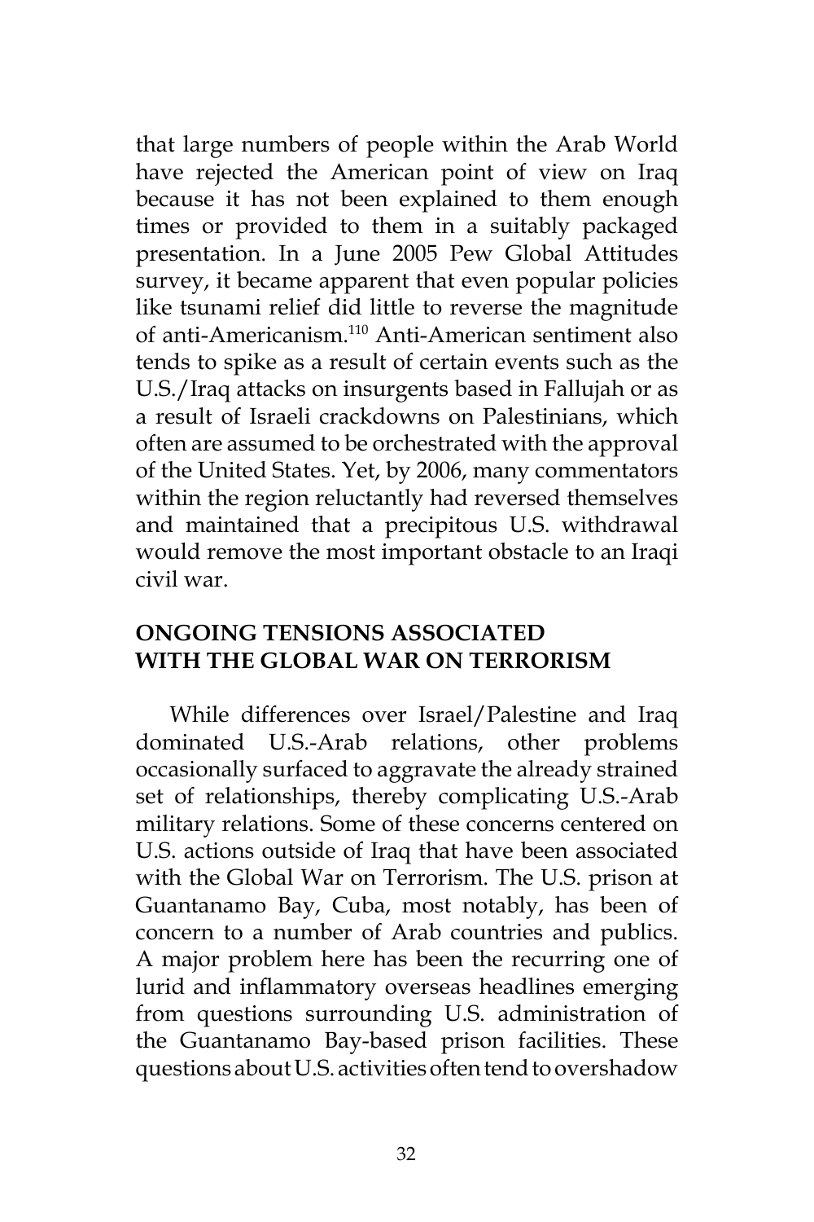that large numbers of people within the Arab World have rejected the American point of view on Iraq because it has not been explained to them enough times or provided to them in a suitably packaged presentation. In a June 2005 Pew Global Attitudes survey, it became apparent that even popular policies like tsunami relief did little to reverse the magnitude of anti-Americanism.[110] Anti-American sentiment also tends to spike as a result of certain events such as the U.S./Iraq attacks on insurgents based in Fallujah or as a result of Israeli crackdowns on Palestinians, which often are assumed to be orchestrated with the approval of the United States. Yet, by 2006, many commentators within the region reluctantly had reversed themselves and maintained that a precipitous U.S. withdrawal would remove the most important obstacle to an Iraqi civil war.

## ONGOING TENSIONS ASSOCIATED WITH THE GLOBAL WAR ON TERRORISM

While differences over Israel/Palestine and Iraq dominated U.S.-Arab relations, other problems occasionally surfaced to aggravate the already strained set of relationships, thereby complicating U.S.-Arab military relations. Some of these concerns centered on U.S. actions outside of Iraq that have been associated with the Global War on Terrorism. The U.S. prison at Guantanamo Bay, Cuba, most notably, has been of concern to a number of Arab countries and publics. A major problem here has been the recurring one of lurid and inflammatory overseas headlines emerging from questions surrounding U.S. administration of the Guantanamo Bay-based prison facilities. These questions about U.S. activities often tend to overshadow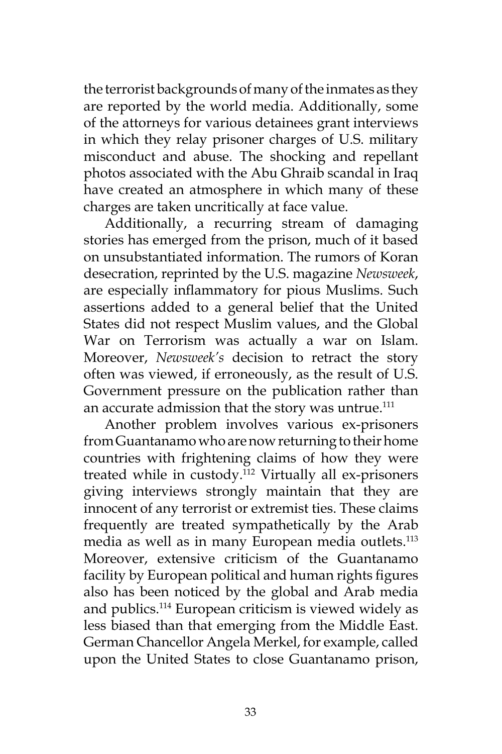the terrorist backgrounds of many of the inmates as they are reported by the world media. Additionally, some of the attorneys for various detainees grant interviews in which they relay prisoner charges of U.S. military misconduct and abuse. The shocking and repellant photos associated with the Abu Ghraib scandal in Iraq have created an atmosphere in which many of these charges are taken uncritically at face value.

Additionally, a recurring stream of damaging stories has emerged from the prison, much of it based on unsubstantiated information. The rumors of Koran desecration, reprinted by the U.S. magazine *Newsweek*, are especially inflammatory for pious Muslims. Such assertions added to a general belief that the United States did not respect Muslim values, and the Global War on Terrorism was actually a war on Islam. Moreover, *Newsweek's* decision to retract the story often was viewed, if erroneously, as the result of U.S. Government pressure on the publication rather than an accurate admission that the story was untrue.[111]

Another problem involves various ex-prisoners from Guantanamo who are now returning to their home countries with frightening claims of how they were treated while in custody.[112] Virtually all ex-prisoners giving interviews strongly maintain that they are innocent of any terrorist or extremist ties. These claims frequently are treated sympathetically by the Arab media as well as in many European media outlets.[113] Moreover, extensive criticism of the Guantanamo facility by European political and human rights figures also has been noticed by the global and Arab media and publics.[114] European criticism is viewed widely as less biased than that emerging from the Middle East. German Chancellor Angela Merkel, for example, called upon the United States to close Guantanamo prison,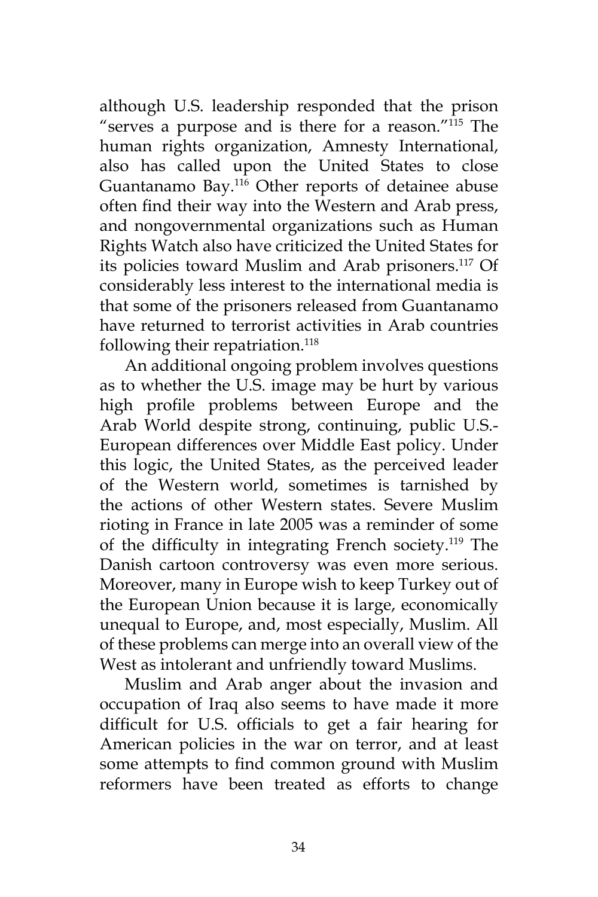although U.S. leadership responded that the prison "serves a purpose and is there for a reason."[115] The human rights organization, Amnesty International, also has called upon the United States to close Guantanamo Bay.[116] Other reports of detainee abuse often find their way into the Western and Arab press, and nongovernmental organizations such as Human Rights Watch also have criticized the United States for its policies toward Muslim and Arab prisoners.[117] Of considerably less interest to the international media is that some of the prisoners released from Guantanamo have returned to terrorist activities in Arab countries following their repatriation.[118]

An additional ongoing problem involves questions as to whether the U.S. image may be hurt by various high profile problems between Europe and the Arab World despite strong, continuing, public U.S.-European differences over Middle East policy. Under this logic, the United States, as the perceived leader of the Western world, sometimes is tarnished by the actions of other Western states. Severe Muslim rioting in France in late 2005 was a reminder of some of the difficulty in integrating French society.[119] The Danish cartoon controversy was even more serious. Moreover, many in Europe wish to keep Turkey out of the European Union because it is large, economically unequal to Europe, and, most especially, Muslim. All of these problems can merge into an overall view of the West as intolerant and unfriendly toward Muslims.

Muslim and Arab anger about the invasion and occupation of Iraq also seems to have made it more difficult for U.S. officials to get a fair hearing for American policies in the war on terror, and at least some attempts to find common ground with Muslim reformers have been treated as efforts to change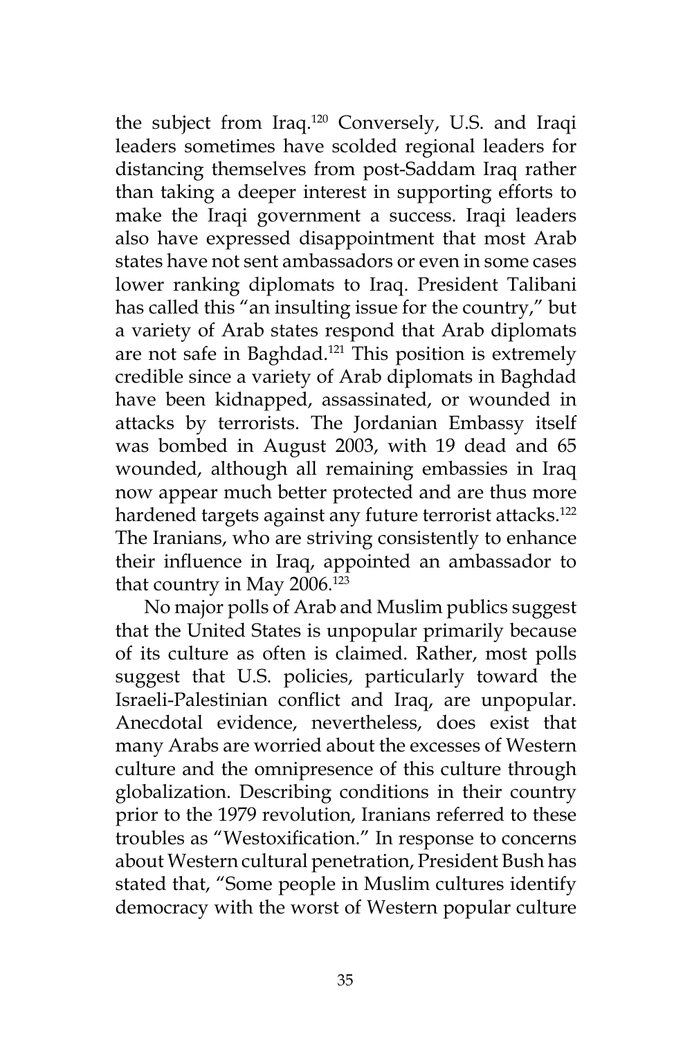the subject from Iraq.[120] Conversely, U.S. and Iraqi leaders sometimes have scolded regional leaders for distancing themselves from post-Saddam Iraq rather than taking a deeper interest in supporting efforts to make the Iraqi government a success. Iraqi leaders also have expressed disappointment that most Arab states have not sent ambassadors or even in some cases lower ranking diplomats to Iraq. President Talibani has called this "an insulting issue for the country," but a variety of Arab states respond that Arab diplomats are not safe in Baghdad.[121] This position is extremely credible since a variety of Arab diplomats in Baghdad have been kidnapped, assassinated, or wounded in attacks by terrorists. The Jordanian Embassy itself was bombed in August 2003, with 19 dead and 65 wounded, although all remaining embassies in Iraq now appear much better protected and are thus more hardened targets against any future terrorist attacks.[122] The Iranians, who are striving consistently to enhance their influence in Iraq, appointed an ambassador to that country in May 2006.[123]

No major polls of Arab and Muslim publics suggest that the United States is unpopular primarily because of its culture as often is claimed. Rather, most polls suggest that U.S. policies, particularly toward the Israeli-Palestinian conflict and Iraq, are unpopular. Anecdotal evidence, nevertheless, does exist that many Arabs are worried about the excesses of Western culture and the omnipresence of this culture through globalization. Describing conditions in their country prior to the 1979 revolution, Iranians referred to these troubles as "Westoxification." In response to concerns about Western cultural penetration, President Bush has stated that, "Some people in Muslim cultures identify democracy with the worst of Western popular culture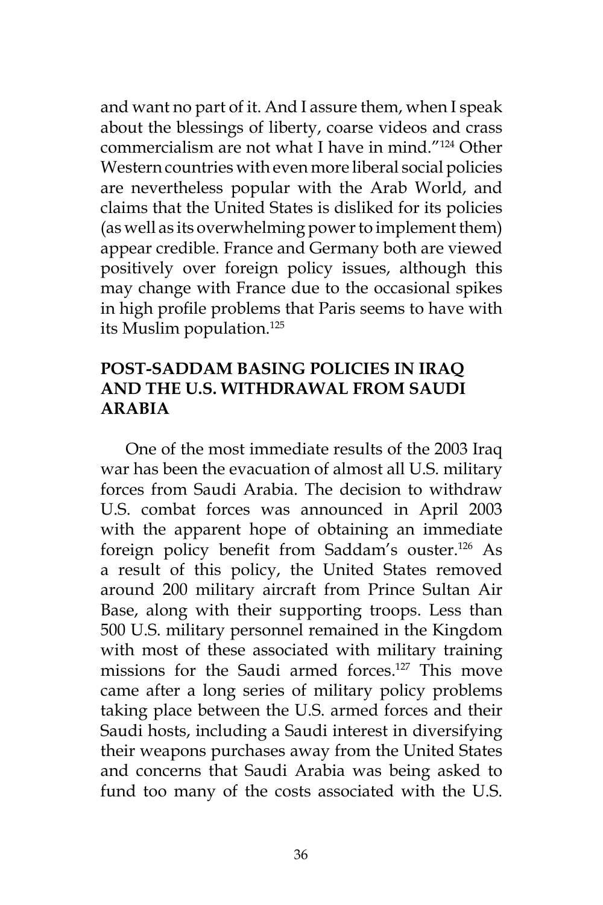and want no part of it. And I assure them, when I speak about the blessings of liberty, coarse videos and crass commercialism are not what I have in mind."[124] Other Western countries with even more liberal social policies are nevertheless popular with the Arab World, and claims that the United States is disliked for its policies (as well as its overwhelming power to implement them) appear credible. France and Germany both are viewed positively over foreign policy issues, although this may change with France due to the occasional spikes in high profile problems that Paris seems to have with its Muslim population.[125]

## POST-SADDAM BASING POLICIES IN IRAQ AND THE U.S. WITHDRAWAL FROM SAUDI ARABIA

One of the most immediate results of the 2003 Iraq war has been the evacuation of almost all U.S. military forces from Saudi Arabia. The decision to withdraw U.S. combat forces was announced in April 2003 with the apparent hope of obtaining an immediate foreign policy benefit from Saddam's ouster.[126] As a result of this policy, the United States removed around 200 military aircraft from Prince Sultan Air Base, along with their supporting troops. Less than 500 U.S. military personnel remained in the Kingdom with most of these associated with military training missions for the Saudi armed forces.[127] This move came after a long series of military policy problems taking place between the U.S. armed forces and their Saudi hosts, including a Saudi interest in diversifying their weapons purchases away from the United States and concerns that Saudi Arabia was being asked to fund too many of the costs associated with the U.S.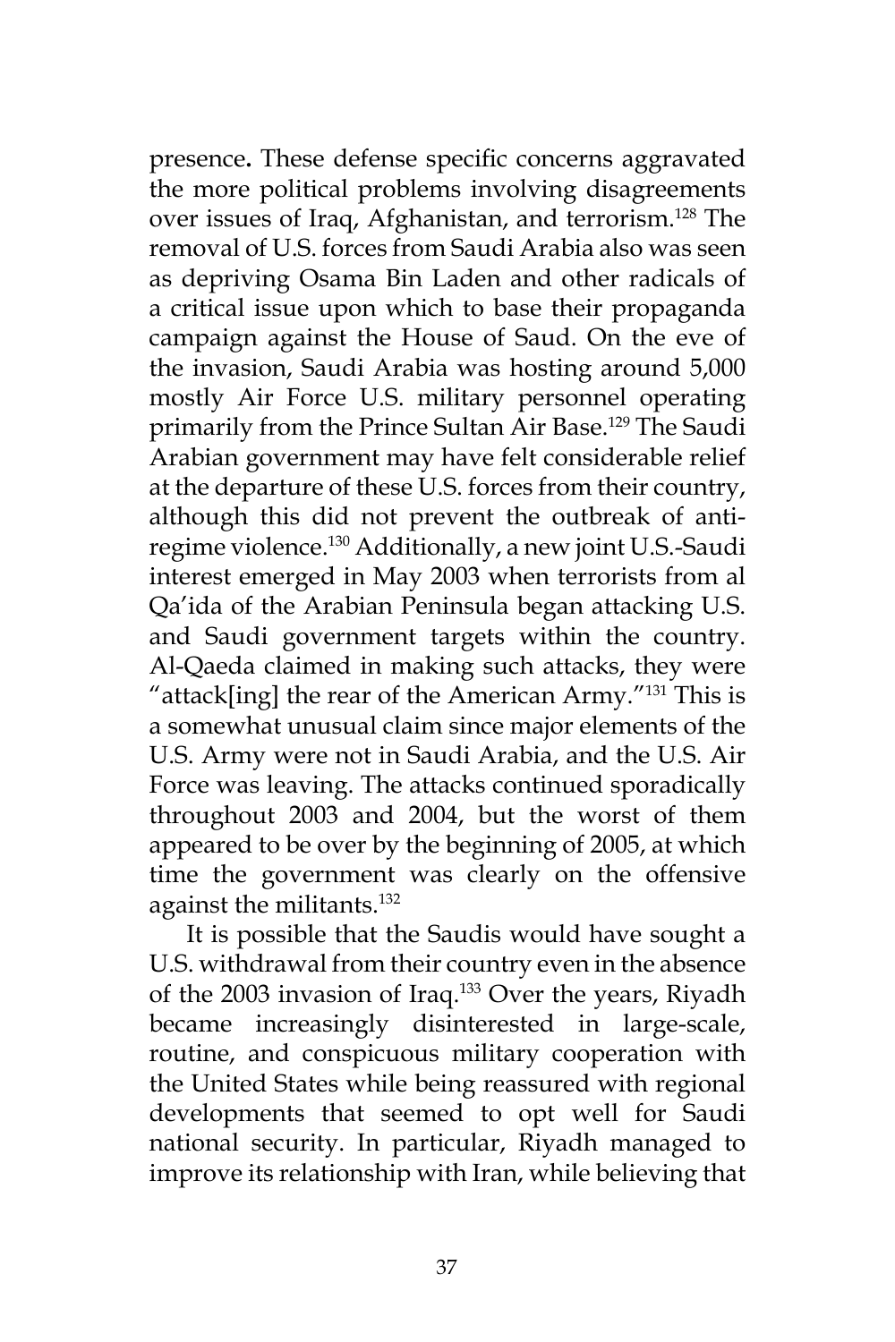presence. These defense specific concerns aggravated the more political problems involving disagreements over issues of Iraq, Afghanistan, and terrorism.[128] The removal of U.S. forces from Saudi Arabia also was seen as depriving Osama Bin Laden and other radicals of a critical issue upon which to base their propaganda campaign against the House of Saud. On the eve of the invasion, Saudi Arabia was hosting around 5,000 mostly Air Force U.S. military personnel operating primarily from the Prince Sultan Air Base.[129] The Saudi Arabian government may have felt considerable relief at the departure of these U.S. forces from their country, although this did not prevent the outbreak of anti-regime violence.[130] Additionally, a new joint U.S.-Saudi interest emerged in May 2003 when terrorists from al Qa'ida of the Arabian Peninsula began attacking U.S. and Saudi government targets within the country. Al-Qaeda claimed in making such attacks, they were "attack[ing] the rear of the American Army."[131] This is a somewhat unusual claim since major elements of the U.S. Army were not in Saudi Arabia, and the U.S. Air Force was leaving. The attacks continued sporadically throughout 2003 and 2004, but the worst of them appeared to be over by the beginning of 2005, at which time the government was clearly on the offensive against the militants.[132]

It is possible that the Saudis would have sought a U.S. withdrawal from their country even in the absence of the 2003 invasion of Iraq.[133] Over the years, Riyadh became increasingly disinterested in large-scale, routine, and conspicuous military cooperation with the United States while being reassured with regional developments that seemed to opt well for Saudi national security. In particular, Riyadh managed to improve its relationship with Iran, while believing that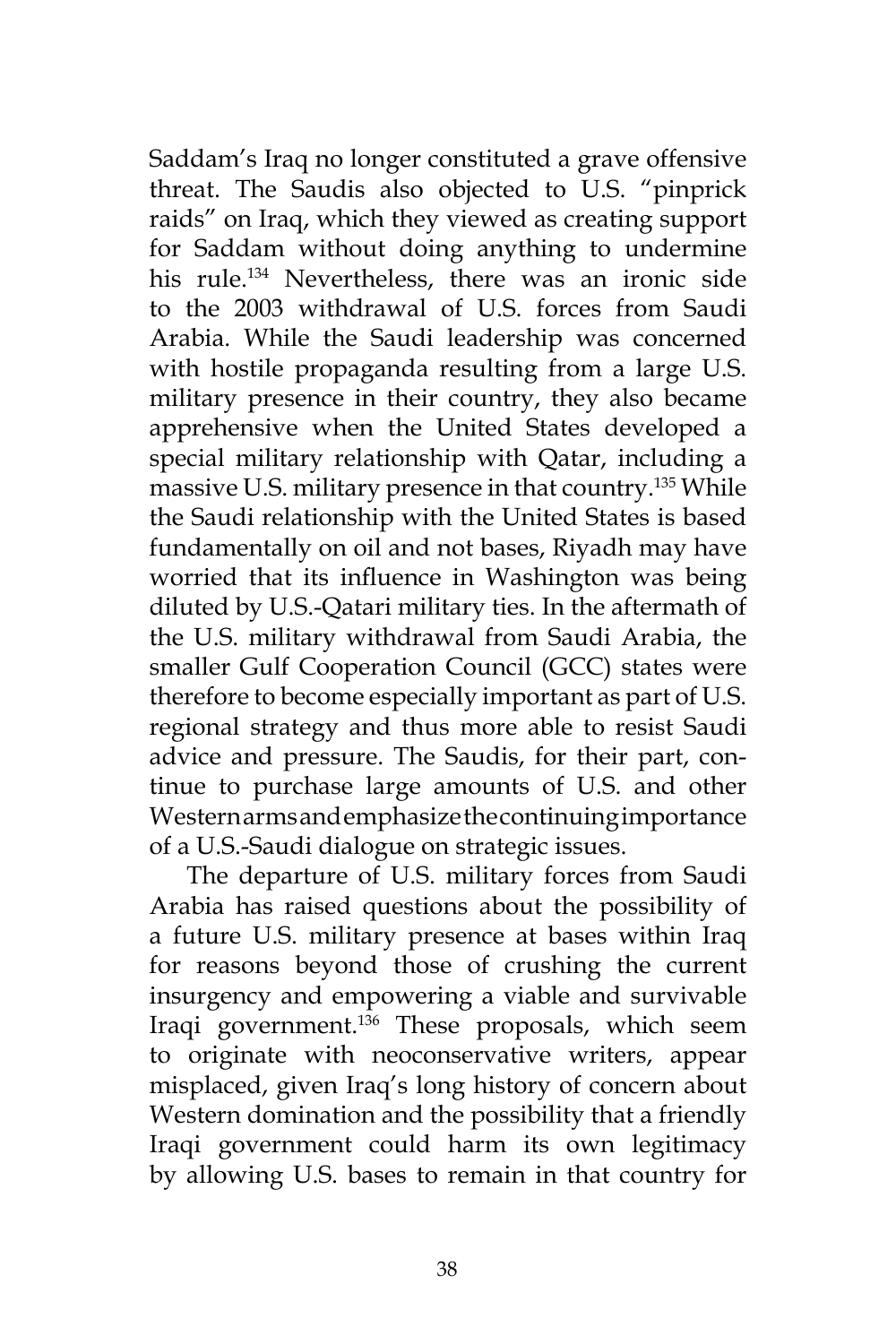Saddam's Iraq no longer constituted a grave offensive threat. The Saudis also objected to U.S. "pinprick raids" on Iraq, which they viewed as creating support for Saddam without doing anything to undermine his rule.[134] Nevertheless, there was an ironic side to the 2003 withdrawal of U.S. forces from Saudi Arabia. While the Saudi leadership was concerned with hostile propaganda resulting from a large U.S. military presence in their country, they also became apprehensive when the United States developed a special military relationship with Qatar, including a massive U.S. military presence in that country.[135] While the Saudi relationship with the United States is based fundamentally on oil and not bases, Riyadh may have worried that its influence in Washington was being diluted by U.S.-Qatari military ties. In the aftermath of the U.S. military withdrawal from Saudi Arabia, the smaller Gulf Cooperation Council (GCC) states were therefore to become especially important as part of U.S. regional strategy and thus more able to resist Saudi advice and pressure. The Saudis, for their part, continue to purchase large amounts of U.S. and other Western arms and emphasize the continuing importance of a U.S.-Saudi dialogue on strategic issues.

The departure of U.S. military forces from Saudi Arabia has raised questions about the possibility of a future U.S. military presence at bases within Iraq for reasons beyond those of crushing the current insurgency and empowering a viable and survivable Iraqi government.[136] These proposals, which seem to originate with neoconservative writers, appear misplaced, given Iraq's long history of concern about Western domination and the possibility that a friendly Iraqi government could harm its own legitimacy by allowing U.S. bases to remain in that country for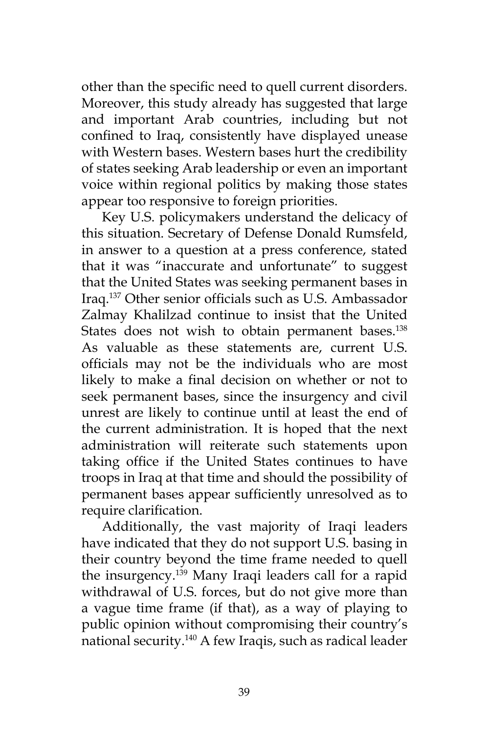other than the specific need to quell current disorders. Moreover, this study already has suggested that large and important Arab countries, including but not confined to Iraq, consistently have displayed unease with Western bases. Western bases hurt the credibility of states seeking Arab leadership or even an important voice within regional politics by making those states appear too responsive to foreign priorities.

Key U.S. policymakers understand the delicacy of this situation. Secretary of Defense Donald Rumsfeld, in answer to a question at a press conference, stated that it was "inaccurate and unfortunate" to suggest that the United States was seeking permanent bases in Iraq.[137] Other senior officials such as U.S. Ambassador Zalmay Khalilzad continue to insist that the United States does not wish to obtain permanent bases.[138] As valuable as these statements are, current U.S. officials may not be the individuals who are most likely to make a final decision on whether or not to seek permanent bases, since the insurgency and civil unrest are likely to continue until at least the end of the current administration. It is hoped that the next administration will reiterate such statements upon taking office if the United States continues to have troops in Iraq at that time and should the possibility of permanent bases appear sufficiently unresolved as to require clarification.

Additionally, the vast majority of Iraqi leaders have indicated that they do not support U.S. basing in their country beyond the time frame needed to quell the insurgency.[139] Many Iraqi leaders call for a rapid withdrawal of U.S. forces, but do not give more than a vague time frame (if that), as a way of playing to public opinion without compromising their country's national security.[140] A few Iraqis, such as radical leader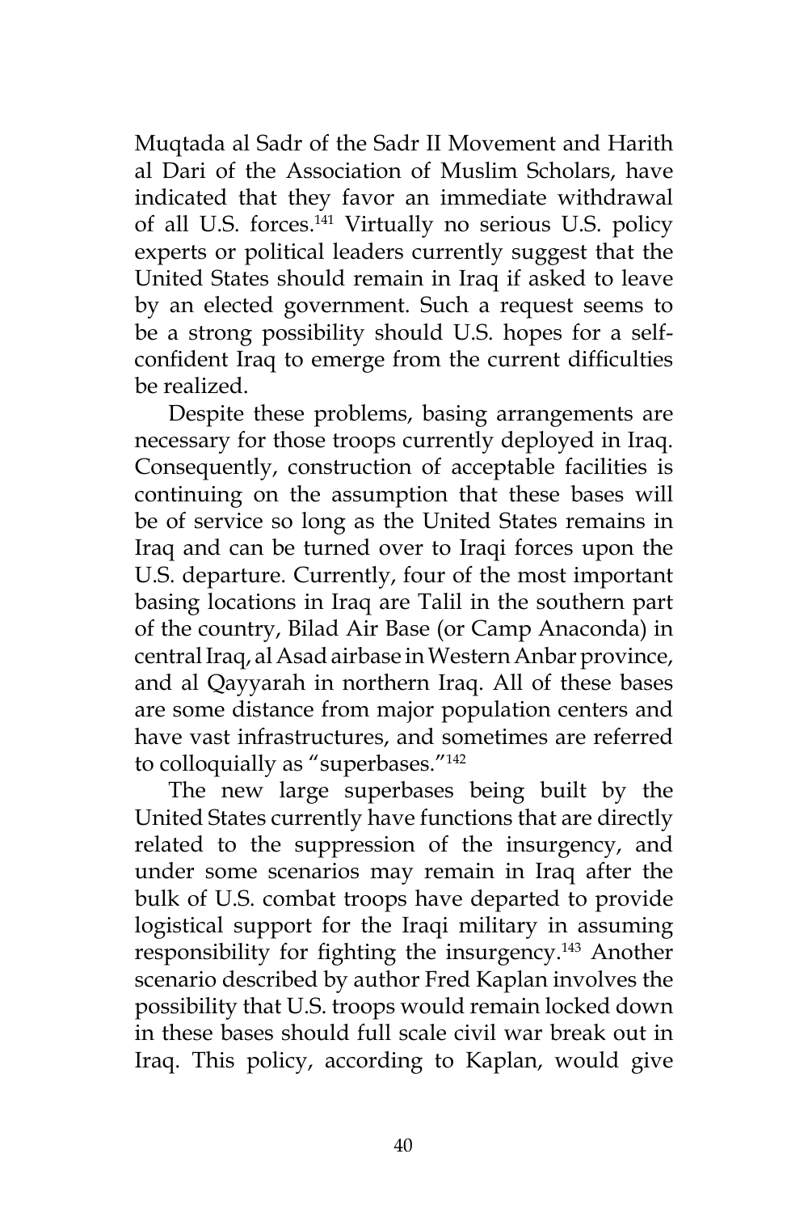Muqtada al Sadr of the Sadr II Movement and Harith al Dari of the Association of Muslim Scholars, have indicated that they favor an immediate withdrawal of all U.S. forces.[141] Virtually no serious U.S. policy experts or political leaders currently suggest that the United States should remain in Iraq if asked to leave by an elected government. Such a request seems to be a strong possibility should U.S. hopes for a self-confident Iraq to emerge from the current difficulties be realized.

Despite these problems, basing arrangements are necessary for those troops currently deployed in Iraq. Consequently, construction of acceptable facilities is continuing on the assumption that these bases will be of service so long as the United States remains in Iraq and can be turned over to Iraqi forces upon the U.S. departure. Currently, four of the most important basing locations in Iraq are Talil in the southern part of the country, Bilad Air Base (or Camp Anaconda) in central Iraq, al Asad airbase in Western Anbar province, and al Qayyarah in northern Iraq. All of these bases are some distance from major population centers and have vast infrastructures, and sometimes are referred to colloquially as "superbases."[142]

The new large superbases being built by the United States currently have functions that are directly related to the suppression of the insurgency, and under some scenarios may remain in Iraq after the bulk of U.S. combat troops have departed to provide logistical support for the Iraqi military in assuming responsibility for fighting the insurgency.[143] Another scenario described by author Fred Kaplan involves the possibility that U.S. troops would remain locked down in these bases should full scale civil war break out in Iraq. This policy, according to Kaplan, would give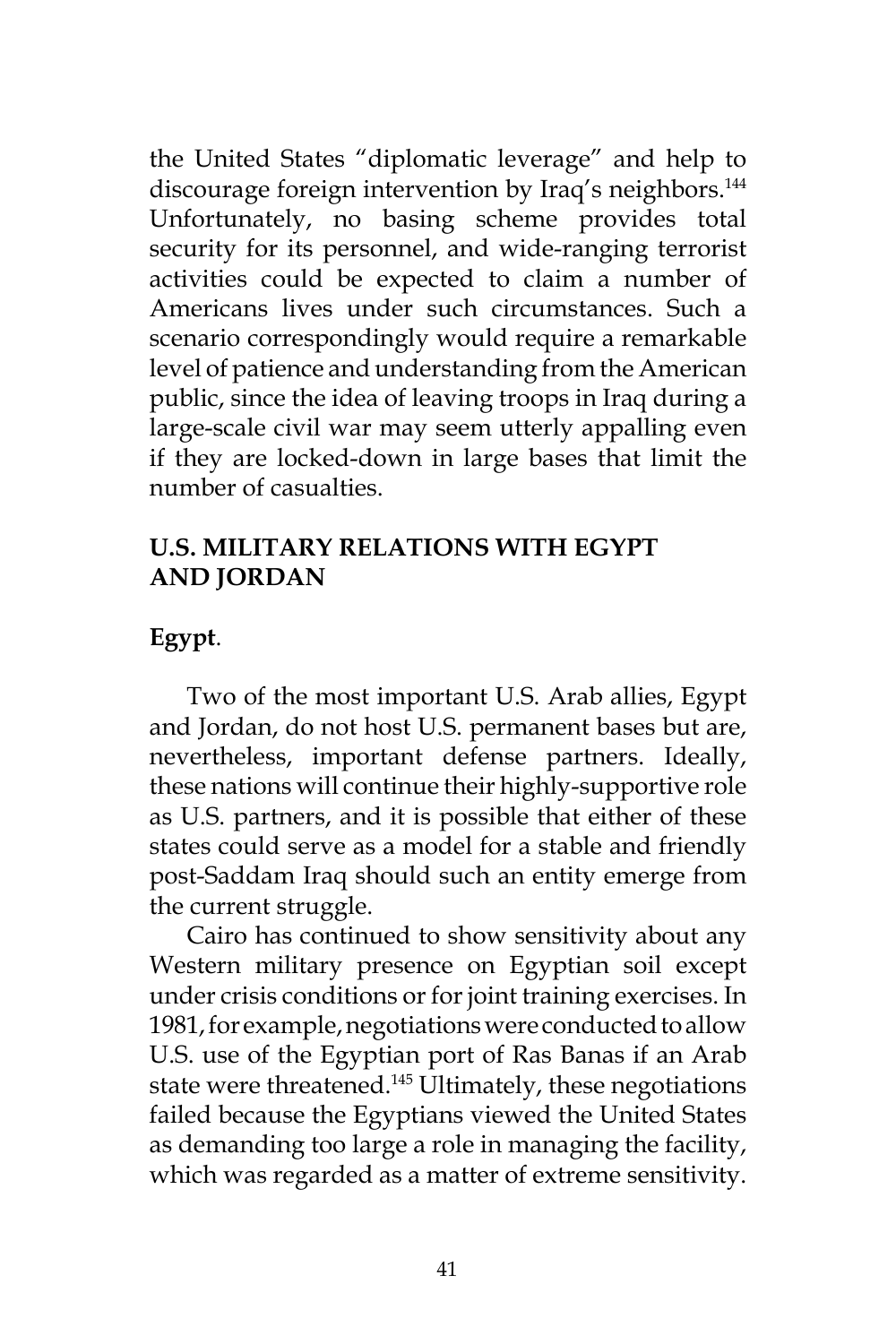the United States "diplomatic leverage" and help to discourage foreign intervention by Iraq's neighbors.[144] Unfortunately, no basing scheme provides total security for its personnel, and wide-ranging terrorist activities could be expected to claim a number of Americans lives under such circumstances. Such a scenario correspondingly would require a remarkable level of patience and understanding from the American public, since the idea of leaving troops in Iraq during a large-scale civil war may seem utterly appalling even if they are locked-down in large bases that limit the number of casualties.

## U.S. MILITARY RELATIONS WITH EGYPT AND JORDAN

### Egypt.

Two of the most important U.S. Arab allies, Egypt and Jordan, do not host U.S. permanent bases but are, nevertheless, important defense partners. Ideally, these nations will continue their highly-supportive role as U.S. partners, and it is possible that either of these states could serve as a model for a stable and friendly post-Saddam Iraq should such an entity emerge from the current struggle.

Cairo has continued to show sensitivity about any Western military presence on Egyptian soil except under crisis conditions or for joint training exercises. In 1981, for example, negotiations were conducted to allow U.S. use of the Egyptian port of Ras Banas if an Arab state were threatened.[145] Ultimately, these negotiations failed because the Egyptians viewed the United States as demanding too large a role in managing the facility, which was regarded as a matter of extreme sensitivity.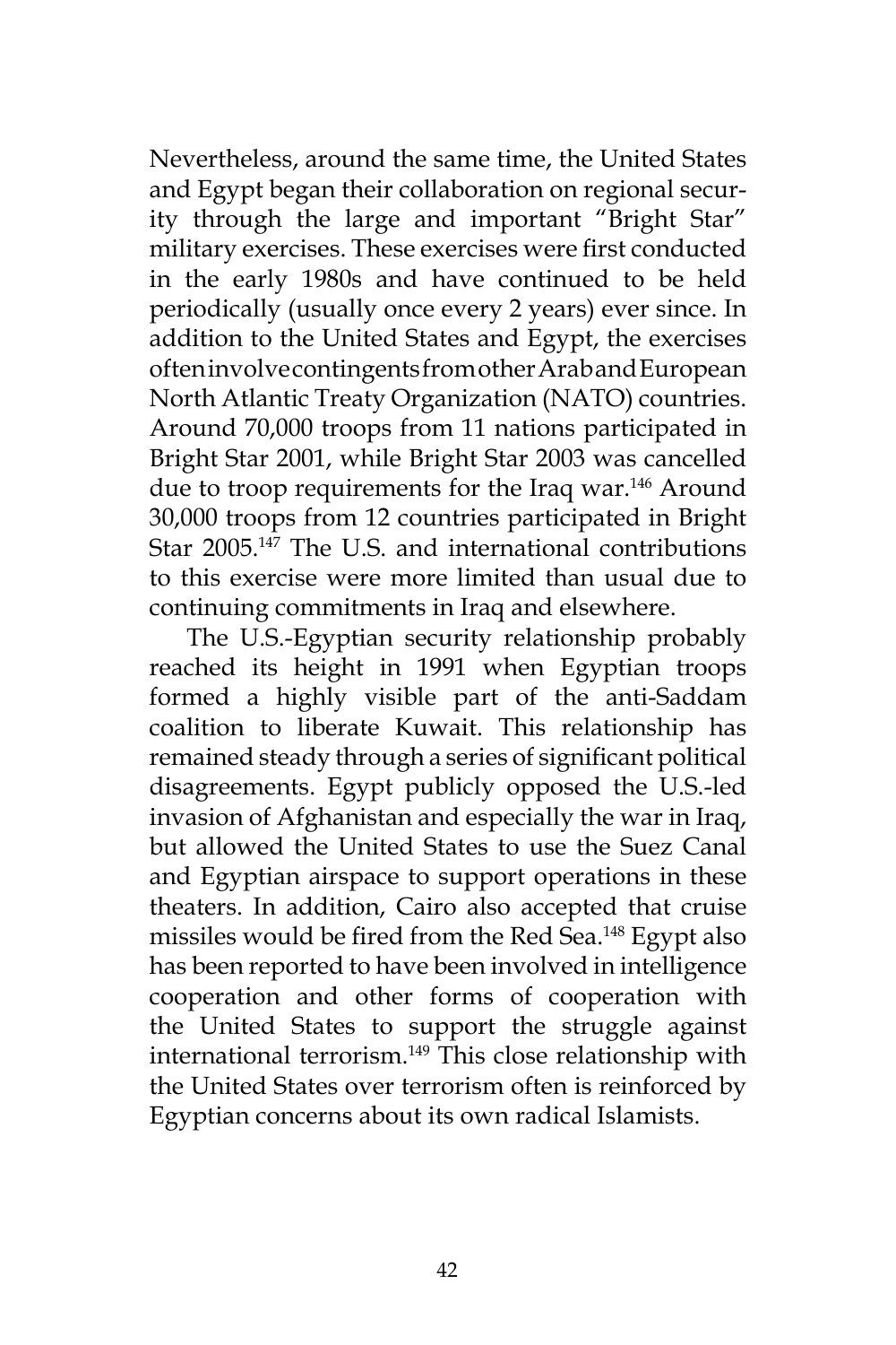Nevertheless, around the same time, the United States and Egypt began their collaboration on regional security through the large and important "Bright Star" military exercises. These exercises were first conducted in the early 1980s and have continued to be held periodically (usually once every 2 years) ever since. In addition to the United States and Egypt, the exercises often involve contingents from other Arab and European North Atlantic Treaty Organization (NATO) countries. Around 70,000 troops from 11 nations participated in Bright Star 2001, while Bright Star 2003 was cancelled due to troop requirements for the Iraq war.[146] Around 30,000 troops from 12 countries participated in Bright Star 2005.[147] The U.S. and international contributions to this exercise were more limited than usual due to continuing commitments in Iraq and elsewhere.

The U.S.-Egyptian security relationship probably reached its height in 1991 when Egyptian troops formed a highly visible part of the anti-Saddam coalition to liberate Kuwait. This relationship has remained steady through a series of significant political disagreements. Egypt publicly opposed the U.S.-led invasion of Afghanistan and especially the war in Iraq, but allowed the United States to use the Suez Canal and Egyptian airspace to support operations in these theaters. In addition, Cairo also accepted that cruise missiles would be fired from the Red Sea.[148] Egypt also has been reported to have been involved in intelligence cooperation and other forms of cooperation with the United States to support the struggle against international terrorism.[149] This close relationship with the United States over terrorism often is reinforced by Egyptian concerns about its own radical Islamists.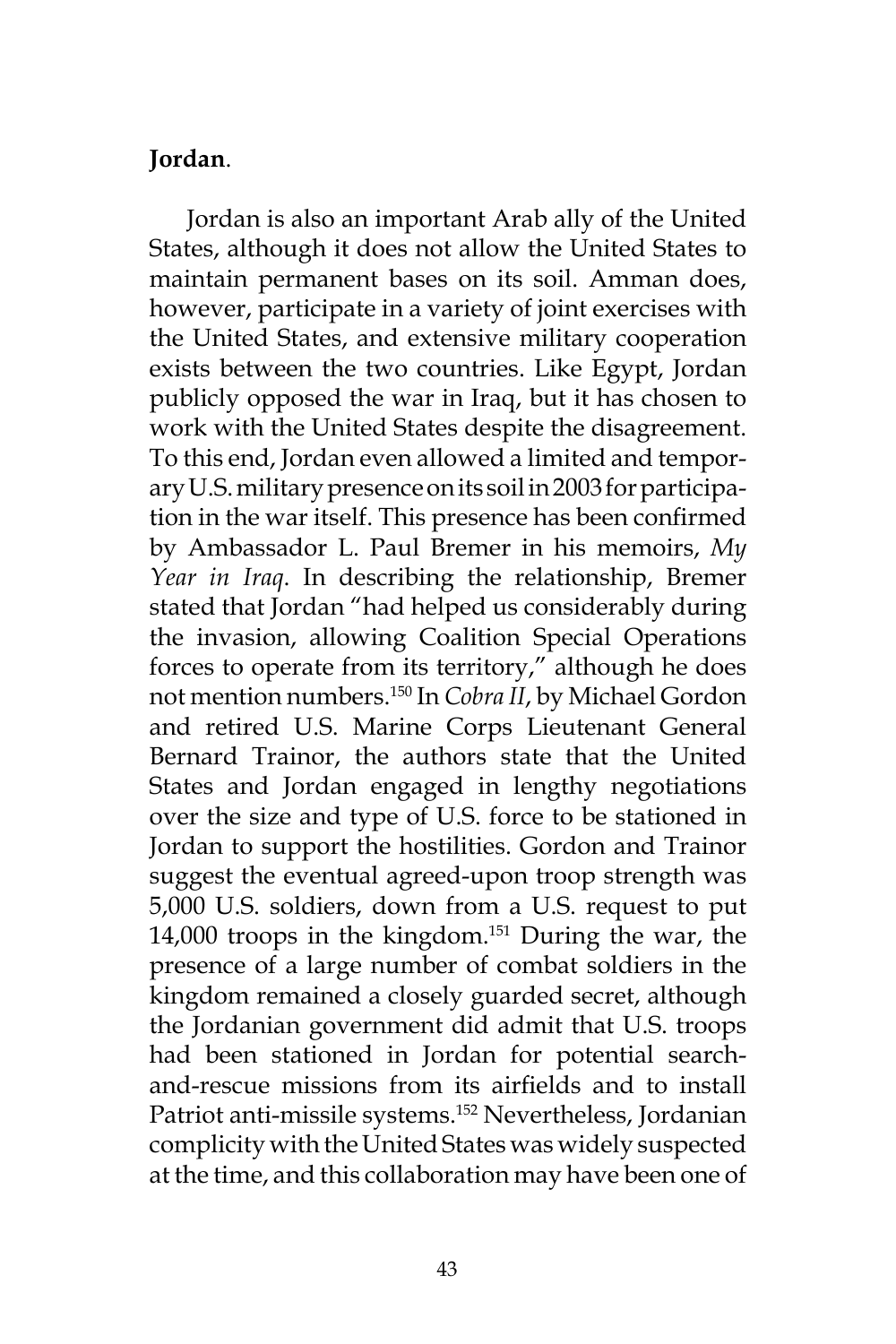**Jordan**.

Jordan is also an important Arab ally of the United States, although it does not allow the United States to maintain permanent bases on its soil. Amman does, however, participate in a variety of joint exercises with the United States, and extensive military cooperation exists between the two countries. Like Egypt, Jordan publicly opposed the war in Iraq, but it has chosen to work with the United States despite the disagreement. To this end, Jordan even allowed a limited and temporary U.S. military presence on its soil in 2003 for participation in the war itself. This presence has been confirmed by Ambassador L. Paul Bremer in his memoirs, *My Year in Iraq*. In describing the relationship, Bremer stated that Jordan "had helped us considerably during the invasion, allowing Coalition Special Operations forces to operate from its territory," although he does not mention numbers.[150] In *Cobra II*, by Michael Gordon and retired U.S. Marine Corps Lieutenant General Bernard Trainor, the authors state that the United States and Jordan engaged in lengthy negotiations over the size and type of U.S. force to be stationed in Jordan to support the hostilities. Gordon and Trainor suggest the eventual agreed-upon troop strength was 5,000 U.S. soldiers, down from a U.S. request to put 14,000 troops in the kingdom.[151] During the war, the presence of a large number of combat soldiers in the kingdom remained a closely guarded secret, although the Jordanian government did admit that U.S. troops had been stationed in Jordan for potential search-and-rescue missions from its airfields and to install Patriot anti-missile systems.[152] Nevertheless, Jordanian complicity with the United States was widely suspected at the time, and this collaboration may have been one of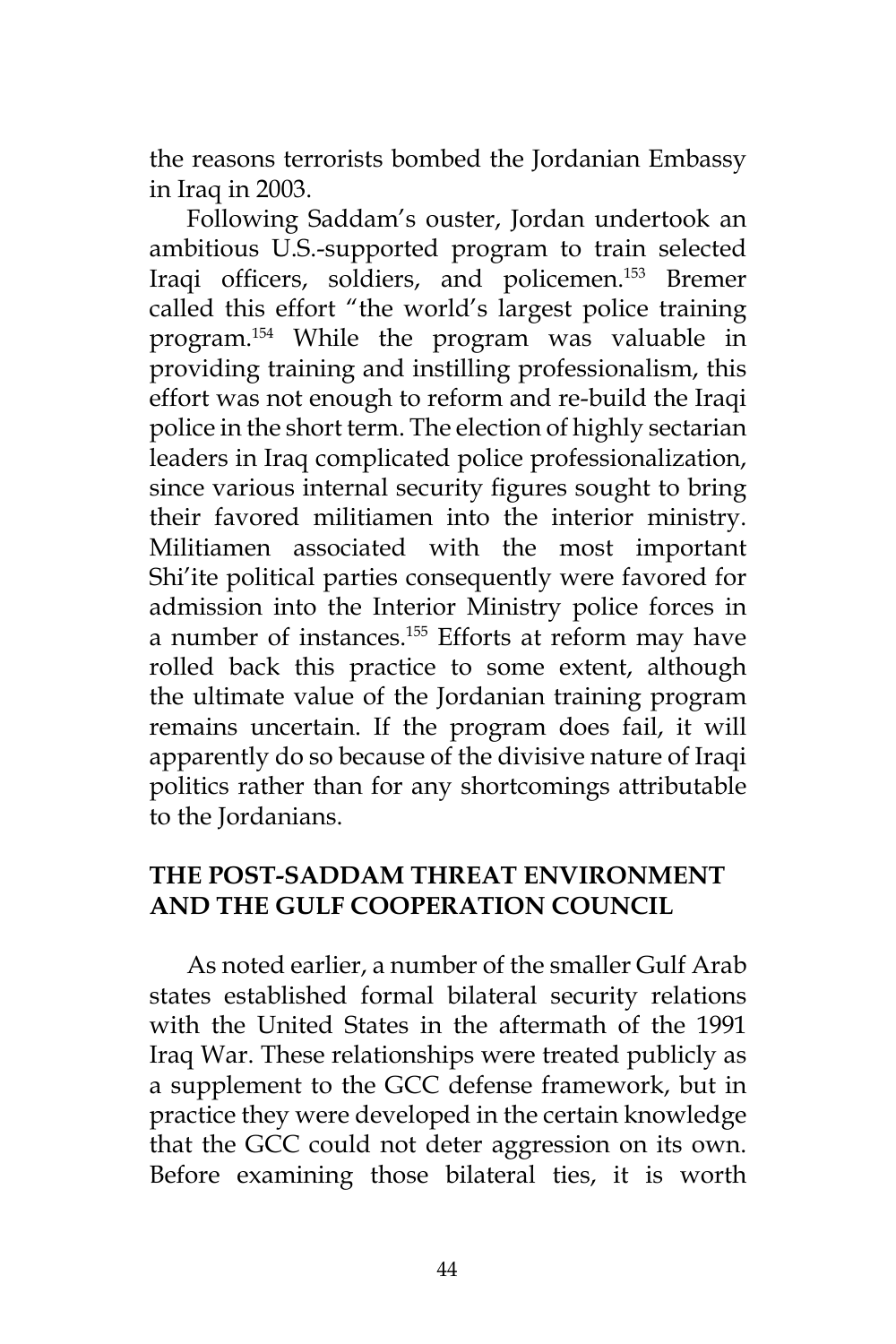the reasons terrorists bombed the Jordanian Embassy in Iraq in 2003.

Following Saddam's ouster, Jordan undertook an ambitious U.S.-supported program to train selected Iraqi officers, soldiers, and policemen.[153] Bremer called this effort "the world's largest police training program.[154] While the program was valuable in providing training and instilling professionalism, this effort was not enough to reform and re-build the Iraqi police in the short term. The election of highly sectarian leaders in Iraq complicated police professionalization, since various internal security figures sought to bring their favored militiamen into the interior ministry. Militiamen associated with the most important Shi'ite political parties consequently were favored for admission into the Interior Ministry police forces in a number of instances.[155] Efforts at reform may have rolled back this practice to some extent, although the ultimate value of the Jordanian training program remains uncertain. If the program does fail, it will apparently do so because of the divisive nature of Iraqi politics rather than for any shortcomings attributable to the Jordanians.

## THE POST-SADDAM THREAT ENVIRONMENT AND THE GULF COOPERATION COUNCIL

As noted earlier, a number of the smaller Gulf Arab states established formal bilateral security relations with the United States in the aftermath of the 1991 Iraq War. These relationships were treated publicly as a supplement to the GCC defense framework, but in practice they were developed in the certain knowledge that the GCC could not deter aggression on its own. Before examining those bilateral ties, it is worth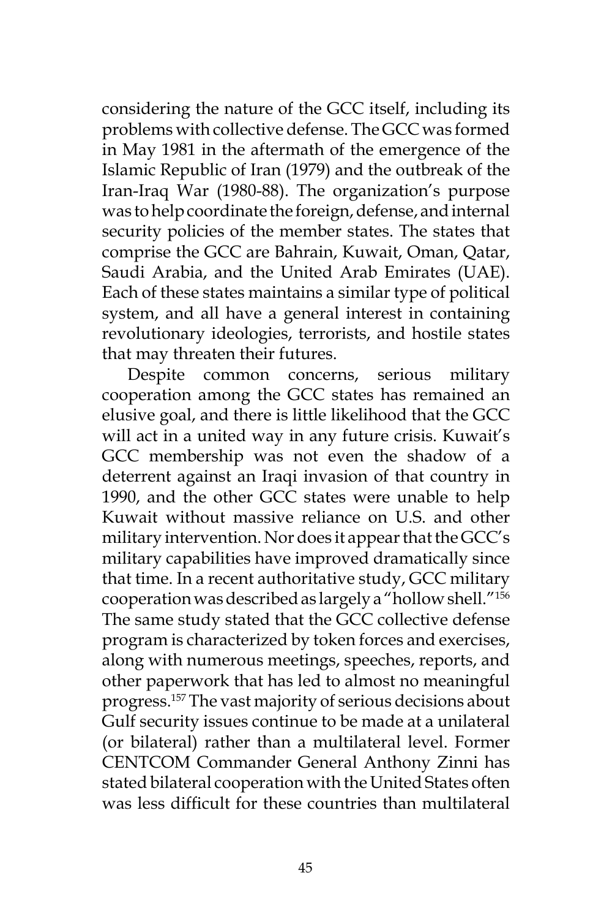considering the nature of the GCC itself, including its problems with collective defense. The GCC was formed in May 1981 in the aftermath of the emergence of the Islamic Republic of Iran (1979) and the outbreak of the Iran-Iraq War (1980-88). The organization's purpose was to help coordinate the foreign, defense, and internal security policies of the member states. The states that comprise the GCC are Bahrain, Kuwait, Oman, Qatar, Saudi Arabia, and the United Arab Emirates (UAE). Each of these states maintains a similar type of political system, and all have a general interest in containing revolutionary ideologies, terrorists, and hostile states that may threaten their futures.

Despite common concerns, serious military cooperation among the GCC states has remained an elusive goal, and there is little likelihood that the GCC will act in a united way in any future crisis. Kuwait's GCC membership was not even the shadow of a deterrent against an Iraqi invasion of that country in 1990, and the other GCC states were unable to help Kuwait without massive reliance on U.S. and other military intervention. Nor does it appear that the GCC's military capabilities have improved dramatically since that time. In a recent authoritative study, GCC military cooperation was described as largely a "hollow shell."[156] The same study stated that the GCC collective defense program is characterized by token forces and exercises, along with numerous meetings, speeches, reports, and other paperwork that has led to almost no meaningful progress.[157] The vast majority of serious decisions about Gulf security issues continue to be made at a unilateral (or bilateral) rather than a multilateral level. Former CENTCOM Commander General Anthony Zinni has stated bilateral cooperation with the United States often was less difficult for these countries than multilateral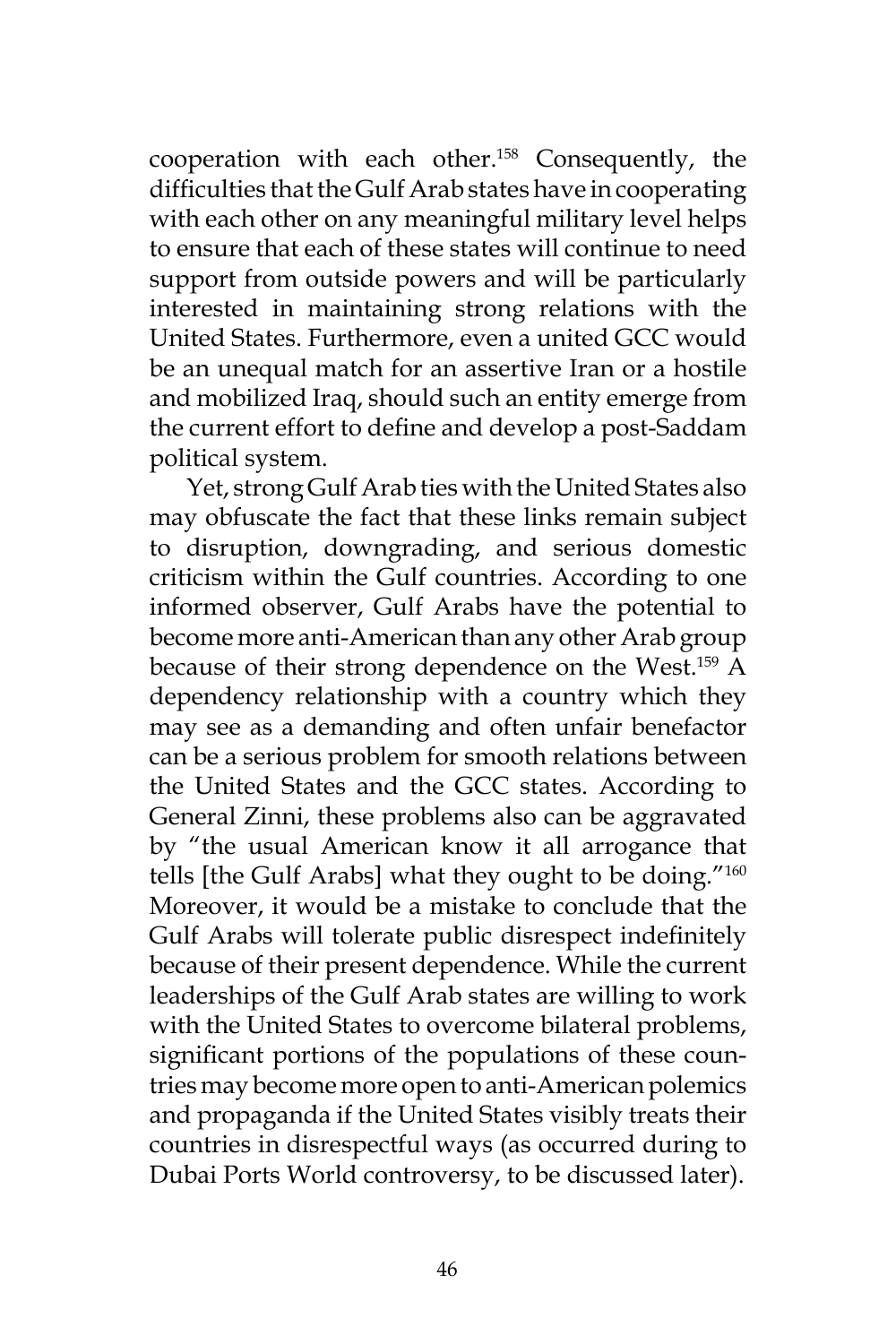cooperation with each other.[158] Consequently, the difficulties that the Gulf Arab states have in cooperating with each other on any meaningful military level helps to ensure that each of these states will continue to need support from outside powers and will be particularly interested in maintaining strong relations with the United States. Furthermore, even a united GCC would be an unequal match for an assertive Iran or a hostile and mobilized Iraq, should such an entity emerge from the current effort to define and develop a post-Saddam political system.

Yet, strong Gulf Arab ties with the United States also may obfuscate the fact that these links remain subject to disruption, downgrading, and serious domestic criticism within the Gulf countries. According to one informed observer, Gulf Arabs have the potential to become more anti-American than any other Arab group because of their strong dependence on the West.[159] A dependency relationship with a country which they may see as a demanding and often unfair benefactor can be a serious problem for smooth relations between the United States and the GCC states. According to General Zinni, these problems also can be aggravated by "the usual American know it all arrogance that tells [the Gulf Arabs] what they ought to be doing."[160] Moreover, it would be a mistake to conclude that the Gulf Arabs will tolerate public disrespect indefinitely because of their present dependence. While the current leaderships of the Gulf Arab states are willing to work with the United States to overcome bilateral problems, significant portions of the populations of these countries may become more open to anti-American polemics and propaganda if the United States visibly treats their countries in disrespectful ways (as occurred during to Dubai Ports World controversy, to be discussed later).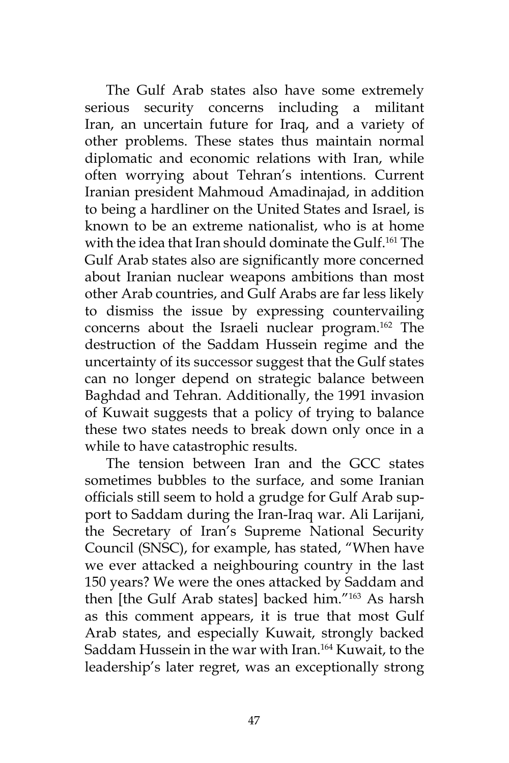The Gulf Arab states also have some extremely serious security concerns including a militant Iran, an uncertain future for Iraq, and a variety of other problems. These states thus maintain normal diplomatic and economic relations with Iran, while often worrying about Tehran's intentions. Current Iranian president Mahmoud Amadinajad, in addition to being a hardliner on the United States and Israel, is known to be an extreme nationalist, who is at home with the idea that Iran should dominate the Gulf.[161] The Gulf Arab states also are significantly more concerned about Iranian nuclear weapons ambitions than most other Arab countries, and Gulf Arabs are far less likely to dismiss the issue by expressing countervailing concerns about the Israeli nuclear program.[162] The destruction of the Saddam Hussein regime and the uncertainty of its successor suggest that the Gulf states can no longer depend on strategic balance between Baghdad and Tehran. Additionally, the 1991 invasion of Kuwait suggests that a policy of trying to balance these two states needs to break down only once in a while to have catastrophic results.

The tension between Iran and the GCC states sometimes bubbles to the surface, and some Iranian officials still seem to hold a grudge for Gulf Arab support to Saddam during the Iran-Iraq war. Ali Larijani, the Secretary of Iran's Supreme National Security Council (SNSC), for example, has stated, "When have we ever attacked a neighbouring country in the last 150 years? We were the ones attacked by Saddam and then [the Gulf Arab states] backed him."[163] As harsh as this comment appears, it is true that most Gulf Arab states, and especially Kuwait, strongly backed Saddam Hussein in the war with Iran.[164] Kuwait, to the leadership's later regret, was an exceptionally strong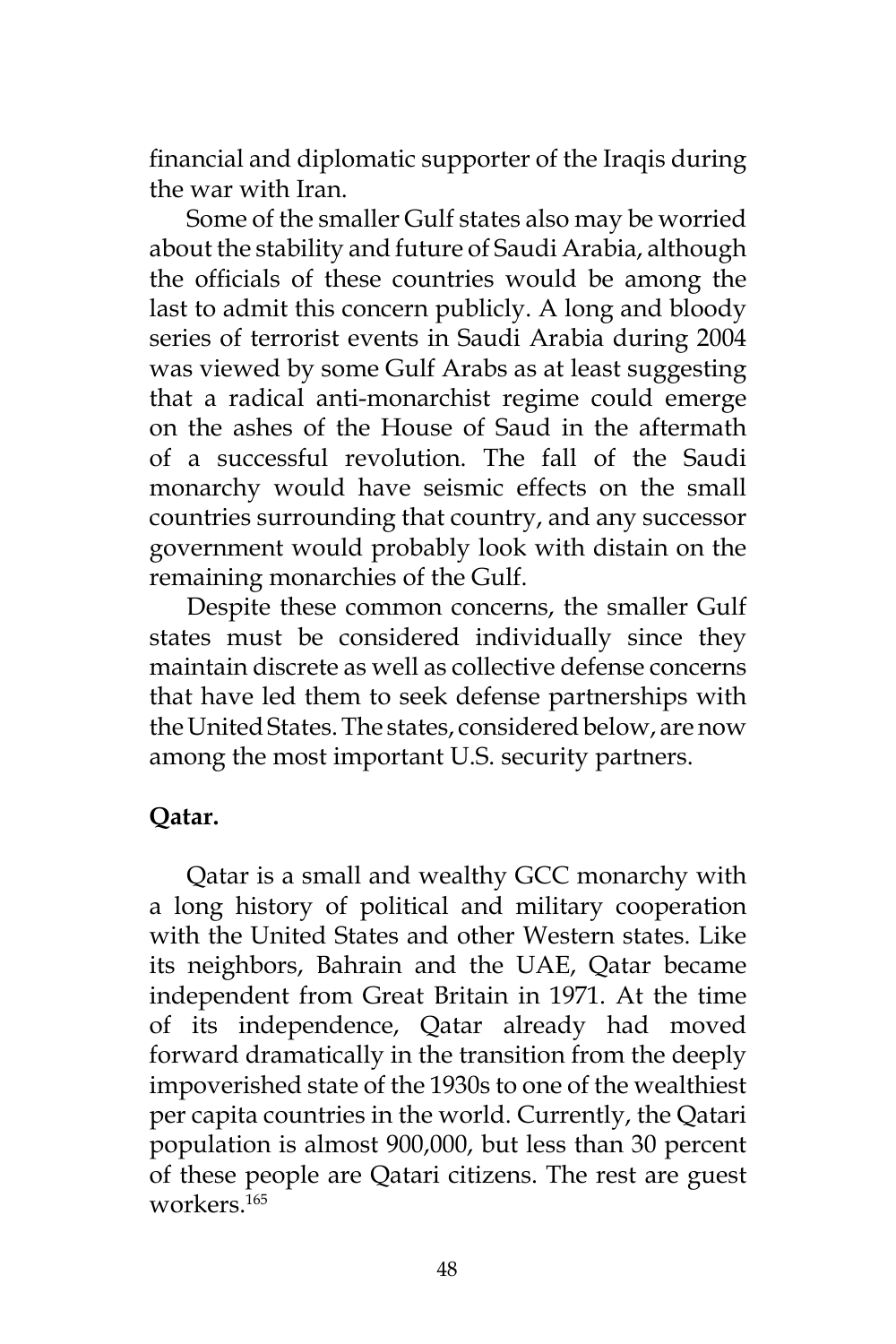financial and diplomatic supporter of the Iraqis during the war with Iran.

Some of the smaller Gulf states also may be worried about the stability and future of Saudi Arabia, although the officials of these countries would be among the last to admit this concern publicly. A long and bloody series of terrorist events in Saudi Arabia during 2004 was viewed by some Gulf Arabs as at least suggesting that a radical anti-monarchist regime could emerge on the ashes of the House of Saud in the aftermath of a successful revolution. The fall of the Saudi monarchy would have seismic effects on the small countries surrounding that country, and any successor government would probably look with distain on the remaining monarchies of the Gulf.

Despite these common concerns, the smaller Gulf states must be considered individually since they maintain discrete as well as collective defense concerns that have led them to seek defense partnerships with the United States. The states, considered below, are now among the most important U.S. security partners.

**Qatar.**

Qatar is a small and wealthy GCC monarchy with a long history of political and military cooperation with the United States and other Western states. Like its neighbors, Bahrain and the UAE, Qatar became independent from Great Britain in 1971. At the time of its independence, Qatar already had moved forward dramatically in the transition from the deeply impoverished state of the 1930s to one of the wealthiest per capita countries in the world. Currently, the Qatari population is almost 900,000, but less than 30 percent of these people are Qatari citizens. The rest are guest workers.[165]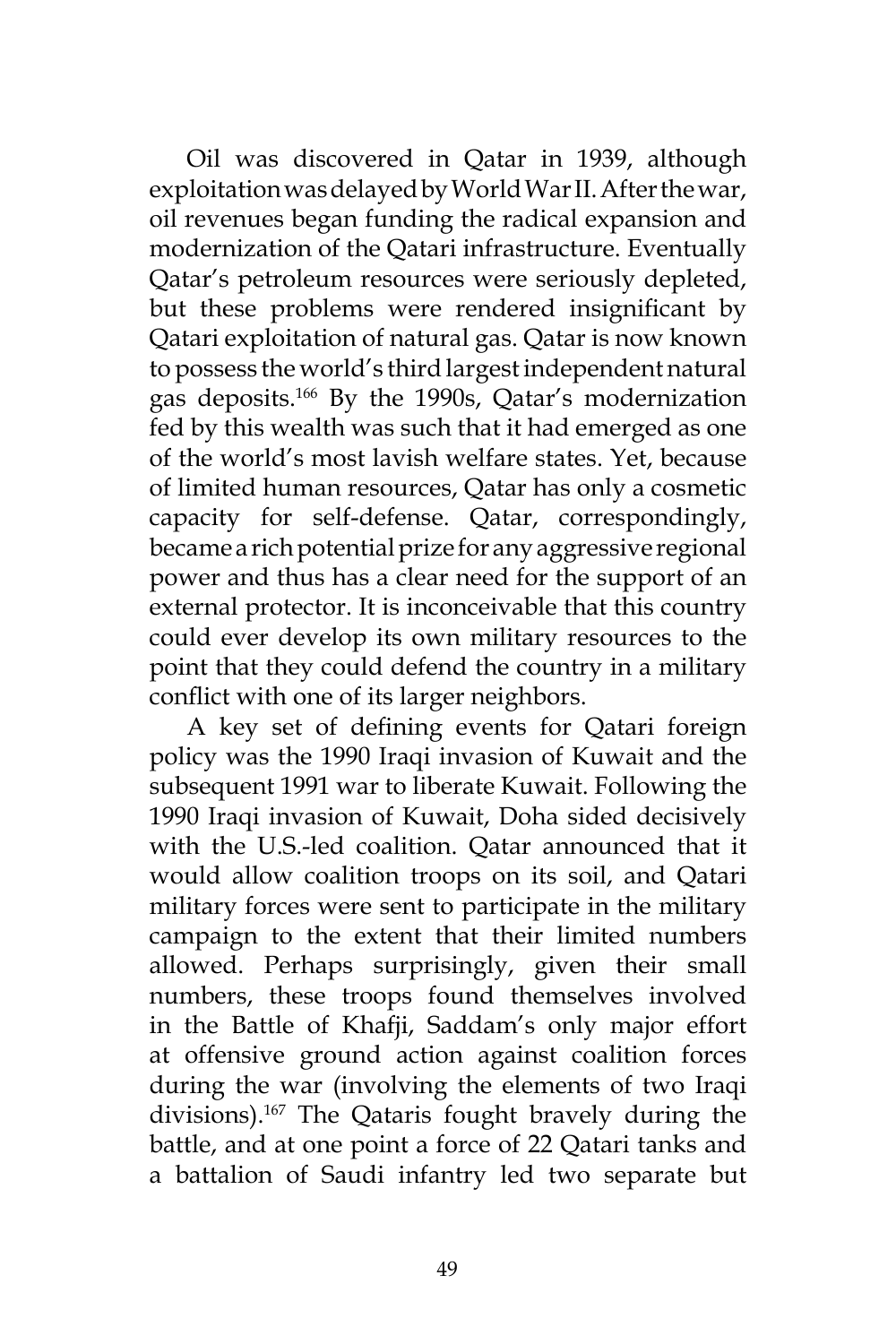Oil was discovered in Qatar in 1939, although exploitation was delayed by World War II. After the war, oil revenues began funding the radical expansion and modernization of the Qatari infrastructure. Eventually Qatar's petroleum resources were seriously depleted, but these problems were rendered insignificant by Qatari exploitation of natural gas. Qatar is now known to possess the world's third largest independent natural gas deposits.[166] By the 1990s, Qatar's modernization fed by this wealth was such that it had emerged as one of the world's most lavish welfare states. Yet, because of limited human resources, Qatar has only a cosmetic capacity for self-defense. Qatar, correspondingly, became a rich potential prize for any aggressive regional power and thus has a clear need for the support of an external protector. It is inconceivable that this country could ever develop its own military resources to the point that they could defend the country in a military conflict with one of its larger neighbors.

A key set of defining events for Qatari foreign policy was the 1990 Iraqi invasion of Kuwait and the subsequent 1991 war to liberate Kuwait. Following the 1990 Iraqi invasion of Kuwait, Doha sided decisively with the U.S.-led coalition. Qatar announced that it would allow coalition troops on its soil, and Qatari military forces were sent to participate in the military campaign to the extent that their limited numbers allowed. Perhaps surprisingly, given their small numbers, these troops found themselves involved in the Battle of Khafji, Saddam's only major effort at offensive ground action against coalition forces during the war (involving the elements of two Iraqi divisions).[167] The Qataris fought bravely during the battle, and at one point a force of 22 Qatari tanks and a battalion of Saudi infantry led two separate but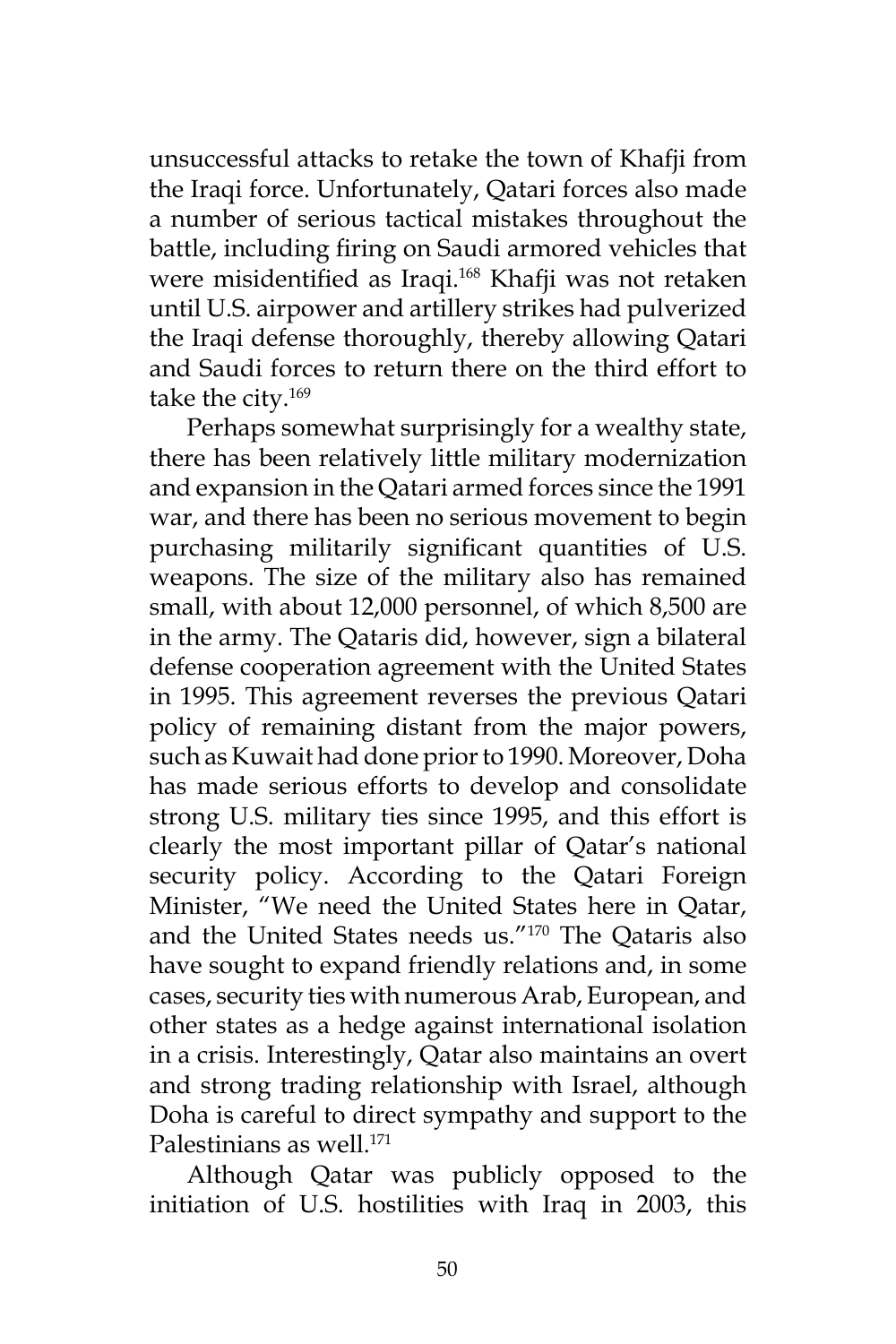unsuccessful attacks to retake the town of Khafji from the Iraqi force. Unfortunately, Qatari forces also made a number of serious tactical mistakes throughout the battle, including firing on Saudi armored vehicles that were misidentified as Iraqi.[168] Khafji was not retaken until U.S. airpower and artillery strikes had pulverized the Iraqi defense thoroughly, thereby allowing Qatari and Saudi forces to return there on the third effort to take the city.[169]

Perhaps somewhat surprisingly for a wealthy state, there has been relatively little military modernization and expansion in the Qatari armed forces since the 1991 war, and there has been no serious movement to begin purchasing militarily significant quantities of U.S. weapons. The size of the military also has remained small, with about 12,000 personnel, of which 8,500 are in the army. The Qataris did, however, sign a bilateral defense cooperation agreement with the United States in 1995. This agreement reverses the previous Qatari policy of remaining distant from the major powers, such as Kuwait had done prior to 1990. Moreover, Doha has made serious efforts to develop and consolidate strong U.S. military ties since 1995, and this effort is clearly the most important pillar of Qatar's national security policy. According to the Qatari Foreign Minister, "We need the United States here in Qatar, and the United States needs us."[170] The Qataris also have sought to expand friendly relations and, in some cases, security ties with numerous Arab, European, and other states as a hedge against international isolation in a crisis. Interestingly, Qatar also maintains an overt and strong trading relationship with Israel, although Doha is careful to direct sympathy and support to the Palestinians as well.[171]

Although Qatar was publicly opposed to the initiation of U.S. hostilities with Iraq in 2003, this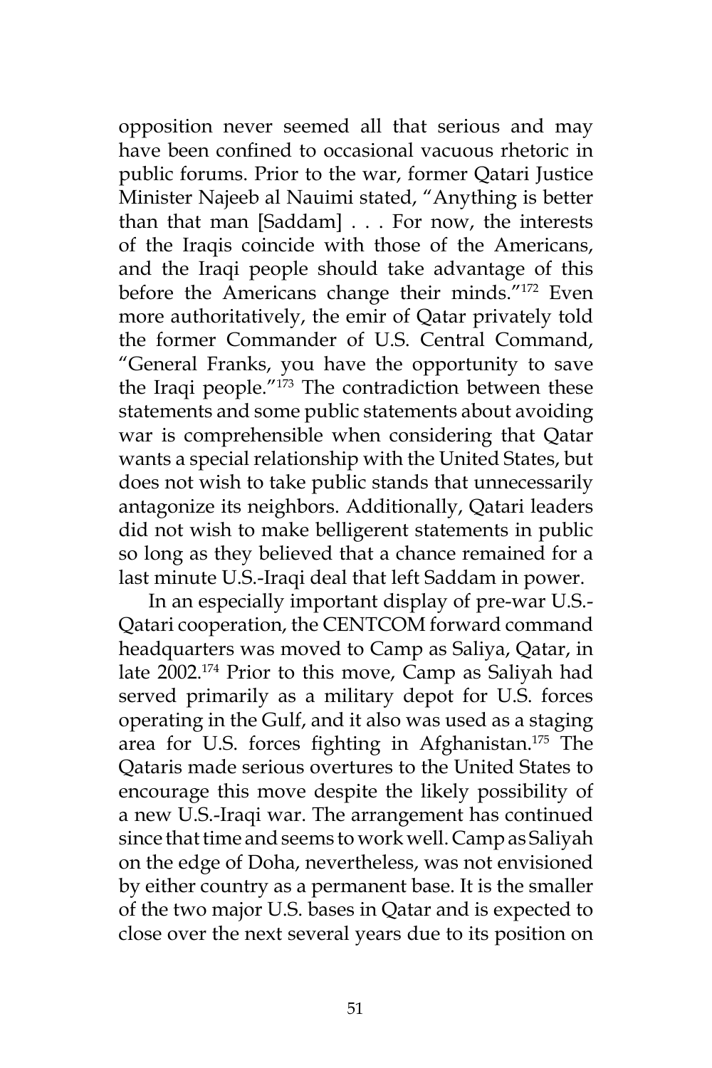opposition never seemed all that serious and may have been confined to occasional vacuous rhetoric in public forums. Prior to the war, former Qatari Justice Minister Najeeb al Nauimi stated, "Anything is better than that man [Saddam] . . . For now, the interests of the Iraqis coincide with those of the Americans, and the Iraqi people should take advantage of this before the Americans change their minds."[172] Even more authoritatively, the emir of Qatar privately told the former Commander of U.S. Central Command, "General Franks, you have the opportunity to save the Iraqi people."[173] The contradiction between these statements and some public statements about avoiding war is comprehensible when considering that Qatar wants a special relationship with the United States, but does not wish to take public stands that unnecessarily antagonize its neighbors. Additionally, Qatari leaders did not wish to make belligerent statements in public so long as they believed that a chance remained for a last minute U.S.-Iraqi deal that left Saddam in power.

In an especially important display of pre-war U.S.-Qatari cooperation, the CENTCOM forward command headquarters was moved to Camp as Saliya, Qatar, in late 2002.[174] Prior to this move, Camp as Saliyah had served primarily as a military depot for U.S. forces operating in the Gulf, and it also was used as a staging area for U.S. forces fighting in Afghanistan.[175] The Qataris made serious overtures to the United States to encourage this move despite the likely possibility of a new U.S.-Iraqi war. The arrangement has continued since that time and seems to work well. Camp as Saliyah on the edge of Doha, nevertheless, was not envisioned by either country as a permanent base. It is the smaller of the two major U.S. bases in Qatar and is expected to close over the next several years due to its position on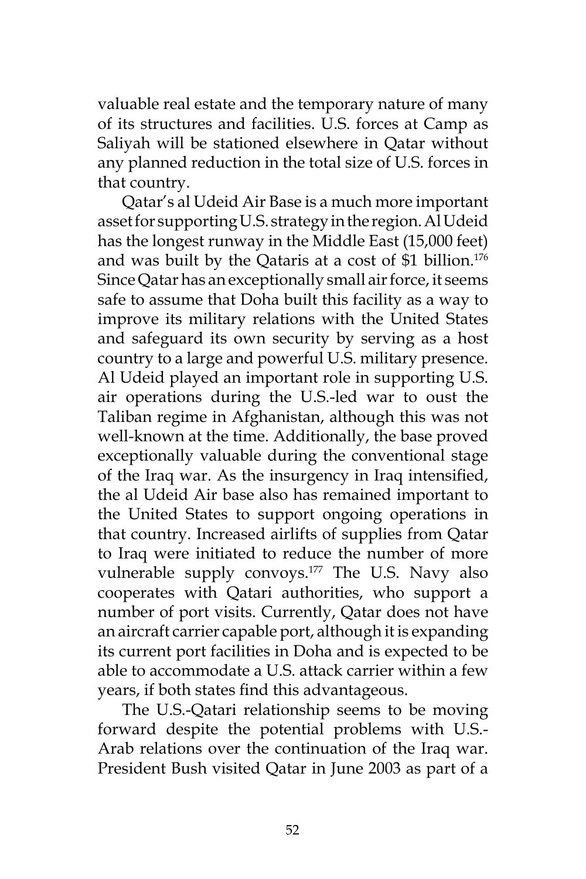valuable real estate and the temporary nature of many of its structures and facilities. U.S. forces at Camp as Saliyah will be stationed elsewhere in Qatar without any planned reduction in the total size of U.S. forces in that country.

Qatar's al Udeid Air Base is a much more important asset for supporting U.S. strategy in the region. Al Udeid has the longest runway in the Middle East (15,000 feet) and was built by the Qataris at a cost of $1 billion.[176] Since Qatar has an exceptionally small air force, it seems safe to assume that Doha built this facility as a way to improve its military relations with the United States and safeguard its own security by serving as a host country to a large and powerful U.S. military presence. Al Udeid played an important role in supporting U.S. air operations during the U.S.-led war to oust the Taliban regime in Afghanistan, although this was not well-known at the time. Additionally, the base proved exceptionally valuable during the conventional stage of the Iraq war. As the insurgency in Iraq intensified, the al Udeid Air base also has remained important to the United States to support ongoing operations in that country. Increased airlifts of supplies from Qatar to Iraq were initiated to reduce the number of more vulnerable supply convoys.[177] The U.S. Navy also cooperates with Qatari authorities, who support a number of port visits. Currently, Qatar does not have an aircraft carrier capable port, although it is expanding its current port facilities in Doha and is expected to be able to accommodate a U.S. attack carrier within a few years, if both states find this advantageous.

The U.S.-Qatari relationship seems to be moving forward despite the potential problems with U.S.-Arab relations over the continuation of the Iraq war. President Bush visited Qatar in June 2003 as part of a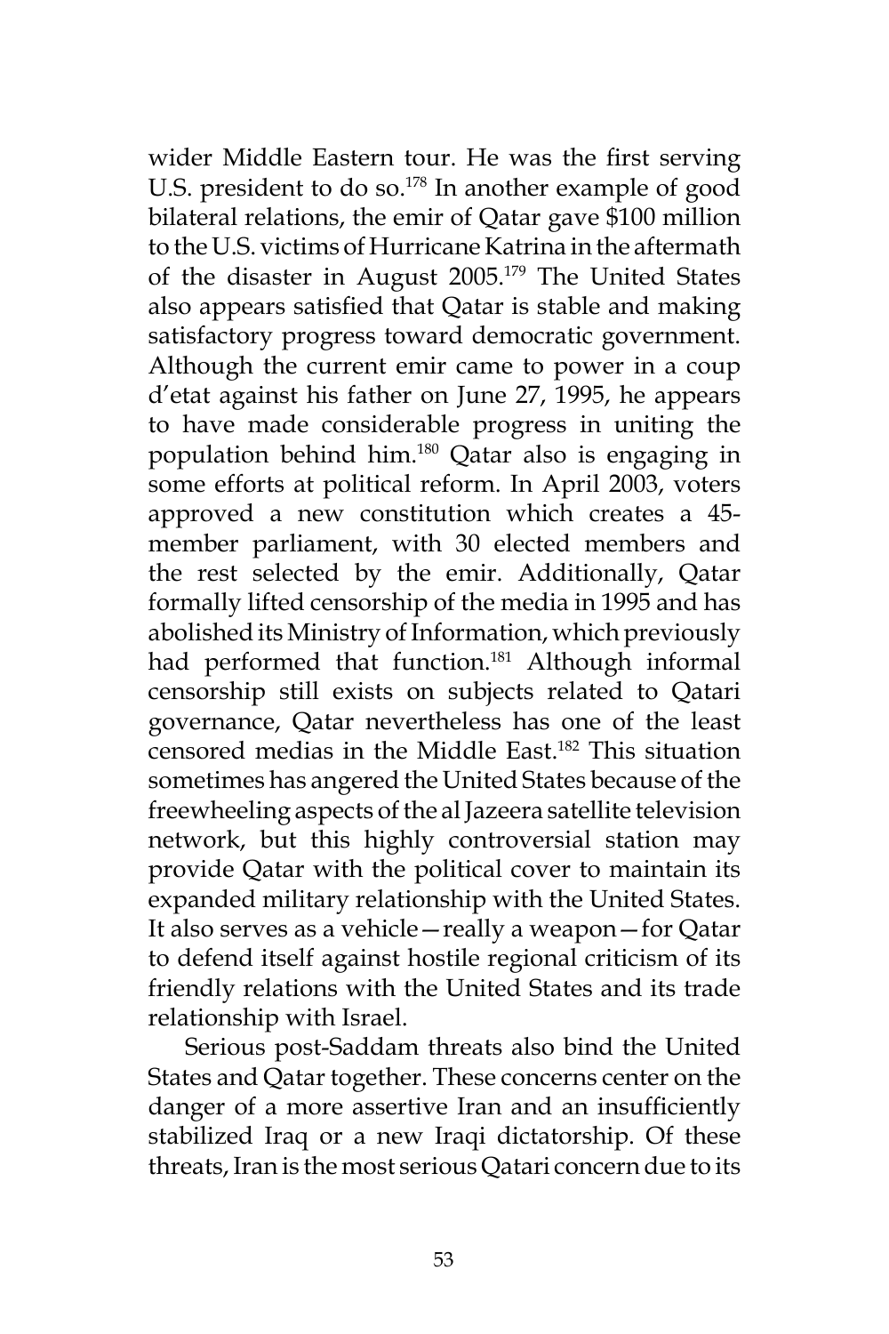wider Middle Eastern tour. He was the first serving U.S. president to do so.[178] In another example of good bilateral relations, the emir of Qatar gave $100 million to the U.S. victims of Hurricane Katrina in the aftermath of the disaster in August 2005.[179] The United States also appears satisfied that Qatar is stable and making satisfactory progress toward democratic government. Although the current emir came to power in a coup d'etat against his father on June 27, 1995, he appears to have made considerable progress in uniting the population behind him.[180] Qatar also is engaging in some efforts at political reform. In April 2003, voters approved a new constitution which creates a 45-member parliament, with 30 elected members and the rest selected by the emir. Additionally, Qatar formally lifted censorship of the media in 1995 and has abolished its Ministry of Information, which previously had performed that function.[181] Although informal censorship still exists on subjects related to Qatari governance, Qatar nevertheless has one of the least censored medias in the Middle East.[182] This situation sometimes has angered the United States because of the freewheeling aspects of the al Jazeera satellite television network, but this highly controversial station may provide Qatar with the political cover to maintain its expanded military relationship with the United States. It also serves as a vehicle—really a weapon—for Qatar to defend itself against hostile regional criticism of its friendly relations with the United States and its trade relationship with Israel.

Serious post-Saddam threats also bind the United States and Qatar together. These concerns center on the danger of a more assertive Iran and an insufficiently stabilized Iraq or a new Iraqi dictatorship. Of these threats, Iran is the most serious Qatari concern due to its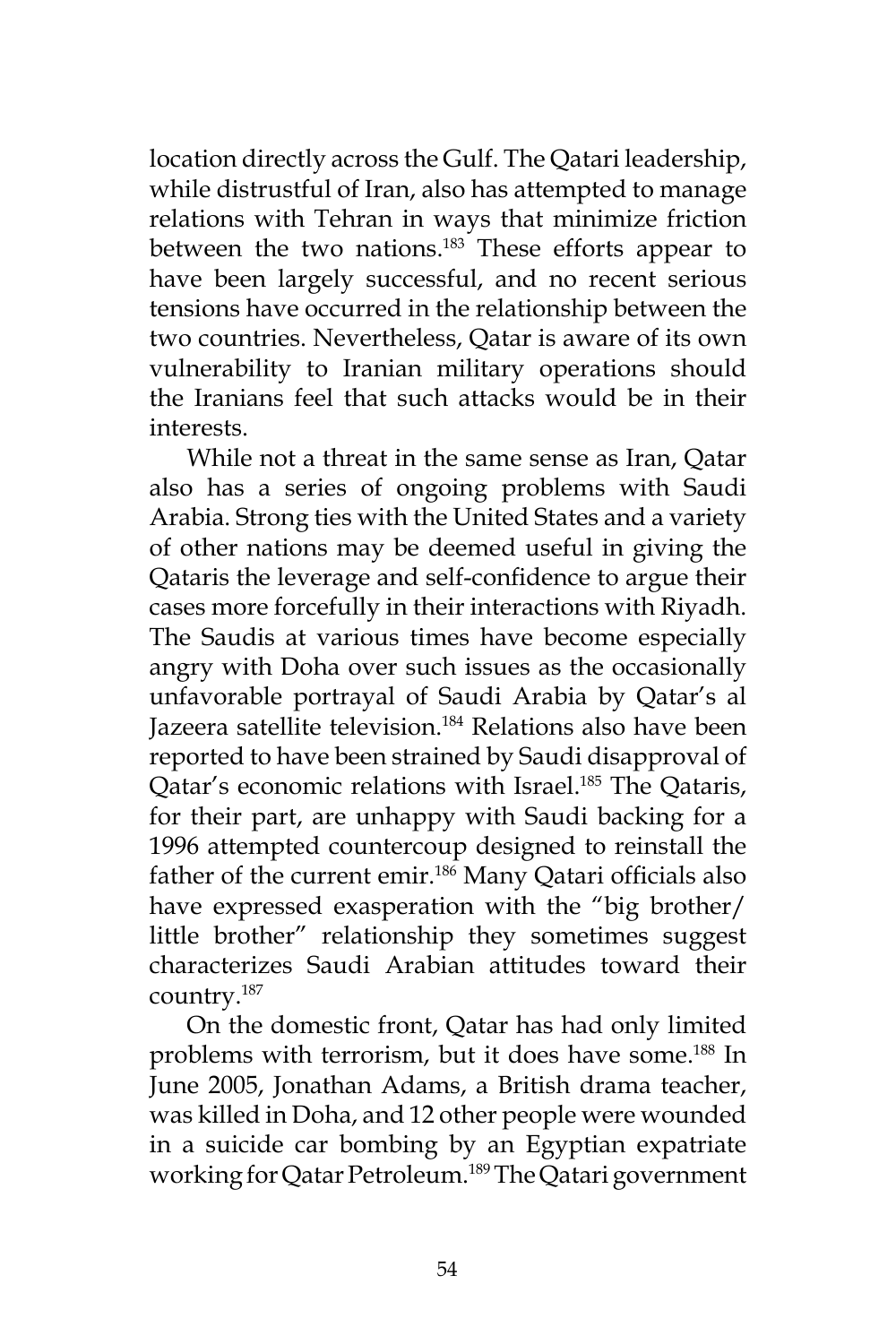location directly across the Gulf. The Qatari leadership, while distrustful of Iran, also has attempted to manage relations with Tehran in ways that minimize friction between the two nations.[183] These efforts appear to have been largely successful, and no recent serious tensions have occurred in the relationship between the two countries. Nevertheless, Qatar is aware of its own vulnerability to Iranian military operations should the Iranians feel that such attacks would be in their interests.

While not a threat in the same sense as Iran, Qatar also has a series of ongoing problems with Saudi Arabia. Strong ties with the United States and a variety of other nations may be deemed useful in giving the Qataris the leverage and self-confidence to argue their cases more forcefully in their interactions with Riyadh. The Saudis at various times have become especially angry with Doha over such issues as the occasionally unfavorable portrayal of Saudi Arabia by Qatar's al Jazeera satellite television.[184] Relations also have been reported to have been strained by Saudi disapproval of Qatar's economic relations with Israel.[185] The Qataris, for their part, are unhappy with Saudi backing for a 1996 attempted countercoup designed to reinstall the father of the current emir.[186] Many Qatari officials also have expressed exasperation with the "big brother/ little brother" relationship they sometimes suggest characterizes Saudi Arabian attitudes toward their country.[187]

On the domestic front, Qatar has had only limited problems with terrorism, but it does have some.[188] In June 2005, Jonathan Adams, a British drama teacher, was killed in Doha, and 12 other people were wounded in a suicide car bombing by an Egyptian expatriate working for Qatar Petroleum.[189] The Qatari government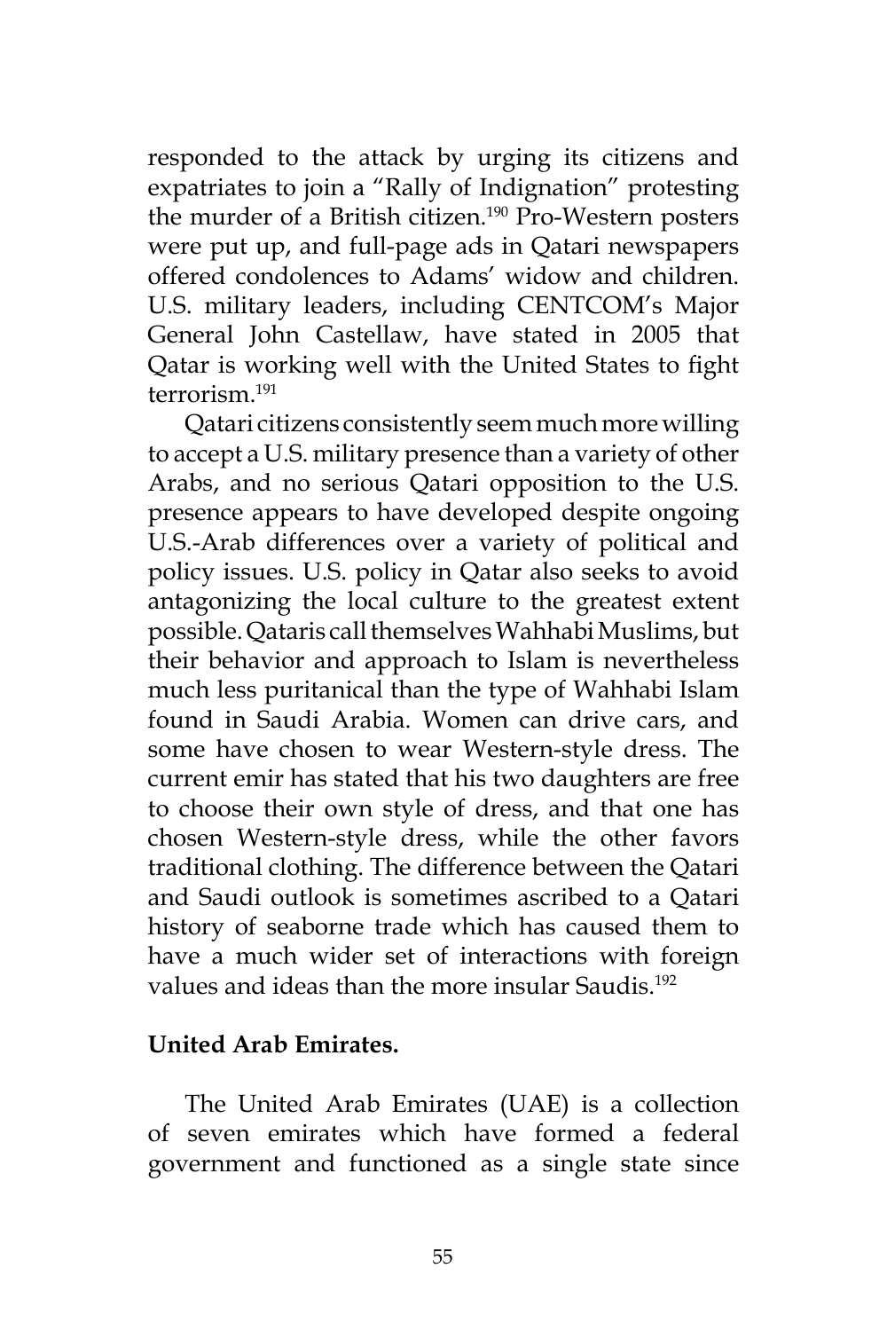responded to the attack by urging its citizens and expatriates to join a "Rally of Indignation" protesting the murder of a British citizen.[190] Pro-Western posters were put up, and full-page ads in Qatari newspapers offered condolences to Adams' widow and children. U.S. military leaders, including CENTCOM's Major General John Castellaw, have stated in 2005 that Qatar is working well with the United States to fight terrorism.[191]

Qatari citizens consistently seem much more willing to accept a U.S. military presence than a variety of other Arabs, and no serious Qatari opposition to the U.S. presence appears to have developed despite ongoing U.S.-Arab differences over a variety of political and policy issues. U.S. policy in Qatar also seeks to avoid antagonizing the local culture to the greatest extent possible. Qataris call themselves Wahhabi Muslims, but their behavior and approach to Islam is nevertheless much less puritanical than the type of Wahhabi Islam found in Saudi Arabia. Women can drive cars, and some have chosen to wear Western-style dress. The current emir has stated that his two daughters are free to choose their own style of dress, and that one has chosen Western-style dress, while the other favors traditional clothing. The difference between the Qatari and Saudi outlook is sometimes ascribed to a Qatari history of seaborne trade which has caused them to have a much wider set of interactions with foreign values and ideas than the more insular Saudis.[192]

**United Arab Emirates.**

The United Arab Emirates (UAE) is a collection of seven emirates which have formed a federal government and functioned as a single state since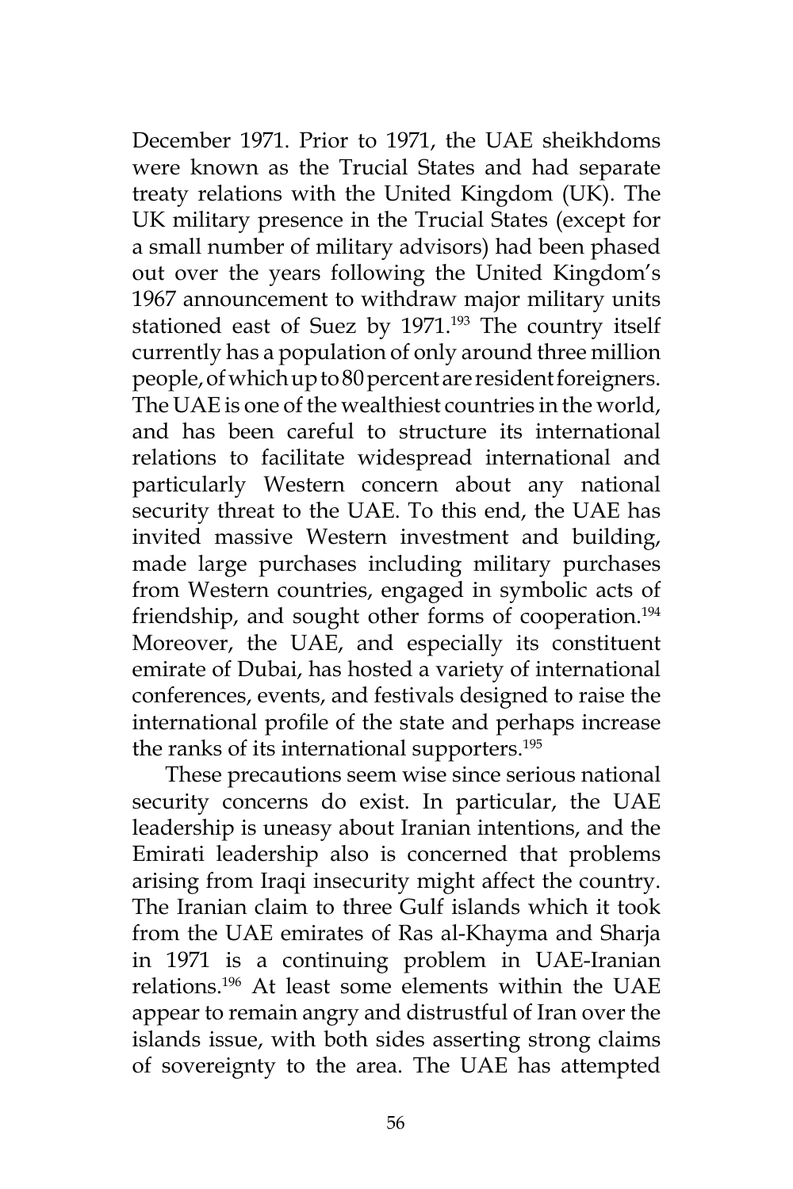December 1971. Prior to 1971, the UAE sheikhdoms were known as the Trucial States and had separate treaty relations with the United Kingdom (UK). The UK military presence in the Trucial States (except for a small number of military advisors) had been phased out over the years following the United Kingdom's 1967 announcement to withdraw major military units stationed east of Suez by 1971.[193] The country itself currently has a population of only around three million people, of which up to 80 percent are resident foreigners. The UAE is one of the wealthiest countries in the world, and has been careful to structure its international relations to facilitate widespread international and particularly Western concern about any national security threat to the UAE. To this end, the UAE has invited massive Western investment and building, made large purchases including military purchases from Western countries, engaged in symbolic acts of friendship, and sought other forms of cooperation.[194] Moreover, the UAE, and especially its constituent emirate of Dubai, has hosted a variety of international conferences, events, and festivals designed to raise the international profile of the state and perhaps increase the ranks of its international supporters.[195]

These precautions seem wise since serious national security concerns do exist. In particular, the UAE leadership is uneasy about Iranian intentions, and the Emirati leadership also is concerned that problems arising from Iraqi insecurity might affect the country. The Iranian claim to three Gulf islands which it took from the UAE emirates of Ras al-Khayma and Sharja in 1971 is a continuing problem in UAE-Iranian relations.[196] At least some elements within the UAE appear to remain angry and distrustful of Iran over the islands issue, with both sides asserting strong claims of sovereignty to the area. The UAE has attempted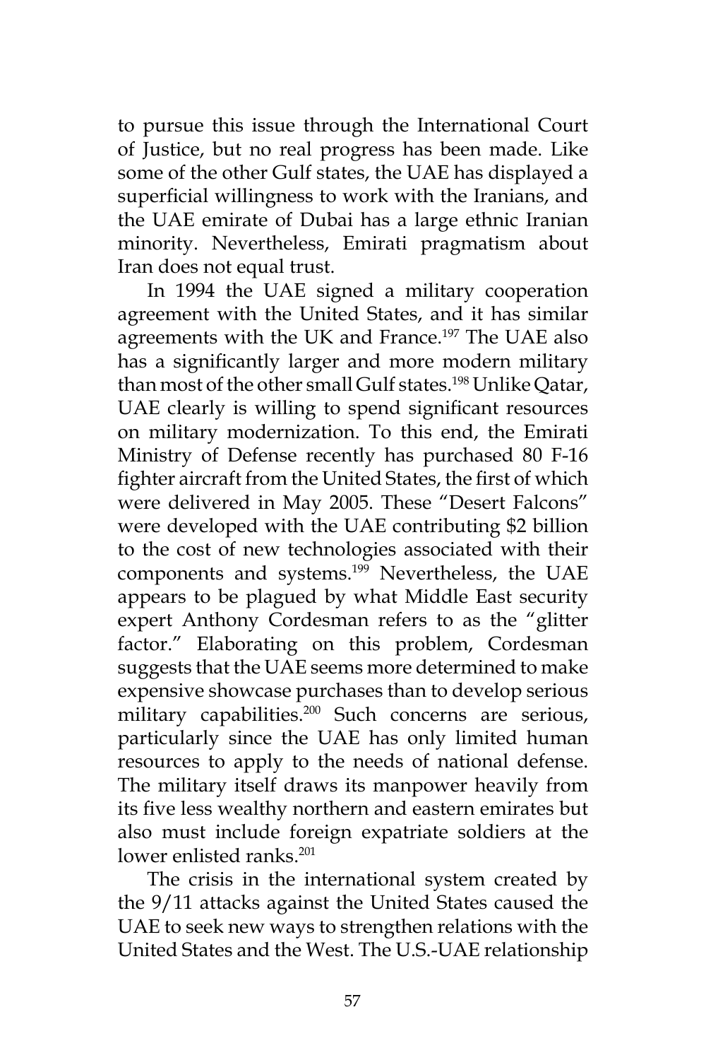to pursue this issue through the International Court of Justice, but no real progress has been made. Like some of the other Gulf states, the UAE has displayed a superficial willingness to work with the Iranians, and the UAE emirate of Dubai has a large ethnic Iranian minority. Nevertheless, Emirati pragmatism about Iran does not equal trust.

In 1994 the UAE signed a military cooperation agreement with the United States, and it has similar agreements with the UK and France.[197] The UAE also has a significantly larger and more modern military than most of the other small Gulf states.[198] Unlike Qatar, UAE clearly is willing to spend significant resources on military modernization. To this end, the Emirati Ministry of Defense recently has purchased 80 F-16 fighter aircraft from the United States, the first of which were delivered in May 2005. These "Desert Falcons" were developed with the UAE contributing $2 billion to the cost of new technologies associated with their components and systems.[199] Nevertheless, the UAE appears to be plagued by what Middle East security expert Anthony Cordesman refers to as the "glitter factor." Elaborating on this problem, Cordesman suggests that the UAE seems more determined to make expensive showcase purchases than to develop serious military capabilities.[200] Such concerns are serious, particularly since the UAE has only limited human resources to apply to the needs of national defense. The military itself draws its manpower heavily from its five less wealthy northern and eastern emirates but also must include foreign expatriate soldiers at the lower enlisted ranks.[201]

The crisis in the international system created by the 9/11 attacks against the United States caused the UAE to seek new ways to strengthen relations with the United States and the West. The U.S.-UAE relationship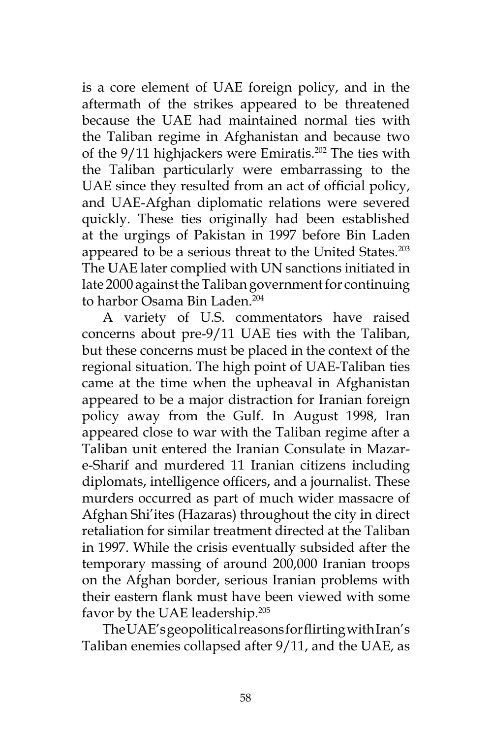is a core element of UAE foreign policy, and in the aftermath of the strikes appeared to be threatened because the UAE had maintained normal ties with the Taliban regime in Afghanistan and because two of the 9/11 highjackers were Emiratis.[202] The ties with the Taliban particularly were embarrassing to the UAE since they resulted from an act of official policy, and UAE-Afghan diplomatic relations were severed quickly. These ties originally had been established at the urgings of Pakistan in 1997 before Bin Laden appeared to be a serious threat to the United States.[203] The UAE later complied with UN sanctions initiated in late 2000 against the Taliban government for continuing to harbor Osama Bin Laden.[204]

A variety of U.S. commentators have raised concerns about pre-9/11 UAE ties with the Taliban, but these concerns must be placed in the context of the regional situation. The high point of UAE-Taliban ties came at the time when the upheaval in Afghanistan appeared to be a major distraction for Iranian foreign policy away from the Gulf. In August 1998, Iran appeared close to war with the Taliban regime after a Taliban unit entered the Iranian Consulate in Mazar-e-Sharif and murdered 11 Iranian citizens including diplomats, intelligence officers, and a journalist. These murders occurred as part of much wider massacre of Afghan Shi'ites (Hazaras) throughout the city in direct retaliation for similar treatment directed at the Taliban in 1997. While the crisis eventually subsided after the temporary massing of around 200,000 Iranian troops on the Afghan border, serious Iranian problems with their eastern flank must have been viewed with some favor by the UAE leadership.[205]

The UAE's geopolitical reasons for flirting with Iran's Taliban enemies collapsed after 9/11, and the UAE, as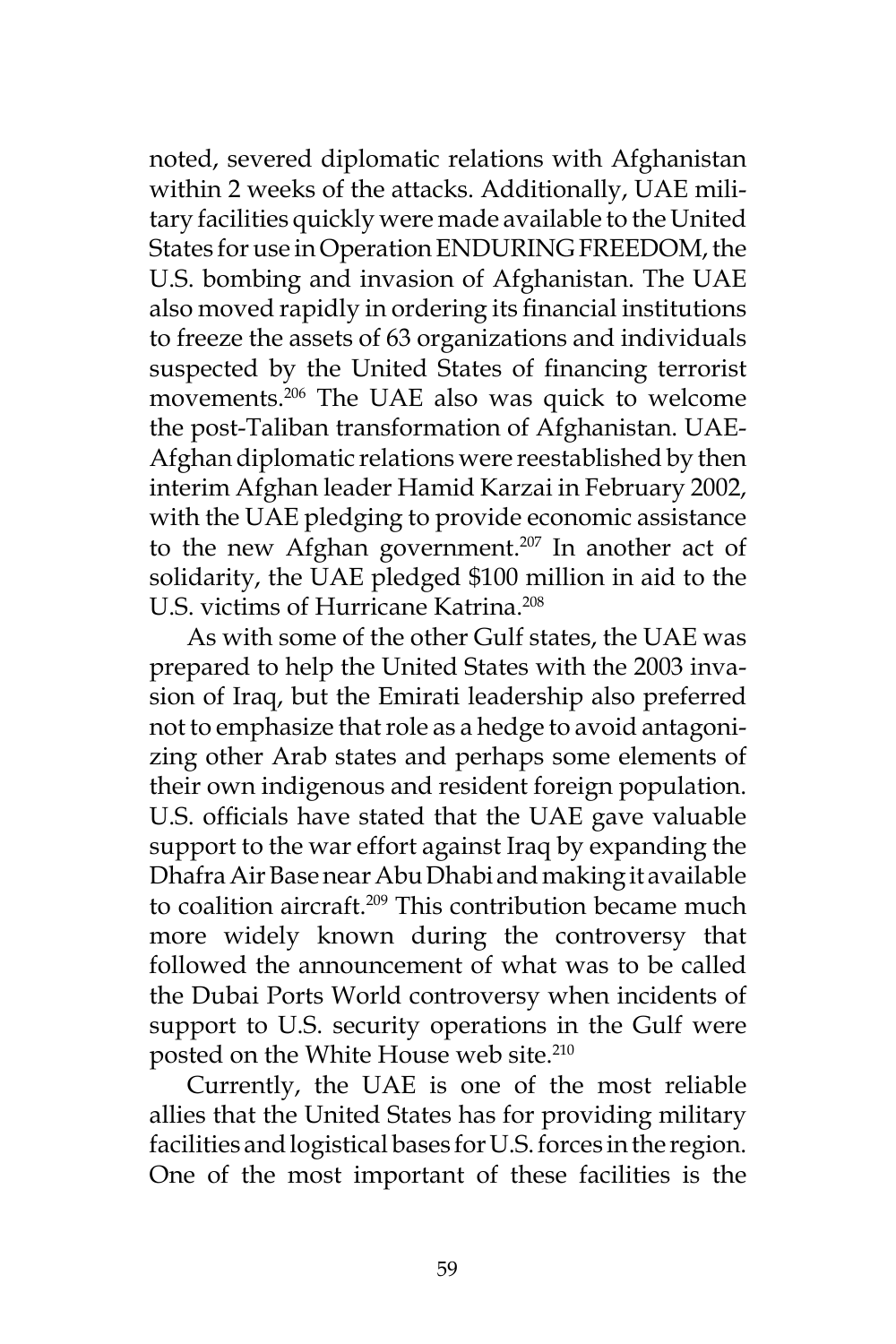noted, severed diplomatic relations with Afghanistan within 2 weeks of the attacks. Additionally, UAE military facilities quickly were made available to the United States for use in Operation ENDURING FREEDOM, the U.S. bombing and invasion of Afghanistan. The UAE also moved rapidly in ordering its financial institutions to freeze the assets of 63 organizations and individuals suspected by the United States of financing terrorist movements.[206] The UAE also was quick to welcome the post-Taliban transformation of Afghanistan. UAE-Afghan diplomatic relations were reestablished by then interim Afghan leader Hamid Karzai in February 2002, with the UAE pledging to provide economic assistance to the new Afghan government.[207] In another act of solidarity, the UAE pledged $100 million in aid to the U.S. victims of Hurricane Katrina.[208]

As with some of the other Gulf states, the UAE was prepared to help the United States with the 2003 invasion of Iraq, but the Emirati leadership also preferred not to emphasize that role as a hedge to avoid antagonizing other Arab states and perhaps some elements of their own indigenous and resident foreign population. U.S. officials have stated that the UAE gave valuable support to the war effort against Iraq by expanding the Dhafra Air Base near Abu Dhabi and making it available to coalition aircraft.[209] This contribution became much more widely known during the controversy that followed the announcement of what was to be called the Dubai Ports World controversy when incidents of support to U.S. security operations in the Gulf were posted on the White House web site.[210]

Currently, the UAE is one of the most reliable allies that the United States has for providing military facilities and logistical bases for U.S. forces in the region. One of the most important of these facilities is the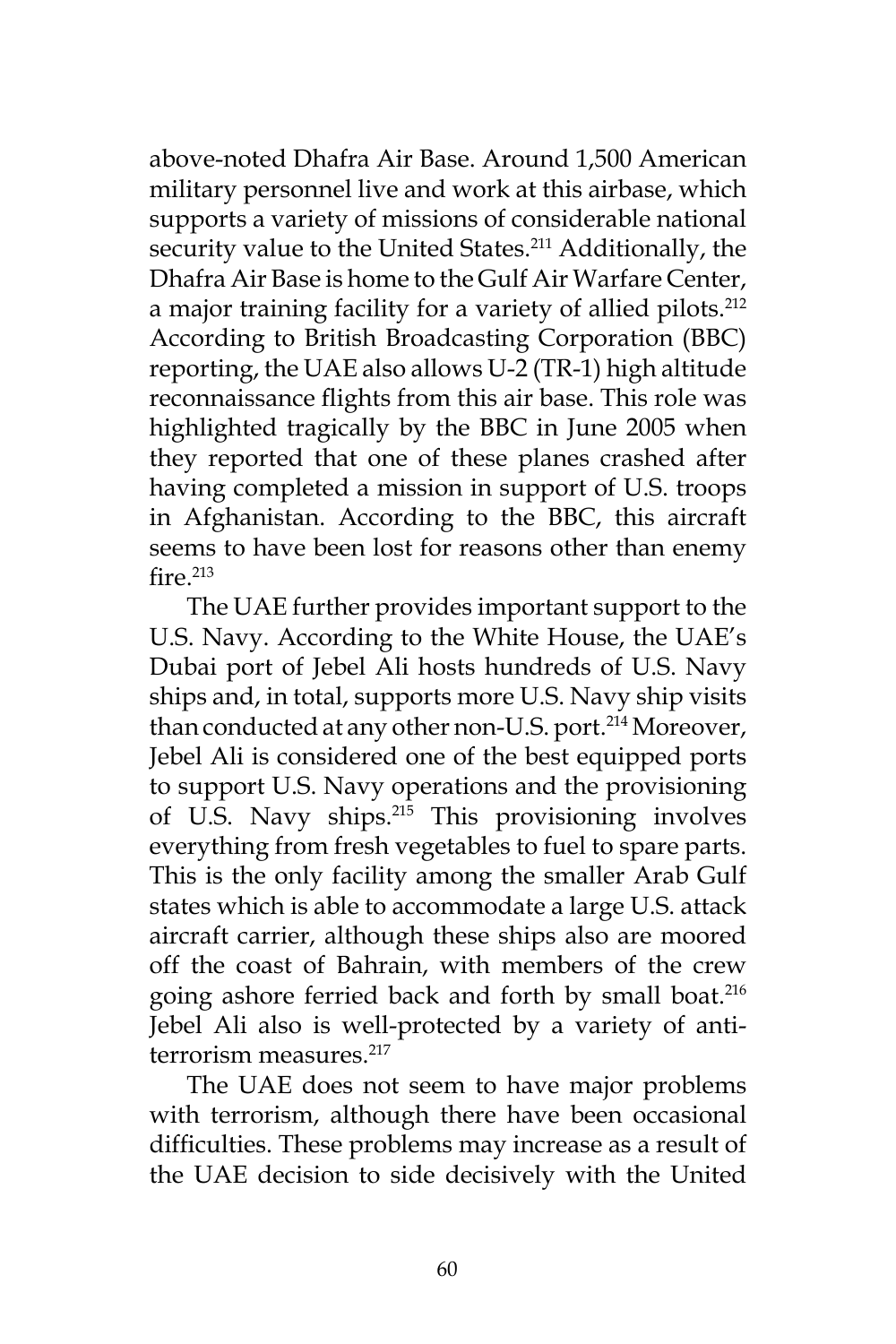above-noted Dhafra Air Base. Around 1,500 American military personnel live and work at this airbase, which supports a variety of missions of considerable national security value to the United States.[211] Additionally, the Dhafra Air Base is home to the Gulf Air Warfare Center, a major training facility for a variety of allied pilots.[212] According to British Broadcasting Corporation (BBC) reporting, the UAE also allows U-2 (TR-1) high altitude reconnaissance flights from this air base. This role was highlighted tragically by the BBC in June 2005 when they reported that one of these planes crashed after having completed a mission in support of U.S. troops in Afghanistan. According to the BBC, this aircraft seems to have been lost for reasons other than enemy fire.[213]

The UAE further provides important support to the U.S. Navy. According to the White House, the UAE's Dubai port of Jebel Ali hosts hundreds of U.S. Navy ships and, in total, supports more U.S. Navy ship visits than conducted at any other non-U.S. port.[214] Moreover, Jebel Ali is considered one of the best equipped ports to support U.S. Navy operations and the provisioning of U.S. Navy ships.[215] This provisioning involves everything from fresh vegetables to fuel to spare parts. This is the only facility among the smaller Arab Gulf states which is able to accommodate a large U.S. attack aircraft carrier, although these ships also are moored off the coast of Bahrain, with members of the crew going ashore ferried back and forth by small boat.[216] Jebel Ali also is well-protected by a variety of anti-terrorism measures.[217]

The UAE does not seem to have major problems with terrorism, although there have been occasional difficulties. These problems may increase as a result of the UAE decision to side decisively with the United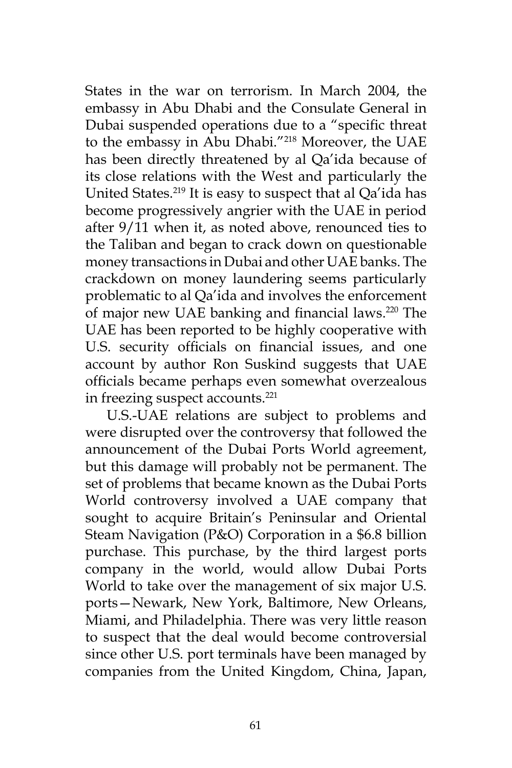States in the war on terrorism. In March 2004, the embassy in Abu Dhabi and the Consulate General in Dubai suspended operations due to a "specific threat to the embassy in Abu Dhabi."[218] Moreover, the UAE has been directly threatened by al Qa'ida because of its close relations with the West and particularly the United States.[219] It is easy to suspect that al Qa'ida has become progressively angrier with the UAE in period after 9/11 when it, as noted above, renounced ties to the Taliban and began to crack down on questionable money transactions in Dubai and other UAE banks. The crackdown on money laundering seems particularly problematic to al Qa'ida and involves the enforcement of major new UAE banking and financial laws.[220] The UAE has been reported to be highly cooperative with U.S. security officials on financial issues, and one account by author Ron Suskind suggests that UAE officials became perhaps even somewhat overzealous in freezing suspect accounts.[221]

U.S.-UAE relations are subject to problems and were disrupted over the controversy that followed the announcement of the Dubai Ports World agreement, but this damage will probably not be permanent. The set of problems that became known as the Dubai Ports World controversy involved a UAE company that sought to acquire Britain's Peninsular and Oriental Steam Navigation (P&O) Corporation in a $6.8 billion purchase. This purchase, by the third largest ports company in the world, would allow Dubai Ports World to take over the management of six major U.S. ports—Newark, New York, Baltimore, New Orleans, Miami, and Philadelphia. There was very little reason to suspect that the deal would become controversial since other U.S. port terminals have been managed by companies from the United Kingdom, China, Japan,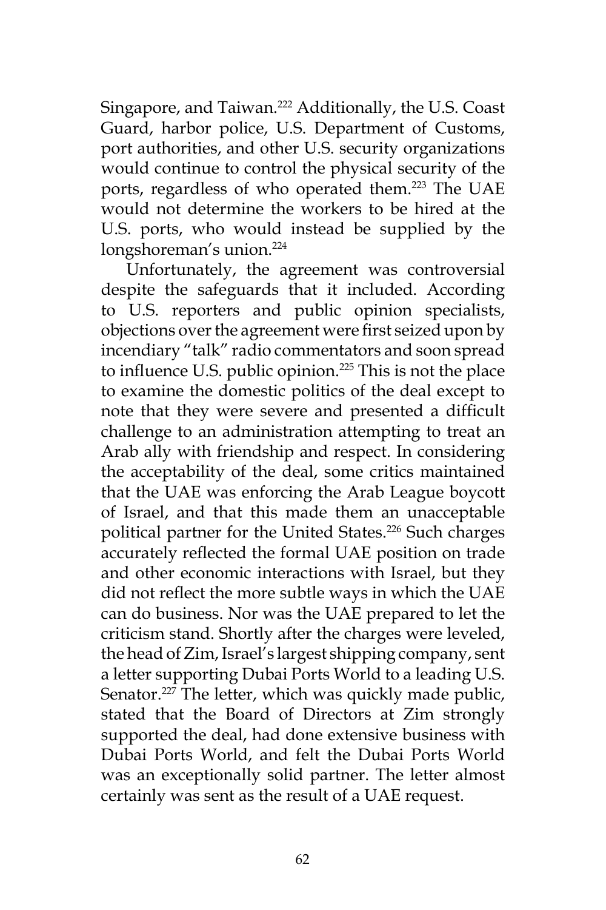Singapore, and Taiwan.[222] Additionally, the U.S. Coast Guard, harbor police, U.S. Department of Customs, port authorities, and other U.S. security organizations would continue to control the physical security of the ports, regardless of who operated them.[223] The UAE would not determine the workers to be hired at the U.S. ports, who would instead be supplied by the longshoreman's union.[224]

Unfortunately, the agreement was controversial despite the safeguards that it included. According to U.S. reporters and public opinion specialists, objections over the agreement were first seized upon by incendiary "talk" radio commentators and soon spread to influence U.S. public opinion.[225] This is not the place to examine the domestic politics of the deal except to note that they were severe and presented a difficult challenge to an administration attempting to treat an Arab ally with friendship and respect. In considering the acceptability of the deal, some critics maintained that the UAE was enforcing the Arab League boycott of Israel, and that this made them an unacceptable political partner for the United States.[226] Such charges accurately reflected the formal UAE position on trade and other economic interactions with Israel, but they did not reflect the more subtle ways in which the UAE can do business. Nor was the UAE prepared to let the criticism stand. Shortly after the charges were leveled, the head of Zim, Israel's largest shipping company, sent a letter supporting Dubai Ports World to a leading U.S. Senator.[227] The letter, which was quickly made public, stated that the Board of Directors at Zim strongly supported the deal, had done extensive business with Dubai Ports World, and felt the Dubai Ports World was an exceptionally solid partner. The letter almost certainly was sent as the result of a UAE request.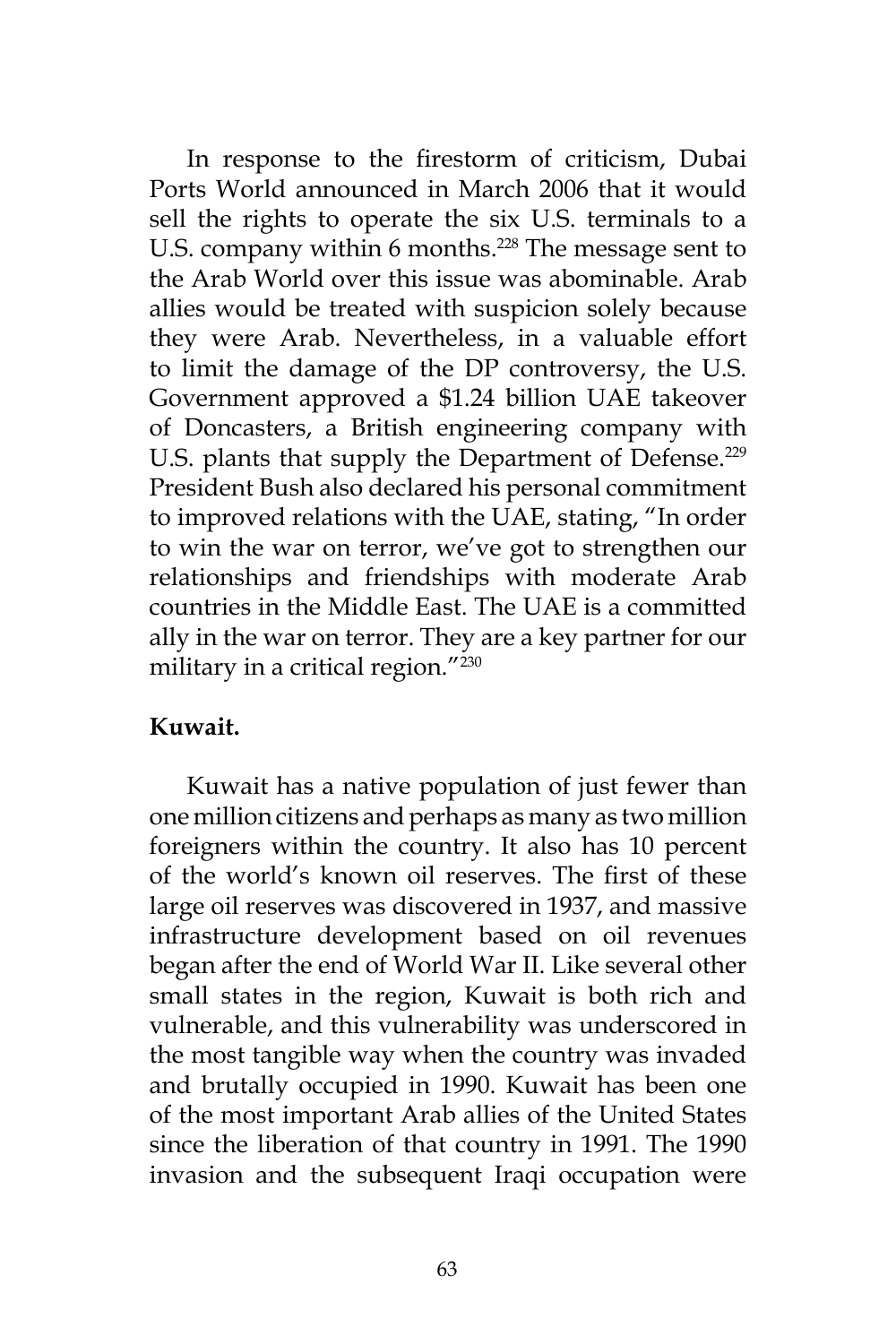In response to the firestorm of criticism, Dubai Ports World announced in March 2006 that it would sell the rights to operate the six U.S. terminals to a U.S. company within 6 months.[228] The message sent to the Arab World over this issue was abominable. Arab allies would be treated with suspicion solely because they were Arab. Nevertheless, in a valuable effort to limit the damage of the DP controversy, the U.S. Government approved a $1.24 billion UAE takeover of Doncasters, a British engineering company with U.S. plants that supply the Department of Defense.[229] President Bush also declared his personal commitment to improved relations with the UAE, stating, "In order to win the war on terror, we've got to strengthen our relationships and friendships with moderate Arab countries in the Middle East. The UAE is a committed ally in the war on terror. They are a key partner for our military in a critical region."[230]

**Kuwait.**

Kuwait has a native population of just fewer than one million citizens and perhaps as many as two million foreigners within the country. It also has 10 percent of the world's known oil reserves. The first of these large oil reserves was discovered in 1937, and massive infrastructure development based on oil revenues began after the end of World War II. Like several other small states in the region, Kuwait is both rich and vulnerable, and this vulnerability was underscored in the most tangible way when the country was invaded and brutally occupied in 1990. Kuwait has been one of the most important Arab allies of the United States since the liberation of that country in 1991. The 1990 invasion and the subsequent Iraqi occupation were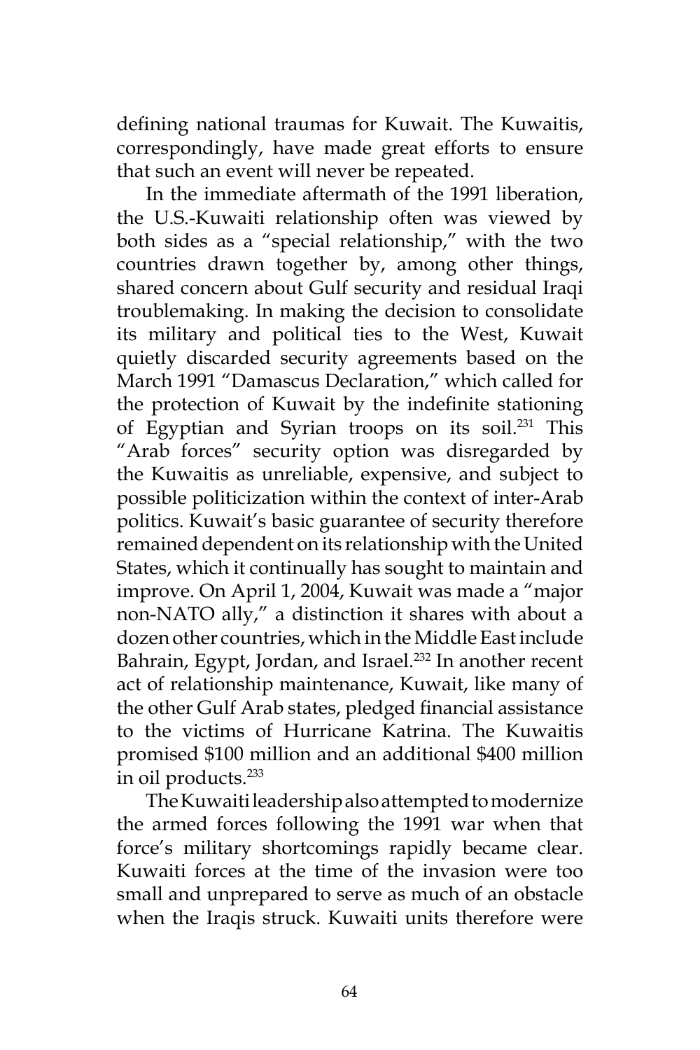defining national traumas for Kuwait. The Kuwaitis, correspondingly, have made great efforts to ensure that such an event will never be repeated.

In the immediate aftermath of the 1991 liberation, the U.S.-Kuwaiti relationship often was viewed by both sides as a "special relationship," with the two countries drawn together by, among other things, shared concern about Gulf security and residual Iraqi troublemaking. In making the decision to consolidate its military and political ties to the West, Kuwait quietly discarded security agreements based on the March 1991 "Damascus Declaration," which called for the protection of Kuwait by the indefinite stationing of Egyptian and Syrian troops on its soil.[231] This "Arab forces" security option was disregarded by the Kuwaitis as unreliable, expensive, and subject to possible politicization within the context of inter-Arab politics. Kuwait's basic guarantee of security therefore remained dependent on its relationship with the United States, which it continually has sought to maintain and improve. On April 1, 2004, Kuwait was made a "major non-NATO ally," a distinction it shares with about a dozen other countries, which in the Middle East include Bahrain, Egypt, Jordan, and Israel.[232] In another recent act of relationship maintenance, Kuwait, like many of the other Gulf Arab states, pledged financial assistance to the victims of Hurricane Katrina. The Kuwaitis promised $100 million and an additional $400 million in oil products.[233]

The Kuwaiti leadership also attempted to modernize the armed forces following the 1991 war when that force's military shortcomings rapidly became clear. Kuwaiti forces at the time of the invasion were too small and unprepared to serve as much of an obstacle when the Iraqis struck. Kuwaiti units therefore were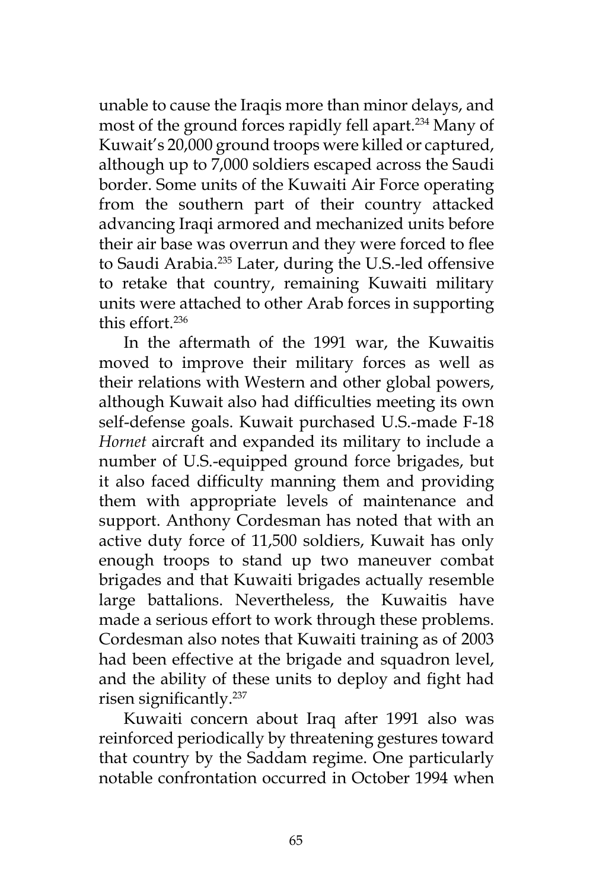unable to cause the Iraqis more than minor delays, and most of the ground forces rapidly fell apart.[234] Many of Kuwait's 20,000 ground troops were killed or captured, although up to 7,000 soldiers escaped across the Saudi border. Some units of the Kuwaiti Air Force operating from the southern part of their country attacked advancing Iraqi armored and mechanized units before their air base was overrun and they were forced to flee to Saudi Arabia.[235] Later, during the U.S.-led offensive to retake that country, remaining Kuwaiti military units were attached to other Arab forces in supporting this effort.[236]

In the aftermath of the 1991 war, the Kuwaitis moved to improve their military forces as well as their relations with Western and other global powers, although Kuwait also had difficulties meeting its own self-defense goals. Kuwait purchased U.S.-made F-18 *Hornet* aircraft and expanded its military to include a number of U.S.-equipped ground force brigades, but it also faced difficulty manning them and providing them with appropriate levels of maintenance and support. Anthony Cordesman has noted that with an active duty force of 11,500 soldiers, Kuwait has only enough troops to stand up two maneuver combat brigades and that Kuwaiti brigades actually resemble large battalions. Nevertheless, the Kuwaitis have made a serious effort to work through these problems. Cordesman also notes that Kuwaiti training as of 2003 had been effective at the brigade and squadron level, and the ability of these units to deploy and fight had risen significantly.[237]

Kuwaiti concern about Iraq after 1991 also was reinforced periodically by threatening gestures toward that country by the Saddam regime. One particularly notable confrontation occurred in October 1994 when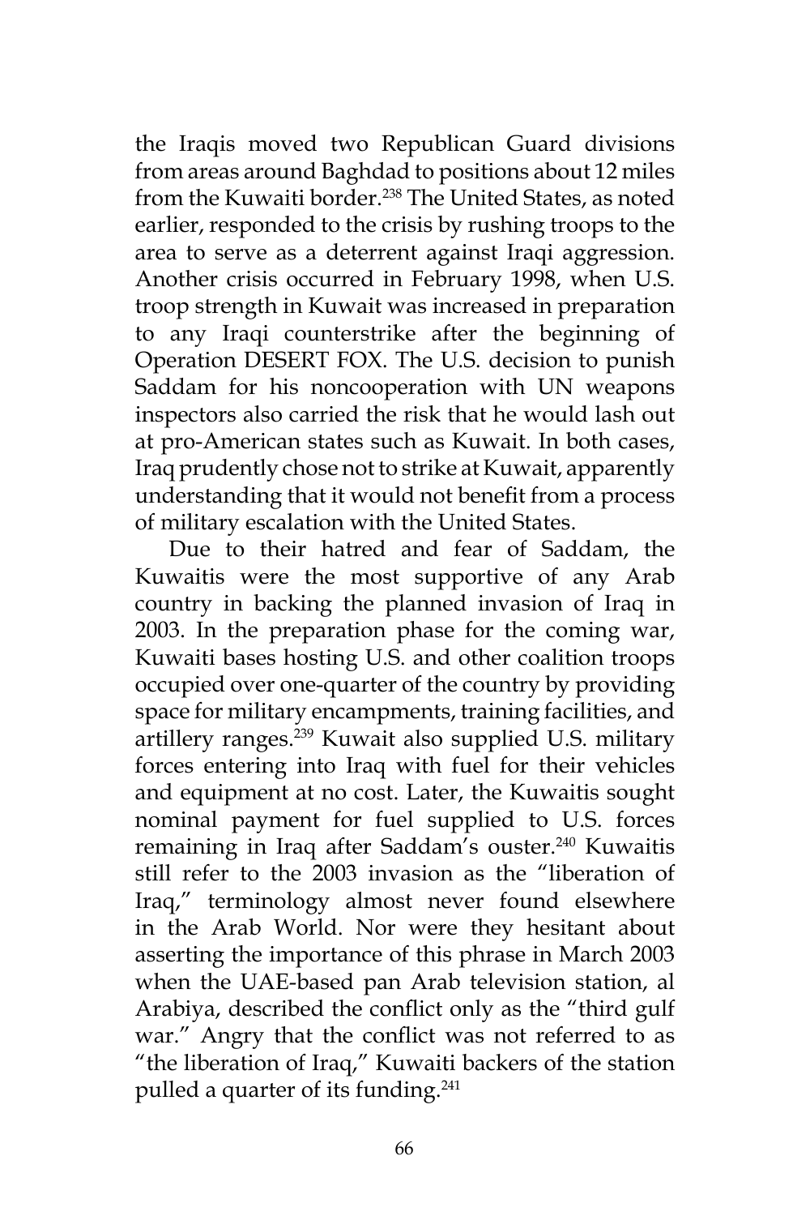the Iraqis moved two Republican Guard divisions from areas around Baghdad to positions about 12 miles from the Kuwaiti border.[238] The United States, as noted earlier, responded to the crisis by rushing troops to the area to serve as a deterrent against Iraqi aggression. Another crisis occurred in February 1998, when U.S. troop strength in Kuwait was increased in preparation to any Iraqi counterstrike after the beginning of Operation DESERT FOX. The U.S. decision to punish Saddam for his noncooperation with UN weapons inspectors also carried the risk that he would lash out at pro-American states such as Kuwait. In both cases, Iraq prudently chose not to strike at Kuwait, apparently understanding that it would not benefit from a process of military escalation with the United States.

Due to their hatred and fear of Saddam, the Kuwaitis were the most supportive of any Arab country in backing the planned invasion of Iraq in 2003. In the preparation phase for the coming war, Kuwaiti bases hosting U.S. and other coalition troops occupied over one-quarter of the country by providing space for military encampments, training facilities, and artillery ranges.[239] Kuwait also supplied U.S. military forces entering into Iraq with fuel for their vehicles and equipment at no cost. Later, the Kuwaitis sought nominal payment for fuel supplied to U.S. forces remaining in Iraq after Saddam's ouster.[240] Kuwaitis still refer to the 2003 invasion as the "liberation of Iraq," terminology almost never found elsewhere in the Arab World. Nor were they hesitant about asserting the importance of this phrase in March 2003 when the UAE-based pan Arab television station, al Arabiya, described the conflict only as the "third gulf war." Angry that the conflict was not referred to as "the liberation of Iraq," Kuwaiti backers of the station pulled a quarter of its funding.[241]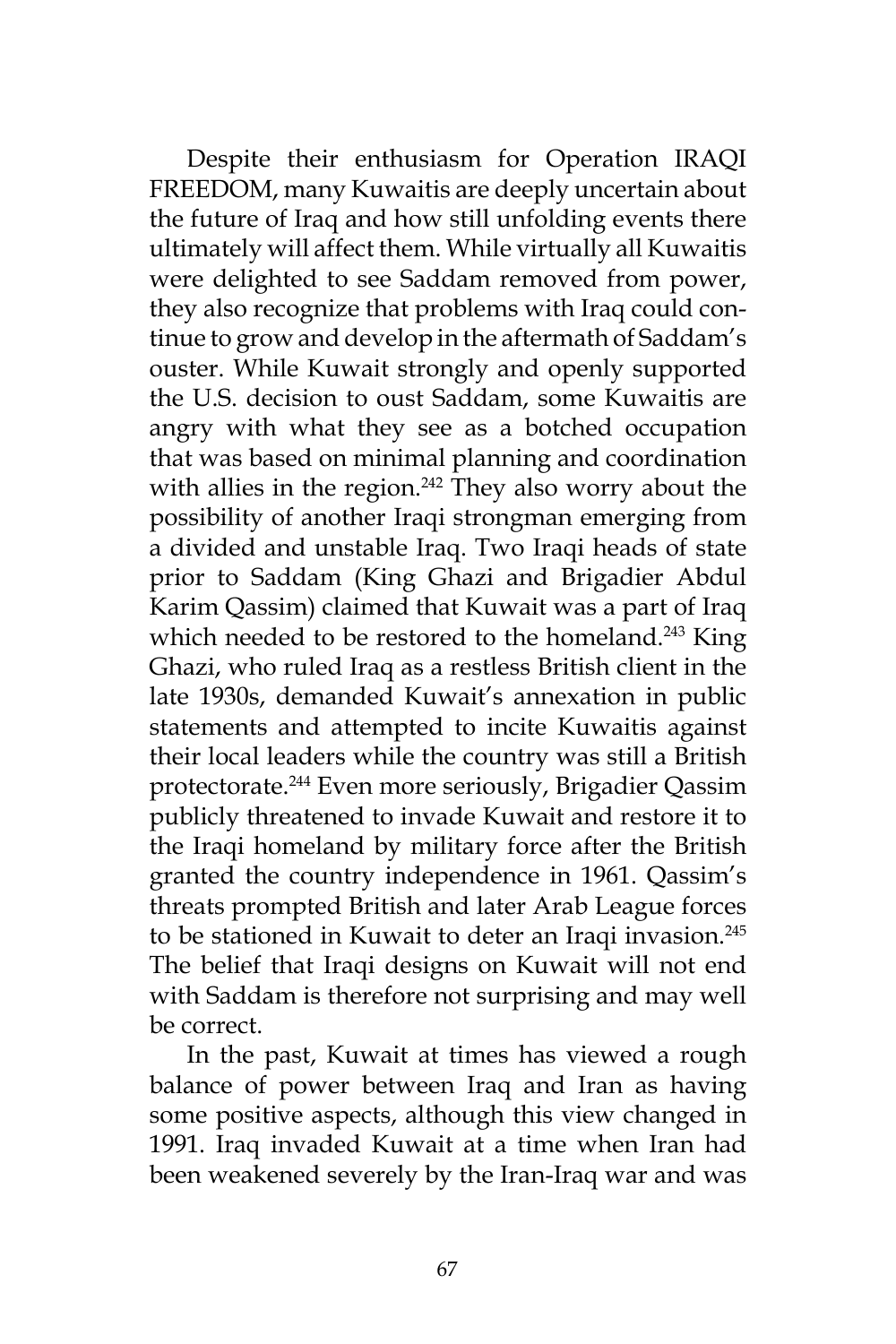Despite their enthusiasm for Operation IRAQI FREEDOM, many Kuwaitis are deeply uncertain about the future of Iraq and how still unfolding events there ultimately will affect them. While virtually all Kuwaitis were delighted to see Saddam removed from power, they also recognize that problems with Iraq could continue to grow and develop in the aftermath of Saddam's ouster. While Kuwait strongly and openly supported the U.S. decision to oust Saddam, some Kuwaitis are angry with what they see as a botched occupation that was based on minimal planning and coordination with allies in the region.[242] They also worry about the possibility of another Iraqi strongman emerging from a divided and unstable Iraq. Two Iraqi heads of state prior to Saddam (King Ghazi and Brigadier Abdul Karim Qassim) claimed that Kuwait was a part of Iraq which needed to be restored to the homeland.[243] King Ghazi, who ruled Iraq as a restless British client in the late 1930s, demanded Kuwait's annexation in public statements and attempted to incite Kuwaitis against their local leaders while the country was still a British protectorate.[244] Even more seriously, Brigadier Qassim publicly threatened to invade Kuwait and restore it to the Iraqi homeland by military force after the British granted the country independence in 1961. Qassim's threats prompted British and later Arab League forces to be stationed in Kuwait to deter an Iraqi invasion.[245] The belief that Iraqi designs on Kuwait will not end with Saddam is therefore not surprising and may well be correct.

In the past, Kuwait at times has viewed a rough balance of power between Iraq and Iran as having some positive aspects, although this view changed in 1991. Iraq invaded Kuwait at a time when Iran had been weakened severely by the Iran-Iraq war and was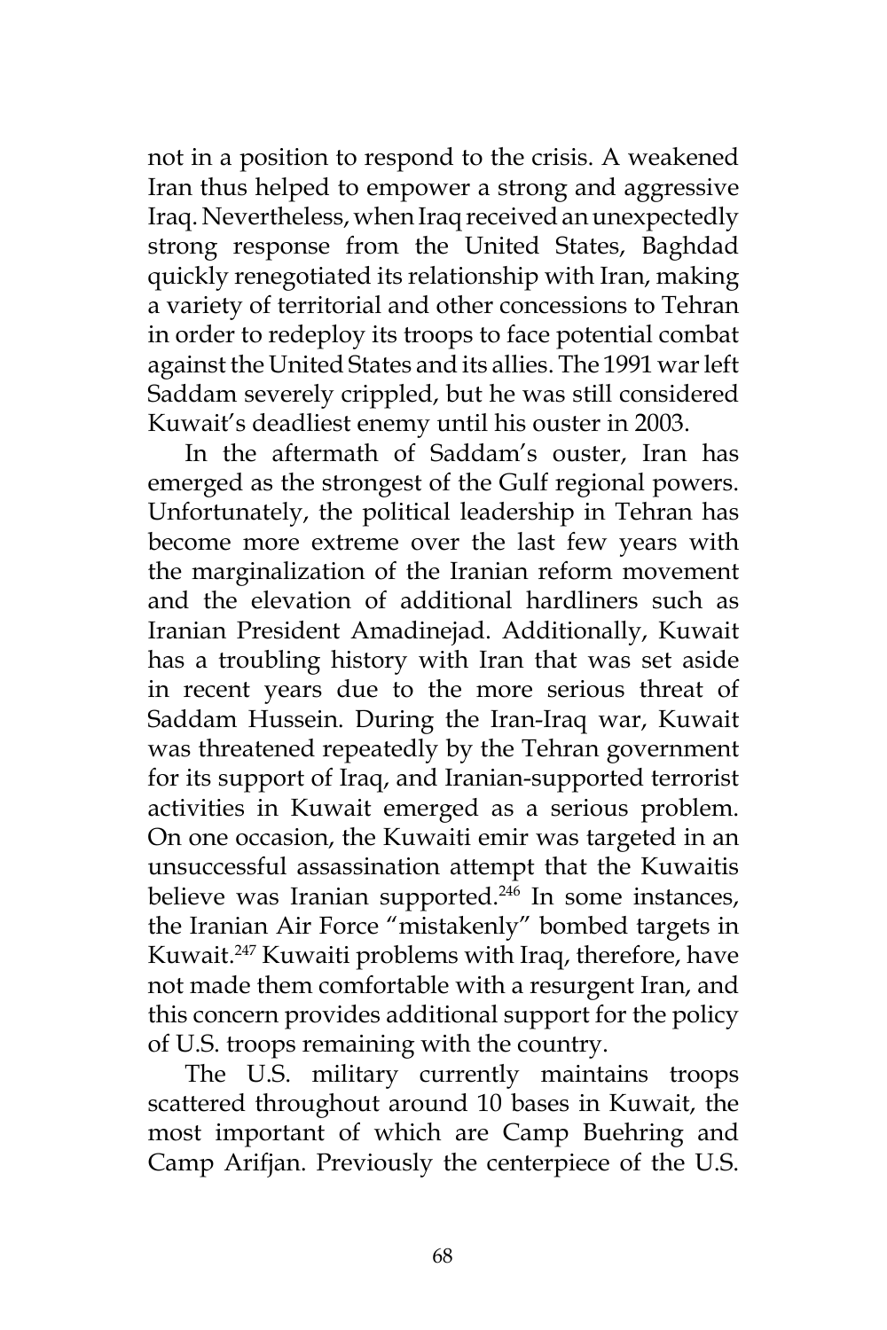not in a position to respond to the crisis. A weakened Iran thus helped to empower a strong and aggressive Iraq. Nevertheless, when Iraq received an unexpectedly strong response from the United States, Baghdad quickly renegotiated its relationship with Iran, making a variety of territorial and other concessions to Tehran in order to redeploy its troops to face potential combat against the United States and its allies. The 1991 war left Saddam severely crippled, but he was still considered Kuwait's deadliest enemy until his ouster in 2003.

In the aftermath of Saddam's ouster, Iran has emerged as the strongest of the Gulf regional powers. Unfortunately, the political leadership in Tehran has become more extreme over the last few years with the marginalization of the Iranian reform movement and the elevation of additional hardliners such as Iranian President Amadinejad. Additionally, Kuwait has a troubling history with Iran that was set aside in recent years due to the more serious threat of Saddam Hussein. During the Iran-Iraq war, Kuwait was threatened repeatedly by the Tehran government for its support of Iraq, and Iranian-supported terrorist activities in Kuwait emerged as a serious problem. On one occasion, the Kuwaiti emir was targeted in an unsuccessful assassination attempt that the Kuwaitis believe was Iranian supported.[246] In some instances, the Iranian Air Force "mistakenly" bombed targets in Kuwait.[247] Kuwaiti problems with Iraq, therefore, have not made them comfortable with a resurgent Iran, and this concern provides additional support for the policy of U.S. troops remaining with the country.

The U.S. military currently maintains troops scattered throughout around 10 bases in Kuwait, the most important of which are Camp Buehring and Camp Arifjan. Previously the centerpiece of the U.S.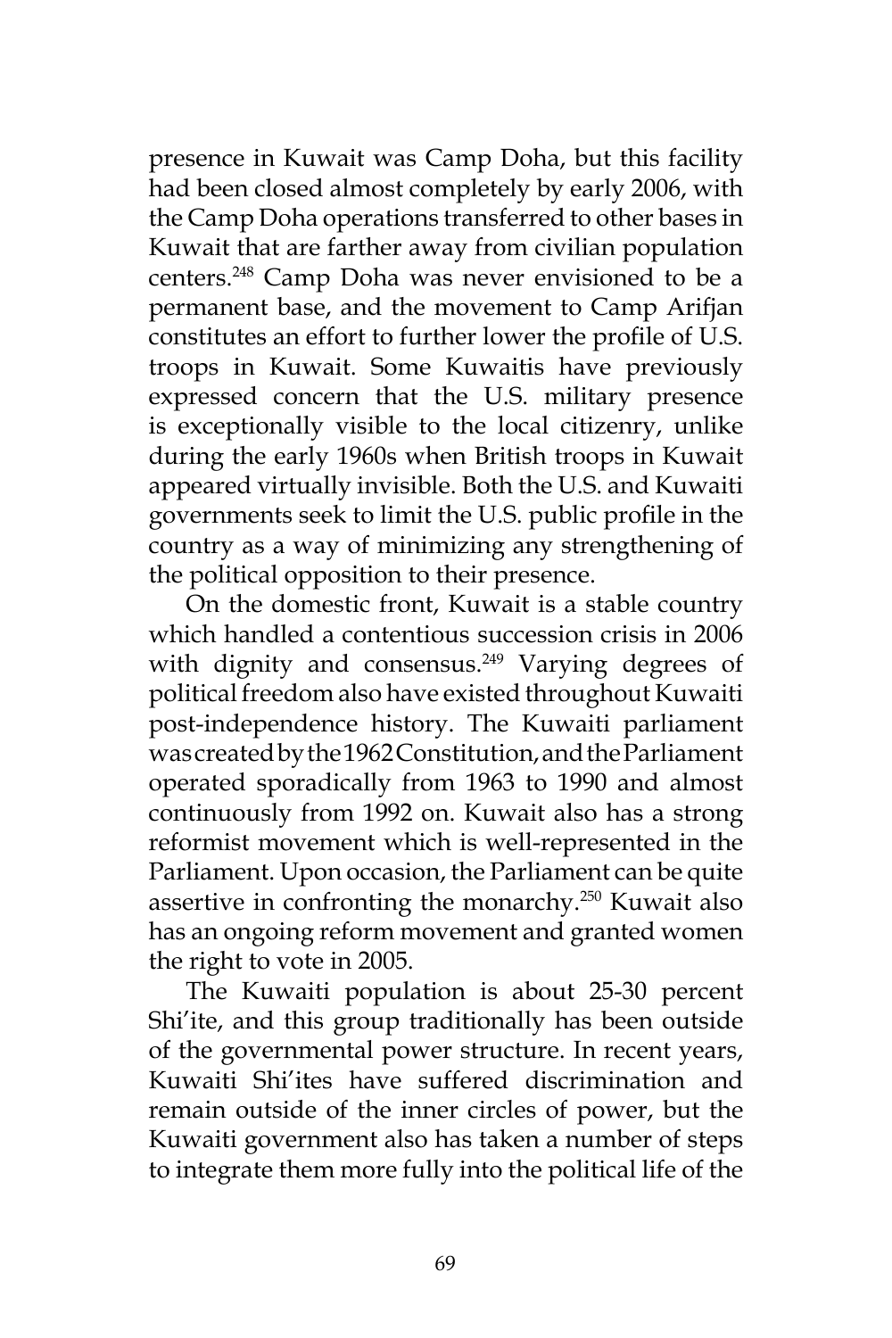presence in Kuwait was Camp Doha, but this facility had been closed almost completely by early 2006, with the Camp Doha operations transferred to other bases in Kuwait that are farther away from civilian population centers.[248] Camp Doha was never envisioned to be a permanent base, and the movement to Camp Arifjan constitutes an effort to further lower the profile of U.S. troops in Kuwait. Some Kuwaitis have previously expressed concern that the U.S. military presence is exceptionally visible to the local citizenry, unlike during the early 1960s when British troops in Kuwait appeared virtually invisible. Both the U.S. and Kuwaiti governments seek to limit the U.S. public profile in the country as a way of minimizing any strengthening of the political opposition to their presence.

On the domestic front, Kuwait is a stable country which handled a contentious succession crisis in 2006 with dignity and consensus.[249] Varying degrees of political freedom also have existed throughout Kuwaiti post-independence history. The Kuwaiti parliament was created by the 1962 Constitution, and the Parliament operated sporadically from 1963 to 1990 and almost continuously from 1992 on. Kuwait also has a strong reformist movement which is well-represented in the Parliament. Upon occasion, the Parliament can be quite assertive in confronting the monarchy.[250] Kuwait also has an ongoing reform movement and granted women the right to vote in 2005.

The Kuwaiti population is about 25-30 percent Shi'ite, and this group traditionally has been outside of the governmental power structure. In recent years, Kuwaiti Shi'ites have suffered discrimination and remain outside of the inner circles of power, but the Kuwaiti government also has taken a number of steps to integrate them more fully into the political life of the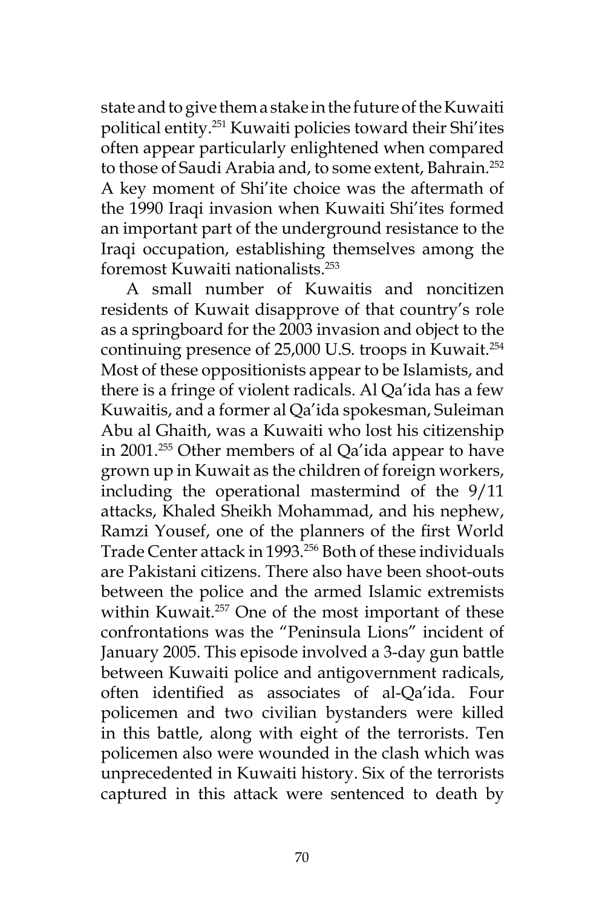state and to give them a stake in the future of the Kuwaiti political entity.[251] Kuwaiti policies toward their Shi'ites often appear particularly enlightened when compared to those of Saudi Arabia and, to some extent, Bahrain.[252] A key moment of Shi'ite choice was the aftermath of the 1990 Iraqi invasion when Kuwaiti Shi'ites formed an important part of the underground resistance to the Iraqi occupation, establishing themselves among the foremost Kuwaiti nationalists.[253]

A small number of Kuwaitis and noncitizen residents of Kuwait disapprove of that country's role as a springboard for the 2003 invasion and object to the continuing presence of 25,000 U.S. troops in Kuwait.[254] Most of these oppositionists appear to be Islamists, and there is a fringe of violent radicals. Al Qa'ida has a few Kuwaitis, and a former al Qa'ida spokesman, Suleiman Abu al Ghaith, was a Kuwaiti who lost his citizenship in 2001.[255] Other members of al Qa'ida appear to have grown up in Kuwait as the children of foreign workers, including the operational mastermind of the 9/11 attacks, Khaled Sheikh Mohammad, and his nephew, Ramzi Yousef, one of the planners of the first World Trade Center attack in 1993.[256] Both of these individuals are Pakistani citizens. There also have been shoot-outs between the police and the armed Islamic extremists within Kuwait.[257] One of the most important of these confrontations was the "Peninsula Lions" incident of January 2005. This episode involved a 3-day gun battle between Kuwaiti police and antigovernment radicals, often identified as associates of al-Qa'ida. Four policemen and two civilian bystanders were killed in this battle, along with eight of the terrorists. Ten policemen also were wounded in the clash which was unprecedented in Kuwaiti history. Six of the terrorists captured in this attack were sentenced to death by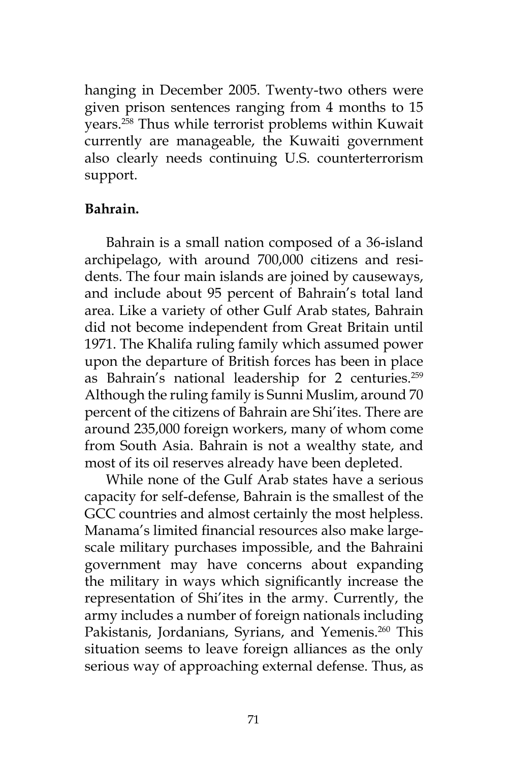hanging in December 2005. Twenty-two others were given prison sentences ranging from 4 months to 15 years.[258] Thus while terrorist problems within Kuwait currently are manageable, the Kuwaiti government also clearly needs continuing U.S. counterterrorism support.

**Bahrain.**

Bahrain is a small nation composed of a 36-island archipelago, with around 700,000 citizens and residents. The four main islands are joined by causeways, and include about 95 percent of Bahrain's total land area. Like a variety of other Gulf Arab states, Bahrain did not become independent from Great Britain until 1971. The Khalifa ruling family which assumed power upon the departure of British forces has been in place as Bahrain's national leadership for 2 centuries.[259] Although the ruling family is Sunni Muslim, around 70 percent of the citizens of Bahrain are Shi'ites. There are around 235,000 foreign workers, many of whom come from South Asia. Bahrain is not a wealthy state, and most of its oil reserves already have been depleted.

While none of the Gulf Arab states have a serious capacity for self-defense, Bahrain is the smallest of the GCC countries and almost certainly the most helpless. Manama's limited financial resources also make large-scale military purchases impossible, and the Bahraini government may have concerns about expanding the military in ways which significantly increase the representation of Shi'ites in the army. Currently, the army includes a number of foreign nationals including Pakistanis, Jordanians, Syrians, and Yemenis.[260] This situation seems to leave foreign alliances as the only serious way of approaching external defense. Thus, as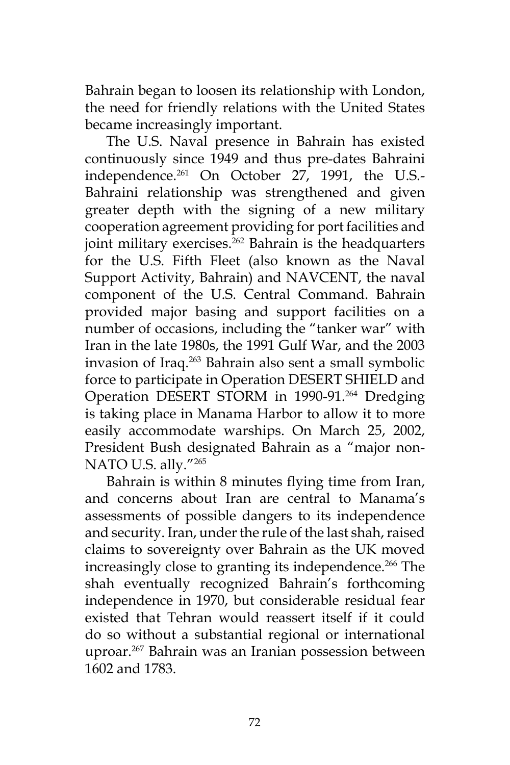Bahrain began to loosen its relationship with London, the need for friendly relations with the United States became increasingly important.

The U.S. Naval presence in Bahrain has existed continuously since 1949 and thus pre-dates Bahraini independence.[261] On October 27, 1991, the U.S.-Bahraini relationship was strengthened and given greater depth with the signing of a new military cooperation agreement providing for port facilities and joint military exercises.[262] Bahrain is the headquarters for the U.S. Fifth Fleet (also known as the Naval Support Activity, Bahrain) and NAVCENT, the naval component of the U.S. Central Command. Bahrain provided major basing and support facilities on a number of occasions, including the "tanker war" with Iran in the late 1980s, the 1991 Gulf War, and the 2003 invasion of Iraq.[263] Bahrain also sent a small symbolic force to participate in Operation DESERT SHIELD and Operation DESERT STORM in 1990-91.[264] Dredging is taking place in Manama Harbor to allow it to more easily accommodate warships. On March 25, 2002, President Bush designated Bahrain as a "major non-NATO U.S. ally."[265]

Bahrain is within 8 minutes flying time from Iran, and concerns about Iran are central to Manama's assessments of possible dangers to its independence and security. Iran, under the rule of the last shah, raised claims to sovereignty over Bahrain as the UK moved increasingly close to granting its independence.[266] The shah eventually recognized Bahrain's forthcoming independence in 1970, but considerable residual fear existed that Tehran would reassert itself if it could do so without a substantial regional or international uproar.[267] Bahrain was an Iranian possession between 1602 and 1783.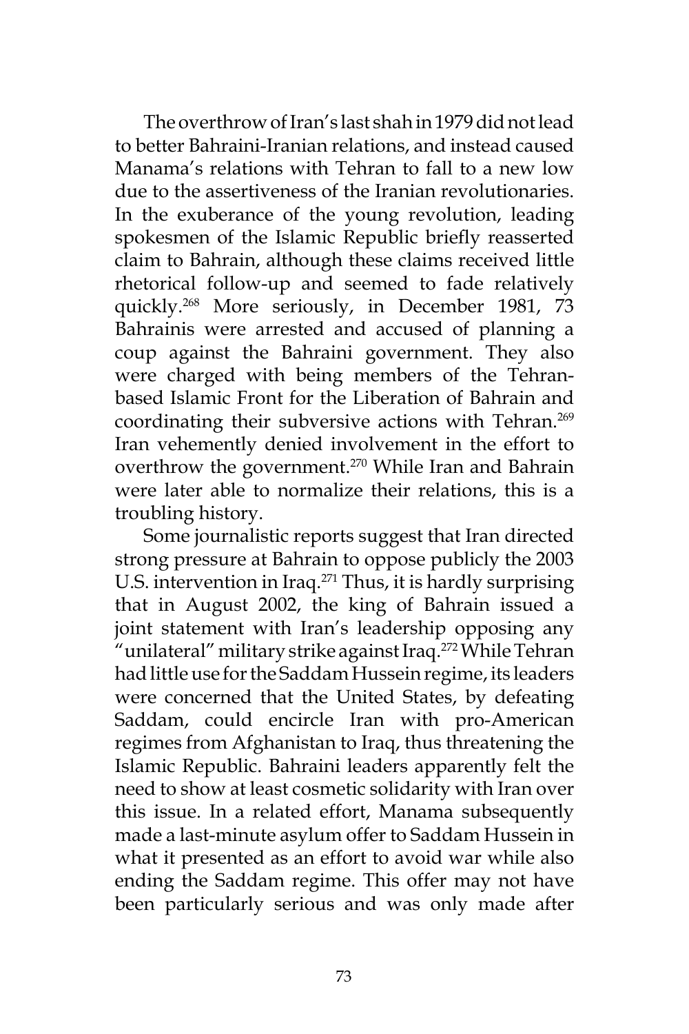The overthrow of Iran's last shah in 1979 did not lead to better Bahraini-Iranian relations, and instead caused Manama's relations with Tehran to fall to a new low due to the assertiveness of the Iranian revolutionaries. In the exuberance of the young revolution, leading spokesmen of the Islamic Republic briefly reasserted claim to Bahrain, although these claims received little rhetorical follow-up and seemed to fade relatively quickly.[268] More seriously, in December 1981, 73 Bahrainis were arrested and accused of planning a coup against the Bahraini government. They also were charged with being members of the Tehran-based Islamic Front for the Liberation of Bahrain and coordinating their subversive actions with Tehran.[269] Iran vehemently denied involvement in the effort to overthrow the government.[270] While Iran and Bahrain were later able to normalize their relations, this is a troubling history.

Some journalistic reports suggest that Iran directed strong pressure at Bahrain to oppose publicly the 2003 U.S. intervention in Iraq.[271] Thus, it is hardly surprising that in August 2002, the king of Bahrain issued a joint statement with Iran's leadership opposing any "unilateral" military strike against Iraq.[272] While Tehran had little use for the Saddam Hussein regime, its leaders were concerned that the United States, by defeating Saddam, could encircle Iran with pro-American regimes from Afghanistan to Iraq, thus threatening the Islamic Republic. Bahraini leaders apparently felt the need to show at least cosmetic solidarity with Iran over this issue. In a related effort, Manama subsequently made a last-minute asylum offer to Saddam Hussein in what it presented as an effort to avoid war while also ending the Saddam regime. This offer may not have been particularly serious and was only made after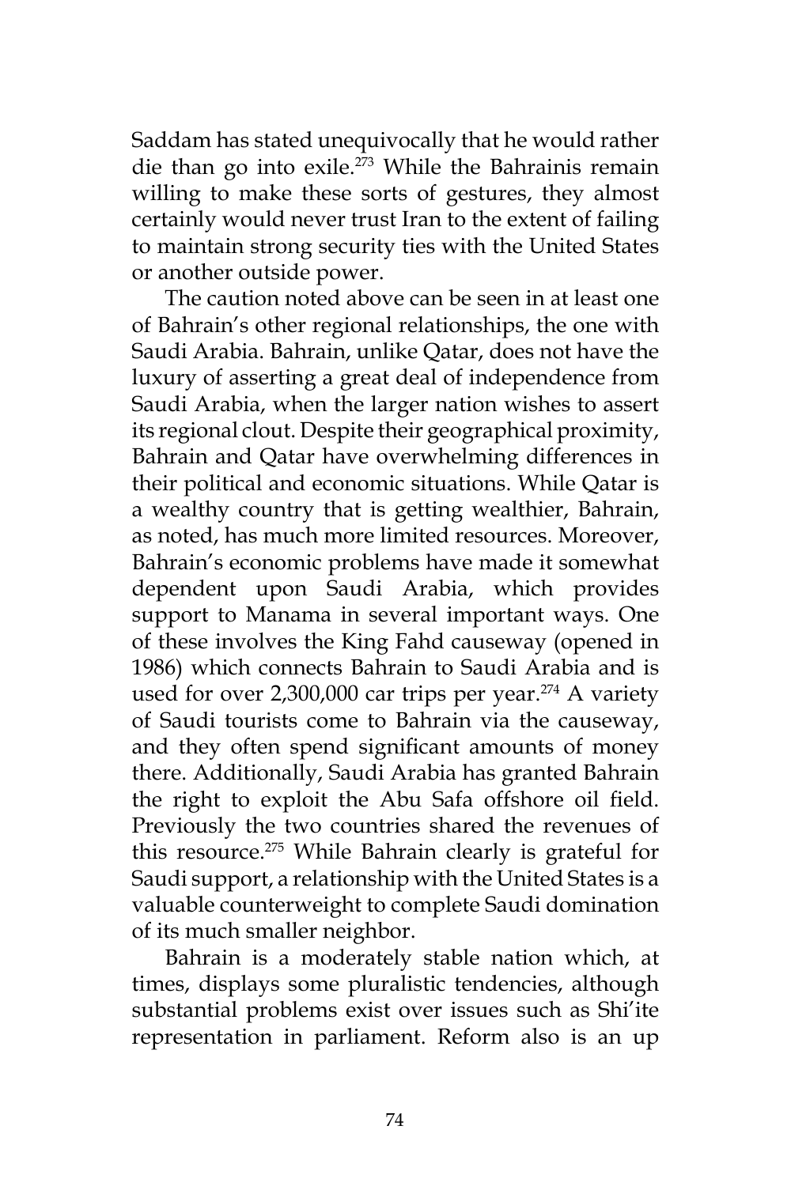Saddam has stated unequivocally that he would rather die than go into exile.[273] While the Bahrainis remain willing to make these sorts of gestures, they almost certainly would never trust Iran to the extent of failing to maintain strong security ties with the United States or another outside power.

The caution noted above can be seen in at least one of Bahrain's other regional relationships, the one with Saudi Arabia. Bahrain, unlike Qatar, does not have the luxury of asserting a great deal of independence from Saudi Arabia, when the larger nation wishes to assert its regional clout. Despite their geographical proximity, Bahrain and Qatar have overwhelming differences in their political and economic situations. While Qatar is a wealthy country that is getting wealthier, Bahrain, as noted, has much more limited resources. Moreover, Bahrain's economic problems have made it somewhat dependent upon Saudi Arabia, which provides support to Manama in several important ways. One of these involves the King Fahd causeway (opened in 1986) which connects Bahrain to Saudi Arabia and is used for over 2,300,000 car trips per year.[274] A variety of Saudi tourists come to Bahrain via the causeway, and they often spend significant amounts of money there. Additionally, Saudi Arabia has granted Bahrain the right to exploit the Abu Safa offshore oil field. Previously the two countries shared the revenues of this resource.[275] While Bahrain clearly is grateful for Saudi support, a relationship with the United States is a valuable counterweight to complete Saudi domination of its much smaller neighbor.

Bahrain is a moderately stable nation which, at times, displays some pluralistic tendencies, although substantial problems exist over issues such as Shi'ite representation in parliament. Reform also is an up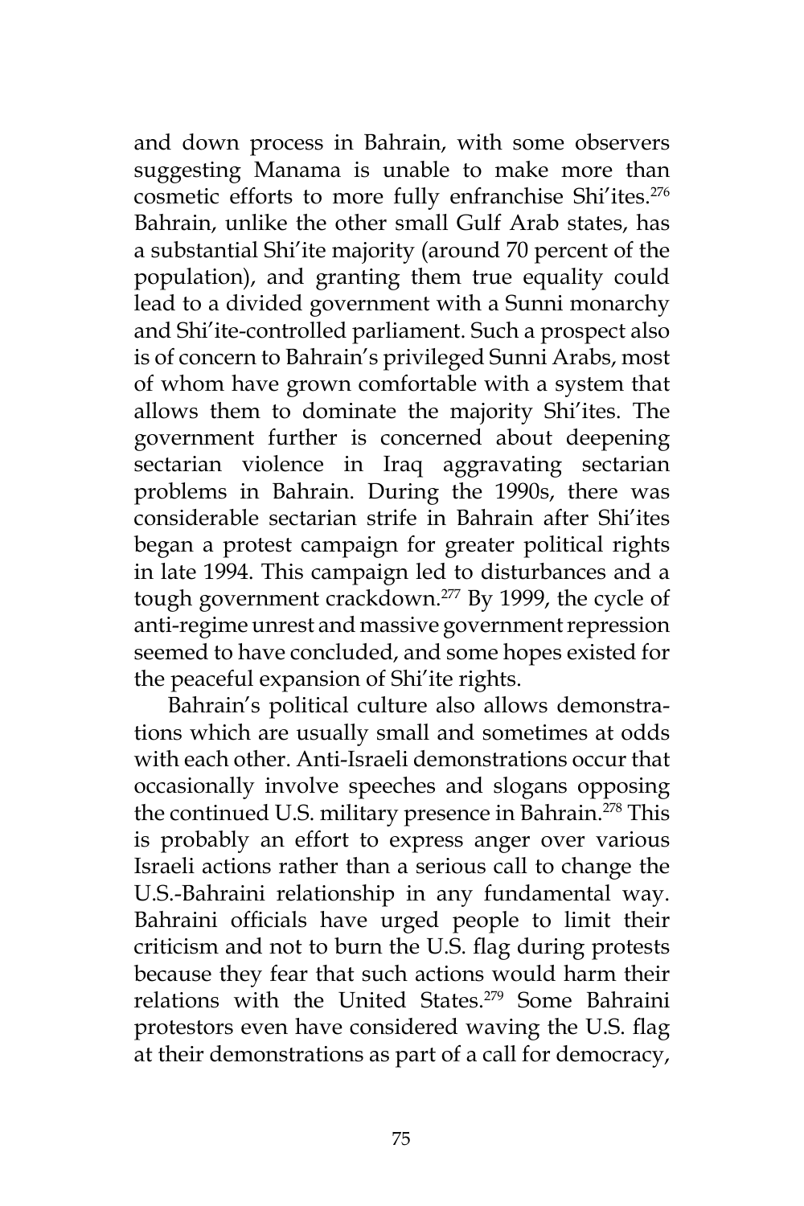and down process in Bahrain, with some observers suggesting Manama is unable to make more than cosmetic efforts to more fully enfranchise Shi'ites.[276] Bahrain, unlike the other small Gulf Arab states, has a substantial Shi'ite majority (around 70 percent of the population), and granting them true equality could lead to a divided government with a Sunni monarchy and Shi'ite-controlled parliament. Such a prospect also is of concern to Bahrain's privileged Sunni Arabs, most of whom have grown comfortable with a system that allows them to dominate the majority Shi'ites. The government further is concerned about deepening sectarian violence in Iraq aggravating sectarian problems in Bahrain. During the 1990s, there was considerable sectarian strife in Bahrain after Shi'ites began a protest campaign for greater political rights in late 1994. This campaign led to disturbances and a tough government crackdown.[277] By 1999, the cycle of anti-regime unrest and massive government repression seemed to have concluded, and some hopes existed for the peaceful expansion of Shi'ite rights.

Bahrain's political culture also allows demonstrations which are usually small and sometimes at odds with each other. Anti-Israeli demonstrations occur that occasionally involve speeches and slogans opposing the continued U.S. military presence in Bahrain.[278] This is probably an effort to express anger over various Israeli actions rather than a serious call to change the U.S.-Bahraini relationship in any fundamental way. Bahraini officials have urged people to limit their criticism and not to burn the U.S. flag during protests because they fear that such actions would harm their relations with the United States.[279] Some Bahraini protestors even have considered waving the U.S. flag at their demonstrations as part of a call for democracy,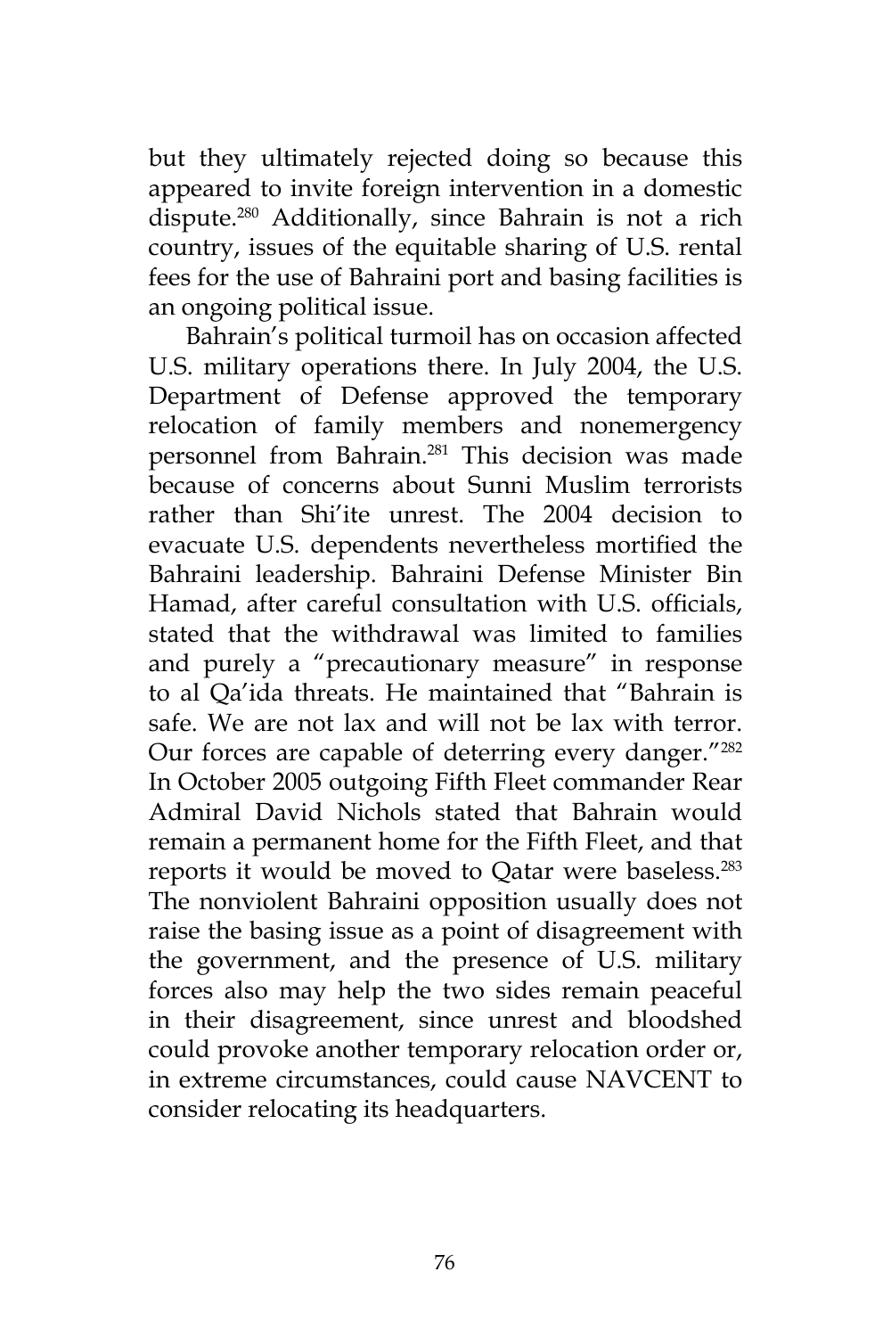but they ultimately rejected doing so because this appeared to invite foreign intervention in a domestic dispute.[280] Additionally, since Bahrain is not a rich country, issues of the equitable sharing of U.S. rental fees for the use of Bahraini port and basing facilities is an ongoing political issue.

Bahrain's political turmoil has on occasion affected U.S. military operations there. In July 2004, the U.S. Department of Defense approved the temporary relocation of family members and nonemergency personnel from Bahrain.[281] This decision was made because of concerns about Sunni Muslim terrorists rather than Shi'ite unrest. The 2004 decision to evacuate U.S. dependents nevertheless mortified the Bahraini leadership. Bahraini Defense Minister Bin Hamad, after careful consultation with U.S. officials, stated that the withdrawal was limited to families and purely a "precautionary measure" in response to al Qa'ida threats. He maintained that "Bahrain is safe. We are not lax and will not be lax with terror. Our forces are capable of deterring every danger."[282] In October 2005 outgoing Fifth Fleet commander Rear Admiral David Nichols stated that Bahrain would remain a permanent home for the Fifth Fleet, and that reports it would be moved to Qatar were baseless.[283] The nonviolent Bahraini opposition usually does not raise the basing issue as a point of disagreement with the government, and the presence of U.S. military forces also may help the two sides remain peaceful in their disagreement, since unrest and bloodshed could provoke another temporary relocation order or, in extreme circumstances, could cause NAVCENT to consider relocating its headquarters.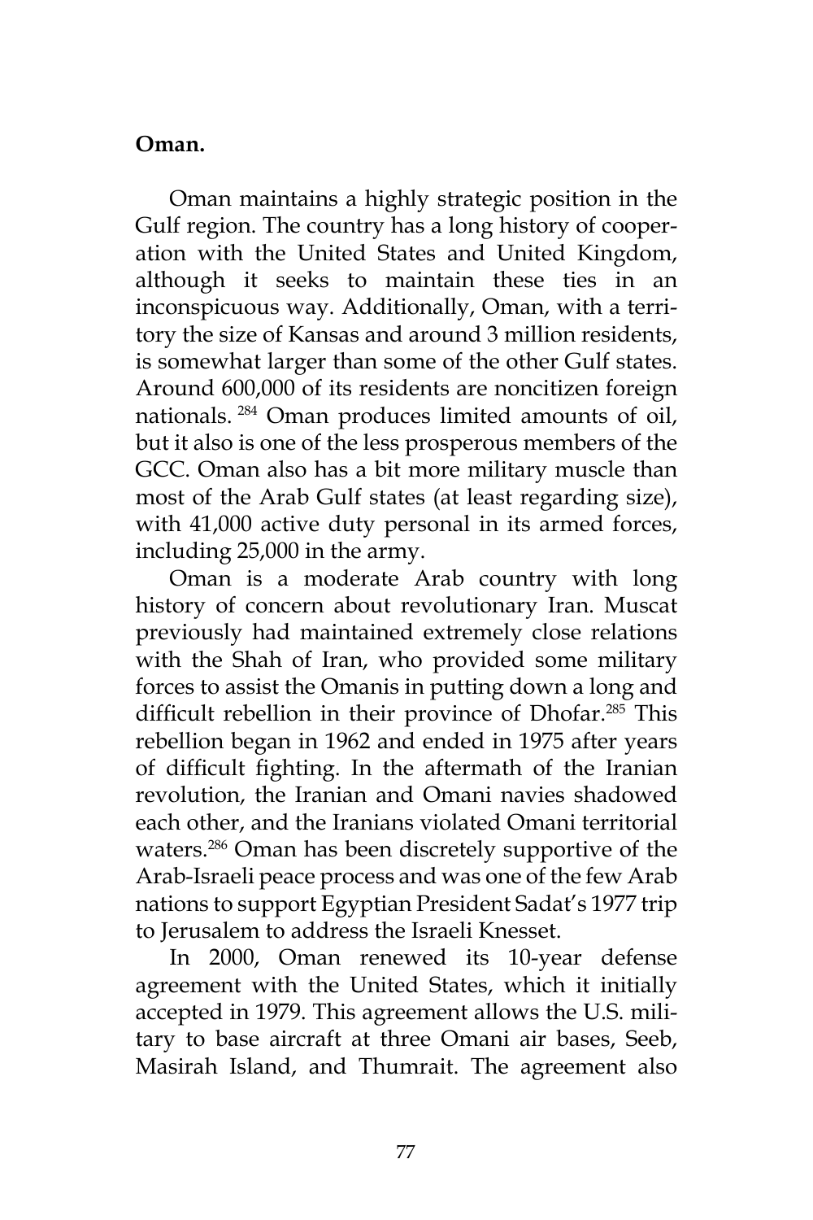**Oman.**

Oman maintains a highly strategic position in the Gulf region. The country has a long history of cooperation with the United States and United Kingdom, although it seeks to maintain these ties in an inconspicuous way. Additionally, Oman, with a territory the size of Kansas and around 3 million residents, is somewhat larger than some of the other Gulf states. Around 600,000 of its residents are noncitizen foreign nationals. [284] Oman produces limited amounts of oil, but it also is one of the less prosperous members of the GCC. Oman also has a bit more military muscle than most of the Arab Gulf states (at least regarding size), with 41,000 active duty personal in its armed forces, including 25,000 in the army.

Oman is a moderate Arab country with long history of concern about revolutionary Iran. Muscat previously had maintained extremely close relations with the Shah of Iran, who provided some military forces to assist the Omanis in putting down a long and difficult rebellion in their province of Dhofar.[285] This rebellion began in 1962 and ended in 1975 after years of difficult fighting. In the aftermath of the Iranian revolution, the Iranian and Omani navies shadowed each other, and the Iranians violated Omani territorial waters.[286] Oman has been discretely supportive of the Arab-Israeli peace process and was one of the few Arab nations to support Egyptian President Sadat's 1977 trip to Jerusalem to address the Israeli Knesset.

In 2000, Oman renewed its 10-year defense agreement with the United States, which it initially accepted in 1979. This agreement allows the U.S. military to base aircraft at three Omani air bases, Seeb, Masirah Island, and Thumrait. The agreement also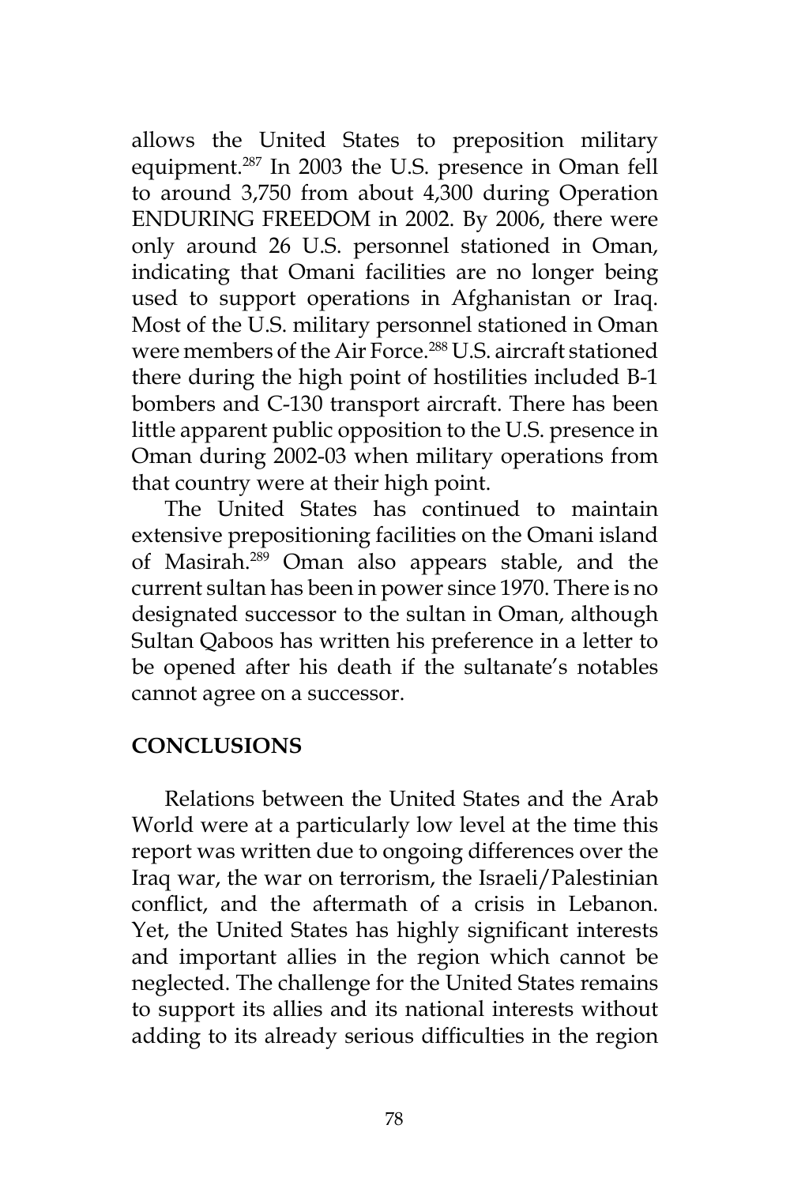allows the United States to preposition military equipment.[287] In 2003 the U.S. presence in Oman fell to around 3,750 from about 4,300 during Operation ENDURING FREEDOM in 2002. By 2006, there were only around 26 U.S. personnel stationed in Oman, indicating that Omani facilities are no longer being used to support operations in Afghanistan or Iraq. Most of the U.S. military personnel stationed in Oman were members of the Air Force.[288] U.S. aircraft stationed there during the high point of hostilities included B-1 bombers and C-130 transport aircraft. There has been little apparent public opposition to the U.S. presence in Oman during 2002-03 when military operations from that country were at their high point.

The United States has continued to maintain extensive prepositioning facilities on the Omani island of Masirah.[289] Oman also appears stable, and the current sultan has been in power since 1970. There is no designated successor to the sultan in Oman, although Sultan Qaboos has written his preference in a letter to be opened after his death if the sultanate's notables cannot agree on a successor.

## CONCLUSIONS

Relations between the United States and the Arab World were at a particularly low level at the time this report was written due to ongoing differences over the Iraq war, the war on terrorism, the Israeli/Palestinian conflict, and the aftermath of a crisis in Lebanon. Yet, the United States has highly significant interests and important allies in the region which cannot be neglected. The challenge for the United States remains to support its allies and its national interests without adding to its already serious difficulties in the region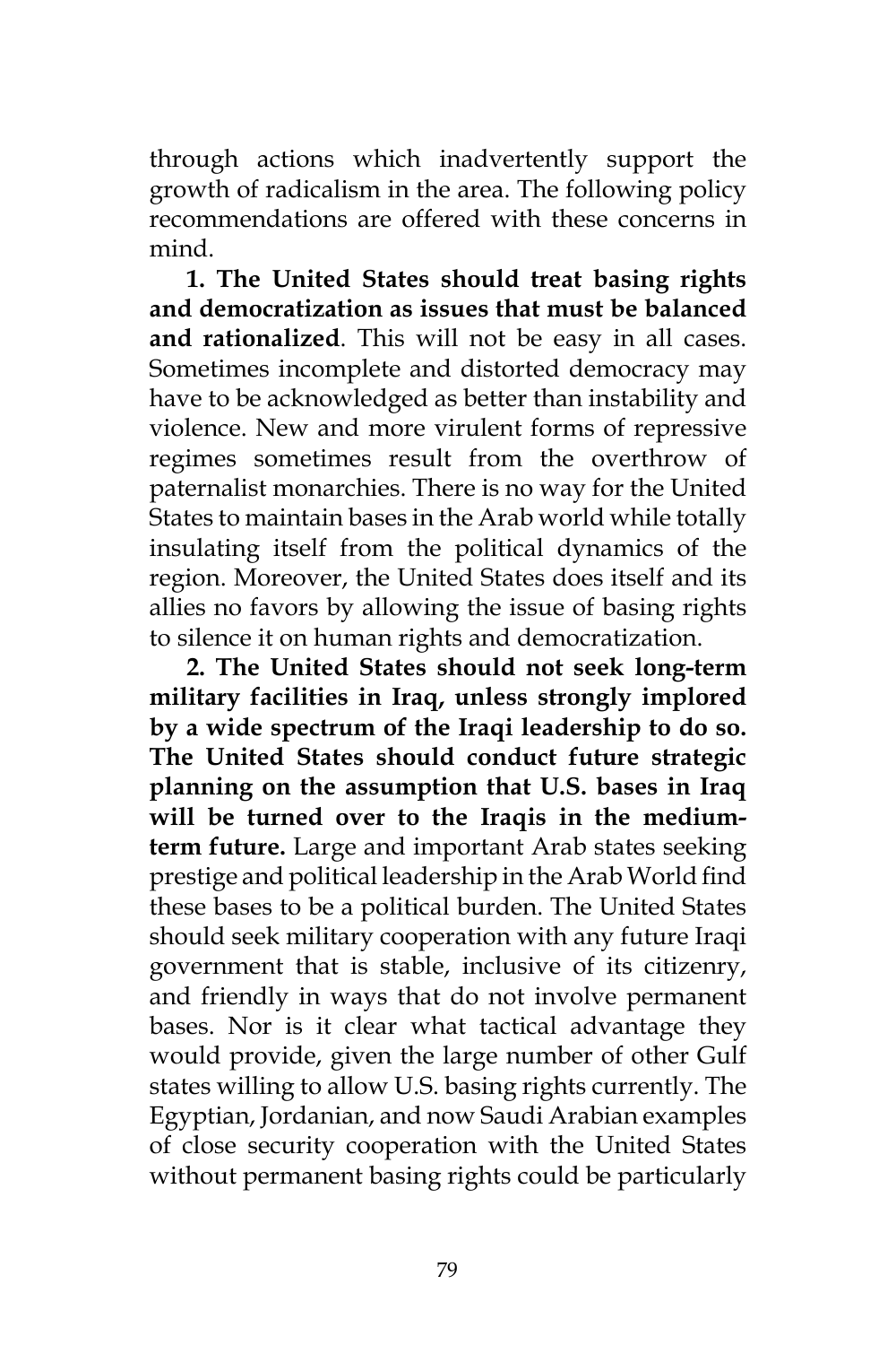through actions which inadvertently support the growth of radicalism in the area. The following policy recommendations are offered with these concerns in mind.

**1. The United States should treat basing rights and democratization as issues that must be balanced and rationalized**. This will not be easy in all cases. Sometimes incomplete and distorted democracy may have to be acknowledged as better than instability and violence. New and more virulent forms of repressive regimes sometimes result from the overthrow of paternalist monarchies. There is no way for the United States to maintain bases in the Arab world while totally insulating itself from the political dynamics of the region. Moreover, the United States does itself and its allies no favors by allowing the issue of basing rights to silence it on human rights and democratization.

**2. The United States should not seek long-term military facilities in Iraq, unless strongly implored by a wide spectrum of the Iraqi leadership to do so. The United States should conduct future strategic planning on the assumption that U.S. bases in Iraq will be turned over to the Iraqis in the medium-term future.** Large and important Arab states seeking prestige and political leadership in the Arab World find these bases to be a political burden. The United States should seek military cooperation with any future Iraqi government that is stable, inclusive of its citizenry, and friendly in ways that do not involve permanent bases. Nor is it clear what tactical advantage they would provide, given the large number of other Gulf states willing to allow U.S. basing rights currently. The Egyptian, Jordanian, and now Saudi Arabian examples of close security cooperation with the United States without permanent basing rights could be particularly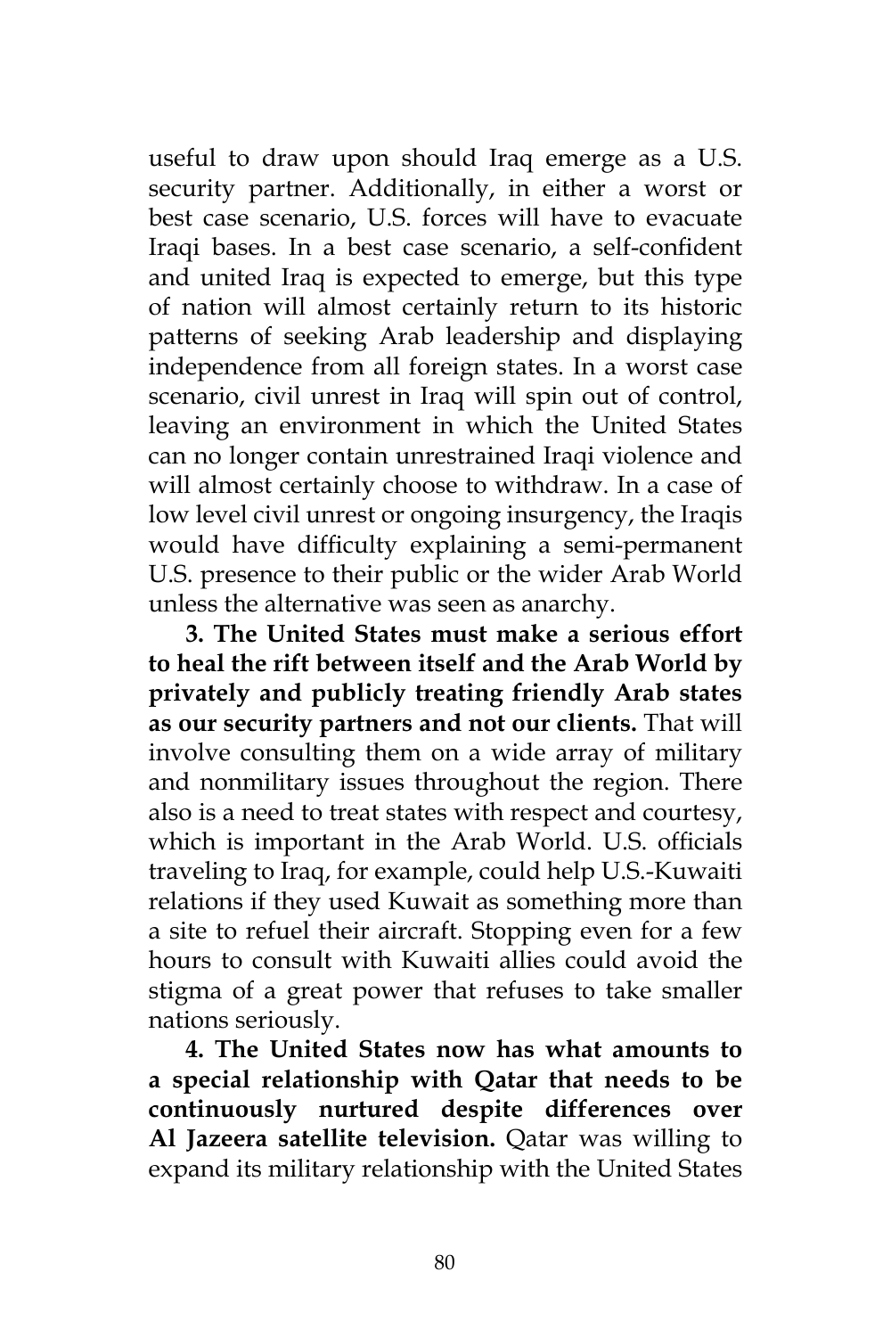useful to draw upon should Iraq emerge as a U.S. security partner. Additionally, in either a worst or best case scenario, U.S. forces will have to evacuate Iraqi bases. In a best case scenario, a self-confident and united Iraq is expected to emerge, but this type of nation will almost certainly return to its historic patterns of seeking Arab leadership and displaying independence from all foreign states. In a worst case scenario, civil unrest in Iraq will spin out of control, leaving an environment in which the United States can no longer contain unrestrained Iraqi violence and will almost certainly choose to withdraw. In a case of low level civil unrest or ongoing insurgency, the Iraqis would have difficulty explaining a semi-permanent U.S. presence to their public or the wider Arab World unless the alternative was seen as anarchy.

**3. The United States must make a serious effort to heal the rift between itself and the Arab World by privately and publicly treating friendly Arab states as our security partners and not our clients.** That will involve consulting them on a wide array of military and nonmilitary issues throughout the region. There also is a need to treat states with respect and courtesy, which is important in the Arab World. U.S. officials traveling to Iraq, for example, could help U.S.-Kuwaiti relations if they used Kuwait as something more than a site to refuel their aircraft. Stopping even for a few hours to consult with Kuwaiti allies could avoid the stigma of a great power that refuses to take smaller nations seriously.

**4. The United States now has what amounts to a special relationship with Qatar that needs to be continuously nurtured despite differences over Al Jazeera satellite television.** Qatar was willing to expand its military relationship with the United States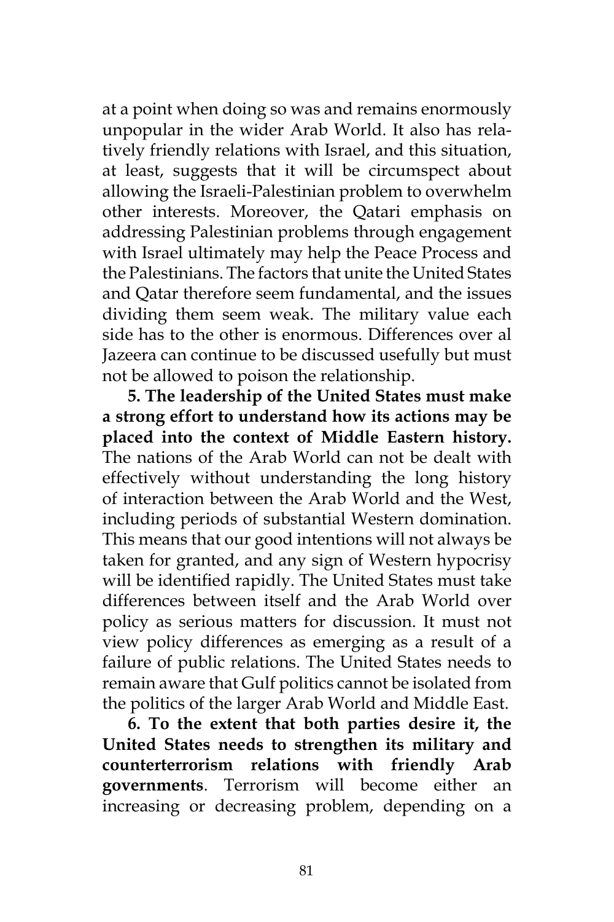at a point when doing so was and remains enormously unpopular in the wider Arab World. It also has relatively friendly relations with Israel, and this situation, at least, suggests that it will be circumspect about allowing the Israeli-Palestinian problem to overwhelm other interests. Moreover, the Qatari emphasis on addressing Palestinian problems through engagement with Israel ultimately may help the Peace Process and the Palestinians. The factors that unite the United States and Qatar therefore seem fundamental, and the issues dividing them seem weak. The military value each side has to the other is enormous. Differences over al Jazeera can continue to be discussed usefully but must not be allowed to poison the relationship.

**5. The leadership of the United States must make a strong effort to understand how its actions may be placed into the context of Middle Eastern history.** The nations of the Arab World can not be dealt with effectively without understanding the long history of interaction between the Arab World and the West, including periods of substantial Western domination. This means that our good intentions will not always be taken for granted, and any sign of Western hypocrisy will be identified rapidly. The United States must take differences between itself and the Arab World over policy as serious matters for discussion. It must not view policy differences as emerging as a result of a failure of public relations. The United States needs to remain aware that Gulf politics cannot be isolated from the politics of the larger Arab World and Middle East.

**6. To the extent that both parties desire it, the United States needs to strengthen its military and counterterrorism relations with friendly Arab governments**. Terrorism will become either an increasing or decreasing problem, depending on a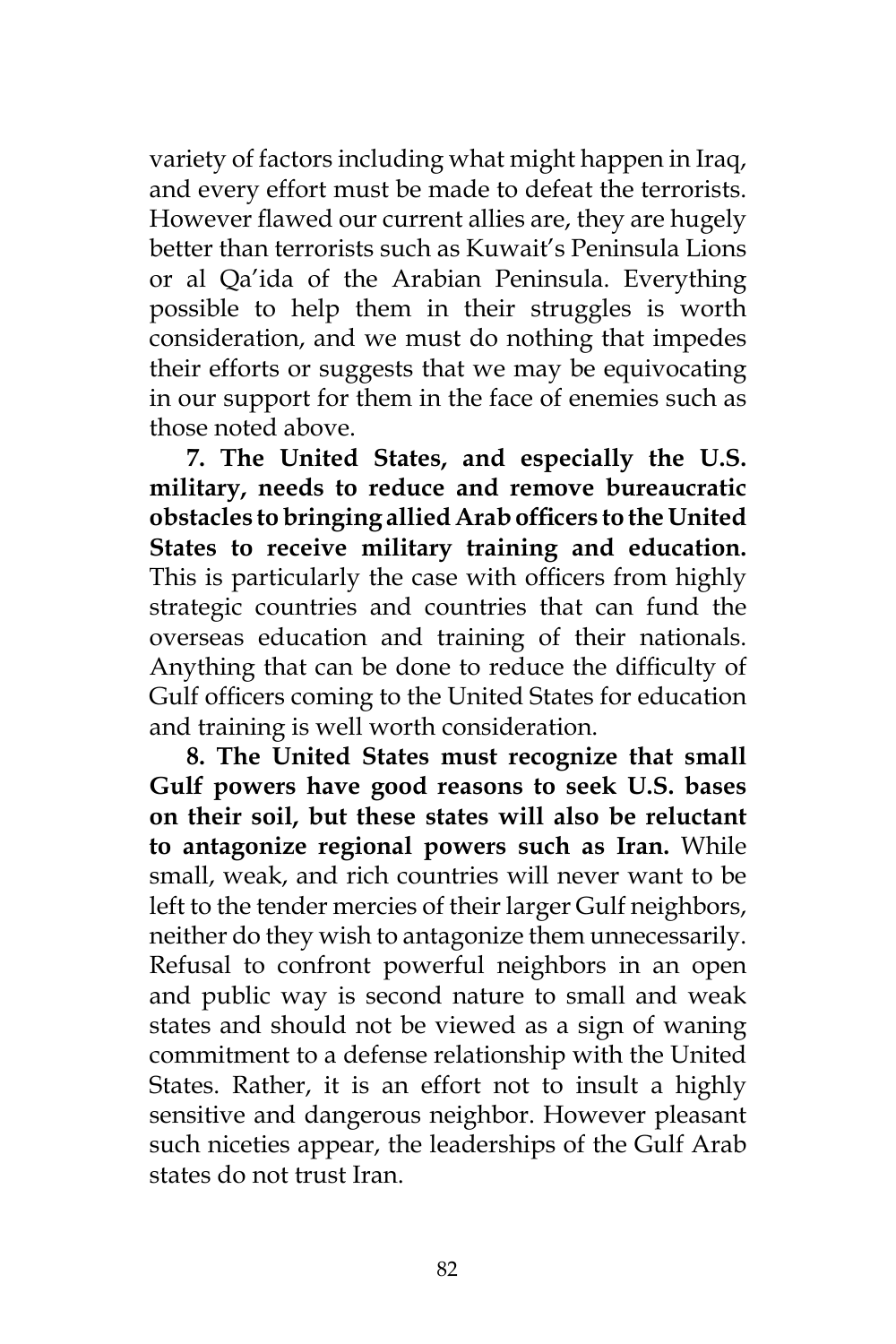variety of factors including what might happen in Iraq, and every effort must be made to defeat the terrorists. However flawed our current allies are, they are hugely better than terrorists such as Kuwait's Peninsula Lions or al Qa'ida of the Arabian Peninsula. Everything possible to help them in their struggles is worth consideration, and we must do nothing that impedes their efforts or suggests that we may be equivocating in our support for them in the face of enemies such as those noted above.

**7. The United States, and especially the U.S. military, needs to reduce and remove bureaucratic obstacles to bringing allied Arab officers to the United States to receive military training and education.** This is particularly the case with officers from highly strategic countries and countries that can fund the overseas education and training of their nationals. Anything that can be done to reduce the difficulty of Gulf officers coming to the United States for education and training is well worth consideration.

**8. The United States must recognize that small Gulf powers have good reasons to seek U.S. bases on their soil, but these states will also be reluctant to antagonize regional powers such as Iran.** While small, weak, and rich countries will never want to be left to the tender mercies of their larger Gulf neighbors, neither do they wish to antagonize them unnecessarily. Refusal to confront powerful neighbors in an open and public way is second nature to small and weak states and should not be viewed as a sign of waning commitment to a defense relationship with the United States. Rather, it is an effort not to insult a highly sensitive and dangerous neighbor. However pleasant such niceties appear, the leaderships of the Gulf Arab states do not trust Iran.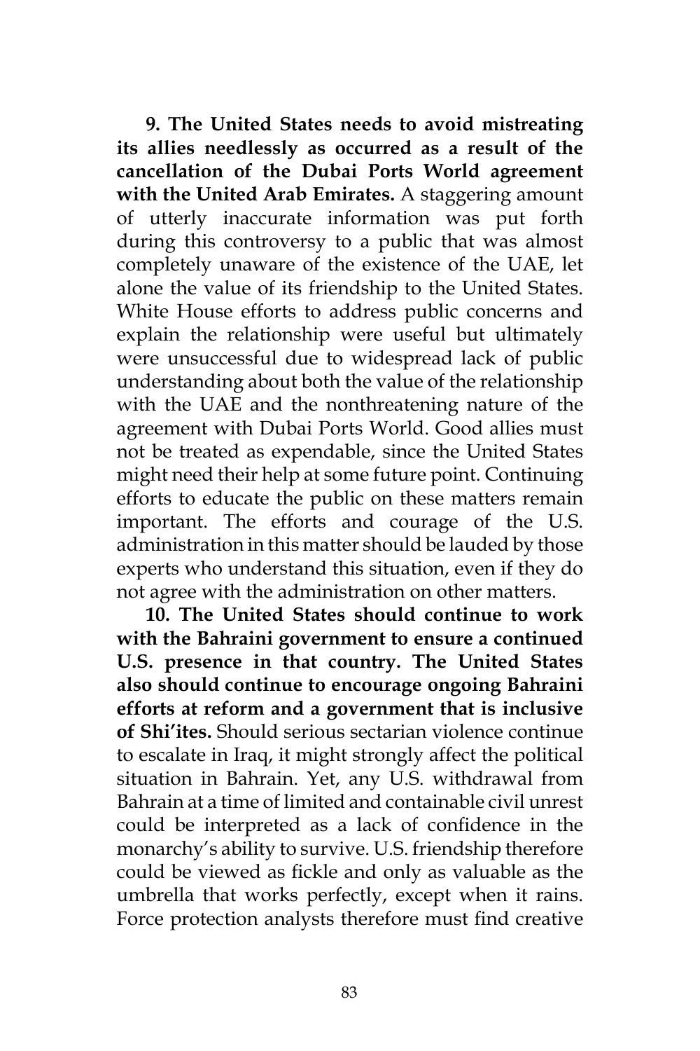**9. The United States needs to avoid mistreating its allies needlessly as occurred as a result of the cancellation of the Dubai Ports World agreement with the United Arab Emirates.** A staggering amount of utterly inaccurate information was put forth during this controversy to a public that was almost completely unaware of the existence of the UAE, let alone the value of its friendship to the United States. White House efforts to address public concerns and explain the relationship were useful but ultimately were unsuccessful due to widespread lack of public understanding about both the value of the relationship with the UAE and the nonthreatening nature of the agreement with Dubai Ports World. Good allies must not be treated as expendable, since the United States might need their help at some future point. Continuing efforts to educate the public on these matters remain important. The efforts and courage of the U.S. administration in this matter should be lauded by those experts who understand this situation, even if they do not agree with the administration on other matters.

**10. The United States should continue to work with the Bahraini government to ensure a continued U.S. presence in that country. The United States also should continue to encourage ongoing Bahraini efforts at reform and a government that is inclusive of Shi'ites.** Should serious sectarian violence continue to escalate in Iraq, it might strongly affect the political situation in Bahrain. Yet, any U.S. withdrawal from Bahrain at a time of limited and containable civil unrest could be interpreted as a lack of confidence in the monarchy's ability to survive. U.S. friendship therefore could be viewed as fickle and only as valuable as the umbrella that works perfectly, except when it rains. Force protection analysts therefore must find creative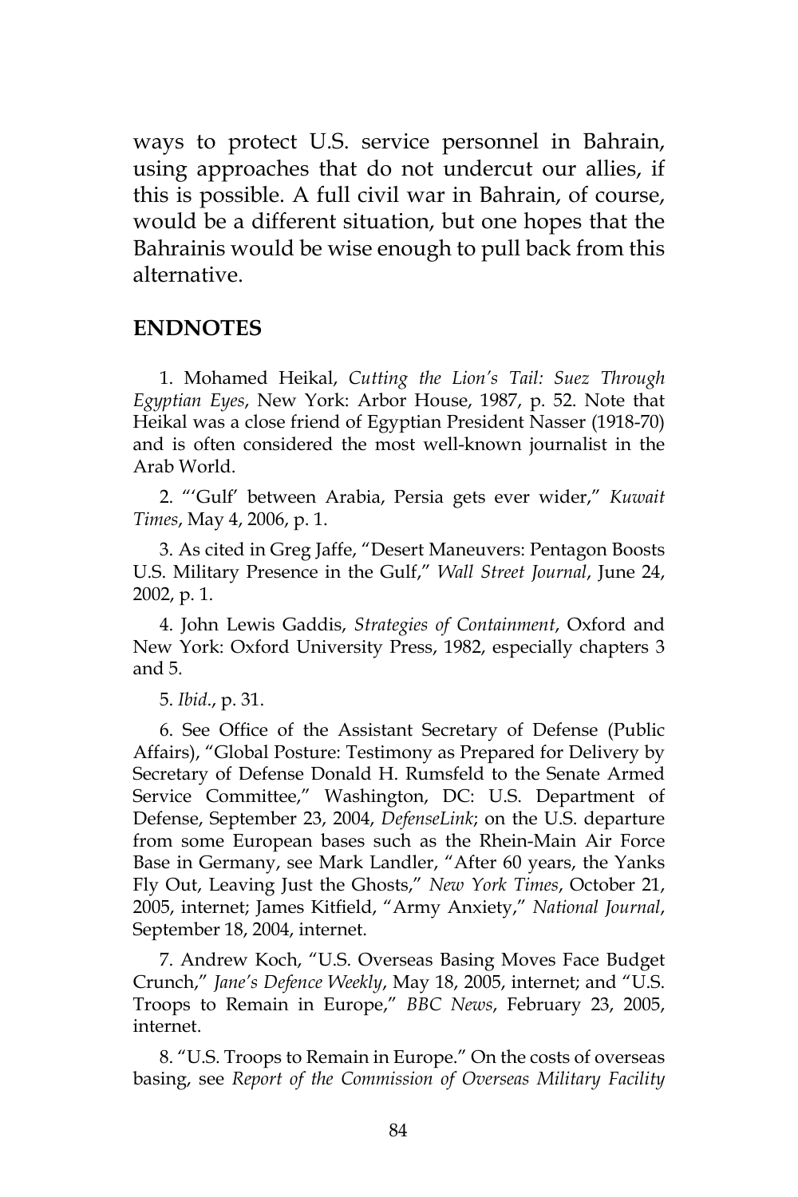ways to protect U.S. service personnel in Bahrain, using approaches that do not undercut our allies, if this is possible. A full civil war in Bahrain, of course, would be a different situation, but one hopes that the Bahrainis would be wise enough to pull back from this alternative.

## ENDNOTES

1. Mohamed Heikal, *Cutting the Lion's Tail: Suez Through Egyptian Eyes*, New York: Arbor House, 1987, p. 52. Note that Heikal was a close friend of Egyptian President Nasser (1918-70) and is often considered the most well-known journalist in the Arab World.

2. "'Gulf' between Arabia, Persia gets ever wider," *Kuwait Times*, May 4, 2006, p. 1.

3. As cited in Greg Jaffe, "Desert Maneuvers: Pentagon Boosts U.S. Military Presence in the Gulf," *Wall Street Journal*, June 24, 2002, p. 1.

4. John Lewis Gaddis, *Strategies of Containment*, Oxford and New York: Oxford University Press, 1982, especially chapters 3 and 5.

5. *Ibid*., p. 31.

6. See Office of the Assistant Secretary of Defense (Public Affairs), "Global Posture: Testimony as Prepared for Delivery by Secretary of Defense Donald H. Rumsfeld to the Senate Armed Service Committee," Washington, DC: U.S. Department of Defense, September 23, 2004, *DefenseLink*; on the U.S. departure from some European bases such as the Rhein-Main Air Force Base in Germany, see Mark Landler, "After 60 years, the Yanks Fly Out, Leaving Just the Ghosts," *New York Times*, October 21, 2005, internet; James Kitfield, "Army Anxiety," *National Journal*, September 18, 2004, internet.

7. Andrew Koch, "U.S. Overseas Basing Moves Face Budget Crunch," *Jane's Defence Weekly*, May 18, 2005, internet; and "U.S. Troops to Remain in Europe," *BBC News*, February 23, 2005, internet.

8. "U.S. Troops to Remain in Europe." On the costs of overseas basing, see *Report of the Commission of Overseas Military Facility*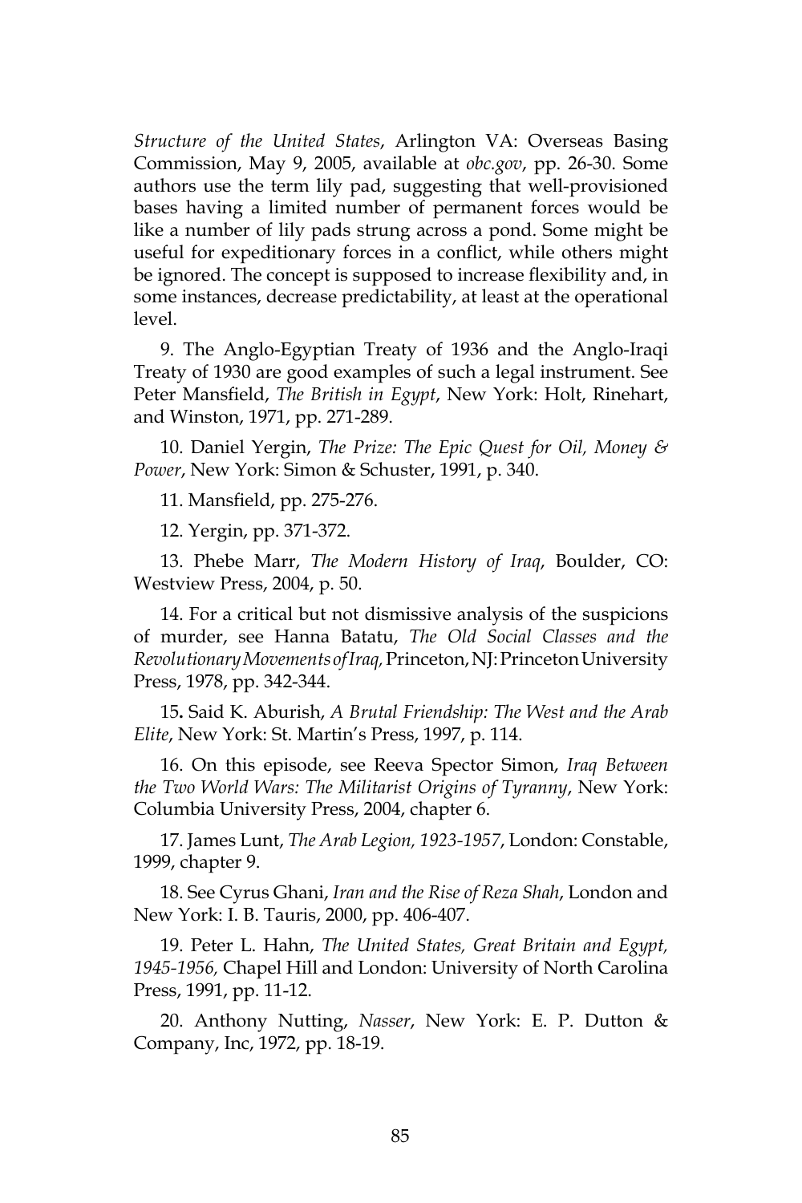*Structure of the United States*, Arlington VA: Overseas Basing Commission, May 9, 2005, available at *obc.gov*, pp. 26-30. Some authors use the term lily pad, suggesting that well-provisioned bases having a limited number of permanent forces would be like a number of lily pads strung across a pond. Some might be useful for expeditionary forces in a conflict, while others might be ignored. The concept is supposed to increase flexibility and, in some instances, decrease predictability, at least at the operational level.

9. The Anglo-Egyptian Treaty of 1936 and the Anglo-Iraqi Treaty of 1930 are good examples of such a legal instrument. See Peter Mansfield, *The British in Egypt*, New York: Holt, Rinehart, and Winston, 1971, pp. 271-289.

10. Daniel Yergin, *The Prize: The Epic Quest for Oil, Money & Power*, New York: Simon & Schuster, 1991, p. 340.

11. Mansfield, pp. 275-276.

12. Yergin, pp. 371-372.

13. Phebe Marr, *The Modern History of Iraq*, Boulder, CO: Westview Press, 2004, p. 50.

14. For a critical but not dismissive analysis of the suspicions of murder, see Hanna Batatu, *The Old Social Classes and the Revolutionary Movements of Iraq,* Princeton, NJ: Princeton University Press, 1978, pp. 342-344.

15. Said K. Aburish, *A Brutal Friendship: The West and the Arab Elite*, New York: St. Martin's Press, 1997, p. 114.

16. On this episode, see Reeva Spector Simon, *Iraq Between the Two World Wars: The Militarist Origins of Tyranny*, New York: Columbia University Press, 2004, chapter 6.

17. James Lunt, *The Arab Legion, 1923-1957*, London: Constable, 1999, chapter 9.

18. See Cyrus Ghani, *Iran and the Rise of Reza Shah*, London and New York: I. B. Tauris, 2000, pp. 406-407.

19. Peter L. Hahn, *The United States, Great Britain and Egypt, 1945-1956,* Chapel Hill and London: University of North Carolina Press, 1991, pp. 11-12.

20. Anthony Nutting, *Nasser*, New York: E. P. Dutton & Company, Inc, 1972, pp. 18-19.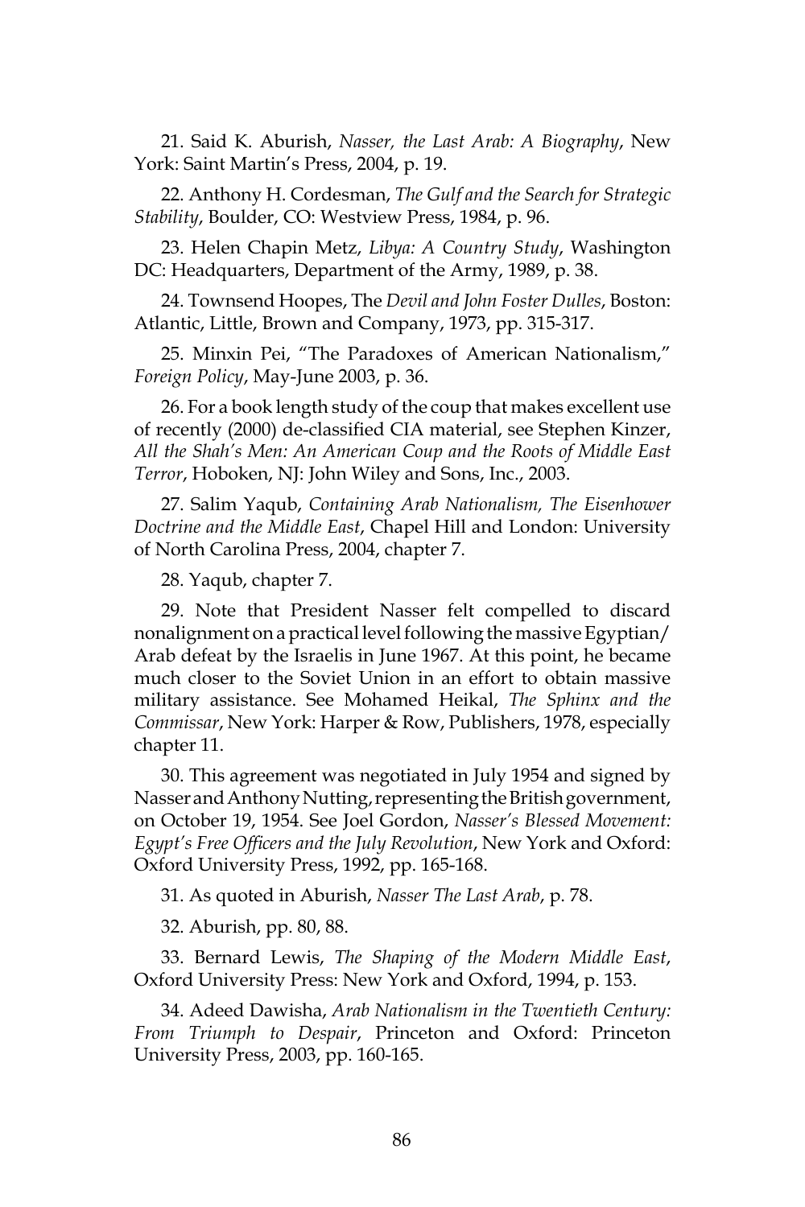21. Said K. Aburish, *Nasser, the Last Arab: A Biography*, New York: Saint Martin's Press, 2004, p. 19.

22. Anthony H. Cordesman, *The Gulf and the Search for Strategic Stability*, Boulder, CO: Westview Press, 1984, p. 96.

23. Helen Chapin Metz, *Libya: A Country Study*, Washington DC: Headquarters, Department of the Army, 1989, p. 38.

24. Townsend Hoopes, The *Devil and John Foster Dulles*, Boston: Atlantic, Little, Brown and Company, 1973, pp. 315-317.

25. Minxin Pei, "The Paradoxes of American Nationalism," *Foreign Policy*, May-June 2003, p. 36.

26. For a book length study of the coup that makes excellent use of recently (2000) de-classified CIA material, see Stephen Kinzer, *All the Shah's Men: An American Coup and the Roots of Middle East Terror*, Hoboken, NJ: John Wiley and Sons, Inc., 2003.

27. Salim Yaqub, *Containing Arab Nationalism, The Eisenhower Doctrine and the Middle East*, Chapel Hill and London: University of North Carolina Press, 2004, chapter 7.

28. Yaqub, chapter 7.

29. Note that President Nasser felt compelled to discard nonalignment on a practical level following the massive Egyptian/Arab defeat by the Israelis in June 1967. At this point, he became much closer to the Soviet Union in an effort to obtain massive military assistance. See Mohamed Heikal, *The Sphinx and the Commissar*, New York: Harper & Row, Publishers, 1978, especially chapter 11.

30. This agreement was negotiated in July 1954 and signed by Nasser and Anthony Nutting, representing the British government, on October 19, 1954. See Joel Gordon, *Nasser's Blessed Movement: Egypt's Free Officers and the July Revolution*, New York and Oxford: Oxford University Press, 1992, pp. 165-168.

31. As quoted in Aburish, *Nasser The Last Arab*, p. 78.

32. Aburish, pp. 80, 88.

33. Bernard Lewis, *The Shaping of the Modern Middle East*, Oxford University Press: New York and Oxford, 1994, p. 153.

34. Adeed Dawisha, *Arab Nationalism in the Twentieth Century: From Triumph to Despair*, Princeton and Oxford: Princeton University Press, 2003, pp. 160-165.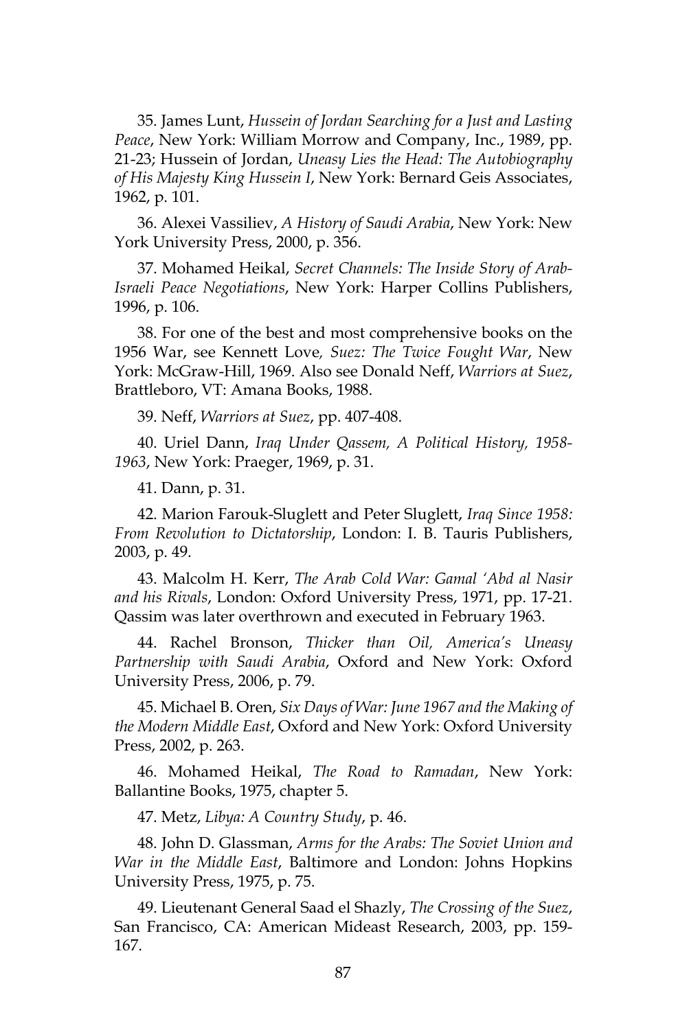35. James Lunt, *Hussein of Jordan Searching for a Just and Lasting Peace*, New York: William Morrow and Company, Inc., 1989, pp. 21-23; Hussein of Jordan, *Uneasy Lies the Head: The Autobiography of His Majesty King Hussein I*, New York: Bernard Geis Associates, 1962, p. 101.

36. Alexei Vassiliev, *A History of Saudi Arabia*, New York: New York University Press, 2000, p. 356.

37. Mohamed Heikal, *Secret Channels: The Inside Story of Arab-Israeli Peace Negotiations*, New York: Harper Collins Publishers, 1996, p. 106.

38. For one of the best and most comprehensive books on the 1956 War, see Kennett Love*, Suez: The Twice Fought War*, New York: McGraw-Hill, 1969. Also see Donald Neff, *Warriors at Suez*, Brattleboro, VT: Amana Books, 1988.

39. Neff, *Warriors at Suez*, pp. 407-408.

40. Uriel Dann, *Iraq Under Qassem, A Political History, 1958-1963*, New York: Praeger, 1969, p. 31.

41. Dann, p. 31.

42. Marion Farouk-Sluglett and Peter Sluglett, *Iraq Since 1958: From Revolution to Dictatorship*, London: I. B. Tauris Publishers, 2003, p. 49.

43. Malcolm H. Kerr, *The Arab Cold War: Gamal 'Abd al Nasir and his Rivals*, London: Oxford University Press, 1971, pp. 17-21. Qassim was later overthrown and executed in February 1963.

44. Rachel Bronson, *Thicker than Oil, America's Uneasy Partnership with Saudi Arabia*, Oxford and New York: Oxford University Press, 2006, p. 79.

45. Michael B. Oren, *Six Days of War: June 1967 and the Making of the Modern Middle East*, Oxford and New York: Oxford University Press, 2002, p. 263.

46. Mohamed Heikal, *The Road to Ramadan*, New York: Ballantine Books, 1975, chapter 5.

47. Metz, *Libya: A Country Study*, p. 46.

48. John D. Glassman, *Arms for the Arabs: The Soviet Union and War in the Middle East*, Baltimore and London: Johns Hopkins University Press, 1975, p. 75.

49. Lieutenant General Saad el Shazly, *The Crossing of the Suez*, San Francisco, CA: American Mideast Research, 2003, pp. 159-167.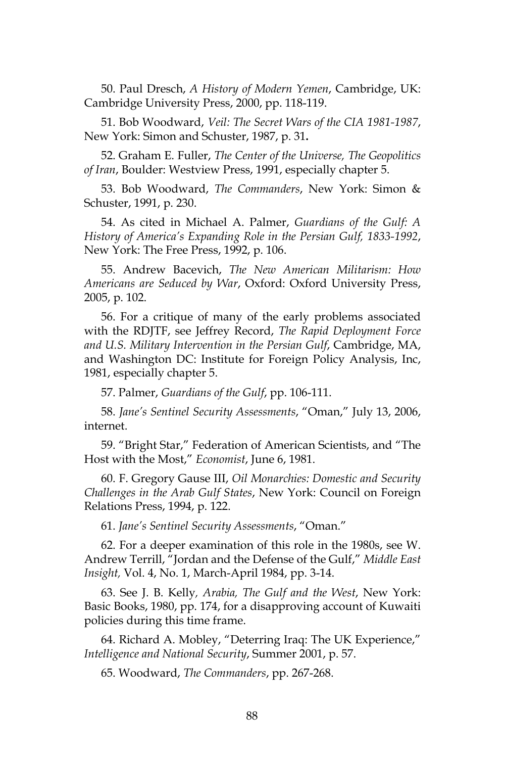50. Paul Dresch, *A History of Modern Yemen*, Cambridge, UK: Cambridge University Press, 2000, pp. 118-119.

51. Bob Woodward, *Veil: The Secret Wars of the CIA 1981-1987*, New York: Simon and Schuster, 1987, p. 31**.**

52. Graham E. Fuller, *The Center of the Universe, The Geopolitics of Iran*, Boulder: Westview Press, 1991, especially chapter 5.

53. Bob Woodward, *The Commanders*, New York: Simon & Schuster, 1991, p. 230.

54. As cited in Michael A. Palmer, *Guardians of the Gulf: A History of America's Expanding Role in the Persian Gulf, 1833-1992*, New York: The Free Press, 1992, p. 106.

55. Andrew Bacevich, *The New American Militarism: How Americans are Seduced by War*, Oxford: Oxford University Press, 2005, p. 102.

56. For a critique of many of the early problems associated with the RDJTF, see Jeffrey Record, *The Rapid Deployment Force and U.S. Military Intervention in the Persian Gulf*, Cambridge, MA, and Washington DC: Institute for Foreign Policy Analysis, Inc, 1981, especially chapter 5.

57. Palmer, *Guardians of the Gulf*, pp. 106-111.

58. *Jane's Sentinel Security Assessments*, "Oman," July 13, 2006, internet.

59. "Bright Star," Federation of American Scientists, and "The Host with the Most," *Economist*, June 6, 1981.

60. F. Gregory Gause III, *Oil Monarchies: Domestic and Security Challenges in the Arab Gulf States*, New York: Council on Foreign Relations Press, 1994, p. 122.

61. *Jane's Sentinel Security Assessments*, "Oman."

62. For a deeper examination of this role in the 1980s, see W. Andrew Terrill, "Jordan and the Defense of the Gulf," *Middle East Insight,* Vol. 4, No. 1, March-April 1984, pp. 3-14.

63. See J. B. Kelly*, Arabia, The Gulf and the West*, New York: Basic Books, 1980, pp. 174, for a disapproving account of Kuwaiti policies during this time frame.

64. Richard A. Mobley, "Deterring Iraq: The UK Experience," *Intelligence and National Security*, Summer 2001, p. 57.

65. Woodward, *The Commanders*, pp. 267-268.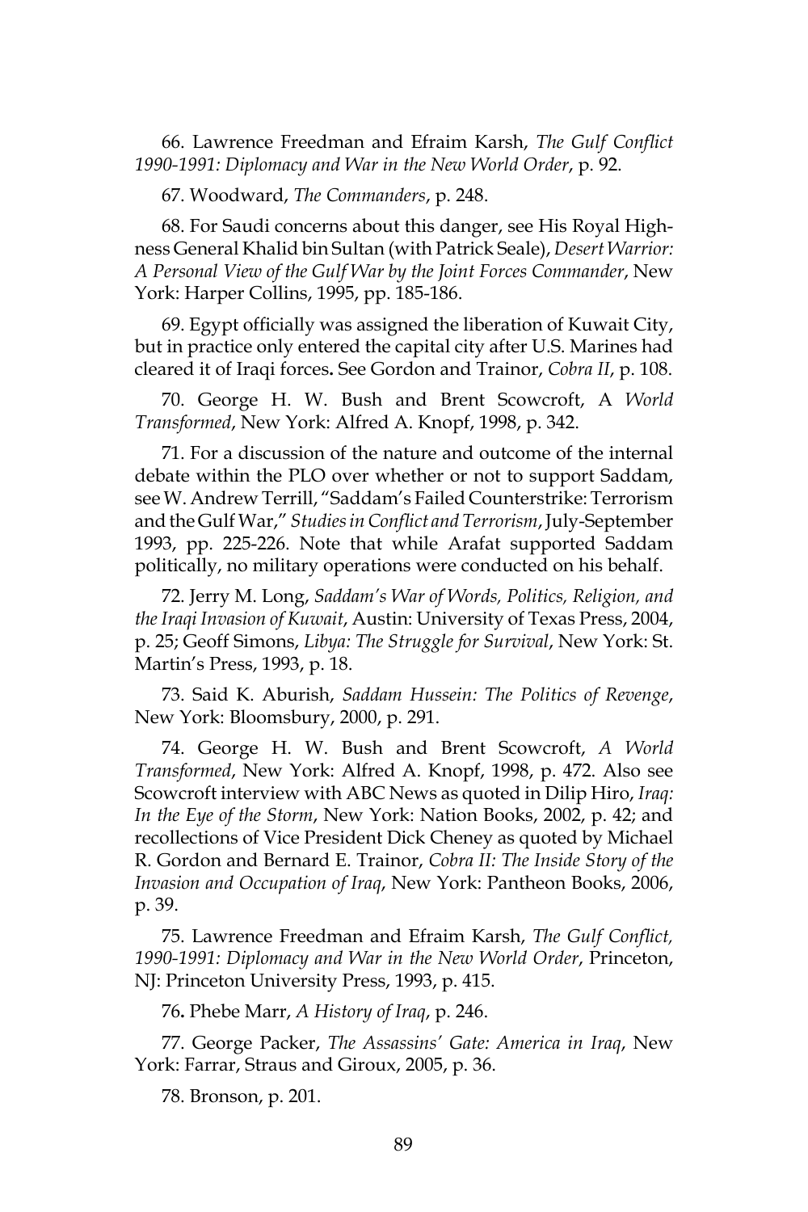66. Lawrence Freedman and Efraim Karsh, *The Gulf Conflict 1990-1991: Diplomacy and War in the New World Order*, p. 92.

67. Woodward, *The Commanders*, p. 248.

68. For Saudi concerns about this danger, see His Royal Highness General Khalid bin Sultan (with Patrick Seale), *Desert Warrior: A Personal View of the Gulf War by the Joint Forces Commander*, New York: Harper Collins, 1995, pp. 185-186.

69. Egypt officially was assigned the liberation of Kuwait City, but in practice only entered the capital city after U.S. Marines had cleared it of Iraqi forces**.** See Gordon and Trainor, *Cobra II*, p. 108.

70. George H. W. Bush and Brent Scowcroft, A *World Transformed*, New York: Alfred A. Knopf, 1998, p. 342.

71. For a discussion of the nature and outcome of the internal debate within the PLO over whether or not to support Saddam, see W. Andrew Terrill, "Saddam's Failed Counterstrike: Terrorism and the Gulf War," *Studies in Conflict and Terrorism*, July-September 1993, pp. 225-226. Note that while Arafat supported Saddam politically, no military operations were conducted on his behalf.

72. Jerry M. Long, *Saddam's War of Words, Politics, Religion, and the Iraqi Invasion of Kuwait*, Austin: University of Texas Press, 2004, p. 25; Geoff Simons, *Libya: The Struggle for Survival*, New York: St. Martin's Press, 1993, p. 18.

73. Said K. Aburish, *Saddam Hussein: The Politics of Revenge*, New York: Bloomsbury, 2000, p. 291.

74. George H. W. Bush and Brent Scowcroft, *A World Transformed*, New York: Alfred A. Knopf, 1998, p. 472. Also see Scowcroft interview with ABC News as quoted in Dilip Hiro, *Iraq: In the Eye of the Storm*, New York: Nation Books, 2002, p. 42; and recollections of Vice President Dick Cheney as quoted by Michael R. Gordon and Bernard E. Trainor, *Cobra II: The Inside Story of the Invasion and Occupation of Iraq*, New York: Pantheon Books, 2006, p. 39.

75. Lawrence Freedman and Efraim Karsh, *The Gulf Conflict, 1990-1991: Diplomacy and War in the New World Order*, Princeton, NJ: Princeton University Press, 1993, p. 415.

76**.** Phebe Marr, *A History of Iraq*, p. 246.

77. George Packer, *The Assassins' Gate: America in Iraq*, New York: Farrar, Straus and Giroux, 2005, p. 36.

78. Bronson, p. 201.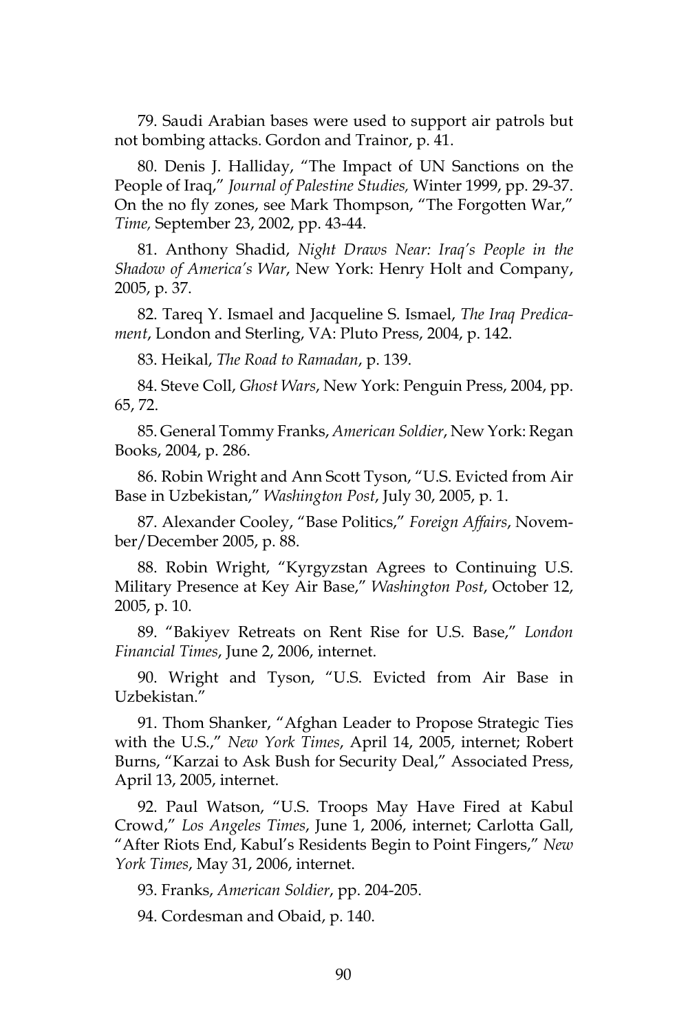79. Saudi Arabian bases were used to support air patrols but not bombing attacks. Gordon and Trainor, p. 41.

80. Denis J. Halliday, "The Impact of UN Sanctions on the People of Iraq," *Journal of Palestine Studies,* Winter 1999, pp. 29-37. On the no fly zones, see Mark Thompson, "The Forgotten War," *Time,* September 23, 2002, pp. 43-44.

81. Anthony Shadid, *Night Draws Near: Iraq's People in the Shadow of America's War*, New York: Henry Holt and Company, 2005, p. 37.

82. Tareq Y. Ismael and Jacqueline S. Ismael, *The Iraq Predicament*, London and Sterling, VA: Pluto Press, 2004, p. 142.

83. Heikal, *The Road to Ramadan*, p. 139.

84. Steve Coll, *Ghost Wars*, New York: Penguin Press, 2004, pp. 65, 72.

85. General Tommy Franks, *American Soldier*, New York: Regan Books, 2004, p. 286.

86. Robin Wright and Ann Scott Tyson, "U.S. Evicted from Air Base in Uzbekistan," *Washington Post*, July 30, 2005, p. 1.

87. Alexander Cooley, "Base Politics," *Foreign Affairs*, November/December 2005, p. 88.

88. Robin Wright, "Kyrgyzstan Agrees to Continuing U.S. Military Presence at Key Air Base," *Washington Post*, October 12, 2005, p. 10.

89. "Bakiyev Retreats on Rent Rise for U.S. Base," *London Financial Times*, June 2, 2006, internet.

90. Wright and Tyson, "U.S. Evicted from Air Base in Uzbekistan."

91. Thom Shanker, "Afghan Leader to Propose Strategic Ties with the U.S.," *New York Times*, April 14, 2005, internet; Robert Burns, "Karzai to Ask Bush for Security Deal," Associated Press, April 13, 2005, internet.

92. Paul Watson, "U.S. Troops May Have Fired at Kabul Crowd," *Los Angeles Times*, June 1, 2006, internet; Carlotta Gall, "After Riots End, Kabul's Residents Begin to Point Fingers," *New York Times*, May 31, 2006, internet.

93. Franks, *American Soldier*, pp. 204-205.

94. Cordesman and Obaid, p. 140.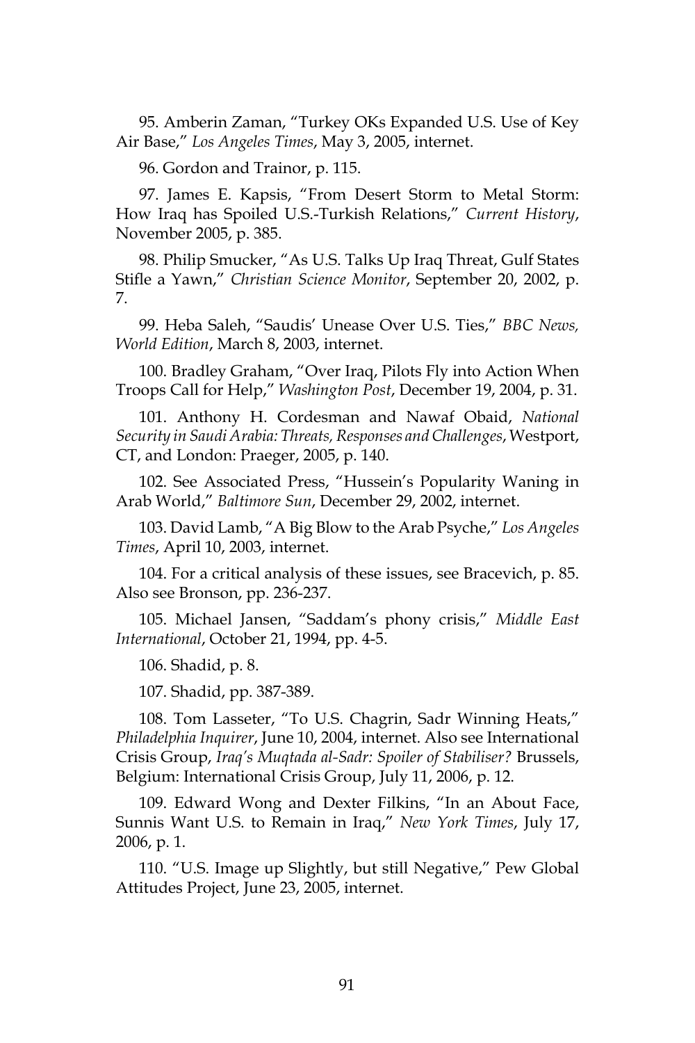95. Amberin Zaman, “Turkey OKs Expanded U.S. Use of Key Air Base,” *Los Angeles Times*, May 3, 2005, internet.

96. Gordon and Trainor, p. 115.

97. James E. Kapsis, “From Desert Storm to Metal Storm: How Iraq has Spoiled U.S.-Turkish Relations,” *Current History*, November 2005, p. 385.

98. Philip Smucker, “As U.S. Talks Up Iraq Threat, Gulf States Stifle a Yawn,” *Christian Science Monitor*, September 20, 2002, p. 7.

99. Heba Saleh, “Saudis’ Unease Over U.S. Ties,” *BBC News, World Edition*, March 8, 2003, internet.

100. Bradley Graham, “Over Iraq, Pilots Fly into Action When Troops Call for Help,” *Washington Post*, December 19, 2004, p. 31.

101. Anthony H. Cordesman and Nawaf Obaid, *National Security in Saudi Arabia: Threats, Responses and Challenges*, Westport, CT, and London: Praeger, 2005, p. 140.

102. See Associated Press, “Hussein’s Popularity Waning in Arab World,” *Baltimore Sun*, December 29, 2002, internet.

103. David Lamb, “A Big Blow to the Arab Psyche,” *Los Angeles Times*, April 10, 2003, internet.

104. For a critical analysis of these issues, see Bracevich, p. 85. Also see Bronson, pp. 236-237.

105. Michael Jansen, “Saddam’s phony crisis,” *Middle East International*, October 21, 1994, pp. 4-5.

106. Shadid, p. 8.

107. Shadid, pp. 387-389.

108. Tom Lasseter, “To U.S. Chagrin, Sadr Winning Heats,” *Philadelphia Inquirer*, June 10, 2004, internet. Also see International Crisis Group, *Iraq’s Muqtada al-Sadr: Spoiler of Stabiliser?* Brussels, Belgium: International Crisis Group, July 11, 2006, p. 12.

109. Edward Wong and Dexter Filkins, “In an About Face, Sunnis Want U.S. to Remain in Iraq,” *New York Times*, July 17, 2006, p. 1.

110. “U.S. Image up Slightly, but still Negative,” Pew Global Attitudes Project, June 23, 2005, internet.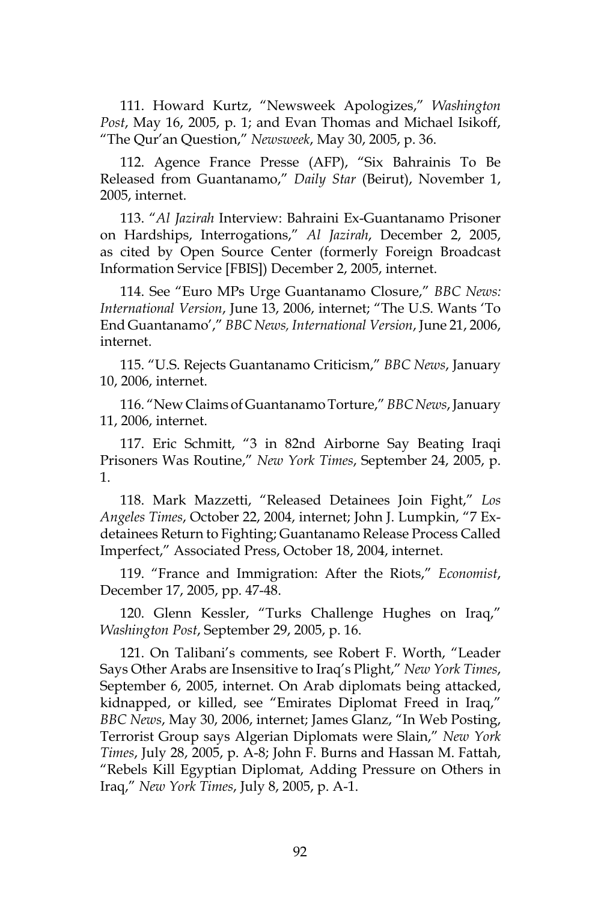111. Howard Kurtz, "Newsweek Apologizes," *Washington Post*, May 16, 2005, p. 1; and Evan Thomas and Michael Isikoff, "The Qur'an Question," *Newsweek*, May 30, 2005, p. 36.

112. Agence France Presse (AFP), "Six Bahrainis To Be Released from Guantanamo," *Daily Star* (Beirut), November 1, 2005, internet.

113. "*Al Jazirah* Interview: Bahraini Ex-Guantanamo Prisoner on Hardships, Interrogations," *Al Jazirah*, December 2, 2005, as cited by Open Source Center (formerly Foreign Broadcast Information Service [FBIS]) December 2, 2005, internet.

114. See "Euro MPs Urge Guantanamo Closure," *BBC News: International Version*, June 13, 2006, internet; "The U.S. Wants 'To End Guantanamo'," *BBC News, International Version*, June 21, 2006, internet.

115. "U.S. Rejects Guantanamo Criticism," *BBC News*, January 10, 2006, internet.

116. "New Claims of Guantanamo Torture," *BBC News*, January 11, 2006, internet.

117. Eric Schmitt, "3 in 82nd Airborne Say Beating Iraqi Prisoners Was Routine," *New York Times*, September 24, 2005, p. 1.

118. Mark Mazzetti, "Released Detainees Join Fight," *Los Angeles Times*, October 22, 2004, internet; John J. Lumpkin, "7 Ex-detainees Return to Fighting; Guantanamo Release Process Called Imperfect," Associated Press, October 18, 2004, internet.

119. "France and Immigration: After the Riots," *Economist*, December 17, 2005, pp. 47-48.

120. Glenn Kessler, "Turks Challenge Hughes on Iraq," *Washington Post*, September 29, 2005, p. 16.

121. On Talibani's comments, see Robert F. Worth, "Leader Says Other Arabs are Insensitive to Iraq's Plight," *New York Times*, September 6, 2005, internet. On Arab diplomats being attacked, kidnapped, or killed, see "Emirates Diplomat Freed in Iraq," *BBC News*, May 30, 2006, internet; James Glanz, "In Web Posting, Terrorist Group says Algerian Diplomats were Slain," *New York Times*, July 28, 2005, p. A-8; John F. Burns and Hassan M. Fattah, "Rebels Kill Egyptian Diplomat, Adding Pressure on Others in Iraq," *New York Times*, July 8, 2005, p. A-1.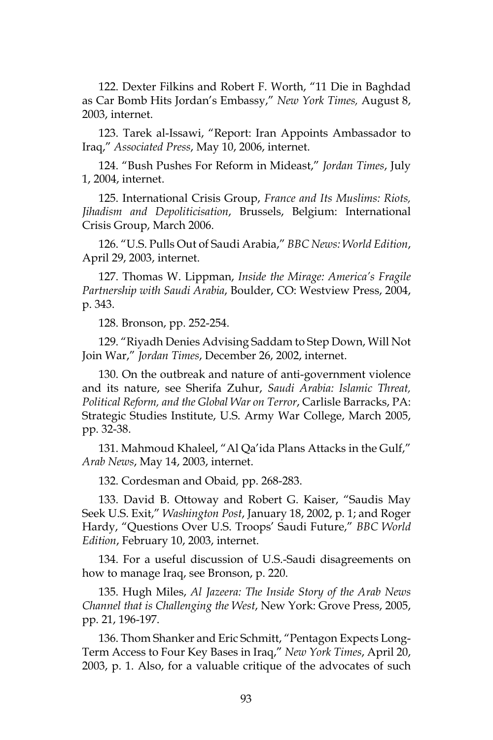122. Dexter Filkins and Robert F. Worth, "11 Die in Baghdad as Car Bomb Hits Jordan's Embassy," *New York Times,* August 8, 2003, internet.

123. Tarek al-Issawi, "Report: Iran Appoints Ambassador to Iraq," *Associated Press*, May 10, 2006, internet.

124. "Bush Pushes For Reform in Mideast," *Jordan Times*, July 1, 2004, internet.

125. International Crisis Group, *France and Its Muslims: Riots, Jihadism and Depoliticisation*, Brussels, Belgium: International Crisis Group, March 2006.

126. "U.S. Pulls Out of Saudi Arabia," *BBC News: World Edition*, April 29, 2003, internet.

127. Thomas W. Lippman, *Inside the Mirage: America's Fragile Partnership with Saudi Arabia*, Boulder, CO: Westview Press, 2004, p. 343.

128. Bronson, pp. 252-254.

129. "Riyadh Denies Advising Saddam to Step Down, Will Not Join War," *Jordan Times*, December 26, 2002, internet.

130. On the outbreak and nature of anti-government violence and its nature, see Sherifa Zuhur, *Saudi Arabia: Islamic Threat, Political Reform, and the Global War on Terror*, Carlisle Barracks, PA: Strategic Studies Institute, U.S. Army War College, March 2005, pp. 32-38.

131. Mahmoud Khaleel, "Al Qa'ida Plans Attacks in the Gulf," *Arab News*, May 14, 2003, internet.

132. Cordesman and Obaid*,* pp. 268-283.

133. David B. Ottoway and Robert G. Kaiser, "Saudis May Seek U.S. Exit," *Washington Post*, January 18, 2002, p. 1; and Roger Hardy, "Questions Over U.S. Troops' Saudi Future," *BBC World Edition*, February 10, 2003, internet.

134. For a useful discussion of U.S.-Saudi disagreements on how to manage Iraq, see Bronson, p. 220.

135. Hugh Miles, *Al Jazeera: The Inside Story of the Arab News Channel that is Challenging the West*, New York: Grove Press, 2005, pp. 21, 196-197.

136. Thom Shanker and Eric Schmitt, "Pentagon Expects Long-Term Access to Four Key Bases in Iraq," *New York Times*, April 20, 2003, p. 1. Also, for a valuable critique of the advocates of such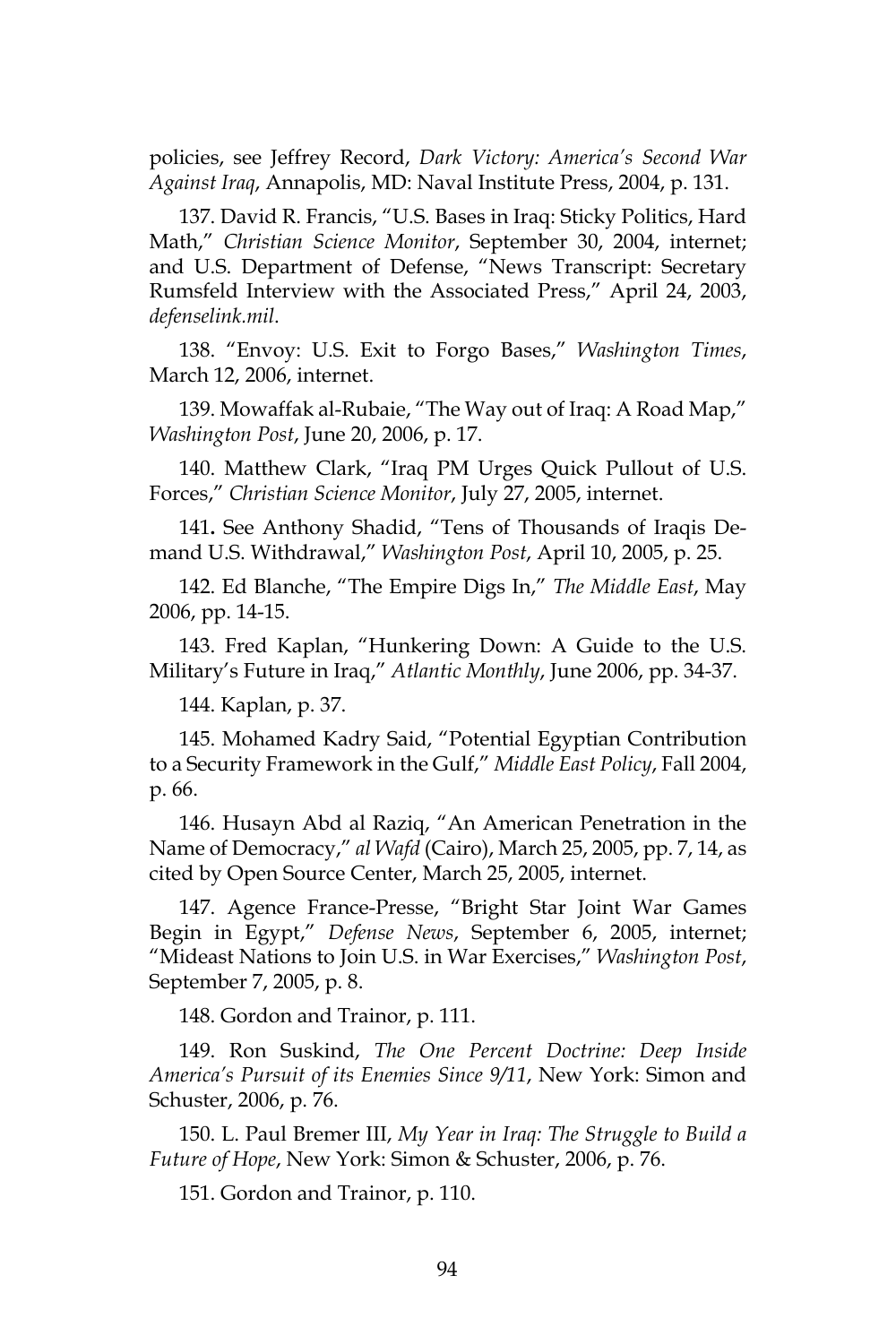policies, see Jeffrey Record, *Dark Victory: America's Second War Against Iraq*, Annapolis, MD: Naval Institute Press, 2004, p. 131.

137. David R. Francis, "U.S. Bases in Iraq: Sticky Politics, Hard Math," *Christian Science Monitor*, September 30, 2004, internet; and U.S. Department of Defense, "News Transcript: Secretary Rumsfeld Interview with the Associated Press," April 24, 2003, *defenselink.mil*.

138. "Envoy: U.S. Exit to Forgo Bases," *Washington Times*, March 12, 2006, internet.

139. Mowaffak al-Rubaie, "The Way out of Iraq: A Road Map," *Washington Post*, June 20, 2006, p. 17.

140. Matthew Clark, "Iraq PM Urges Quick Pullout of U.S. Forces," *Christian Science Monitor*, July 27, 2005, internet.

141**.** See Anthony Shadid, "Tens of Thousands of Iraqis Demand U.S. Withdrawal," *Washington Post*, April 10, 2005, p. 25.

142. Ed Blanche, "The Empire Digs In," *The Middle East*, May 2006, pp. 14-15.

143. Fred Kaplan, "Hunkering Down: A Guide to the U.S. Military's Future in Iraq," *Atlantic Monthly*, June 2006, pp. 34-37.

144. Kaplan, p. 37.

145. Mohamed Kadry Said, "Potential Egyptian Contribution to a Security Framework in the Gulf," *Middle East Policy*, Fall 2004, p. 66.

146. Husayn Abd al Raziq, "An American Penetration in the Name of Democracy," *al Wafd* (Cairo), March 25, 2005, pp. 7, 14, as cited by Open Source Center, March 25, 2005, internet.

147. Agence France-Presse, "Bright Star Joint War Games Begin in Egypt," *Defense News*, September 6, 2005, internet; "Mideast Nations to Join U.S. in War Exercises," *Washington Post*, September 7, 2005, p. 8.

148. Gordon and Trainor, p. 111.

149. Ron Suskind, *The One Percent Doctrine: Deep Inside America's Pursuit of its Enemies Since 9/11*, New York: Simon and Schuster, 2006, p. 76.

150. L. Paul Bremer III, *My Year in Iraq: The Struggle to Build a Future of Hope*, New York: Simon & Schuster, 2006, p. 76.

151. Gordon and Trainor, p. 110.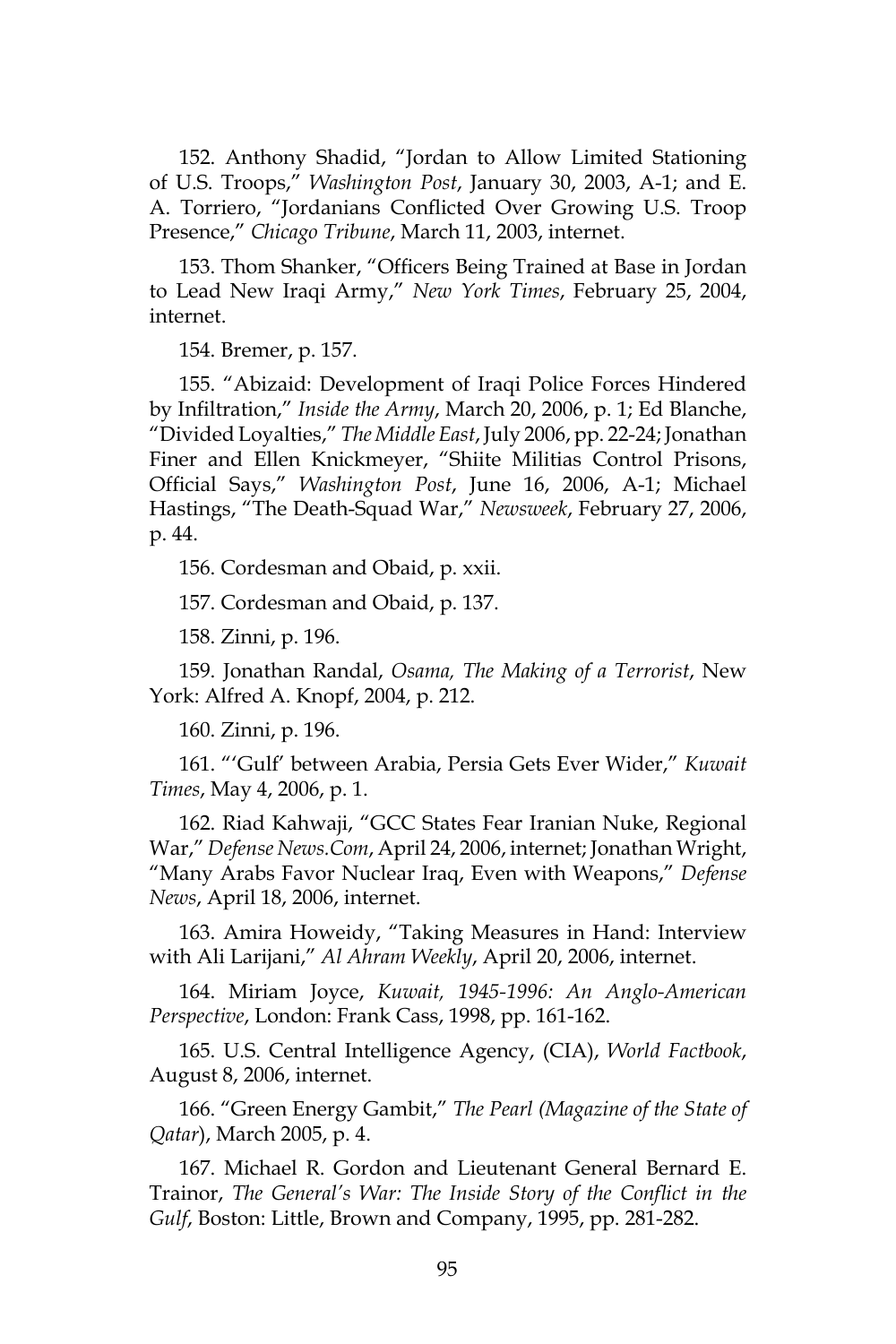152. Anthony Shadid, "Jordan to Allow Limited Stationing of U.S. Troops," *Washington Post*, January 30, 2003, A-1; and E. A. Torriero, "Jordanians Conflicted Over Growing U.S. Troop Presence," *Chicago Tribune*, March 11, 2003, internet.

153. Thom Shanker, "Officers Being Trained at Base in Jordan to Lead New Iraqi Army," *New York Times*, February 25, 2004, internet.

154. Bremer, p. 157.

155. "Abizaid: Development of Iraqi Police Forces Hindered by Infiltration," *Inside the Army*, March 20, 2006, p. 1; Ed Blanche, "Divided Loyalties," *The Middle East*, July 2006, pp. 22-24; Jonathan Finer and Ellen Knickmeyer, "Shiite Militias Control Prisons, Official Says," *Washington Post*, June 16, 2006, A-1; Michael Hastings, "The Death-Squad War," *Newsweek*, February 27, 2006, p. 44.

156. Cordesman and Obaid, p. xxii.

157. Cordesman and Obaid, p. 137.

158. Zinni, p. 196.

159. Jonathan Randal, *Osama, The Making of a Terrorist*, New York: Alfred A. Knopf, 2004, p. 212.

160. Zinni, p. 196.

161. "'Gulf' between Arabia, Persia Gets Ever Wider," *Kuwait Times*, May 4, 2006, p. 1.

162. Riad Kahwaji, "GCC States Fear Iranian Nuke, Regional War," *Defense News.Com*, April 24, 2006, internet; Jonathan Wright, "Many Arabs Favor Nuclear Iraq, Even with Weapons," *Defense News*, April 18, 2006, internet.

163. Amira Howeidy, "Taking Measures in Hand: Interview with Ali Larijani," *Al Ahram Weekly*, April 20, 2006, internet.

164. Miriam Joyce, *Kuwait, 1945-1996: An Anglo-American Perspective*, London: Frank Cass, 1998, pp. 161-162.

165. U.S. Central Intelligence Agency, (CIA), *World Factbook*, August 8, 2006, internet.

166. "Green Energy Gambit," *The Pearl (Magazine of the State of Qatar*), March 2005, p. 4.

167. Michael R. Gordon and Lieutenant General Bernard E. Trainor, *The General's War: The Inside Story of the Conflict in the Gulf*, Boston: Little, Brown and Company, 1995, pp. 281-282.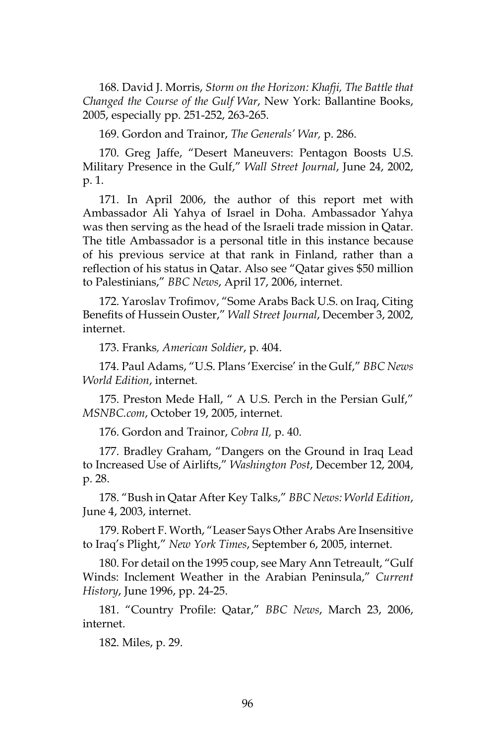168. David J. Morris, *Storm on the Horizon: Khafji, The Battle that Changed the Course of the Gulf War*, New York: Ballantine Books, 2005, especially pp. 251-252, 263-265.

169. Gordon and Trainor, *The Generals' War,* p. 286.

170. Greg Jaffe, "Desert Maneuvers: Pentagon Boosts U.S. Military Presence in the Gulf," *Wall Street Journal*, June 24, 2002, p. 1.

171. In April 2006, the author of this report met with Ambassador Ali Yahya of Israel in Doha. Ambassador Yahya was then serving as the head of the Israeli trade mission in Qatar. The title Ambassador is a personal title in this instance because of his previous service at that rank in Finland, rather than a reflection of his status in Qatar. Also see "Qatar gives $50 million to Palestinians," *BBC News*, April 17, 2006, internet.

172. Yaroslav Trofimov, "Some Arabs Back U.S. on Iraq, Citing Benefits of Hussein Ouster," *Wall Street Journal*, December 3, 2002, internet.

173. Franks*, American Soldier*, p. 404.

174. Paul Adams, "U.S. Plans 'Exercise' in the Gulf," *BBC News World Edition*, internet.

175. Preston Mede Hall, " A U.S. Perch in the Persian Gulf," *MSNBC.com*, October 19, 2005, internet.

176. Gordon and Trainor, *Cobra II,* p. 40.

177. Bradley Graham, "Dangers on the Ground in Iraq Lead to Increased Use of Airlifts," *Washington Post*, December 12, 2004, p. 28.

178. "Bush in Qatar After Key Talks," *BBC News: World Edition*, June 4, 2003, internet.

179. Robert F. Worth, "Leaser Says Other Arabs Are Insensitive to Iraq's Plight," *New York Times*, September 6, 2005, internet.

180. For detail on the 1995 coup, see Mary Ann Tetreault, "Gulf Winds: Inclement Weather in the Arabian Peninsula," *Current History*, June 1996, pp. 24-25.

181. "Country Profile: Qatar," *BBC News*, March 23, 2006, internet.

182. Miles, p. 29.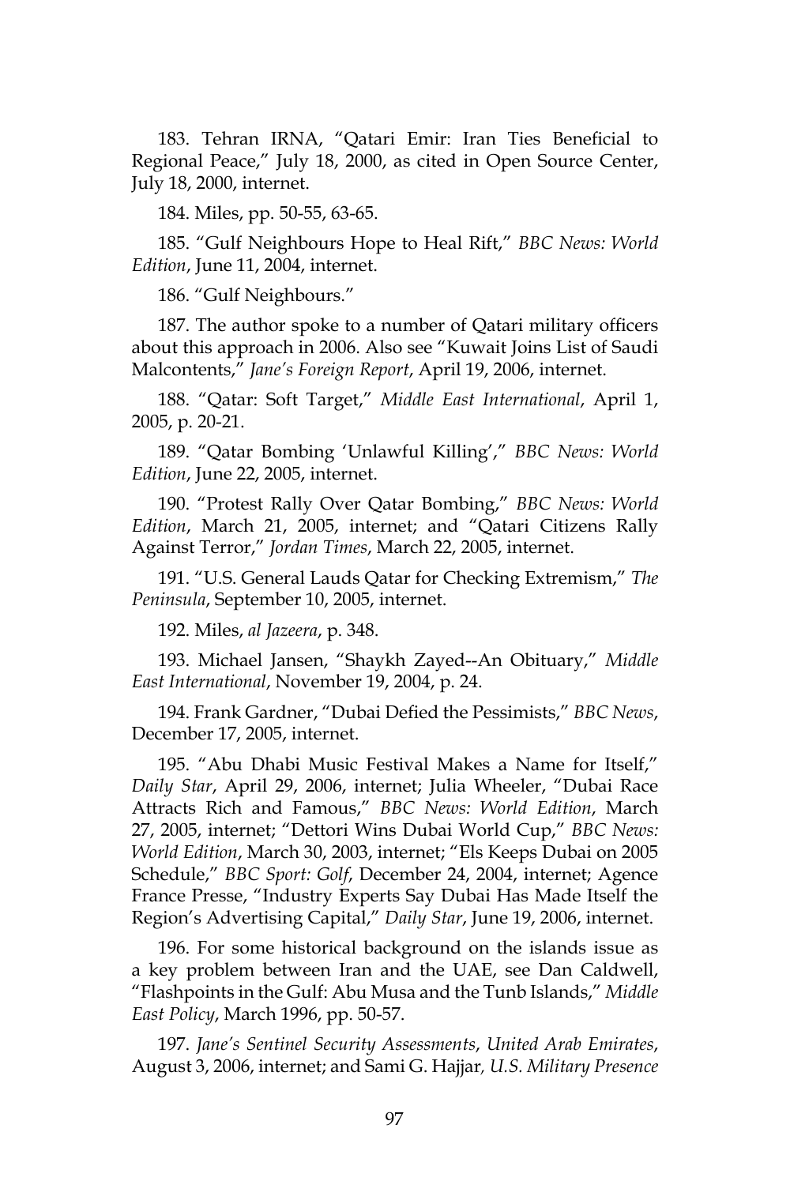183. Tehran IRNA, "Qatari Emir: Iran Ties Beneficial to Regional Peace," July 18, 2000, as cited in Open Source Center, July 18, 2000, internet.

184. Miles, pp. 50-55, 63-65.

185. "Gulf Neighbours Hope to Heal Rift," *BBC News: World Edition*, June 11, 2004, internet.

186. "Gulf Neighbours."

187. The author spoke to a number of Qatari military officers about this approach in 2006. Also see "Kuwait Joins List of Saudi Malcontents," *Jane's Foreign Report*, April 19, 2006, internet.

188. "Qatar: Soft Target," *Middle East International*, April 1, 2005, p. 20-21.

189. "Qatar Bombing 'Unlawful Killing'," *BBC News: World Edition*, June 22, 2005, internet.

190. "Protest Rally Over Qatar Bombing," *BBC News: World Edition*, March 21, 2005, internet; and "Qatari Citizens Rally Against Terror," *Jordan Times*, March 22, 2005, internet.

191. "U.S. General Lauds Qatar for Checking Extremism," *The Peninsula*, September 10, 2005, internet.

192. Miles, *al Jazeera*, p. 348.

193. Michael Jansen, "Shaykh Zayed--An Obituary," *Middle East International*, November 19, 2004, p. 24.

194. Frank Gardner, "Dubai Defied the Pessimists," *BBC News*, December 17, 2005, internet.

195. "Abu Dhabi Music Festival Makes a Name for Itself," *Daily Star*, April 29, 2006, internet; Julia Wheeler, "Dubai Race Attracts Rich and Famous," *BBC News: World Edition*, March 27, 2005, internet; "Dettori Wins Dubai World Cup," *BBC News: World Edition*, March 30, 2003, internet; "Els Keeps Dubai on 2005 Schedule," *BBC Sport: Golf*, December 24, 2004, internet; Agence France Presse, "Industry Experts Say Dubai Has Made Itself the Region's Advertising Capital," *Daily Star*, June 19, 2006, internet.

196. For some historical background on the islands issue as a key problem between Iran and the UAE, see Dan Caldwell, "Flashpoints in the Gulf: Abu Musa and the Tunb Islands," *Middle East Policy*, March 1996, pp. 50-57.

197. *Jane's Sentinel Security Assessments*, *United Arab Emirates*, August 3, 2006, internet; and Sami G. Hajjar, *U.S. Military Presence*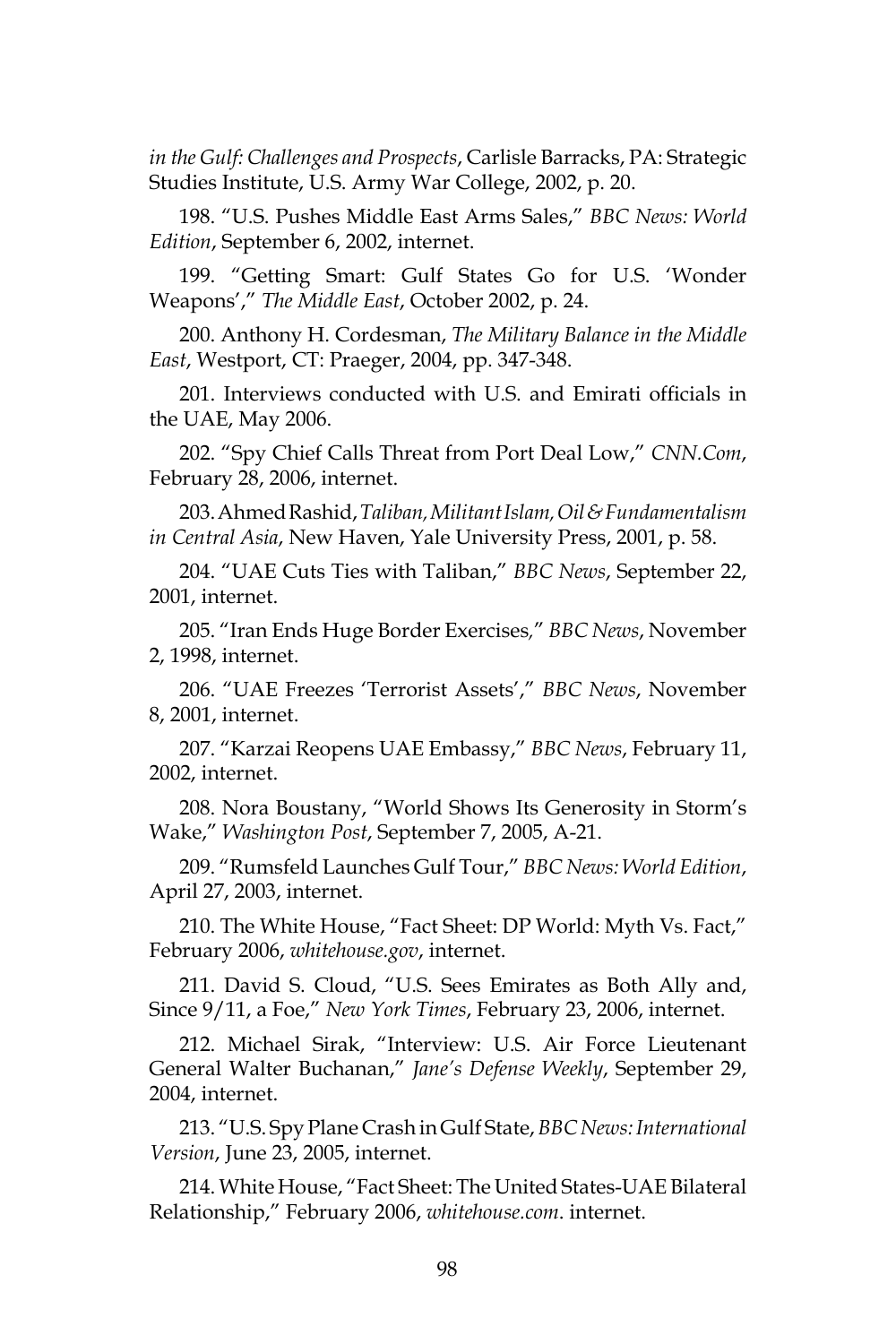*in the Gulf: Challenges and Prospects*, Carlisle Barracks, PA: Strategic Studies Institute, U.S. Army War College, 2002, p. 20.

198. "U.S. Pushes Middle East Arms Sales," *BBC News: World Edition*, September 6, 2002, internet.

199. "Getting Smart: Gulf States Go for U.S. 'Wonder Weapons'," *The Middle East*, October 2002, p. 24.

200. Anthony H. Cordesman, *The Military Balance in the Middle East*, Westport, CT: Praeger, 2004, pp. 347-348.

201. Interviews conducted with U.S. and Emirati officials in the UAE, May 2006.

202. "Spy Chief Calls Threat from Port Deal Low," *CNN.Com*, February 28, 2006, internet.

203. Ahmed Rashid, *Taliban, Militant Islam, Oil & Fundamentalism in Central Asia*, New Haven, Yale University Press, 2001, p. 58.

204. "UAE Cuts Ties with Taliban," *BBC News*, September 22, 2001, internet.

205. "Iran Ends Huge Border Exercises," *BBC News*, November 2, 1998, internet.

206. "UAE Freezes 'Terrorist Assets'," *BBC News*, November 8, 2001, internet.

207. "Karzai Reopens UAE Embassy," *BBC News*, February 11, 2002, internet.

208. Nora Boustany, "World Shows Its Generosity in Storm's Wake," *Washington Post*, September 7, 2005, A-21.

209. "Rumsfeld Launches Gulf Tour," *BBC News: World Edition*, April 27, 2003, internet.

210. The White House, "Fact Sheet: DP World: Myth Vs. Fact," February 2006, *whitehouse.gov*, internet.

211. David S. Cloud, "U.S. Sees Emirates as Both Ally and, Since 9/11, a Foe," *New York Times*, February 23, 2006, internet.

212. Michael Sirak, "Interview: U.S. Air Force Lieutenant General Walter Buchanan," *Jane's Defense Weekly*, September 29, 2004, internet.

213. "U.S. Spy Plane Crash in Gulf State, *BBC News: International Version*, June 23, 2005, internet.

214. White House, "Fact Sheet: The United States-UAE Bilateral Relationship," February 2006, *whitehouse.com*. internet.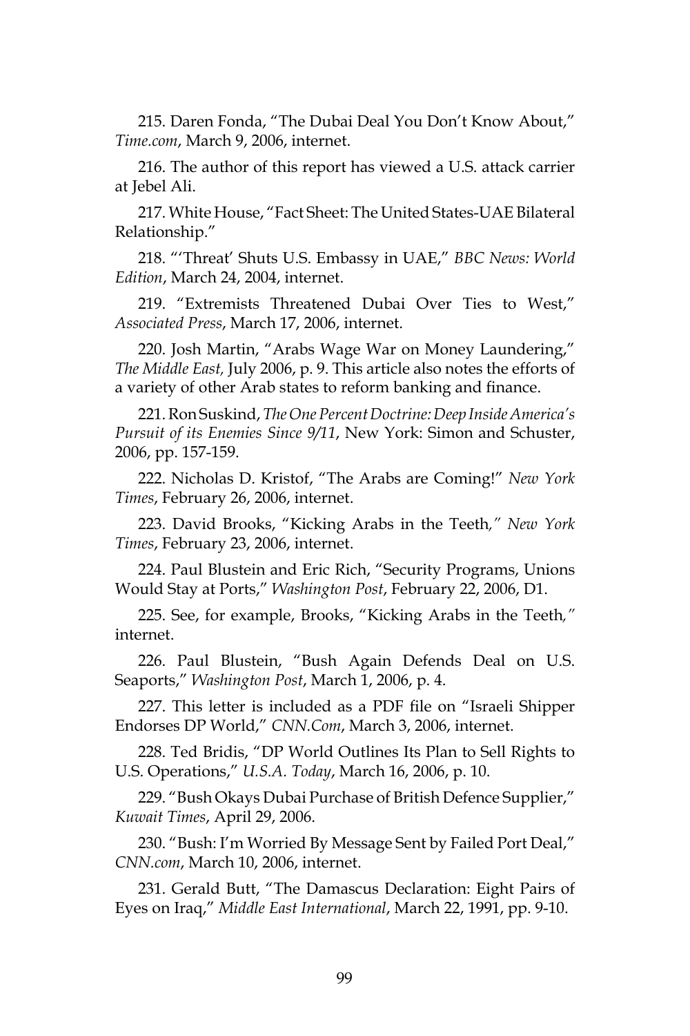215. Daren Fonda, "The Dubai Deal You Don't Know About," *Time.com*, March 9, 2006, internet.

216. The author of this report has viewed a U.S. attack carrier at Jebel Ali.

217. White House, "Fact Sheet: The United States-UAE Bilateral Relationship."

218. "'Threat' Shuts U.S. Embassy in UAE," *BBC News: World Edition*, March 24, 2004, internet.

219. "Extremists Threatened Dubai Over Ties to West," *Associated Press*, March 17, 2006, internet.

220. Josh Martin, "Arabs Wage War on Money Laundering," *The Middle East,* July 2006, p. 9. This article also notes the efforts of a variety of other Arab states to reform banking and finance.

221. Ron Suskind, *The One Percent Doctrine: Deep Inside America's Pursuit of its Enemies Since 9/11*, New York: Simon and Schuster, 2006, pp. 157-159.

222. Nicholas D. Kristof, "The Arabs are Coming!" *New York Times*, February 26, 2006, internet.

223. David Brooks, "Kicking Arabs in the Teeth*," New York Times*, February 23, 2006, internet.

224. Paul Blustein and Eric Rich, "Security Programs, Unions Would Stay at Ports," *Washington Post*, February 22, 2006, D1.

225. See, for example, Brooks, "Kicking Arabs in the Teeth*,"* internet.

226. Paul Blustein, "Bush Again Defends Deal on U.S. Seaports," *Washington Post*, March 1, 2006, p. 4.

227. This letter is included as a PDF file on "Israeli Shipper Endorses DP World," *CNN.Com*, March 3, 2006, internet.

228. Ted Bridis, "DP World Outlines Its Plan to Sell Rights to U.S. Operations," *U.S.A. Today*, March 16, 2006, p. 10.

229. "Bush Okays Dubai Purchase of British Defence Supplier," *Kuwait Times*, April 29, 2006.

230. "Bush: I'm Worried By Message Sent by Failed Port Deal," *CNN.com*, March 10, 2006, internet.

231. Gerald Butt, "The Damascus Declaration: Eight Pairs of Eyes on Iraq," *Middle East International*, March 22, 1991, pp. 9-10.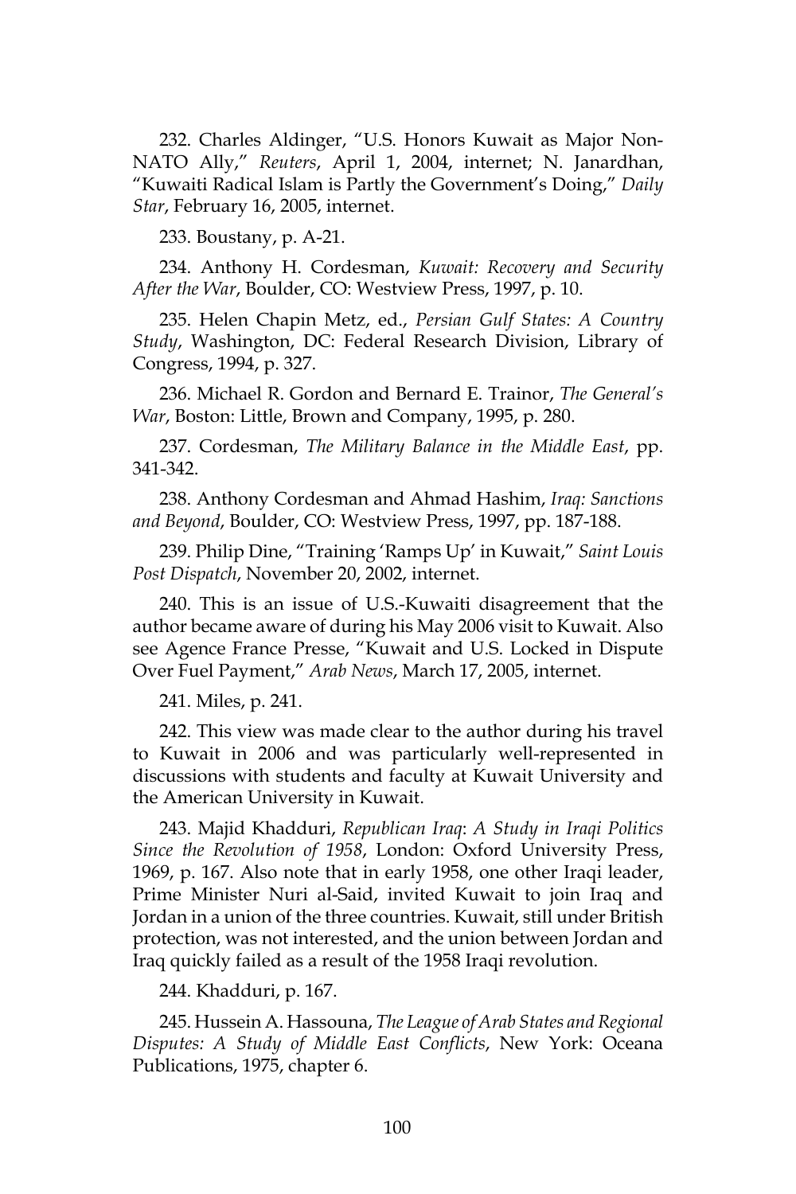232. Charles Aldinger, "U.S. Honors Kuwait as Major Non-NATO Ally," *Reuters*, April 1, 2004, internet; N. Janardhan, "Kuwaiti Radical Islam is Partly the Government's Doing," *Daily Star*, February 16, 2005, internet.

233. Boustany, p. A-21.

234. Anthony H. Cordesman, *Kuwait: Recovery and Security After the War*, Boulder, CO: Westview Press, 1997, p. 10.

235. Helen Chapin Metz, ed., *Persian Gulf States: A Country Study*, Washington, DC: Federal Research Division, Library of Congress, 1994, p. 327.

236. Michael R. Gordon and Bernard E. Trainor, *The General's War*, Boston: Little, Brown and Company, 1995, p. 280.

237. Cordesman, *The Military Balance in the Middle East*, pp. 341-342.

238. Anthony Cordesman and Ahmad Hashim, *Iraq: Sanctions and Beyond*, Boulder, CO: Westview Press, 1997, pp. 187-188.

239. Philip Dine, "Training 'Ramps Up' in Kuwait," *Saint Louis Post Dispatch*, November 20, 2002, internet.

240. This is an issue of U.S.-Kuwaiti disagreement that the author became aware of during his May 2006 visit to Kuwait. Also see Agence France Presse, "Kuwait and U.S. Locked in Dispute Over Fuel Payment," *Arab News*, March 17, 2005, internet.

241. Miles, p. 241.

242. This view was made clear to the author during his travel to Kuwait in 2006 and was particularly well-represented in discussions with students and faculty at Kuwait University and the American University in Kuwait.

243. Majid Khadduri, *Republican Iraq: A Study in Iraqi Politics Since the Revolution of 1958*, London: Oxford University Press, 1969, p. 167. Also note that in early 1958, one other Iraqi leader, Prime Minister Nuri al-Said, invited Kuwait to join Iraq and Jordan in a union of the three countries. Kuwait, still under British protection, was not interested, and the union between Jordan and Iraq quickly failed as a result of the 1958 Iraqi revolution.

244. Khadduri, p. 167.

245. Hussein A. Hassouna, *The League of Arab States and Regional Disputes: A Study of Middle East Conflicts*, New York: Oceana Publications, 1975, chapter 6.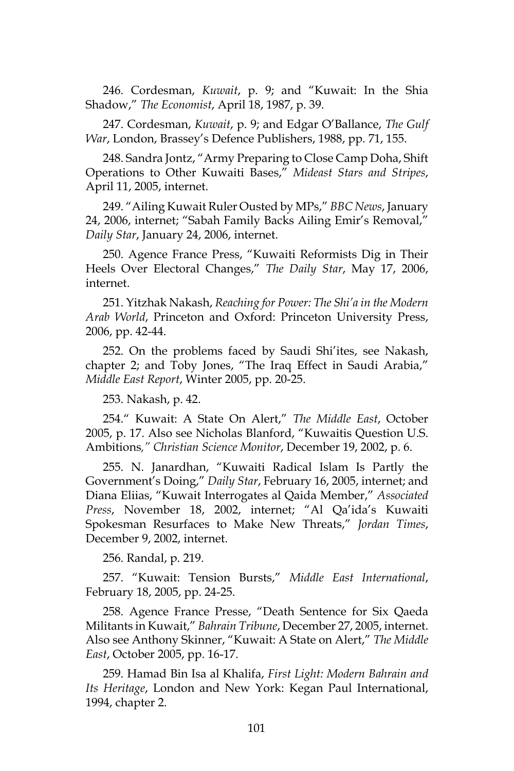246. Cordesman, *Kuwait*, p. 9; and "Kuwait: In the Shia Shadow," *The Economist*, April 18, 1987, p. 39.

247. Cordesman, *Kuwait*, p. 9; and Edgar O'Ballance, *The Gulf War*, London, Brassey's Defence Publishers, 1988, pp. 71, 155.

248. Sandra Jontz, "Army Preparing to Close Camp Doha, Shift Operations to Other Kuwaiti Bases," *Mideast Stars and Stripes*, April 11, 2005, internet.

249. "Ailing Kuwait Ruler Ousted by MPs," *BBC News*, January 24, 2006, internet; "Sabah Family Backs Ailing Emir's Removal," *Daily Star*, January 24, 2006, internet.

250. Agence France Press, "Kuwaiti Reformists Dig in Their Heels Over Electoral Changes," *The Daily Star*, May 17, 2006, internet.

251. Yitzhak Nakash, *Reaching for Power: The Shi'a in the Modern Arab World*, Princeton and Oxford: Princeton University Press, 2006, pp. 42-44.

252. On the problems faced by Saudi Shi'ites, see Nakash, chapter 2; and Toby Jones, "The Iraq Effect in Saudi Arabia," *Middle East Report*, Winter 2005, pp. 20-25.

253. Nakash, p. 42.

254." Kuwait: A State On Alert," *The Middle East*, October 2005, p. 17. Also see Nicholas Blanford, "Kuwaitis Question U.S. Ambitions*," Christian Science Monitor*, December 19, 2002, p. 6.

255. N. Janardhan, "Kuwaiti Radical Islam Is Partly the Government's Doing," *Daily Star*, February 16, 2005, internet; and Diana Eliias, "Kuwait Interrogates al Qaida Member," *Associated Press*, November 18, 2002, internet; "Al Qa'ida's Kuwaiti Spokesman Resurfaces to Make New Threats," *Jordan Times*, December 9, 2002, internet.

256. Randal, p. 219.

257. "Kuwait: Tension Bursts," *Middle East International*, February 18, 2005, pp. 24-25.

258. Agence France Presse, "Death Sentence for Six Qaeda Militants in Kuwait," *Bahrain Tribune*, December 27, 2005, internet. Also see Anthony Skinner, "Kuwait: A State on Alert," *The Middle East*, October 2005, pp. 16-17.

259. Hamad Bin Isa al Khalifa, *First Light: Modern Bahrain and Its Heritage*, London and New York: Kegan Paul International, 1994, chapter 2.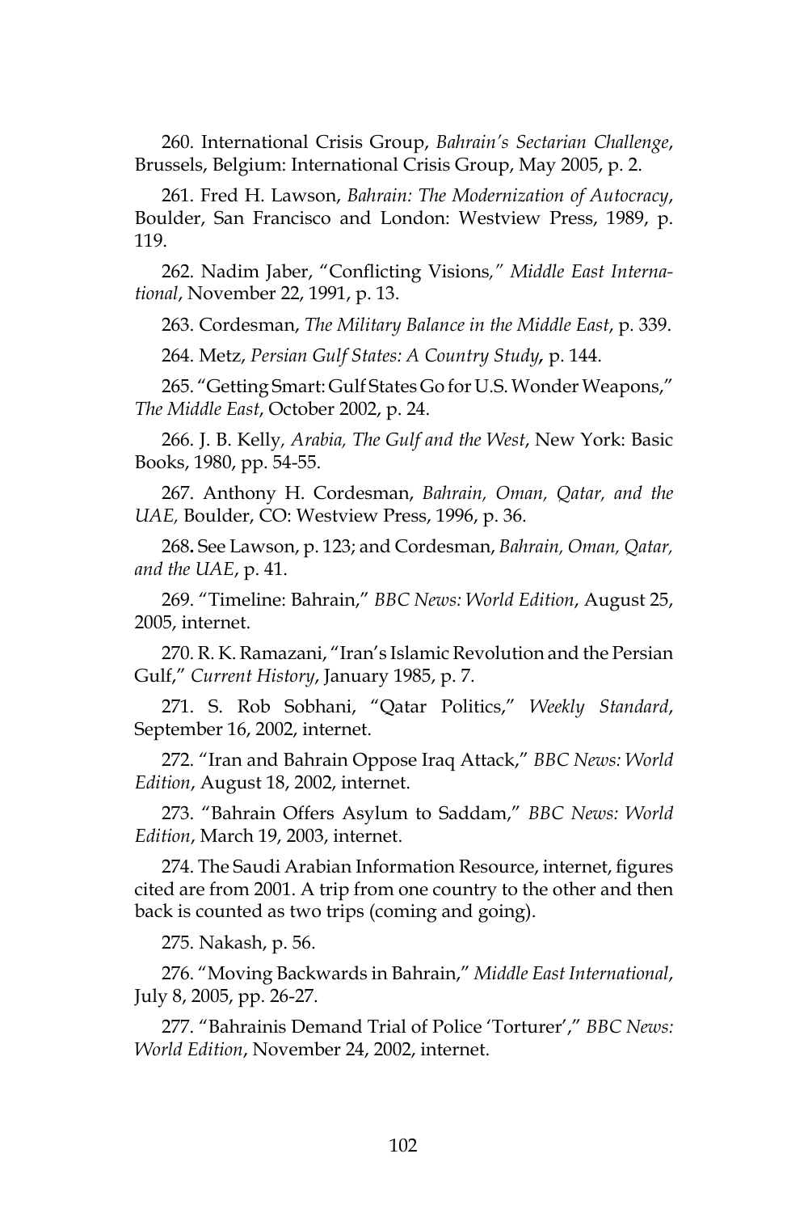260. International Crisis Group, *Bahrain's Sectarian Challenge*, Brussels, Belgium: International Crisis Group, May 2005, p. 2.

261. Fred H. Lawson, *Bahrain: The Modernization of Autocracy*, Boulder, San Francisco and London: Westview Press, 1989, p. 119.

262. Nadim Jaber, "Conflicting Visions," *Middle East International*, November 22, 1991, p. 13.

263. Cordesman, *The Military Balance in the Middle East*, p. 339.

264. Metz, *Persian Gulf States: A Country Study*, p. 144.

265. "Getting Smart: Gulf States Go for U.S. Wonder Weapons," *The Middle East*, October 2002, p. 24.

266. J. B. Kelly, *Arabia, The Gulf and the West*, New York: Basic Books, 1980, pp. 54-55.

267. Anthony H. Cordesman, *Bahrain, Oman, Qatar, and the UAE,* Boulder, CO: Westview Press, 1996, p. 36.

268. See Lawson, p. 123; and Cordesman, *Bahrain, Oman, Qatar, and the UAE*, p. 41.

269. "Timeline: Bahrain," *BBC News: World Edition*, August 25, 2005, internet.

270. R. K. Ramazani, "Iran's Islamic Revolution and the Persian Gulf," *Current History*, January 1985, p. 7.

271. S. Rob Sobhani, "Qatar Politics," *Weekly Standard*, September 16, 2002, internet.

272. "Iran and Bahrain Oppose Iraq Attack," *BBC News: World Edition*, August 18, 2002, internet.

273. "Bahrain Offers Asylum to Saddam," *BBC News: World Edition*, March 19, 2003, internet.

274. The Saudi Arabian Information Resource, internet, figures cited are from 2001. A trip from one country to the other and then back is counted as two trips (coming and going).

275. Nakash, p. 56.

276. "Moving Backwards in Bahrain," *Middle East International*, July 8, 2005, pp. 26-27.

277. "Bahrainis Demand Trial of Police 'Torturer'," *BBC News: World Edition*, November 24, 2002, internet.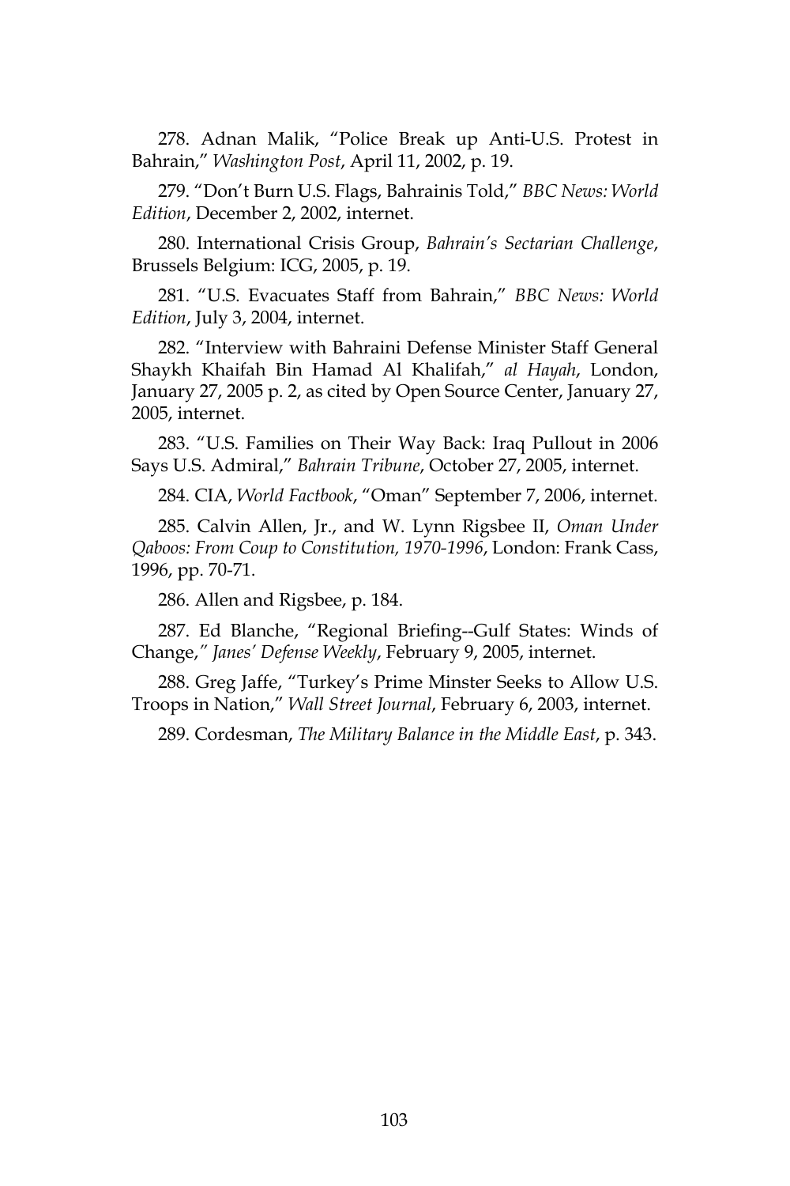278. Adnan Malik, "Police Break up Anti-U.S. Protest in Bahrain," *Washington Post*, April 11, 2002, p. 19.

279. "Don't Burn U.S. Flags, Bahrainis Told," *BBC News: World Edition*, December 2, 2002, internet.

280. International Crisis Group, *Bahrain's Sectarian Challenge*, Brussels Belgium: ICG, 2005, p. 19.

281. "U.S. Evacuates Staff from Bahrain," *BBC News: World Edition*, July 3, 2004, internet.

282. "Interview with Bahraini Defense Minister Staff General Shaykh Khaifah Bin Hamad Al Khalifah," *al Hayah*, London, January 27, 2005 p. 2, as cited by Open Source Center, January 27, 2005, internet.

283. "U.S. Families on Their Way Back: Iraq Pullout in 2006 Says U.S. Admiral," *Bahrain Tribune*, October 27, 2005, internet.

284. CIA, *World Factbook*, "Oman" September 7, 2006, internet.

285. Calvin Allen, Jr., and W. Lynn Rigsbee II, *Oman Under Qaboos: From Coup to Constitution, 1970-1996*, London: Frank Cass, 1996, pp. 70-71.

286. Allen and Rigsbee, p. 184.

287. Ed Blanche, "Regional Briefing--Gulf States: Winds of Change," *Janes' Defense Weekly*, February 9, 2005, internet.

288. Greg Jaffe, "Turkey's Prime Minster Seeks to Allow U.S. Troops in Nation," *Wall Street Journal*, February 6, 2003, internet.

289. Cordesman, *The Military Balance in the Middle East*, p. 343.